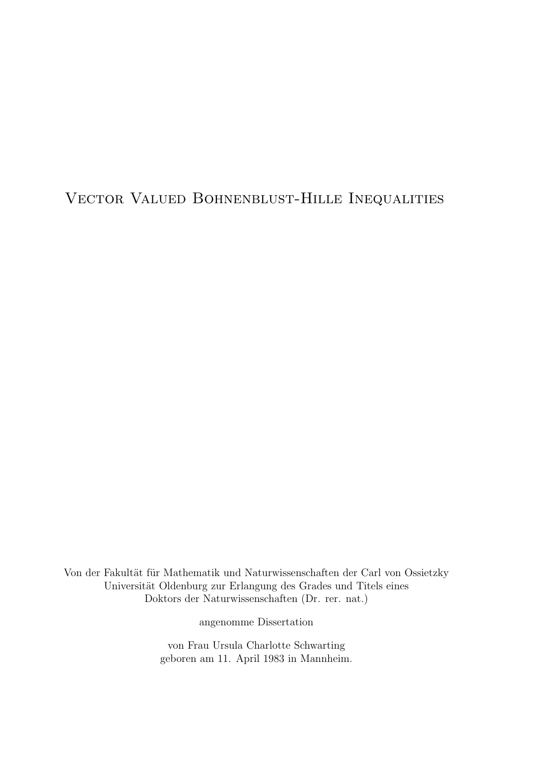# Vector Valued Bohnenblust-Hille Inequalities

Von der Fakultät für Mathematik und Naturwissenschaften der Carl von Ossietzky Universität Oldenburg zur Erlangung des Grades und Titels eines Doktors der Naturwissenschaften (Dr. rer. nat.)

angenomme Dissertation

von Frau Ursula Charlotte Schwarting
geboren am 11. April 1983 in Mannheim.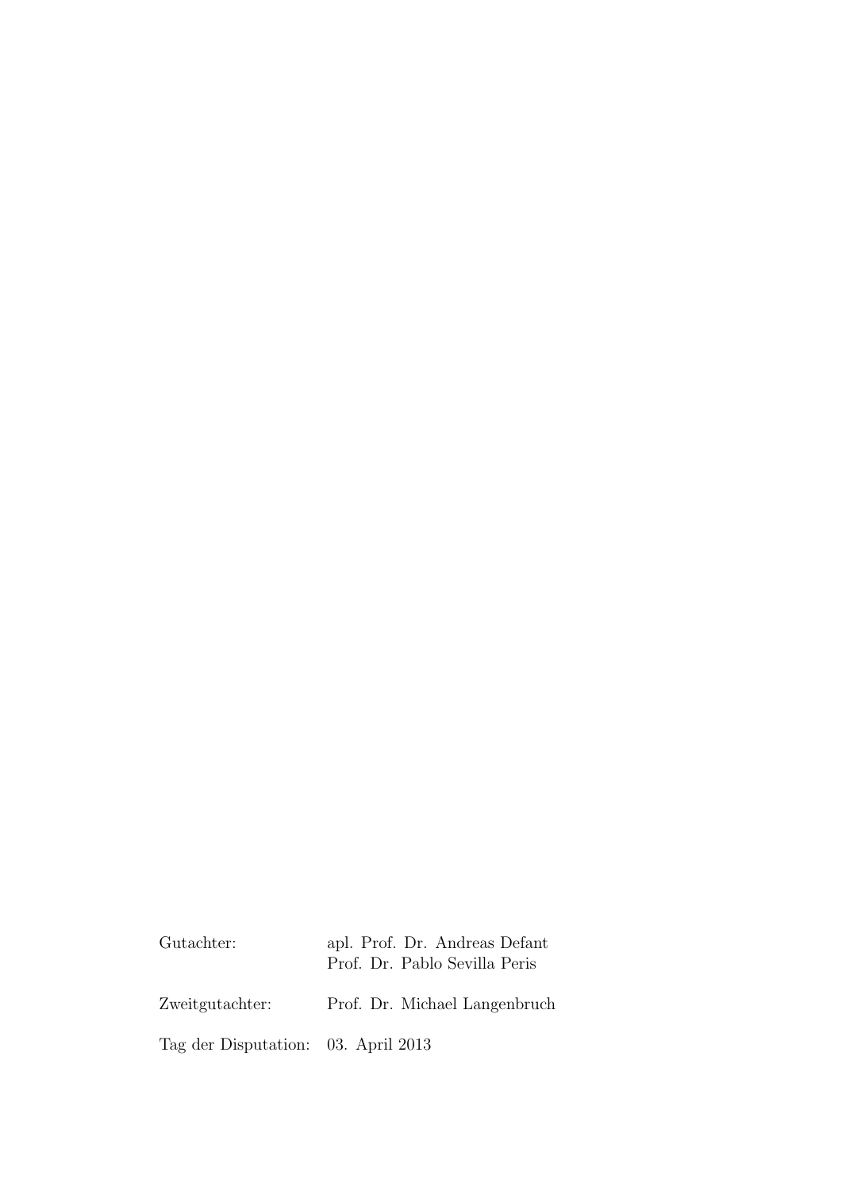| | |
|---|---|
| Gutachter: | apl. Prof. Dr. Andreas Defant<br>Prof. Dr. Pablo Sevilla Peris |
| Zweitgutachter: | Prof. Dr. Michael Langenbruch |
| Tag der Disputation: | 03. April 2013 |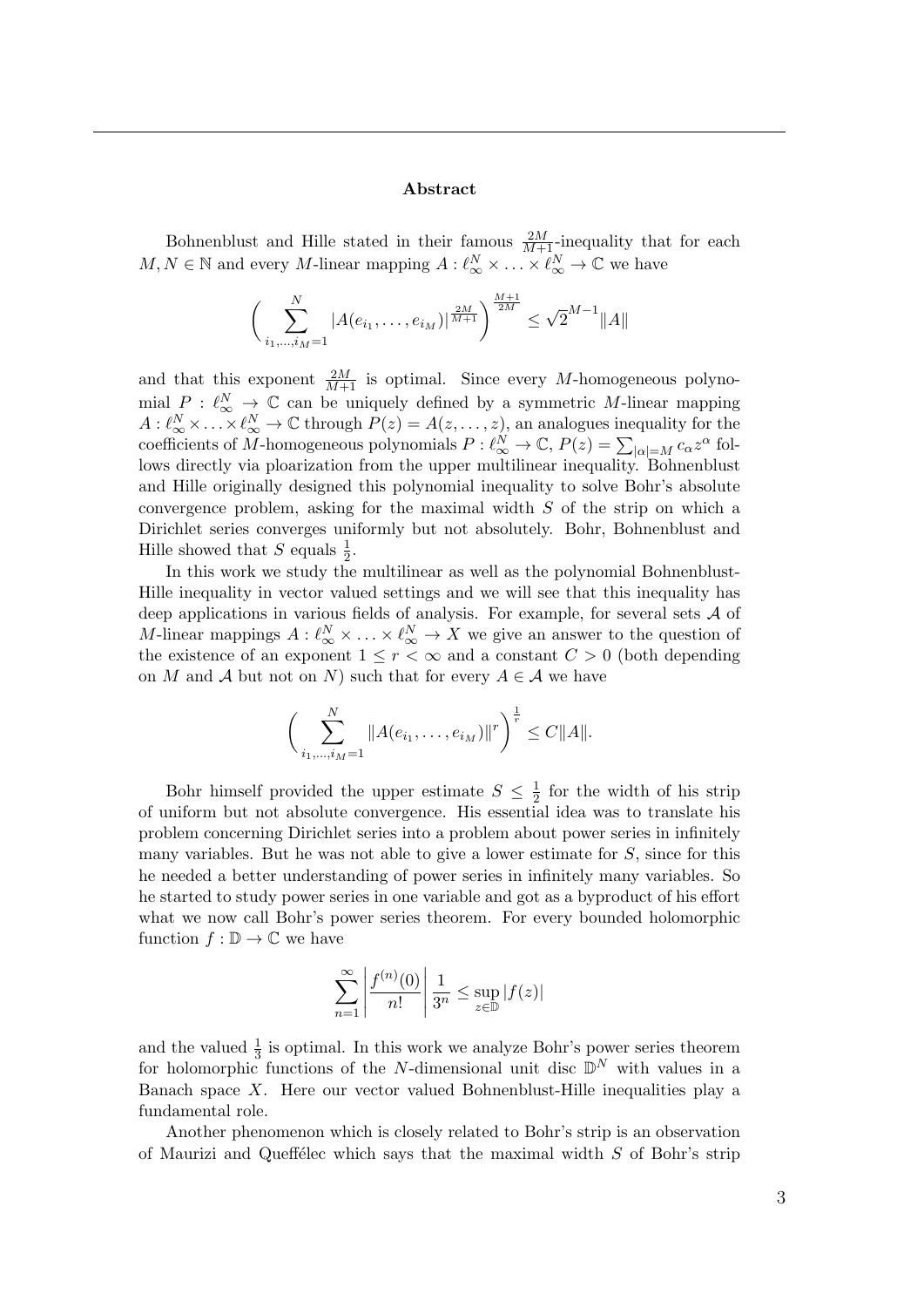## Abstract

Bohnenblust and Hille stated in their famous $\frac{2M}{M+1}$-inequality that for each $M, N \in \mathbb{N}$ and every $M$-linear mapping $A : \ell_\infty^N \times \ldots \times \ell_\infty^N \to \mathbb{C}$ we have

$$\bigg( \sum_{i_1,\ldots,i_M=1}^{N} |A(e_{i_1}, \ldots, e_{i_M})|^{\frac{2M}{M+1}} \bigg)^{\frac{M+1}{2M}} \leq \sqrt{2}^{M-1} \|A\|$$

and that this exponent $\frac{2M}{M+1}$ is optimal. Since every $M$-homogeneous polynomial $P : \ell_\infty^N \to \mathbb{C}$ can be uniquely defined by a symmetric $M$-linear mapping $A : \ell_\infty^N \times \ldots \times \ell_\infty^N \to \mathbb{C}$ through $P(z) = A(z, \ldots, z)$, an analogues inequality for the coefficients of $M$-homogeneous polynomials $P : \ell_\infty^N \to \mathbb{C}$, $P(z) = \sum_{|\alpha|=M} c_\alpha z^\alpha$ follows directly via ploarization from the upper multilinear inequality. Bohnenblust and Hille originally designed this polynomial inequality to solve Bohr's absolute convergence problem, asking for the maximal width $S$ of the strip on which a Dirichlet series converges uniformly but not absolutely. Bohr, Bohnenblust and Hille showed that $S$ equals $\frac{1}{2}$.

In this work we study the multilinear as well as the polynomial Bohnenblust-Hille inequality in vector valued settings and we will see that this inequality has deep applications in various fields of analysis. For example, for several sets $\mathcal{A}$ of $M$-linear mappings $A : \ell_\infty^N \times \ldots \times \ell_\infty^N \to X$ we give an answer to the question of the existence of an exponent $1 \leq r < \infty$ and a constant $C > 0$ (both depending on $M$ and $\mathcal{A}$ but not on $N$) such that for every $A \in \mathcal{A}$ we have

$$\bigg( \sum_{i_1,\ldots,i_M=1}^{N} \|A(e_{i_1}, \ldots, e_{i_M})\|^r \bigg)^{\frac{1}{r}} \leq C \|A\|.$$

Bohr himself provided the upper estimate $S \leq \frac{1}{2}$ for the width of his strip of uniform but not absolute convergence. His essential idea was to translate his problem concerning Dirichlet series into a problem about power series in infinitely many variables. But he was not able to give a lower estimate for $S$, since for this he needed a better understanding of power series in infinitely many variables. So he started to study power series in one variable and got as a byproduct of his effort what we now call Bohr's power series theorem. For every bounded holomorphic function $f : \mathbb{D} \to \mathbb{C}$ we have

$$\sum_{n=1}^{\infty} \left| \frac{f^{(n)}(0)}{n!} \right| \frac{1}{3^n} \leq \sup_{z \in \mathbb{D}} |f(z)|$$

and the valued $\frac{1}{3}$ is optimal. In this work we analyze Bohr's power series theorem for holomorphic functions of the $N$-dimensional unit disc $\mathbb{D}^N$ with values in a Banach space $X$. Here our vector valued Bohnenblust-Hille inequalities play a fundamental role.

Another phenomenon which is closely related to Bohr's strip is an observation of Maurizi and Queffélec which says that the maximal width $S$ of Bohr's strip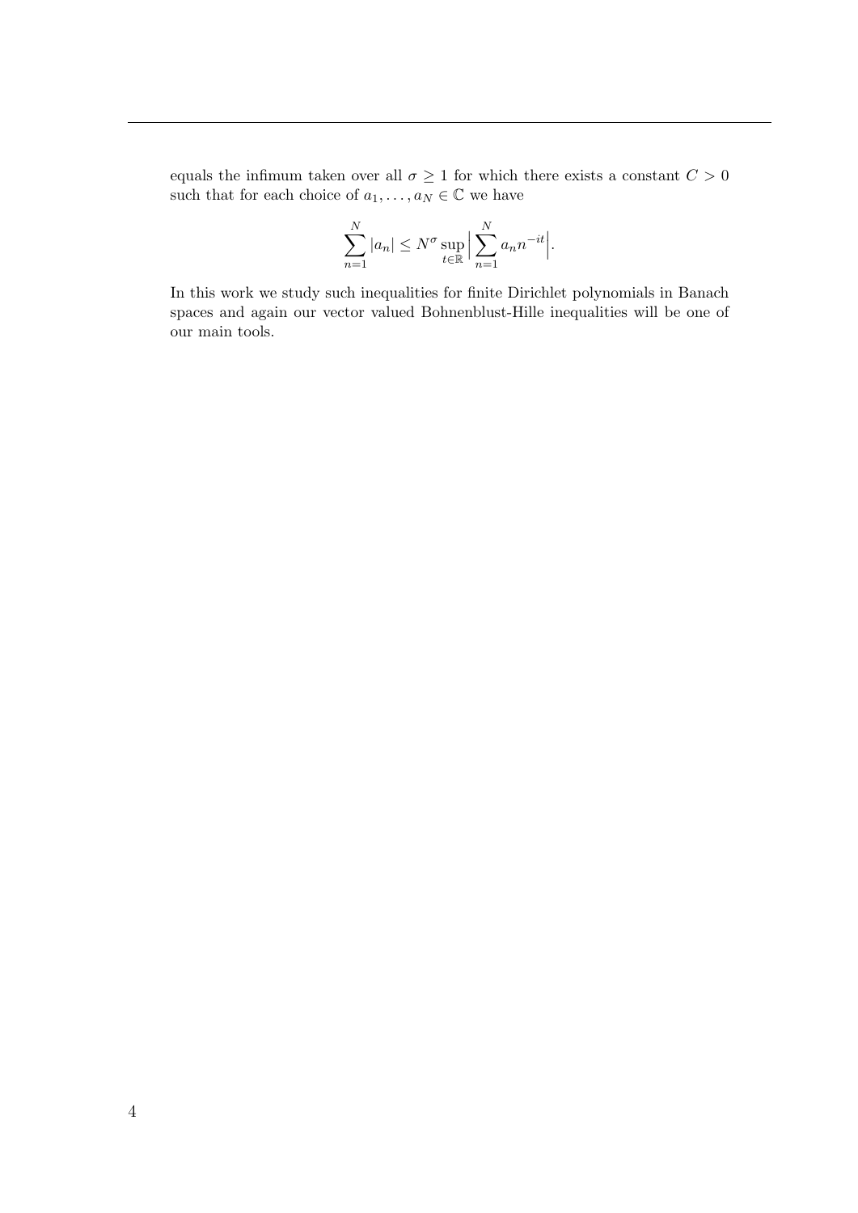equals the infimum taken over all $\sigma \geq 1$ for which there exists a constant $C > 0$ such that for each choice of $a_1, \ldots, a_N \in \mathbb{C}$ we have

$$\sum_{n=1}^{N} |a_n| \leq N^{\sigma} \sup_{t \in \mathbb{R}} \Big| \sum_{n=1}^{N} a_n n^{-it} \Big|.$$

In this work we study such inequalities for finite Dirichlet polynomials in Banach spaces and again our vector valued Bohnenblust-Hille inequalities will be one of our main tools.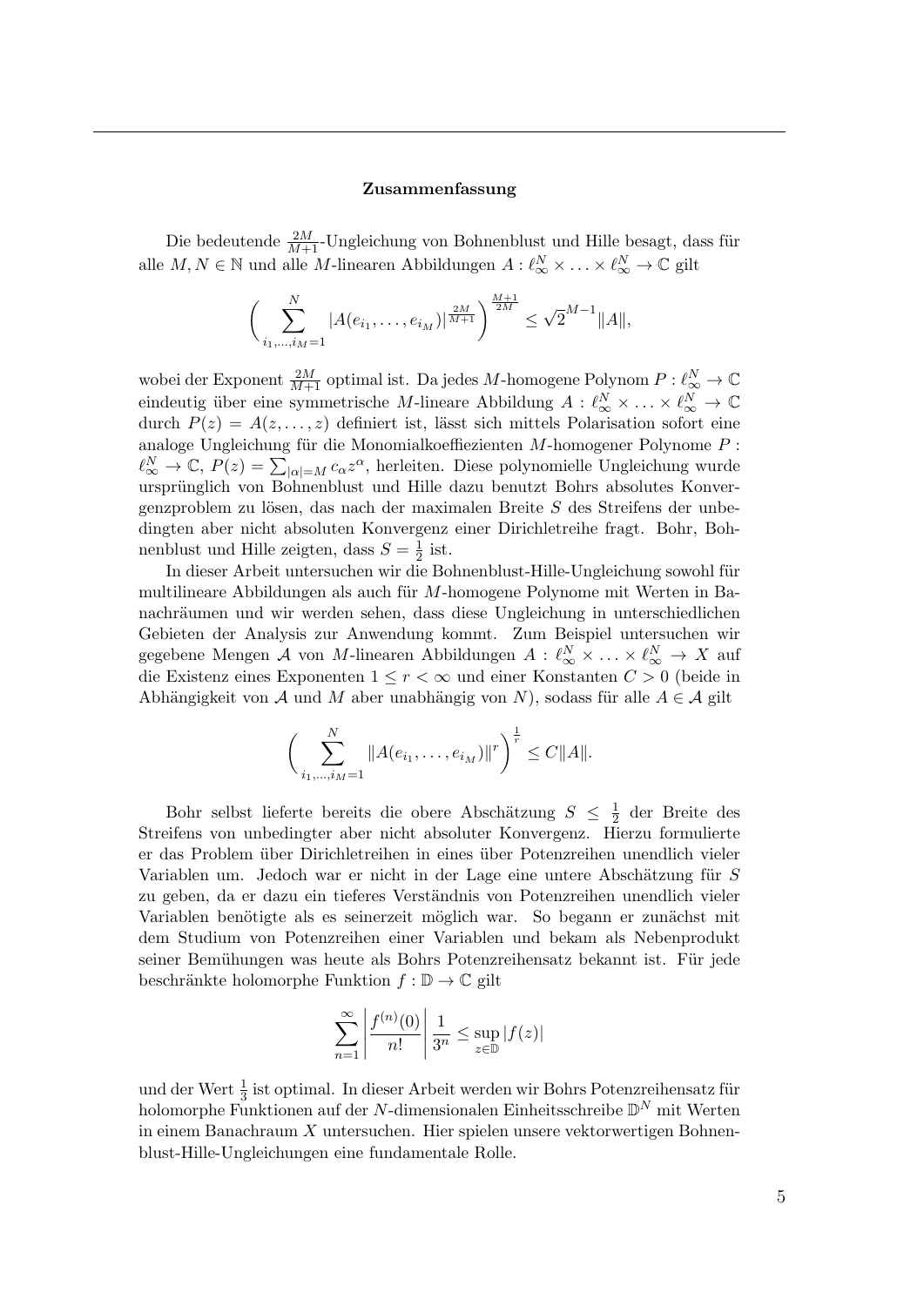### Zusammenfassung

Die bedeutende $\frac{2M}{M+1}$-Ungleichung von Bohnenblust und Hille besagt, dass für alle $M, N \in \mathbb{N}$ und alle $M$-linearen Abbildungen $A : \ell_\infty^N \times \ldots \times \ell_\infty^N \to \mathbb{C}$ gilt

$$\left( \sum_{i_1,\ldots,i_M=1}^{N} |A(e_{i_1}, \ldots, e_{i_M})|^{\frac{2M}{M+1}} \right)^{\frac{M+1}{2M}} \leq \sqrt{2}^{M-1} \|A\|,$$

wobei der Exponent $\frac{2M}{M+1}$ optimal ist. Da jedes $M$-homogene Polynom $P : \ell_\infty^N \to \mathbb{C}$ eindeutig über eine symmetrische $M$-lineare Abbildung $A : \ell_\infty^N \times \ldots \times \ell_\infty^N \to \mathbb{C}$ durch $P(z) = A(z, \ldots, z)$ definiert ist, lässt sich mittels Polarisation sofort eine analoge Ungleichung für die Monomialkoeffizienten $M$-homogener Polynome $P : \ell_\infty^N \to \mathbb{C}$, $P(z) = \sum_{|\alpha|=M} c_\alpha z^\alpha$, herleiten. Diese polynomielle Ungleichung wurde ursprünglich von Bohnenblust und Hille dazu benutzt Bohrs absolutes Konvergenzproblem zu lösen, das nach der maximalen Breite $S$ des Streifens der unbedingten aber nicht absoluten Konvergenz einer Dirichletreihe fragt. Bohr, Bohnenblust und Hille zeigten, dass $S = \frac{1}{2}$ ist.

In dieser Arbeit untersuchen wir die Bohnenblust-Hille-Ungleichung sowohl für multilineare Abbildungen als auch für $M$-homogene Polynome mit Werten in Banachräumen und wir werden sehen, dass diese Ungleichung in unterschiedlichen Gebieten der Analysis zur Anwendung kommt. Zum Beispiel untersuchen wir gegebene Mengen $\mathcal{A}$ von $M$-linearen Abbildungen $A : \ell_\infty^N \times \ldots \times \ell_\infty^N \to X$ auf die Existenz eines Exponenten $1 \leq r < \infty$ und einer Konstanten $C > 0$ (beide in Abhängigkeit von $\mathcal{A}$ und $M$ aber unabhängig von $N$), sodass für alle $A \in \mathcal{A}$ gilt

$$\left( \sum_{i_1,\ldots,i_M=1}^{N} \|A(e_{i_1}, \ldots, e_{i_M})\|^r \right)^{\frac{1}{r}} \leq C\|A\|.$$

Bohr selbst lieferte bereits die obere Abschätzung $S \leq \frac{1}{2}$ der Breite des Streifens von unbedingter aber nicht absoluter Konvergenz. Hierzu formulierte er das Problem über Dirichletreihen in eines über Potenzreihen unendlich vieler Variablen um. Jedoch war er nicht in der Lage eine untere Abschätzung für $S$ zu geben, da er dazu ein tieferes Verständnis von Potenzreihen unendlich vieler Variablen benötigte als es seinerzeit möglich war. So begann er zunächst mit dem Studium von Potenzreihen einer Variablen und bekam als Nebenprodukt seiner Bemühungen was heute als Bohrs Potenzreihensatz bekannt ist. Für jede beschränkte holomorphe Funktion $f : \mathbb{D} \to \mathbb{C}$ gilt

$$\sum_{n=1}^{\infty} \left| \frac{f^{(n)}(0)}{n!} \right| \frac{1}{3^n} \leq \sup_{z \in \mathbb{D}} |f(z)|$$

und der Wert $\frac{1}{3}$ ist optimal. In dieser Arbeit werden wir Bohrs Potenzreihensatz für holomorphe Funktionen auf der $N$-dimensionalen Einheitsschreibe $\mathbb{D}^N$ mit Werten in einem Banachraum $X$ untersuchen. Hier spielen unsere vektorwertigen Bohnenblust-Hille-Ungleichungen eine fundamentale Rolle.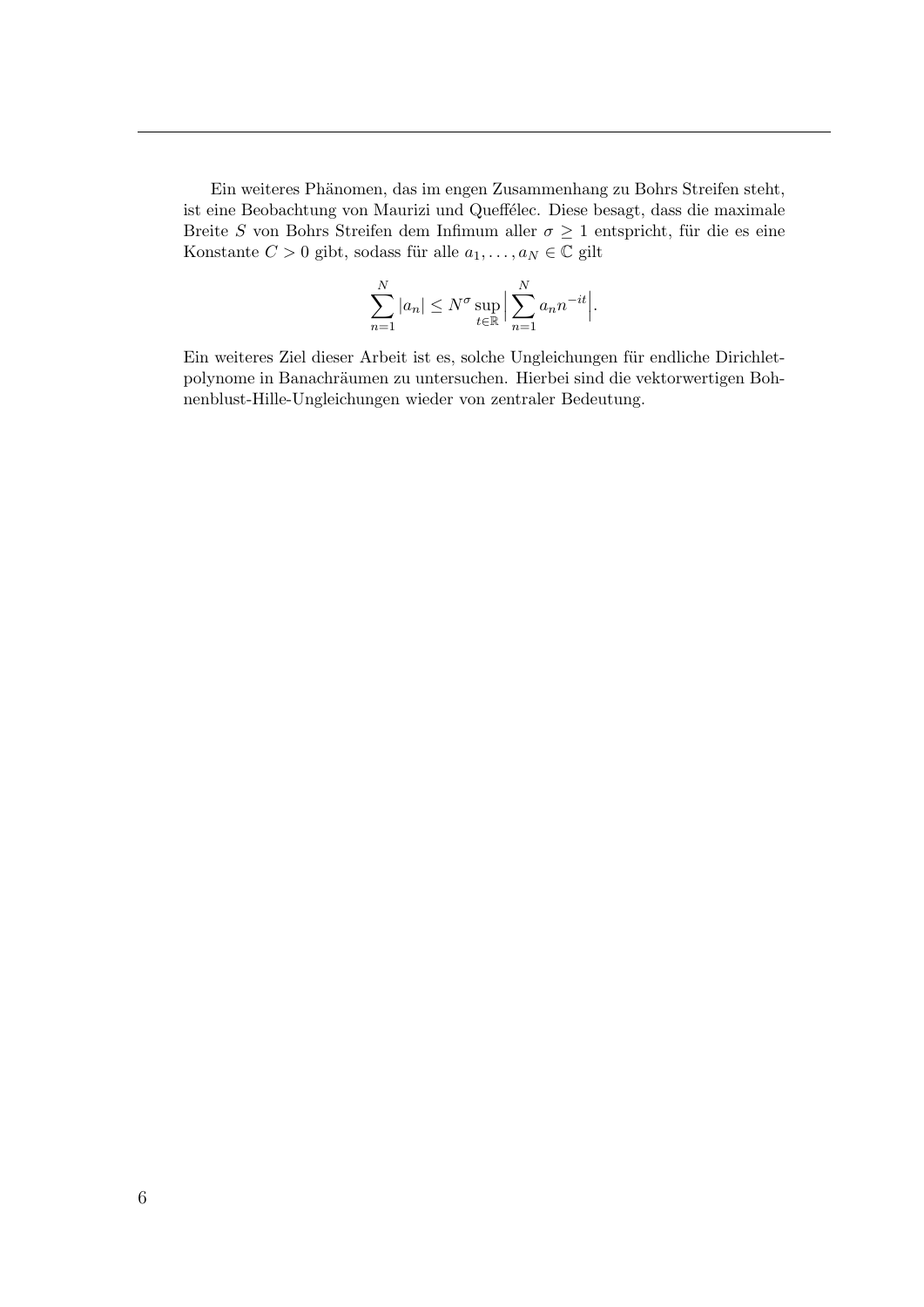Ein weiteres Phänomen, das im engen Zusammenhang zu Bohrs Streifen steht, ist eine Beobachtung von Maurizi und Queffélec. Diese besagt, dass die maximale Breite $S$ von Bohrs Streifen dem Infimum aller $\sigma \geq 1$ entspricht, für die es eine Konstante $C > 0$ gibt, sodass für alle $a_1, \ldots, a_N \in \mathbb{C}$ gilt

$$\sum_{n=1}^{N} |a_n| \leq N^{\sigma} \sup_{t \in \mathbb{R}} \Big| \sum_{n=1}^{N} a_n n^{-it} \Big|.$$

Ein weiteres Ziel dieser Arbeit ist es, solche Ungleichungen für endliche Dirichletpolynome in Banachräumen zu untersuchen. Hierbei sind die vektorwertigen Bohnenblust-Hille-Ungleichungen wieder von zentraler Bedeutung.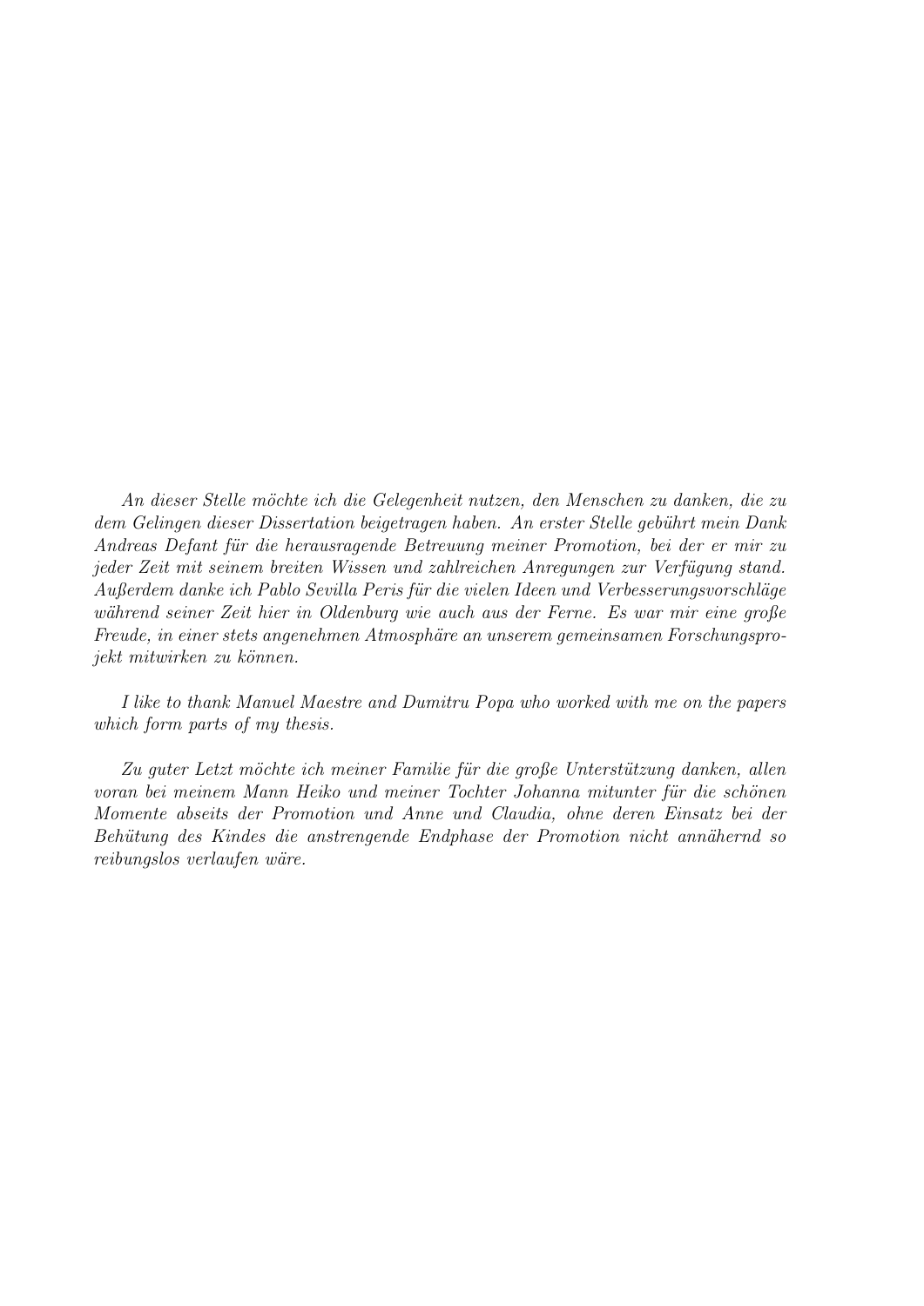*An dieser Stelle möchte ich die Gelegenheit nutzen, den Menschen zu danken, die zu dem Gelingen dieser Dissertation beigetragen haben. An erster Stelle gebührt mein Dank Andreas Defant für die herausragende Betreuung meiner Promotion, bei der er mir zu jeder Zeit mit seinem breiten Wissen und zahlreichen Anregungen zur Verfügung stand. Außerdem danke ich Pablo Sevilla Peris für die vielen Ideen und Verbesserungsvorschläge während seiner Zeit hier in Oldenburg wie auch aus der Ferne. Es war mir eine große Freude, in einer stets angenehmen Atmosphäre an unserem gemeinsamen Forschungsprojekt mitwirken zu können.*

*I like to thank Manuel Maestre and Dumitru Popa who worked with me on the papers which form parts of my thesis.*

*Zu guter Letzt möchte ich meiner Familie für die große Unterstützung danken, allen voran bei meinem Mann Heiko und meiner Tochter Johanna mitunter für die schönen Momente abseits der Promotion und Anne und Claudia, ohne deren Einsatz bei der Behütung des Kindes die anstrengende Endphase der Promotion nicht annähernd so reibungslos verlaufen wäre.*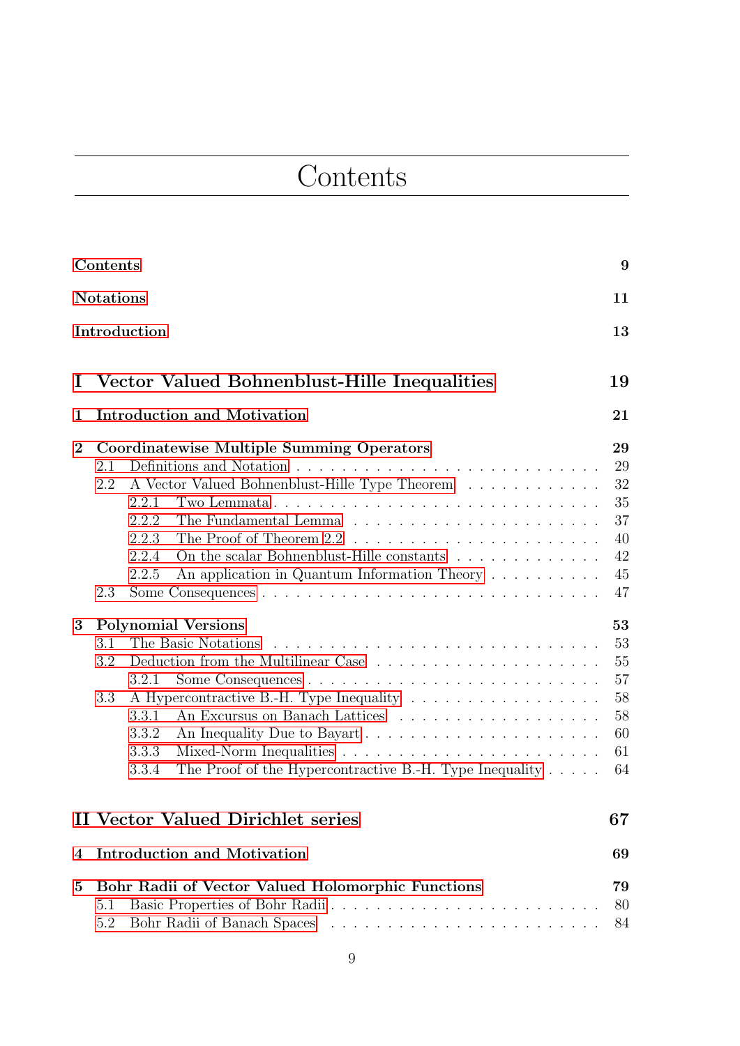# Contents

Contents 9

Notations 11

Introduction 13

**I Vector Valued Bohnenblust-Hille Inequalities 19**

**1 Introduction and Motivation 21**

**2 Coordinatewise Multiple Summing Operators 29**

- 2.1 Definitions and Notation 29
- 2.2 A Vector Valued Bohnenblust-Hille Type Theorem 32
  - 2.2.1 Two Lemmata 35
  - 2.2.2 The Fundamental Lemma 37
  - 2.2.3 The Proof of Theorem 2.2 40
  - 2.2.4 On the scalar Bohnenblust-Hille constants 42
  - 2.2.5 An application in Quantum Information Theory 45
- 2.3 Some Consequences 47

**3 Polynomial Versions 53**

- 3.1 The Basic Notations 53
- 3.2 Deduction from the Multilinear Case 55
  - 3.2.1 Some Consequences 57
- 3.3 A Hypercontractive B.-H. Type Inequality 58
  - 3.3.1 An Excursus on Banach Lattices 58
  - 3.3.2 An Inequality Due to Bayart 60
  - 3.3.3 Mixed-Norm Inequalities 61
  - 3.3.4 The Proof of the Hypercontractive B.-H. Type Inequality 64

**II Vector Valued Dirichlet series 67**

**4 Introduction and Motivation 69**

**5 Bohr Radii of Vector Valued Holomorphic Functions 79**

- 5.1 Basic Properties of Bohr Radii 80
- 5.2 Bohr Radii of Banach Spaces 84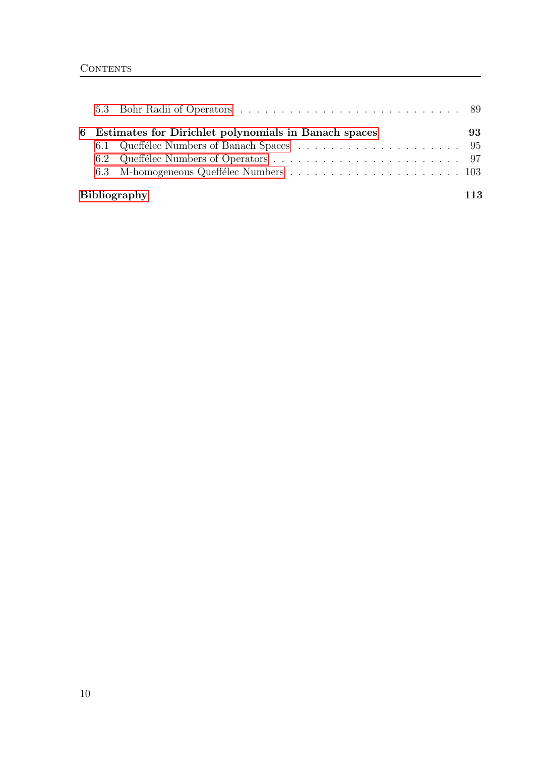5.3 Bohr Radii of Operators . . . . . . . . . . . . . . . . . . . . . . . . . . 89

**6 Estimates for Dirichlet polynomials in Banach spaces** **93**

6.1 Queffélec Numbers of Banach Spaces . . . . . . . . . . . . . . . . . . . . . 95

6.2 Queffélec Numbers of Operators . . . . . . . . . . . . . . . . . . . . . . . . 97

6.3 M-homogeneous Queffélec Numbers . . . . . . . . . . . . . . . . . . . . . 103

**Bibliography** **113**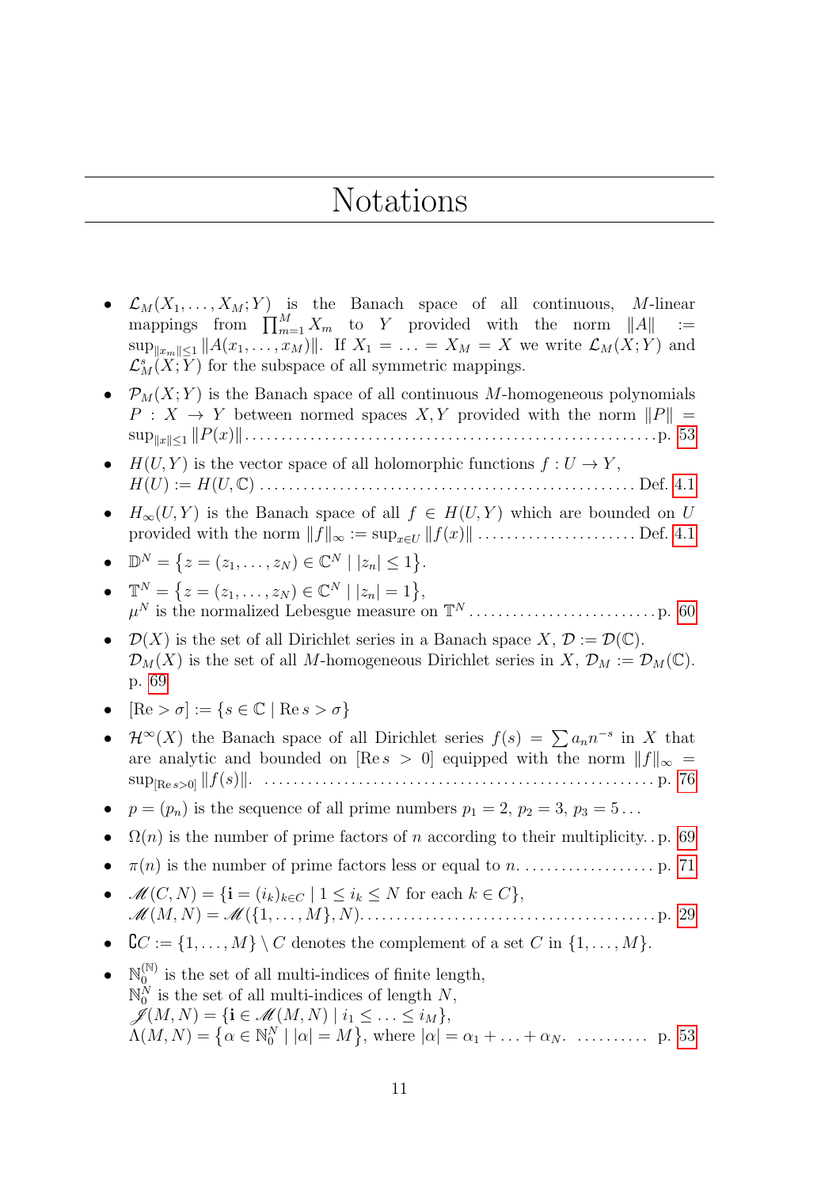# Notations

- $\mathcal{L}_M(X_1,\ldots,X_M;Y)$ is the Banach space of all continuous, $M$-linear mappings from $\prod_{m=1}^M X_m$ to $Y$ provided with the norm $\|A\| := \sup_{\|x_m\|\le 1}\|A(x_1,\ldots,x_M)\|$. If $X_1=\ldots=X_M=X$ we write $\mathcal{L}_M(X;Y)$ and $\mathcal{L}_M^s(X;Y)$ for the subspace of all symmetric mappings.
- $\mathcal{P}_M(X;Y)$ is the Banach space of all continuous $M$-homogeneous polynomials $P: X\to Y$ between normed spaces $X,Y$ provided with the norm $\|P\| = \sup_{\|x\|\le 1}\|P(x)\|$ ........ p. 53
- $H(U,Y)$ is the vector space of all holomorphic functions $f: U\to Y$, $H(U) := H(U,\mathbb{C})$ ........ Def. 4.1
- $H_\infty(U,Y)$ is the Banach space of all $f\in H(U,Y)$ which are bounded on $U$ provided with the norm $\|f\|_\infty := \sup_{x\in U}\|f(x)\|$ ........ Def. 4.1
- $\mathbb{D}^N = \{z=(z_1,\ldots,z_N)\in\mathbb{C}^N \mid |z_n|\le 1\}$.
- $\mathbb{T}^N = \{z=(z_1,\ldots,z_N)\in\mathbb{C}^N \mid |z_n| = 1\}$, $\mu^N$ is the normalized Lebesgue measure on $\mathbb{T}^N$ ........ p. 60
- $\mathcal{D}(X)$ is the set of all Dirichlet series in a Banach space $X$, $\mathcal{D} := \mathcal{D}(\mathbb{C})$. $\mathcal{D}_M(X)$ is the set of all $M$-homogeneous Dirichlet series in $X$, $\mathcal{D}_M := \mathcal{D}_M(\mathbb{C})$. p. 69
- $[\mathrm{Re} > \sigma] := \{s\in\mathbb{C} \mid \mathrm{Re}\, s > \sigma\}$
- $\mathcal{H}^\infty(X)$ the Banach space of all Dirichlet series $f(s) = \sum a_n n^{-s}$ in $X$ that are analytic and bounded on $[\mathrm{Re}\, s > 0]$ equipped with the norm $\|f\|_\infty = \sup_{[\mathrm{Re}\, s>0]}\|f(s)\|$. ........ p. 76
- $p=(p_n)$ is the sequence of all prime numbers $p_1=2$, $p_2=3$, $p_3=5\ldots$
- $\Omega(n)$ is the number of prime factors of $n$ according to their multiplicity. . p. 69
- $\pi(n)$ is the number of prime factors less or equal to $n$. ........ p. 71
- $\mathscr{M}(C,N) = \{\mathbf{i}=(i_k)_{k\in C} \mid 1\le i_k\le N \text{ for each } k\in C\}$, $\mathscr{M}(M,N) = \mathscr{M}(\{1,\ldots,M\},N)$. ........ p. 29
- $\complement C := \{1,\ldots,M\}\setminus C$ denotes the complement of a set $C$ in $\{1,\ldots,M\}$.
- $\mathbb{N}_0^{(\mathbb{N})}$ is the set of all multi-indices of finite length, $\mathbb{N}_0^N$ is the set of all multi-indices of length $N$, $\mathscr{J}(M,N) = \{\mathbf{i}\in\mathscr{M}(M,N) \mid i_1\le\ldots\le i_M\}$, $\Lambda(M,N) = \{\alpha\in\mathbb{N}_0^N \mid |\alpha| = M\}$, where $|\alpha| = \alpha_1+\ldots+\alpha_N$. ........ p. 53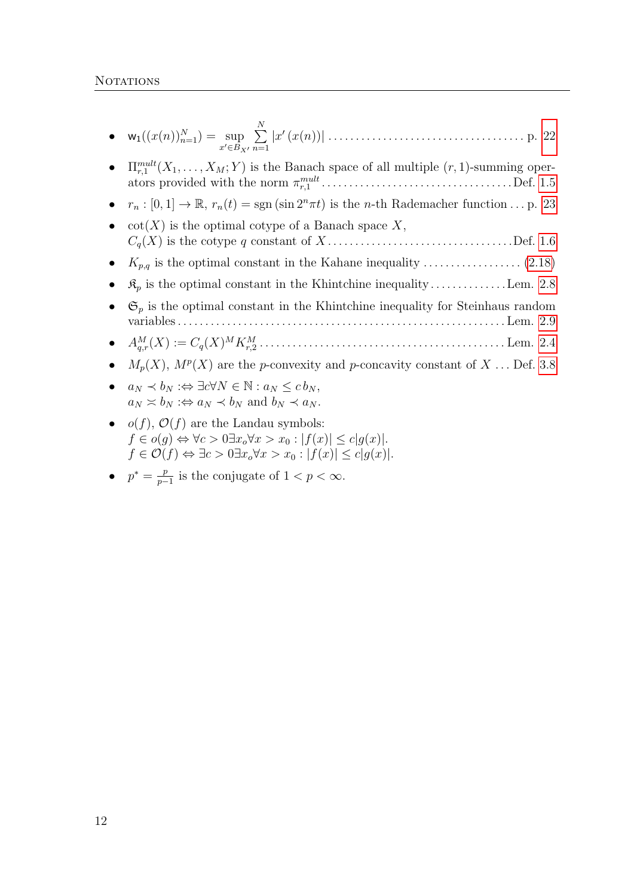- $\mathsf{w}_1((x(n))_{n=1}^N) = \sup\limits_{x' \in B_{X'}} \sum\limits_{n=1}^N |x'(x(n))|$ ................................... p. 22
- $\Pi_{r,1}^{mult}(X_1, \dots, X_M; Y)$ is the Banach space of all multiple $(r,1)$-summing operators provided with the norm $\pi_{r,1}^{mult}$ .................................. Def. 1.5
- $r_n : [0,1] \to \mathbb{R}$, $r_n(t) = \operatorname{sgn}(\sin 2^n \pi t)$ is the $n$-th Rademacher function ... p. 23
- $\cot(X)$ is the optimal cotype of a Banach space $X$,
  $C_q(X)$ is the cotype $q$ constant of $X$ ................................. Def. 1.6
- $K_{p,q}$ is the optimal constant in the Kahane inequality .................. (2.18)
- $\mathfrak{K}_p$ is the optimal constant in the Khintchine inequality .............. Lem. 2.8
- $\mathfrak{S}_p$ is the optimal constant in the Khintchine inequality for Steinhaus random variables ........................................................... Lem. 2.9
- $A_{q,r}^M(X) := C_q(X)^M K_{r,2}^M$ ............................................ Lem. 2.4
- $M_p(X)$, $M^p(X)$ are the $p$-convexity and $p$-concavity constant of $X$ ... Def. 3.8
- $a_N \prec b_N :\Leftrightarrow \exists c \forall N \in \mathbb{N} : a_N \leq c\, b_N$,
  $a_N \asymp b_N :\Leftrightarrow a_N \prec b_N$ and $b_N \prec a_N$.
- $o(f)$, $\mathcal{O}(f)$ are the Landau symbols:
  $f \in o(g) \Leftrightarrow \forall c > 0 \exists x_o \forall x > x_0 : |f(x)| \leq c|g(x)|$.
  $f \in \mathcal{O}(f) \Leftrightarrow \exists c > 0 \exists x_o \forall x > x_0 : |f(x)| \leq c|g(x)|$.
- $p^* = \frac{p}{p-1}$ is the conjugate of $1 < p < \infty$.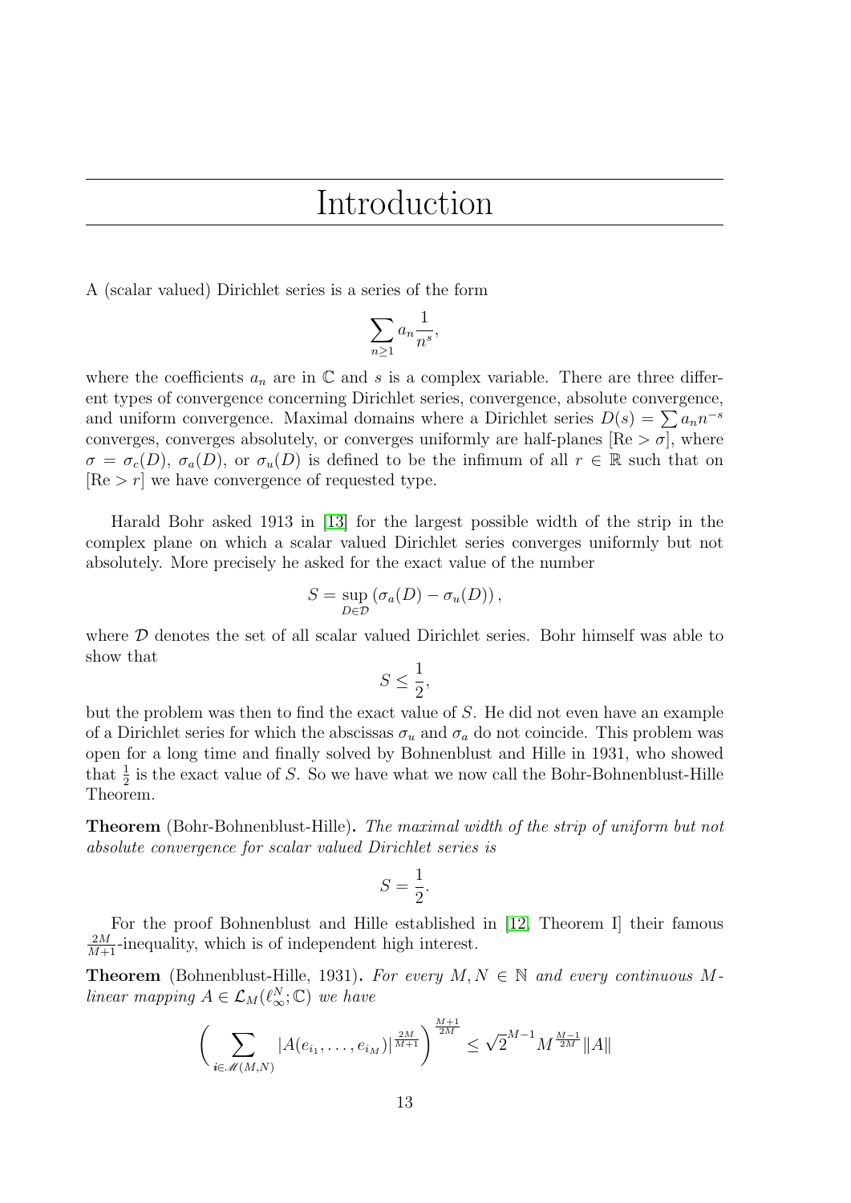# Introduction

A (scalar valued) Dirichlet series is a series of the form

$$\sum_{n\geq 1} a_n \frac{1}{n^s},$$

where the coefficients $a_n$ are in $\mathbb{C}$ and $s$ is a complex variable. There are three different types of convergence concerning Dirichlet series, convergence, absolute convergence, and uniform convergence. Maximal domains where a Dirichlet series $D(s) = \sum a_n n^{-s}$ converges, converges absolutely, or converges uniformly are half-planes $[\mathrm{Re} > \sigma]$, where $\sigma = \sigma_c(D)$, $\sigma_a(D)$, or $\sigma_u(D)$ is defined to be the infimum of all $r \in \mathbb{R}$ such that on $[\mathrm{Re} > r]$ we have convergence of requested type.

Harald Bohr asked 1913 in [13] for the largest possible width of the strip in the complex plane on which a scalar valued Dirichlet series converges uniformly but not absolutely. More precisely he asked for the exact value of the number

$$S = \sup_{D\in\mathcal{D}} \left(\sigma_a(D) - \sigma_u(D)\right),$$

where $\mathcal{D}$ denotes the set of all scalar valued Dirichlet series. Bohr himself was able to show that

$$S \leq \frac{1}{2},$$

but the problem was then to find the exact value of $S$. He did not even have an example of a Dirichlet series for which the abscissas $\sigma_u$ and $\sigma_a$ do not coincide. This problem was open for a long time and finally solved by Bohnenblust and Hille in 1931, who showed that $\frac{1}{2}$ is the exact value of $S$. So we have what we now call the Bohr-Bohnenblust-Hille Theorem.

**Theorem** (Bohr-Bohnenblust-Hille)**.** *The maximal width of the strip of uniform but not absolute convergence for scalar valued Dirichlet series is*

$$S = \frac{1}{2}.$$

For the proof Bohnenblust and Hille established in [12, Theorem I] their famous $\frac{2M}{M+1}$-inequality, which is of independent high interest.

**Theorem** (Bohnenblust-Hille, 1931)**.** *For every $M, N \in \mathbb{N}$ and every continuous $M$-linear mapping $A \in \mathcal{L}_M(\ell_\infty^N; \mathbb{C})$ we have*

$$\left( \sum_{\boldsymbol{i}\in\mathscr{M}(M,N)} |A(e_{i_1}, \ldots, e_{i_M})|^{\frac{2M}{M+1}} \right)^{\frac{M+1}{2M}} \leq \sqrt{2}^{M-1} M^{\frac{M-1}{2M}} \|A\|$$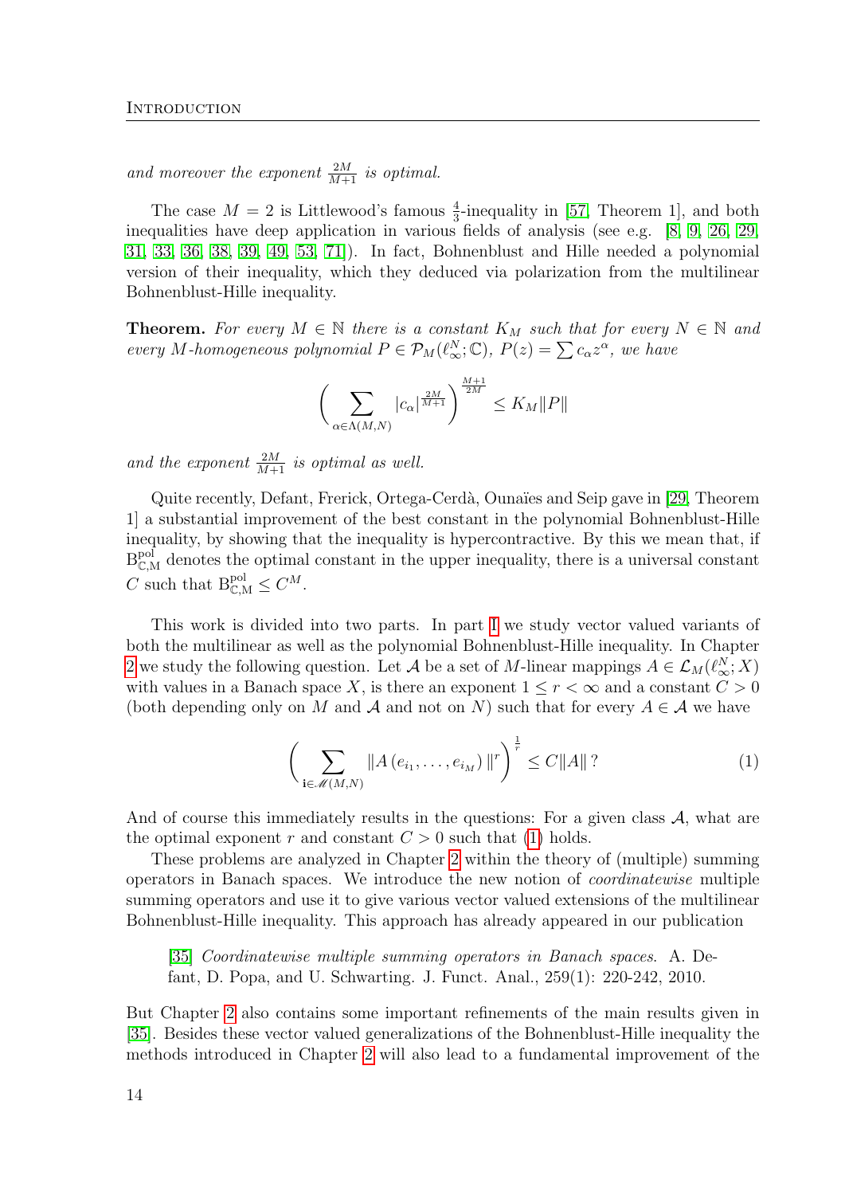*and moreover the exponent $\frac{2M}{M+1}$ is optimal.*

The case $M = 2$ is Littlewood's famous $\frac{4}{3}$-inequality in [57, Theorem 1], and both inequalities have deep application in various fields of analysis (see e.g. [8, 9, 26, 29, 31, 33, 36, 38, 39, 49, 53, 71]). In fact, Bohnenblust and Hille needed a polynomial version of their inequality, which they deduced via polarization from the multilinear Bohnenblust-Hille inequality.

**Theorem.** *For every $M \in \mathbb{N}$ there is a constant $K_M$ such that for every $N \in \mathbb{N}$ and every $M$-homogeneous polynomial $P \in \mathcal{P}_M(\ell_\infty^N; \mathbb{C})$, $P(z) = \sum c_\alpha z^\alpha$, we have*

$$\left( \sum_{\alpha \in \Lambda(M,N)} |c_\alpha|^{\frac{2M}{M+1}} \right)^{\frac{M+1}{2M}} \leq K_M \|P\|$$

*and the exponent $\frac{2M}{M+1}$ is optimal as well.*

Quite recently, Defant, Frerick, Ortega-Cerdà, Ounaïes and Seip gave in [29, Theorem 1] a substantial improvement of the best constant in the polynomial Bohnenblust-Hille inequality, by showing that the inequality is hypercontractive. By this we mean that, if $\mathrm{B}_{\mathbb{C},\mathrm{M}}^{\mathrm{pol}}$ denotes the optimal constant in the upper inequality, there is a universal constant $C$ such that $\mathrm{B}_{\mathbb{C},\mathrm{M}}^{\mathrm{pol}} \leq C^M$.

This work is divided into two parts. In part I we study vector valued variants of both the multilinear as well as the polynomial Bohnenblust-Hille inequality. In Chapter 2 we study the following question. Let $\mathcal{A}$ be a set of $M$-linear mappings $A \in \mathcal{L}_M(\ell_\infty^N; X)$ with values in a Banach space $X$, is there an exponent $1 \leq r < \infty$ and a constant $C > 0$ (both depending only on $M$ and $\mathcal{A}$ and not on $N$) such that for every $A \in \mathcal{A}$ we have

$$\left( \sum_{\mathbf{i} \in \mathscr{M}(M,N)} \|A\left(e_{i_1}, \ldots, e_{i_M}\right)\|^r \right)^{\frac{1}{r}} \leq C\|A\|\,? \tag{1}$$

And of course this immediately results in the questions: For a given class $\mathcal{A}$, what are the optimal exponent $r$ and constant $C > 0$ such that (1) holds.

These problems are analyzed in Chapter 2 within the theory of (multiple) summing operators in Banach spaces. We introduce the new notion of *coordinatewise* multiple summing operators and use it to give various vector valued extensions of the multilinear Bohnenblust-Hille inequality. This approach has already appeared in our publication

> [35] *Coordinatewise multiple summing operators in Banach spaces.* A. Defant, D. Popa, and U. Schwarting. J. Funct. Anal., 259(1): 220-242, 2010.

But Chapter 2 also contains some important refinements of the main results given in [35]. Besides these vector valued generalizations of the Bohnenblust-Hille inequality the methods introduced in Chapter 2 will also lead to a fundamental improvement of the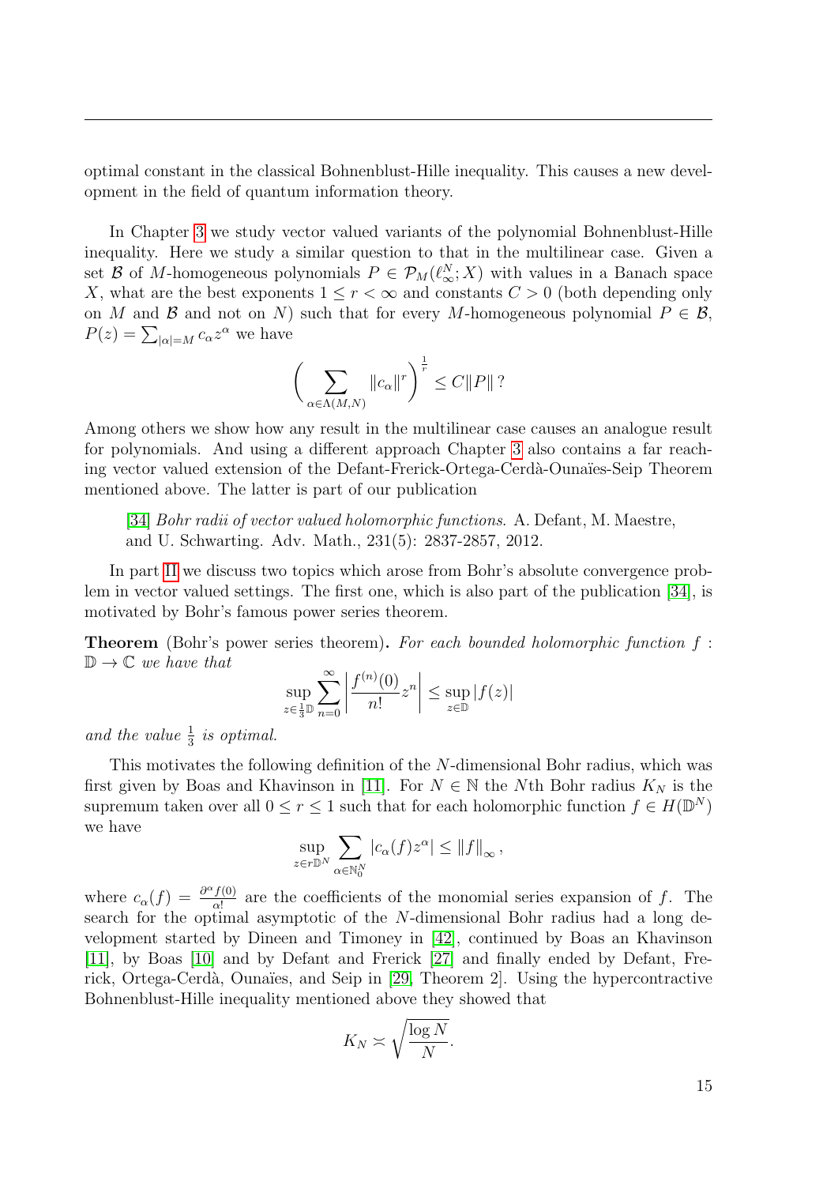optimal constant in the classical Bohnenblust-Hille inequality. This causes a new development in the field of quantum information theory.

In Chapter 3 we study vector valued variants of the polynomial Bohnenblust-Hille inequality. Here we study a similar question to that in the multilinear case. Given a set $\mathcal{B}$ of $M$-homogeneous polynomials $P \in \mathcal{P}_M(\ell_\infty^N; X)$ with values in a Banach space $X$, what are the best exponents $1 \leq r < \infty$ and constants $C > 0$ (both depending only on $M$ and $\mathcal{B}$ and not on $N$) such that for every $M$-homogeneous polynomial $P \in \mathcal{B}$, $P(z) = \sum_{|\alpha|=M} c_\alpha z^\alpha$ we have

$$\left( \sum_{\alpha \in \Lambda(M,N)} \|c_\alpha\|^r \right)^{\frac{1}{r}} \leq C\|P\| \, ?$$

Among others we show how any result in the multilinear case causes an analogue result for polynomials. And using a different approach Chapter 3 also contains a far reaching vector valued extension of the Defant-Frerick-Ortega-Cerdà-Ounaïes-Seip Theorem mentioned above. The latter is part of our publication

> [34] *Bohr radii of vector valued holomorphic functions.* A. Defant, M. Maestre, and U. Schwarting. Adv. Math., 231(5): 2837-2857, 2012.

In part II we discuss two topics which arose from Bohr's absolute convergence problem in vector valued settings. The first one, which is also part of the publication [34], is motivated by Bohr's famous power series theorem.

**Theorem** (Bohr's power series theorem)**.** *For each bounded holomorphic function $f : \mathbb{D} \to \mathbb{C}$ we have that*

$$\sup_{z \in \frac{1}{3}\mathbb{D}} \sum_{n=0}^{\infty} \left| \frac{f^{(n)}(0)}{n!} z^n \right| \leq \sup_{z \in \mathbb{D}} |f(z)|$$

*and the value $\frac{1}{3}$ is optimal.*

This motivates the following definition of the $N$-dimensional Bohr radius, which was first given by Boas and Khavinson in [11]. For $N \in \mathbb{N}$ the $N$th Bohr radius $K_N$ is the supremum taken over all $0 \leq r \leq 1$ such that for each holomorphic function $f \in H(\mathbb{D}^N)$ we have

$$\sup_{z \in r\mathbb{D}^N} \sum_{\alpha \in \mathbb{N}_0^N} |c_\alpha(f) z^\alpha| \leq \|f\|_\infty \,,$$

where $c_\alpha(f) = \frac{\partial^\alpha f(0)}{\alpha!}$ are the coefficients of the monomial series expansion of $f$. The search for the optimal asymptotic of the $N$-dimensional Bohr radius had a long development started by Dineen and Timoney in [42], continued by Boas an Khavinson [11], by Boas [10] and by Defant and Frerick [27] and finally ended by Defant, Frerick, Ortega-Cerdà, Ounaïes, and Seip in [29, Theorem 2]. Using the hypercontractive Bohnenblust-Hille inequality mentioned above they showed that

$$K_N \asymp \sqrt{\frac{\log N}{N}}.$$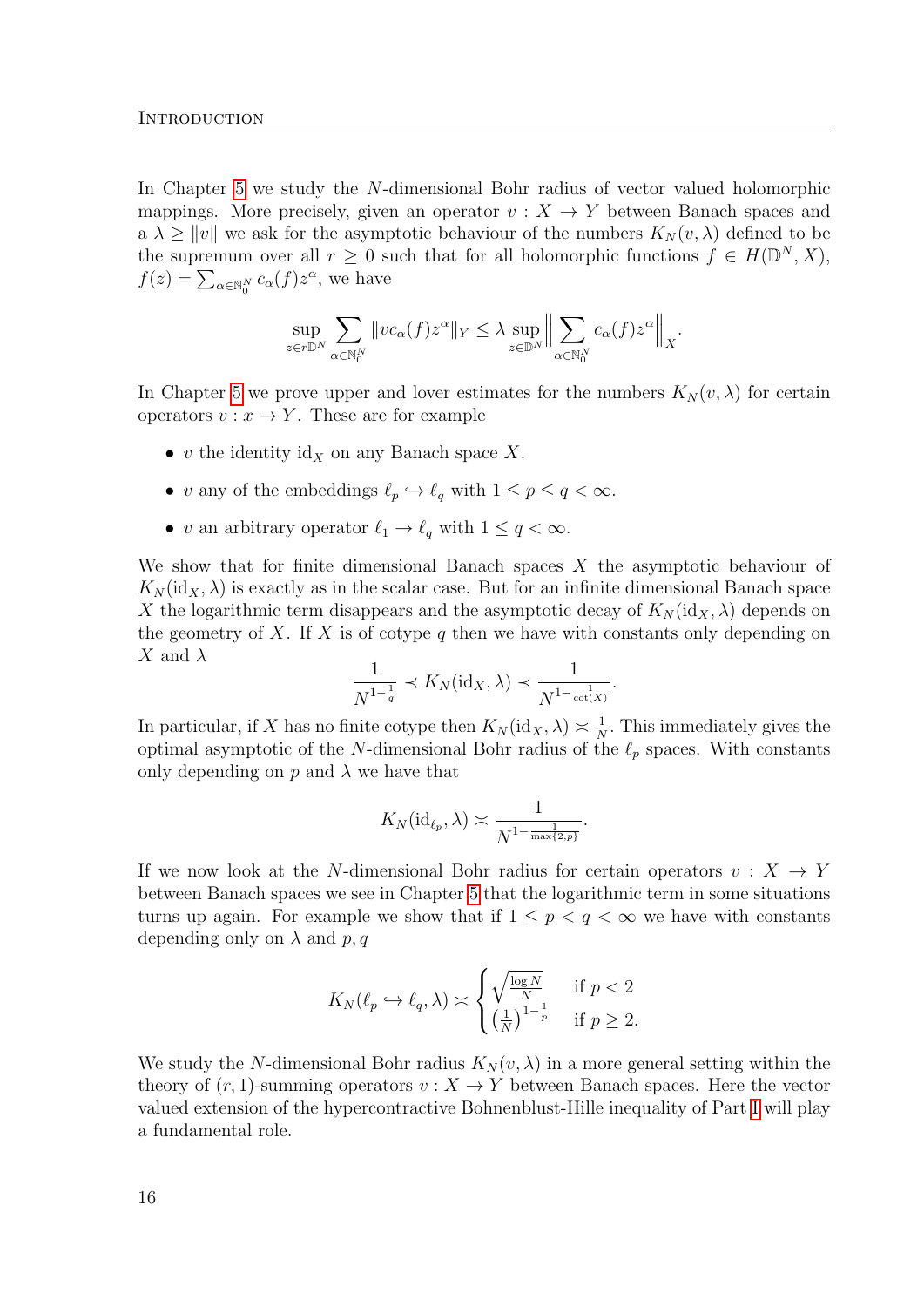In Chapter 5 we study the $N$-dimensional Bohr radius of vector valued holomorphic mappings. More precisely, given an operator $v : X \to Y$ between Banach spaces and a $\lambda \geq \|v\|$ we ask for the asymptotic behaviour of the numbers $K_N(v,\lambda)$ defined to be the supremum over all $r \geq 0$ such that for all holomorphic functions $f \in H(\mathbb{D}^N, X)$, $f(z) = \sum_{\alpha \in \mathbb{N}_0^N} c_\alpha(f) z^\alpha$, we have

$$\sup_{z \in r\mathbb{D}^N} \sum_{\alpha \in \mathbb{N}_0^N} \|v c_\alpha(f) z^\alpha\|_Y \leq \lambda \sup_{z \in \mathbb{D}^N} \Big\| \sum_{\alpha \in \mathbb{N}_0^N} c_\alpha(f) z^\alpha \Big\|_X.$$

In Chapter 5 we prove upper and lover estimates for the numbers $K_N(v,\lambda)$ for certain operators $v : x \to Y$. These are for example

- $v$ the identity $\mathrm{id}_X$ on any Banach space $X$.
- $v$ any of the embeddings $\ell_p \hookrightarrow \ell_q$ with $1 \leq p \leq q < \infty$.
- $v$ an arbitrary operator $\ell_1 \to \ell_q$ with $1 \leq q < \infty$.

We show that for finite dimensional Banach spaces $X$ the asymptotic behaviour of $K_N(\mathrm{id}_X, \lambda)$ is exactly as in the scalar case. But for an infinite dimensional Banach space $X$ the logarithmic term disappears and the asymptotic decay of $K_N(\mathrm{id}_X, \lambda)$ depends on the geometry of $X$. If $X$ is of cotype $q$ then we have with constants only depending on $X$ and $\lambda$

$$\frac{1}{N^{1-\frac{1}{q}}} \prec K_N(\mathrm{id}_X, \lambda) \prec \frac{1}{N^{1-\frac{1}{\cot(X)}}}.$$

In particular, if $X$ has no finite cotype then $K_N(\mathrm{id}_X, \lambda) \asymp \frac{1}{N}$. This immediately gives the optimal asymptotic of the $N$-dimensional Bohr radius of the $\ell_p$ spaces. With constants only depending on $p$ and $\lambda$ we have that

$$K_N(\mathrm{id}_{\ell_p}, \lambda) \asymp \frac{1}{N^{1-\frac{1}{\max\{2,p\}}}}.$$

If we now look at the $N$-dimensional Bohr radius for certain operators $v : X \to Y$ between Banach spaces we see in Chapter 5 that the logarithmic term in some situations turns up again. For example we show that if $1 \leq p < q < \infty$ we have with constants depending only on $\lambda$ and $p, q$

$$K_N(\ell_p \hookrightarrow \ell_q, \lambda) \asymp \begin{cases} \sqrt{\frac{\log N}{N}} & \text{if } p < 2 \\ \left(\frac{1}{N}\right)^{1-\frac{1}{p}} & \text{if } p \geq 2. \end{cases}$$

We study the $N$-dimensional Bohr radius $K_N(v,\lambda)$ in a more general setting within the theory of $(r,1)$-summing operators $v : X \to Y$ between Banach spaces. Here the vector valued extension of the hypercontractive Bohnenblust-Hille inequality of Part I will play a fundamental role.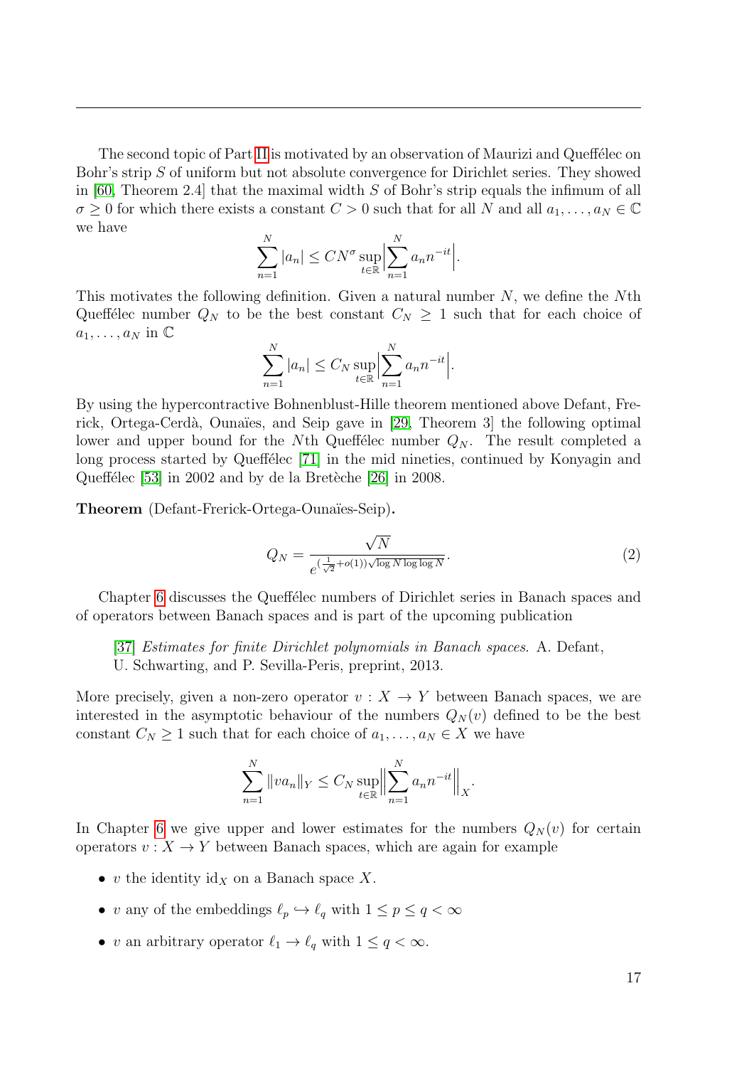The second topic of Part II is motivated by an observation of Maurizi and Queffélec on Bohr's strip $S$ of uniform but not absolute convergence for Dirichlet series. They showed in [60, Theorem 2.4] that the maximal width $S$ of Bohr's strip equals the infimum of all $\sigma \geq 0$ for which there exists a constant $C > 0$ such that for all $N$ and all $a_1, \ldots, a_N \in \mathbb{C}$ we have

$$\sum_{n=1}^{N} |a_n| \leq C N^{\sigma} \sup_{t \in \mathbb{R}} \Big| \sum_{n=1}^{N} a_n n^{-it} \Big|.$$

This motivates the following definition. Given a natural number $N$, we define the $N$th Queffélec number $Q_N$ to be the best constant $C_N \geq 1$ such that for each choice of $a_1, \ldots, a_N$ in $\mathbb{C}$

$$\sum_{n=1}^{N} |a_n| \leq C_N \sup_{t \in \mathbb{R}} \Big| \sum_{n=1}^{N} a_n n^{-it} \Big|.$$

By using the hypercontractive Bohnenblust-Hille theorem mentioned above Defant, Frerick, Ortega-Cerdà, Ounaïes, and Seip gave in [29, Theorem 3] the following optimal lower and upper bound for the $N$th Queffélec number $Q_N$. The result completed a long process started by Queffélec [71] in the mid nineties, continued by Konyagin and Queffélec [53] in 2002 and by de la Bretèche [26] in 2008.

**Theorem** (Defant-Frerick-Ortega-Ounaïes-Seip).

$$Q_N = \frac{\sqrt{N}}{e^{(\frac{1}{\sqrt{2}} + o(1))\sqrt{\log N \log\log N}}}. \tag{2}$$

Chapter 6 discusses the Queffélec numbers of Dirichlet series in Banach spaces and of operators between Banach spaces and is part of the upcoming publication

> [37] *Estimates for finite Dirichlet polynomials in Banach spaces.* A. Defant, U. Schwarting, and P. Sevilla-Peris, preprint, 2013.

More precisely, given a non-zero operator $v : X \to Y$ between Banach spaces, we are interested in the asymptotic behaviour of the numbers $Q_N(v)$ defined to be the best constant $C_N \geq 1$ such that for each choice of $a_1, \ldots, a_N \in X$ we have

$$\sum_{n=1}^{N} \|v a_n\|_Y \leq C_N \sup_{t \in \mathbb{R}} \Big\| \sum_{n=1}^{N} a_n n^{-it} \Big\|_X.$$

In Chapter 6 we give upper and lower estimates for the numbers $Q_N(v)$ for certain operators $v : X \to Y$ between Banach spaces, which are again for example

- $v$ the identity $\mathrm{id}_X$ on a Banach space $X$.
- $v$ any of the embeddings $\ell_p \hookrightarrow \ell_q$ with $1 \leq p \leq q < \infty$
- $v$ an arbitrary operator $\ell_1 \to \ell_q$ with $1 \leq q < \infty$.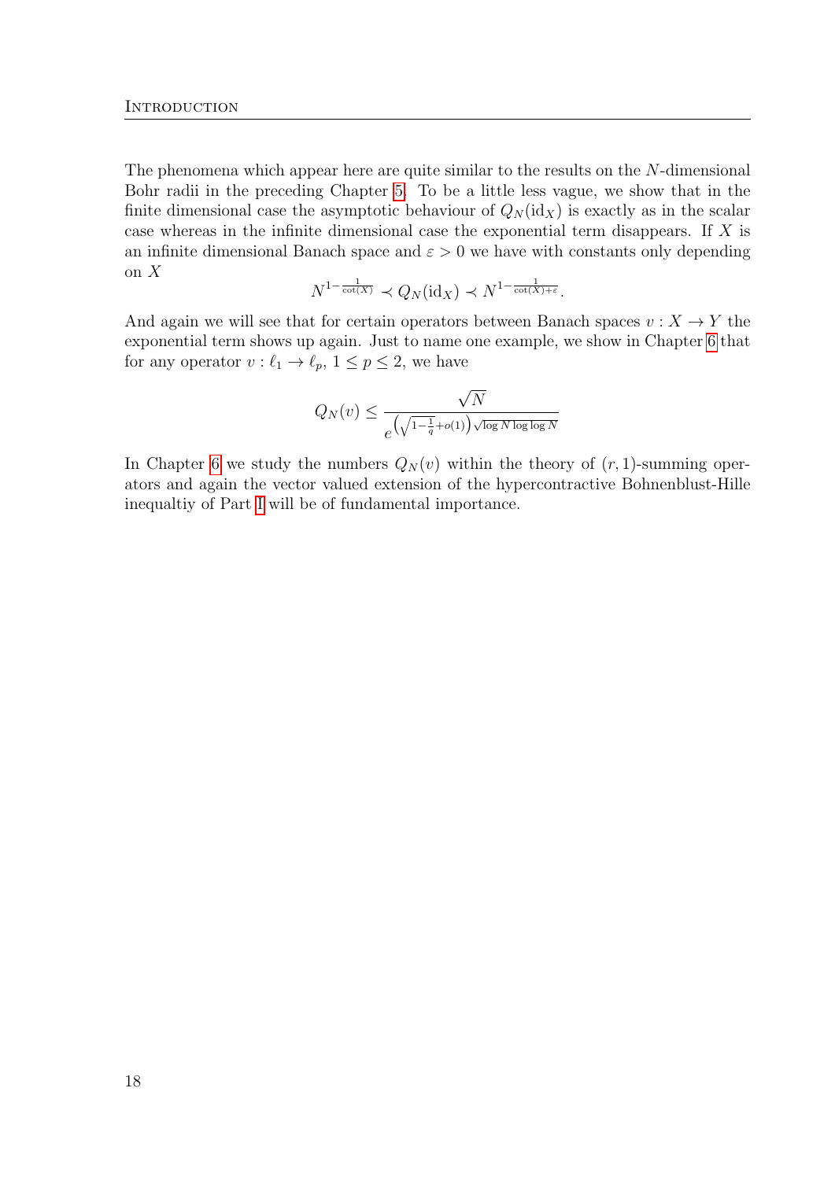The phenomena which appear here are quite similar to the results on the $N$-dimensional Bohr radii in the preceding Chapter 5. To be a little less vague, we show that in the finite dimensional case the asymptotic behaviour of $Q_N(\mathrm{id}_X)$ is exactly as in the scalar case whereas in the infinite dimensional case the exponential term disappears. If $X$ is an infinite dimensional Banach space and $\varepsilon > 0$ we have with constants only depending on $X$

$$N^{1-\frac{1}{\cot(X)}} \prec Q_N(\mathrm{id}_X) \prec N^{1-\frac{1}{\cot(X)+\varepsilon}}.$$

And again we will see that for certain operators between Banach spaces $v : X \to Y$ the exponential term shows up again. Just to name one example, we show in Chapter 6 that for any operator $v : \ell_1 \to \ell_p$, $1 \leq p \leq 2$, we have

$$Q_N(v) \leq \frac{\sqrt{N}}{e^{\left(\sqrt{1-\frac{1}{q}}+o(1)\right)\sqrt{\log N \log\log N}}}$$

In Chapter 6 we study the numbers $Q_N(v)$ within the theory of $(r,1)$-summing operators and again the vector valued extension of the hypercontractive Bohnenblust-Hille inequaltiy of Part I will be of fundamental importance.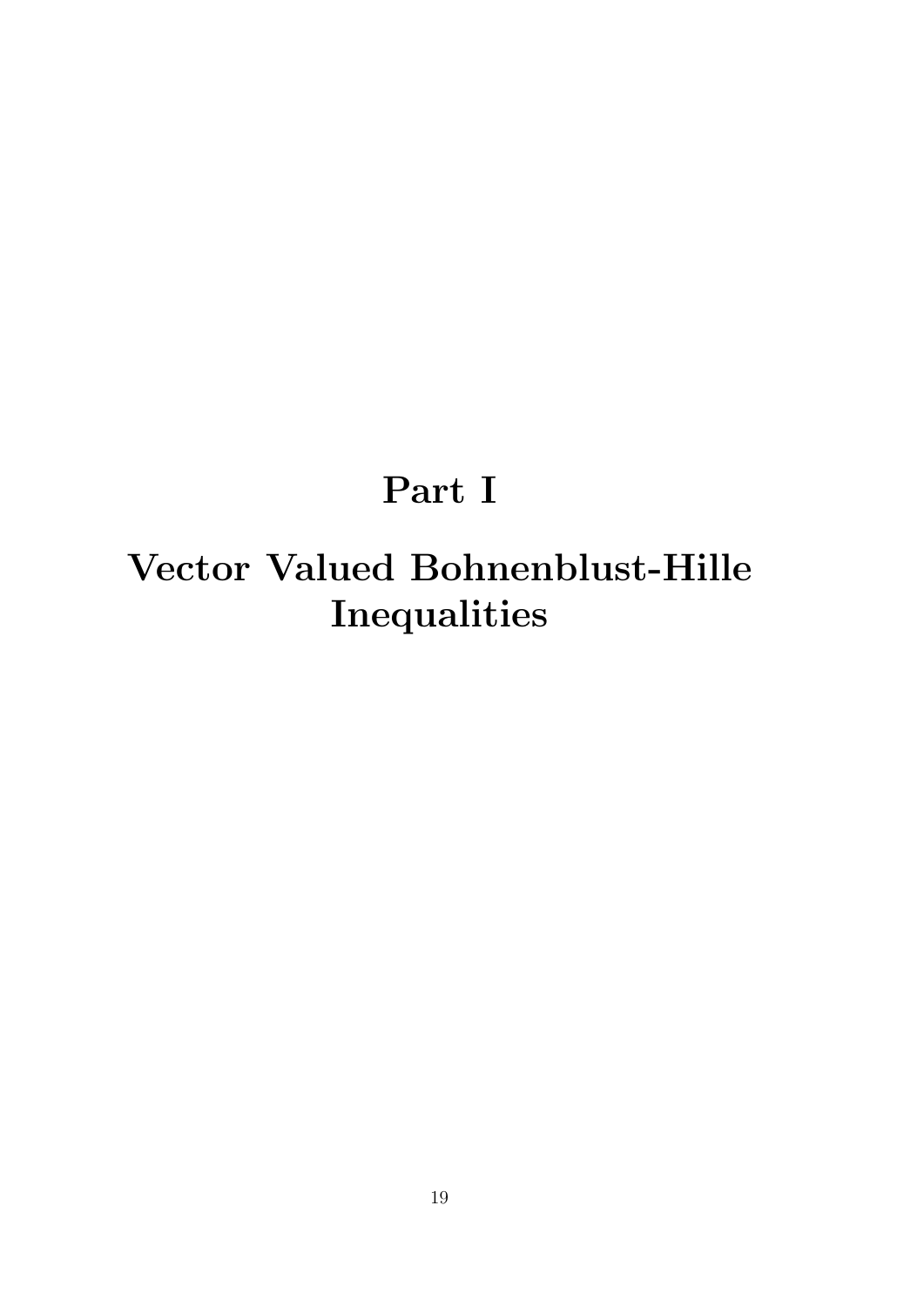# Part I

# Vector Valued Bohnenblust-Hille Inequalities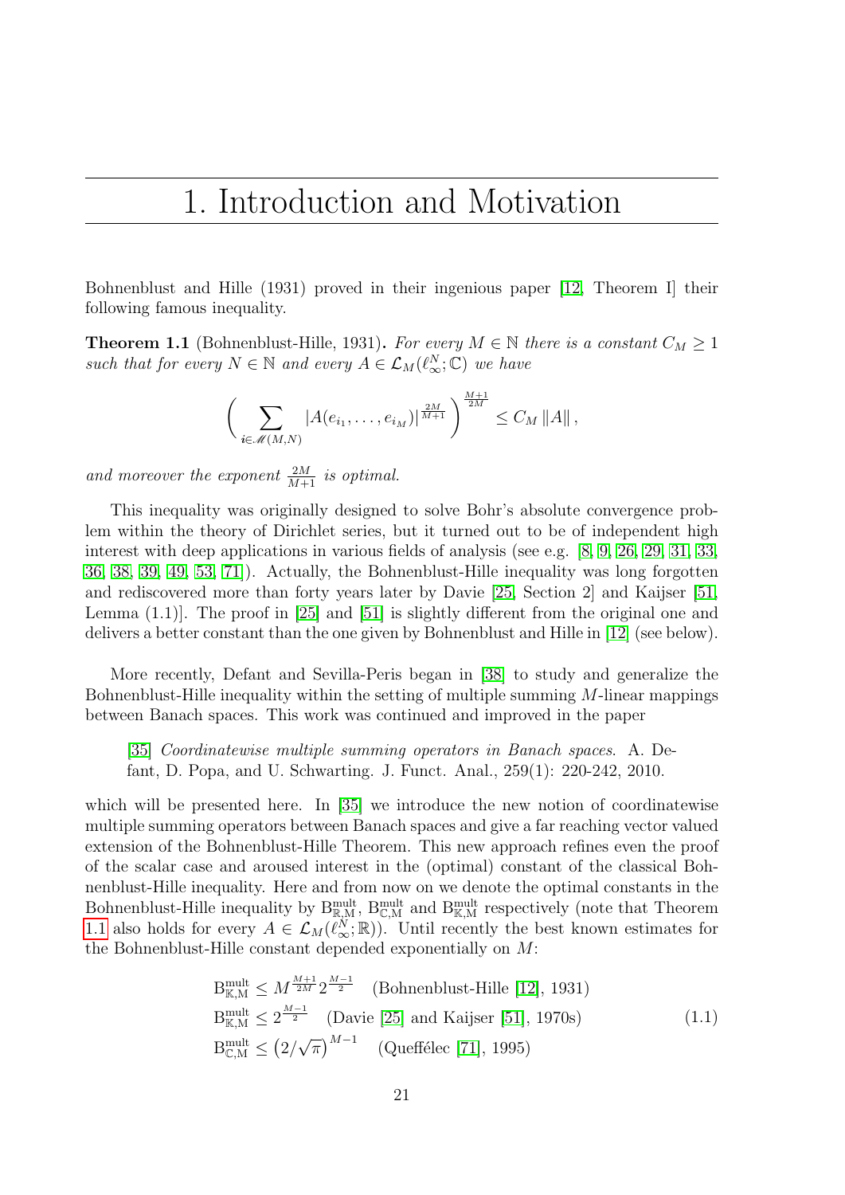# 1. Introduction and Motivation

Bohnenblust and Hille (1931) proved in their ingenious paper [12, Theorem I] their following famous inequality.

**Theorem 1.1** (Bohnenblust-Hille, 1931)**.** *For every $M \in \mathbb{N}$ there is a constant $C_M \geq 1$ such that for every $N \in \mathbb{N}$ and every $A \in \mathcal{L}_M(\ell_\infty^N; \mathbb{C})$ we have*

$$\left( \sum_{\boldsymbol{i} \in \mathscr{M}(M,N)} |A(e_{i_1}, \ldots, e_{i_M})|^{\frac{2M}{M+1}} \right)^{\frac{M+1}{2M}} \leq C_M \|A\|,$$

*and moreover the exponent $\frac{2M}{M+1}$ is optimal.*

This inequality was originally designed to solve Bohr's absolute convergence problem within the theory of Dirichlet series, but it turned out to be of independent high interest with deep applications in various fields of analysis (see e.g. [8, 9, 26, 29, 31, 33, 36, 38, 39, 49, 53, 71]). Actually, the Bohnenblust-Hille inequality was long forgotten and rediscovered more than forty years later by Davie [25, Section 2] and Kaijser [51, Lemma (1.1)]. The proof in [25] and [51] is slightly different from the original one and delivers a better constant than the one given by Bohnenblust and Hille in [12] (see below).

More recently, Defant and Sevilla-Peris began in [38] to study and generalize the Bohnenblust-Hille inequality within the setting of multiple summing $M$-linear mappings between Banach spaces. This work was continued and improved in the paper

> [35] *Coordinatewise multiple summing operators in Banach spaces*. A. Defant, D. Popa, and U. Schwarting. J. Funct. Anal., 259(1): 220-242, 2010.

which will be presented here. In [35] we introduce the new notion of coordinatewise multiple summing operators between Banach spaces and give a far reaching vector valued extension of the Bohnenblust-Hille Theorem. This new approach refines even the proof of the scalar case and aroused interest in the (optimal) constant of the classical Bohnenblust-Hille inequality. Here and from now on we denote the optimal constants in the Bohnenblust-Hille inequality by $\mathrm{B}^{\mathrm{mult}}_{\mathbb{R},\mathrm{M}}$, $\mathrm{B}^{\mathrm{mult}}_{\mathbb{C},\mathrm{M}}$ and $\mathrm{B}^{\mathrm{mult}}_{\mathbb{K},\mathrm{M}}$ respectively (note that Theorem 1.1 also holds for every $A \in \mathcal{L}_M(\ell_\infty^N; \mathbb{R})$). Until recently the best known estimates for the Bohnenblust-Hille constant depended exponentially on $M$:

$$\begin{aligned}
&\mathrm{B}^{\mathrm{mult}}_{\mathbb{K},\mathrm{M}} \leq M^{\frac{M+1}{2M}} 2^{\frac{M-1}{2}} \quad \text{(Bohnenblust-Hille [12], 1931)} \\
&\mathrm{B}^{\mathrm{mult}}_{\mathbb{K},\mathrm{M}} \leq 2^{\frac{M-1}{2}} \quad \text{(Davie [25] and Kaijser [51], 1970s)} \\
&\mathrm{B}^{\mathrm{mult}}_{\mathbb{C},\mathrm{M}} \leq \left(2/\sqrt{\pi}\right)^{M-1} \quad \text{(Queffélec [71], 1995)}
\end{aligned} \tag{1.1}$$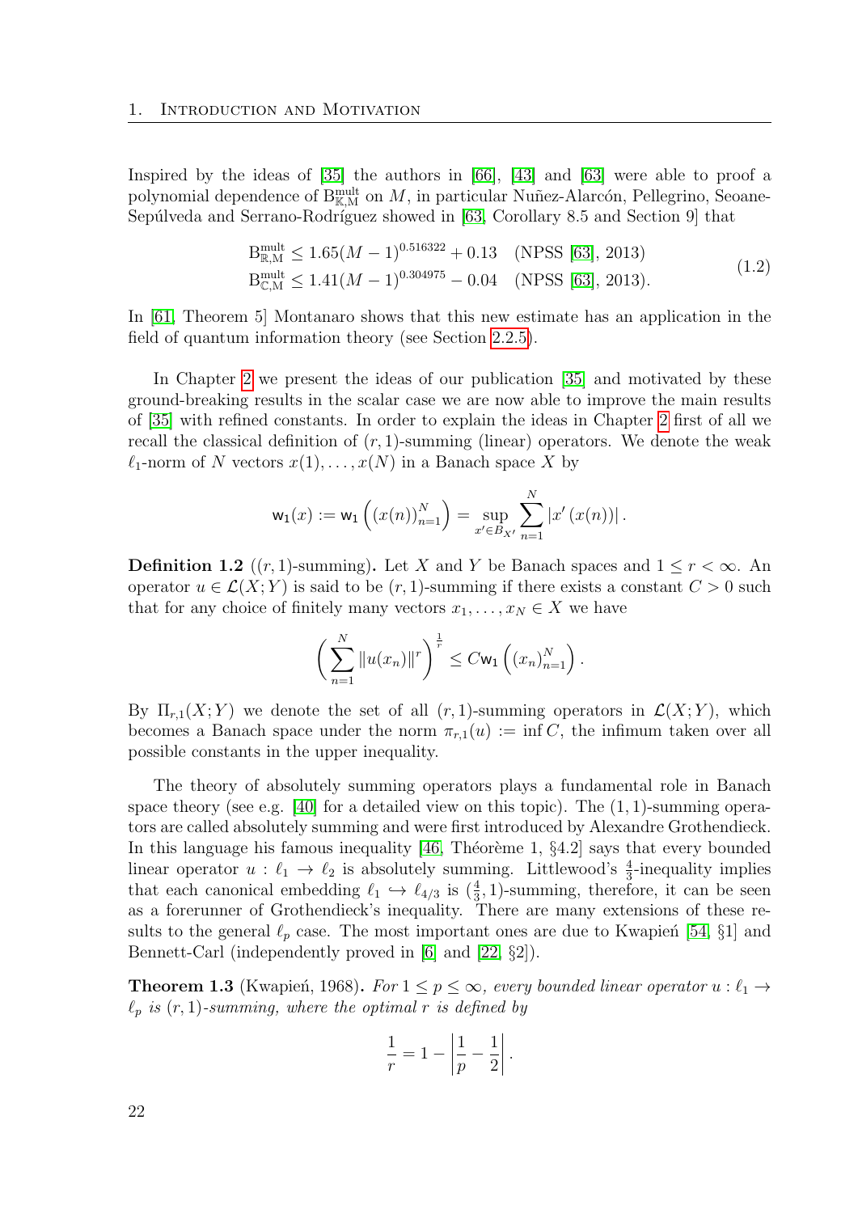Inspired by the ideas of [35] the authors in [66], [43] and [63] were able to proof a polynomial dependence of $\mathrm{B}^{\mathrm{mult}}_{\mathbb{K},\mathrm{M}}$ on $M$, in particular Nuñez-Alarcón, Pellegrino, Seoane-Sepúlveda and Serrano-Rodríguez showed in [63, Corollary 8.5 and Section 9] that

$$
\begin{aligned}
\mathrm{B}^{\mathrm{mult}}_{\mathbb{R},\mathrm{M}} &\leq 1.65(M-1)^{0.516322} + 0.13 \quad \text{(NPSS [63], 2013)} \\
\mathrm{B}^{\mathrm{mult}}_{\mathbb{C},\mathrm{M}} &\leq 1.41(M-1)^{0.304975} - 0.04 \quad \text{(NPSS [63], 2013).}
\end{aligned}
\tag{1.2}
$$

In [61, Theorem 5] Montanaro shows that this new estimate has an application in the field of quantum information theory (see Section 2.2.5).

In Chapter 2 we present the ideas of our publication [35] and motivated by these ground-breaking results in the scalar case we are now able to improve the main results of [35] with refined constants. In order to explain the ideas in Chapter 2 first of all we recall the classical definition of $(r,1)$-summing (linear) operators. We denote the weak $\ell_1$-norm of $N$ vectors $x(1),\ldots,x(N)$ in a Banach space $X$ by

$$
\mathsf{w}_1(x) := \mathsf{w}_1\left((x(n))_{n=1}^N\right) = \sup_{x' \in B_{X'}} \sum_{n=1}^N |x'(x(n))|.
$$

**Definition 1.2** ($(r,1)$-summing)**.** Let $X$ and $Y$ be Banach spaces and $1 \leq r < \infty$. An operator $u \in \mathcal{L}(X;Y)$ is said to be $(r,1)$-summing if there exists a constant $C > 0$ such that for any choice of finitely many vectors $x_1,\ldots,x_N \in X$ we have

$$
\left(\sum_{n=1}^N \|u(x_n)\|^r\right)^{\frac{1}{r}} \leq C\mathsf{w}_1\left((x_n)_{n=1}^N\right).
$$

By $\Pi_{r,1}(X;Y)$ we denote the set of all $(r,1)$-summing operators in $\mathcal{L}(X;Y)$, which becomes a Banach space under the norm $\pi_{r,1}(u) := \inf C$, the infimum taken over all possible constants in the upper inequality.

The theory of absolutely summing operators plays a fundamental role in Banach space theory (see e.g. [40] for a detailed view on this topic). The $(1,1)$-summing operators are called absolutely summing and were first introduced by Alexandre Grothendieck. In this language his famous inequality [46, Théorème 1, §4.2] says that every bounded linear operator $u : \ell_1 \to \ell_2$ is absolutely summing. Littlewood's $\frac{4}{3}$-inequality implies that each canonical embedding $\ell_1 \hookrightarrow \ell_{4/3}$ is $(\frac{4}{3},1)$-summing, therefore, it can be seen as a forerunner of Grothendieck's inequality. There are many extensions of these results to the general $\ell_p$ case. The most important ones are due to Kwapień [54, §1] and Bennett-Carl (independently proved in [6] and [22, §2]).

**Theorem 1.3** (Kwapień, 1968)**.** *For $1 \leq p \leq \infty$, every bounded linear operator $u : \ell_1 \to \ell_p$ is $(r,1)$-summing, where the optimal $r$ is defined by*

$$
\frac{1}{r} = 1 - \left|\frac{1}{p} - \frac{1}{2}\right|.
$$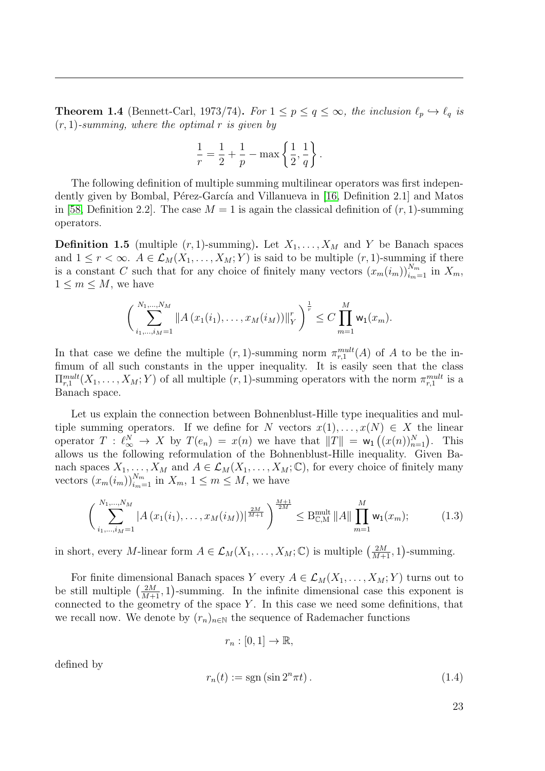**Theorem 1.4** (Bennett-Carl, 1973/74)**.** *For $1 \le p \le q \le \infty$, the inclusion $\ell_p \hookrightarrow \ell_q$ is $(r,1)$-summing, where the optimal $r$ is given by*

$$\frac{1}{r} = \frac{1}{2} + \frac{1}{p} - \max\left\{\frac{1}{2}, \frac{1}{q}\right\}.$$

The following definition of multiple summing multilinear operators was first independently given by Bombal, Pérez-García and Villanueva in [16, Definition 2.1] and Matos in [58, Definition 2.2]. The case $M = 1$ is again the classical definition of $(r,1)$-summing operators.

**Definition 1.5** (multiple $(r,1)$-summing)**.** Let $X_1, \ldots, X_M$ and $Y$ be Banach spaces and $1 \le r < \infty$. $A \in \mathcal{L}_M(X_1, \ldots, X_M; Y)$ is said to be multiple $(r,1)$-summing if there is a constant $C$ such that for any choice of finitely many vectors $(x_m(i_m))_{i_m=1}^{N_m}$ in $X_m$, $1 \le m \le M$, we have

$$\left( \sum_{i_1,\ldots,i_M=1}^{N_1,\ldots,N_M} \left\| A\left(x_1(i_1), \ldots, x_M(i_M)\right) \right\|_Y^r \right)^{\frac{1}{r}} \le C \prod_{m=1}^{M} \mathsf{w}_1(x_m).$$

In that case we define the multiple $(r,1)$-summing norm $\pi_{r,1}^{mult}(A)$ of $A$ to be the infimum of all such constants in the upper inequality. It is easily seen that the class $\Pi_{r,1}^{mult}(X_1, \ldots, X_M; Y)$ of all multiple $(r,1)$-summing operators with the norm $\pi_{r,1}^{mult}$ is a Banach space.

Let us explain the connection between Bohnenblust-Hille type inequalities and multiple summing operators. If we define for $N$ vectors $x(1), \ldots, x(N) \in X$ the linear operator $T : \ell_\infty^N \to X$ by $T(e_n) = x(n)$ we have that $\|T\| = \mathsf{w}_1\left((x(n))_{n=1}^N\right)$. This allows us the following reformulation of the Bohnenblust-Hille inequality. Given Banach spaces $X_1, \ldots, X_M$ and $A \in \mathcal{L}_M(X_1, \ldots, X_M; \mathbb{C})$, for every choice of finitely many vectors $(x_m(i_m))_{i_m=1}^{N_m}$ in $X_m$, $1 \le m \le M$, we have

$$\left( \sum_{i_1,\ldots,i_M=1}^{N_1,\ldots,N_M} \left| A\left(x_1(i_1), \ldots, x_M(i_M)\right) \right|^{\frac{2M}{M+1}} \right)^{\frac{M+1}{2M}} \le \mathrm{B}_{\mathbb{C},\mathrm{M}}^{\mathrm{mult}} \|A\| \prod_{m=1}^{M} \mathsf{w}_1(x_m); \tag{1.3}$$

in short, every $M$-linear form $A \in \mathcal{L}_M(X_1, \ldots, X_M; \mathbb{C})$ is multiple $\left(\frac{2M}{M+1}, 1\right)$-summing.

For finite dimensional Banach spaces $Y$ every $A \in \mathcal{L}_M(X_1, \ldots, X_M; Y)$ turns out to be still multiple $\left(\frac{2M}{M+1}, 1\right)$-summing. In the infinite dimensional case this exponent is connected to the geometry of the space $Y$. In this case we need some definitions, that we recall now. We denote by $(r_n)_{n \in \mathbb{N}}$ the sequence of Rademacher functions

$$r_n : [0,1] \to \mathbb{R},$$

defined by

$$r_n(t) := \operatorname{sgn}\left(\sin 2^n \pi t\right). \tag{1.4}$$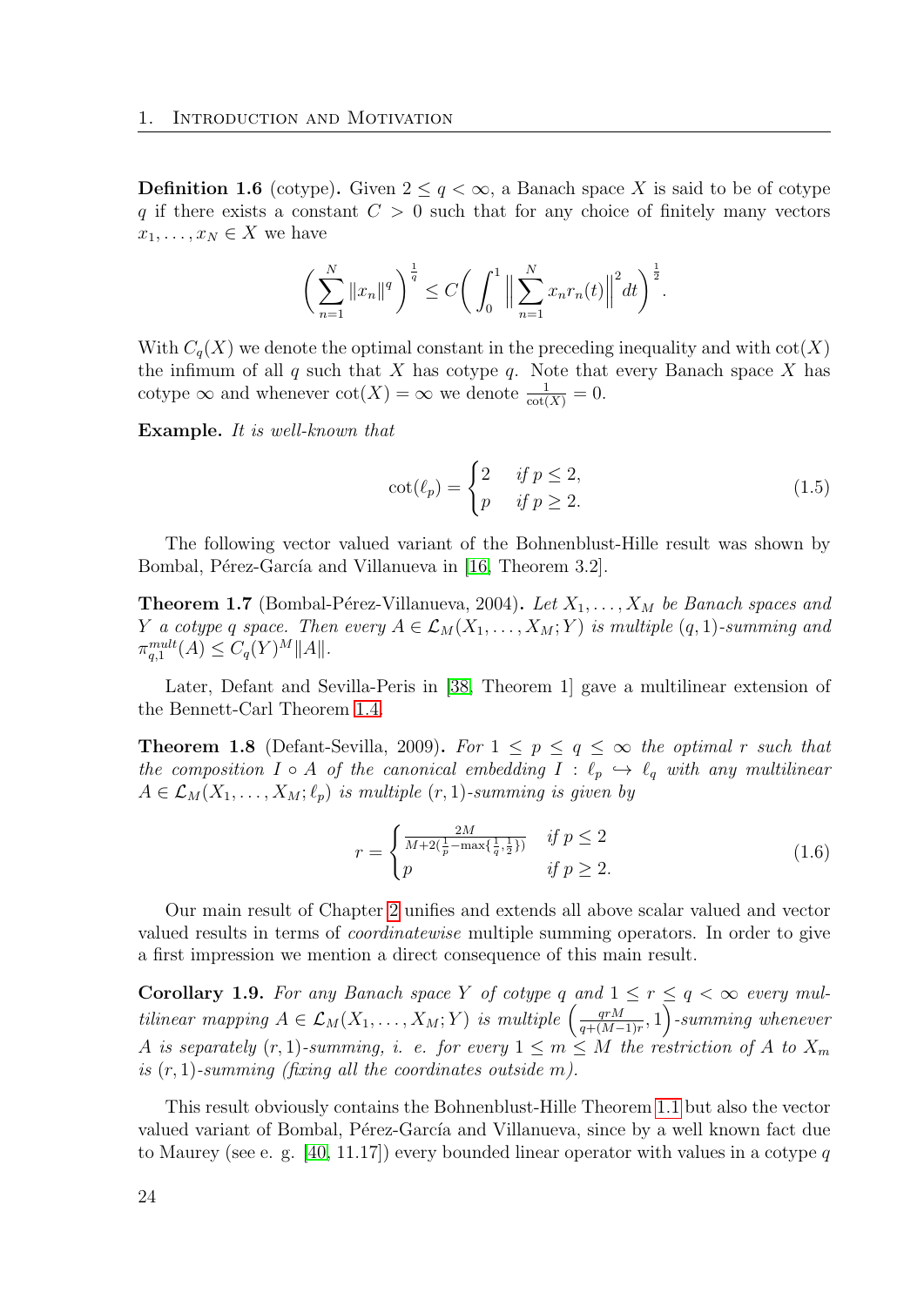**Definition 1.6** (cotype)**.** Given $2 \leq q < \infty$, a Banach space $X$ is said to be of cotype $q$ if there exists a constant $C > 0$ such that for any choice of finitely many vectors $x_1, \dots, x_N \in X$ we have

$$\Big( \sum_{n=1}^{N} \|x_n\|^q \Big)^{\frac{1}{q}} \leq C \Big( \int_0^1 \Big\| \sum_{n=1}^{N} x_n r_n(t) \Big\|^2 dt \Big)^{\frac{1}{2}}.$$

With $C_q(X)$ we denote the optimal constant in the preceding inequality and with $\cot(X)$ the infimum of all $q$ such that $X$ has cotype $q$. Note that every Banach space $X$ has cotype $\infty$ and whenever $\cot(X) = \infty$ we denote $\frac{1}{\cot(X)} = 0$.

**Example.** *It is well-known that*

$$\cot(\ell_p) = \begin{cases} 2 & \text{if } p \leq 2, \\ p & \text{if } p \geq 2. \end{cases} \tag{1.5}$$

The following vector valued variant of the Bohnenblust-Hille result was shown by Bombal, Pérez-García and Villanueva in [16, Theorem 3.2].

**Theorem 1.7** (Bombal-Pérez-Villanueva, 2004)**.** *Let $X_1, \dots, X_M$ be Banach spaces and $Y$ a cotype $q$ space. Then every $A \in \mathcal{L}_M(X_1, \dots, X_M; Y)$ is multiple $(q,1)$-summing and $\pi_{q,1}^{mult}(A) \leq C_q(Y)^M \|A\|$.*

Later, Defant and Sevilla-Peris in [38, Theorem 1] gave a multilinear extension of the Bennett-Carl Theorem 1.4.

**Theorem 1.8** (Defant-Sevilla, 2009)**.** *For $1 \leq p \leq q \leq \infty$ the optimal $r$ such that the composition $I \circ A$ of the canonical embedding $I : \ell_p \hookrightarrow \ell_q$ with any multilinear $A \in \mathcal{L}_M(X_1, \dots, X_M; \ell_p)$ is multiple $(r,1)$-summing is given by*

$$r = \begin{cases} \frac{2M}{M + 2(\frac{1}{p} - \max\{\frac{1}{q}, \frac{1}{2}\})} & \text{if } p \leq 2 \\ p & \text{if } p \geq 2. \end{cases} \tag{1.6}$$

Our main result of Chapter 2 unifies and extends all above scalar valued and vector valued results in terms of *coordinatewise* multiple summing operators. In order to give a first impression we mention a direct consequence of this main result.

**Corollary 1.9.** *For any Banach space $Y$ of cotype $q$ and $1 \leq r \leq q < \infty$ every multilinear mapping $A \in \mathcal{L}_M(X_1, \dots, X_M; Y)$ is multiple $\left(\frac{qrM}{q+(M-1)r}, 1\right)$-summing whenever $A$ is separately $(r,1)$-summing, i. e. for every $1 \leq m \leq M$ the restriction of $A$ to $X_m$ is $(r,1)$-summing (fixing all the coordinates outside $m$).*

This result obviously contains the Bohnenblust-Hille Theorem 1.1 but also the vector valued variant of Bombal, Pérez-García and Villanueva, since by a well known fact due to Maurey (see e. g. [40, 11.17]) every bounded linear operator with values in a cotype $q$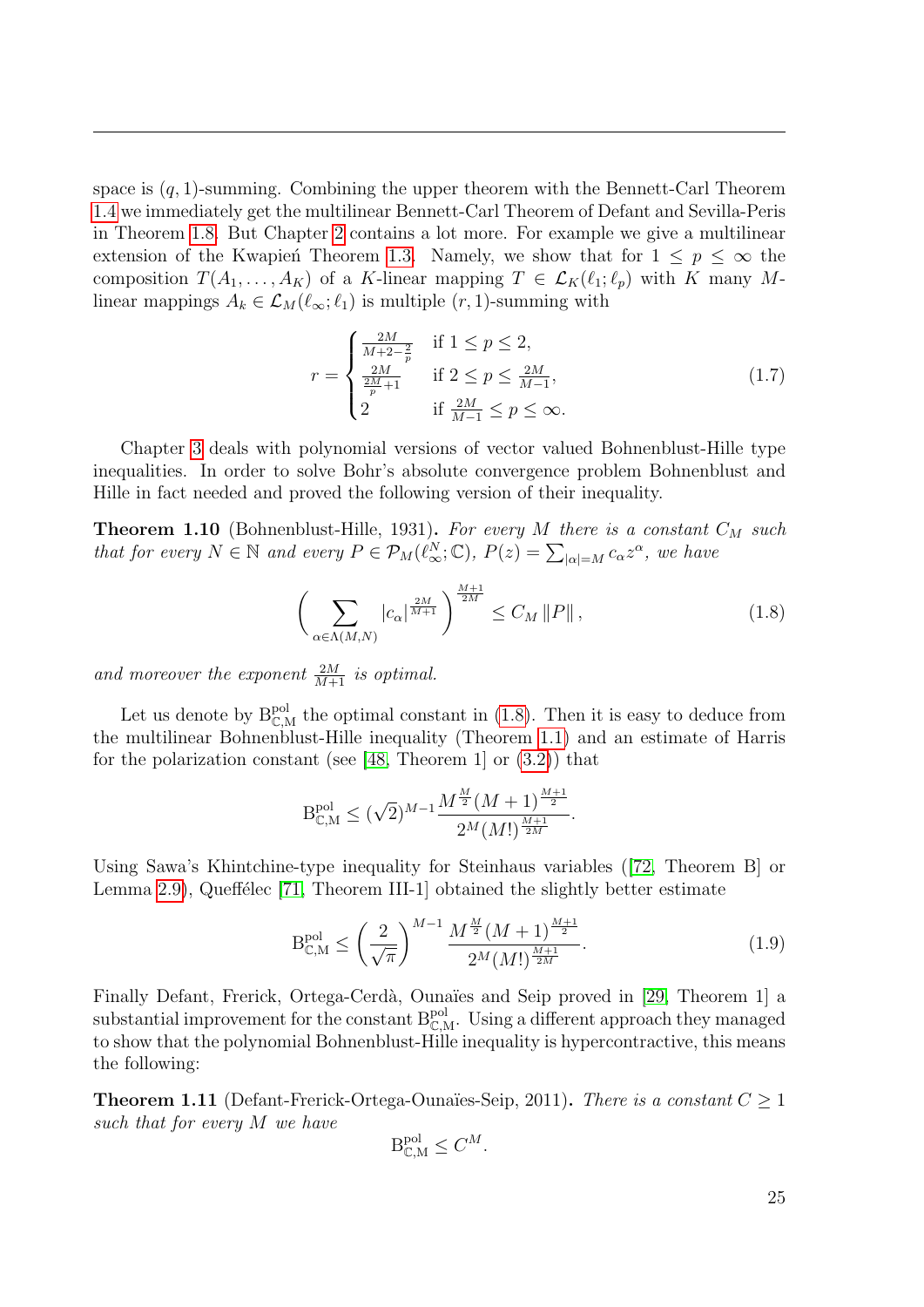space is $(q,1)$-summing. Combining the upper theorem with the Bennett-Carl Theorem 1.4 we immediately get the multilinear Bennett-Carl Theorem of Defant and Sevilla-Peris in Theorem 1.8. But Chapter 2 contains a lot more. For example we give a multilinear extension of the Kwapień Theorem 1.3. Namely, we show that for $1 \leq p \leq \infty$ the composition $T(A_1,\dots,A_K)$ of a $K$-linear mapping $T \in \mathcal{L}_K(\ell_1;\ell_p)$ with $K$ many $M$-linear mappings $A_k \in \mathcal{L}_M(\ell_\infty;\ell_1)$ is multiple $(r,1)$-summing with

$$
r = \begin{cases} \frac{2M}{M+2-\frac{2}{p}} & \text{if } 1 \leq p \leq 2, \\ \frac{2M}{\frac{2M}{p}+1} & \text{if } 2 \leq p \leq \frac{2M}{M-1}, \\ 2 & \text{if } \frac{2M}{M-1} \leq p \leq \infty. \end{cases} \tag{1.7}
$$

Chapter 3 deals with polynomial versions of vector valued Bohnenblust-Hille type inequalities. In order to solve Bohr's absolute convergence problem Bohnenblust and Hille in fact needed and proved the following version of their inequality.

**Theorem 1.10** (Bohnenblust-Hille, 1931)**.** *For every $M$ there is a constant $C_M$ such that for every $N \in \mathbb{N}$ and every $P \in \mathcal{P}_M(\ell_\infty^N;\mathbb{C})$, $P(z) = \sum_{|\alpha|=M} c_\alpha z^\alpha$, we have*

$$
\Big( \sum_{\alpha \in \Lambda(M,N)} |c_\alpha|^{\frac{2M}{M+1}} \Big)^{\frac{M+1}{2M}} \leq C_M \, \|P\| , \tag{1.8}
$$

*and moreover the exponent $\frac{2M}{M+1}$ is optimal.*

Let us denote by $\mathrm{B}^{\mathrm{pol}}_{\mathbb{C},\mathrm{M}}$ the optimal constant in (1.8). Then it is easy to deduce from the multilinear Bohnenblust-Hille inequality (Theorem 1.1) and an estimate of Harris for the polarization constant (see [48, Theorem 1] or (3.2)) that

$$
\mathrm{B}^{\mathrm{pol}}_{\mathbb{C},\mathrm{M}} \leq (\sqrt{2})^{M-1} \frac{M^{\frac{M}{2}}(M+1)^{\frac{M+1}{2}}}{2^M (M!)^{\frac{M+1}{2M}}}.
$$

Using Sawa's Khintchine-type inequality for Steinhaus variables ([72, Theorem B] or Lemma 2.9), Queffélec [71, Theorem III-1] obtained the slightly better estimate

$$
\mathrm{B}^{\mathrm{pol}}_{\mathbb{C},\mathrm{M}} \leq \left( \frac{2}{\sqrt{\pi}} \right)^{M-1} \frac{M^{\frac{M}{2}}(M+1)^{\frac{M+1}{2}}}{2^M (M!)^{\frac{M+1}{2M}}}. \tag{1.9}
$$

Finally Defant, Frerick, Ortega-Cerdà, Ounaïes and Seip proved in [29, Theorem 1] a substantial improvement for the constant $\mathrm{B}^{\mathrm{pol}}_{\mathbb{C},\mathrm{M}}$. Using a different approach they managed to show that the polynomial Bohnenblust-Hille inequality is hypercontractive, this means the following:

**Theorem 1.11** (Defant-Frerick-Ortega-Ounaïes-Seip, 2011)**.** *There is a constant $C \geq 1$ such that for every $M$ we have*

$$
\mathrm{B}^{\mathrm{pol}}_{\mathbb{C},\mathrm{M}} \leq C^M.
$$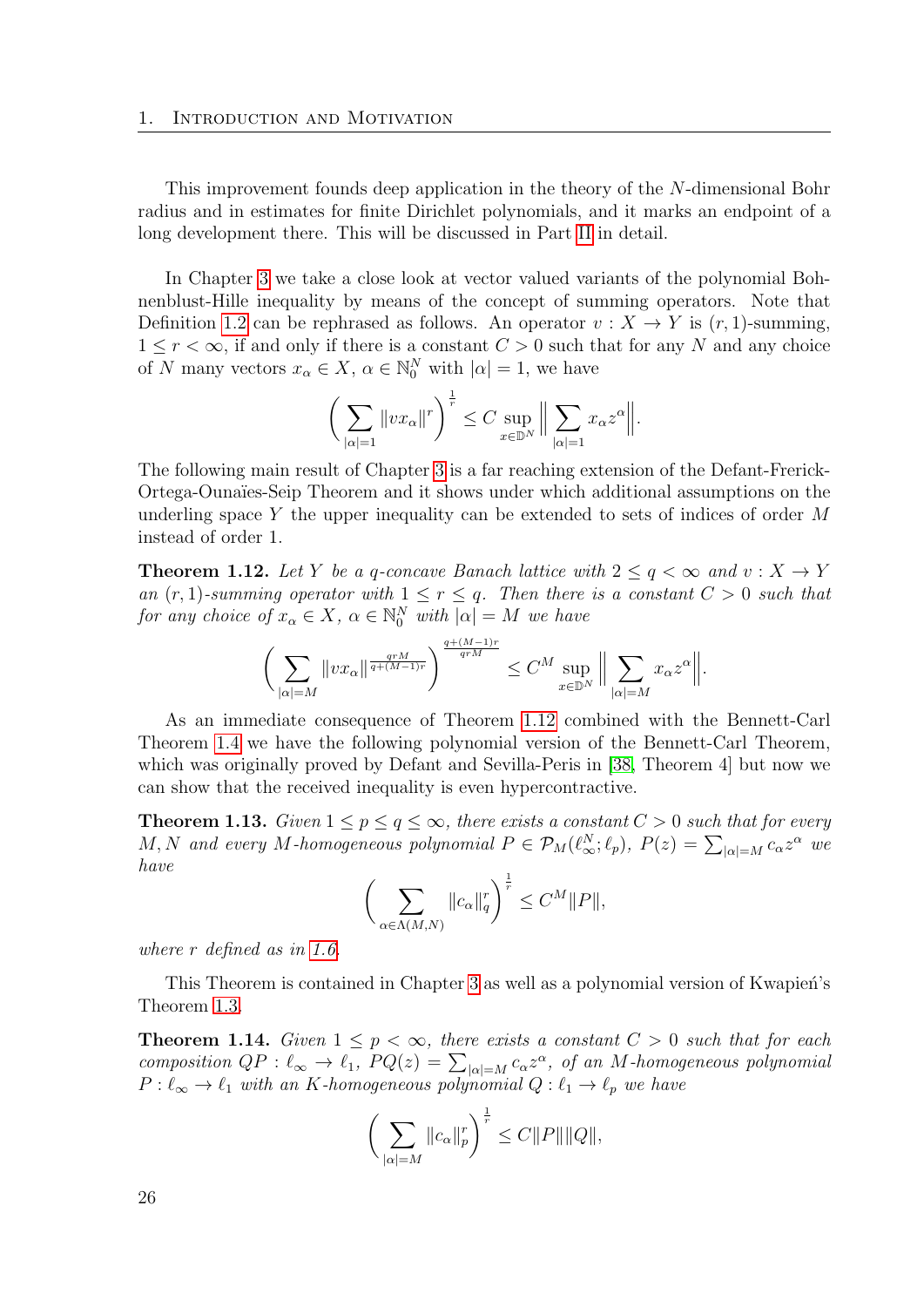This improvement founds deep application in the theory of the $N$-dimensional Bohr radius and in estimates for finite Dirichlet polynomials, and it marks an endpoint of a long development there. This will be discussed in Part II in detail.

In Chapter 3 we take a close look at vector valued variants of the polynomial Bohnenblust-Hille inequality by means of the concept of summing operators. Note that Definition 1.2 can be rephrased as follows. An operator $v : X \to Y$ is $(r, 1)$-summing, $1 \leq r < \infty$, if and only if there is a constant $C > 0$ such that for any $N$ and any choice of $N$ many vectors $x_\alpha \in X$, $\alpha \in \mathbb{N}_0^N$ with $|\alpha| = 1$, we have

$$\Big( \sum_{|\alpha|=1} \|v x_\alpha\|^r \Big)^{\frac{1}{r}} \leq C \sup_{x \in \mathbb{D}^N} \Big\| \sum_{|\alpha|=1} x_\alpha z^\alpha \Big\|.$$

The following main result of Chapter 3 is a far reaching extension of the Defant-Frerick-Ortega-Ounaïes-Seip Theorem and it shows under which additional assumptions on the underling space $Y$ the upper inequality can be extended to sets of indices of order $M$ instead of order 1.

**Theorem 1.12.** *Let $Y$ be a $q$-concave Banach lattice with $2 \leq q < \infty$ and $v : X \to Y$ an $(r, 1)$-summing operator with $1 \leq r \leq q$. Then there is a constant $C > 0$ such that for any choice of $x_\alpha \in X$, $\alpha \in \mathbb{N}_0^N$ with $|\alpha| = M$ we have*

$$\Big( \sum_{|\alpha|=M} \|v x_\alpha\|^{\frac{qrM}{q+(M-1)r}} \Big)^{\frac{q+(M-1)r}{qrM}} \leq C^M \sup_{x \in \mathbb{D}^N} \Big\| \sum_{|\alpha|=M} x_\alpha z^\alpha \Big\|.$$

As an immediate consequence of Theorem 1.12 combined with the Bennett-Carl Theorem 1.4 we have the following polynomial version of the Bennett-Carl Theorem, which was originally proved by Defant and Sevilla-Peris in [38, Theorem 4] but now we can show that the received inequality is even hypercontractive.

**Theorem 1.13.** *Given $1 \leq p \leq q \leq \infty$, there exists a constant $C > 0$ such that for every $M, N$ and every $M$-homogeneous polynomial $P \in \mathcal{P}_M(\ell_\infty^N; \ell_p)$, $P(z) = \sum_{|\alpha|=M} c_\alpha z^\alpha$ we have*

$$\Big( \sum_{\alpha \in \Lambda(M,N)} \|c_\alpha\|_q^r \Big)^{\frac{1}{r}} \leq C^M \|P\|,$$

*where $r$ defined as in 1.6.*

This Theorem is contained in Chapter 3 as well as a polynomial version of Kwapień's Theorem 1.3.

**Theorem 1.14.** *Given $1 \leq p < \infty$, there exists a constant $C > 0$ such that for each composition $QP : \ell_\infty \to \ell_1$, $PQ(z) = \sum_{|\alpha|=M} c_\alpha z^\alpha$, of an $M$-homogeneous polynomial $P : \ell_\infty \to \ell_1$ with an $K$-homogeneous polynomial $Q : \ell_1 \to \ell_p$ we have*

$$\Big( \sum_{|\alpha|=M} \|c_\alpha\|_p^r \Big)^{\frac{1}{r}} \leq C \|P\| \|Q\|,$$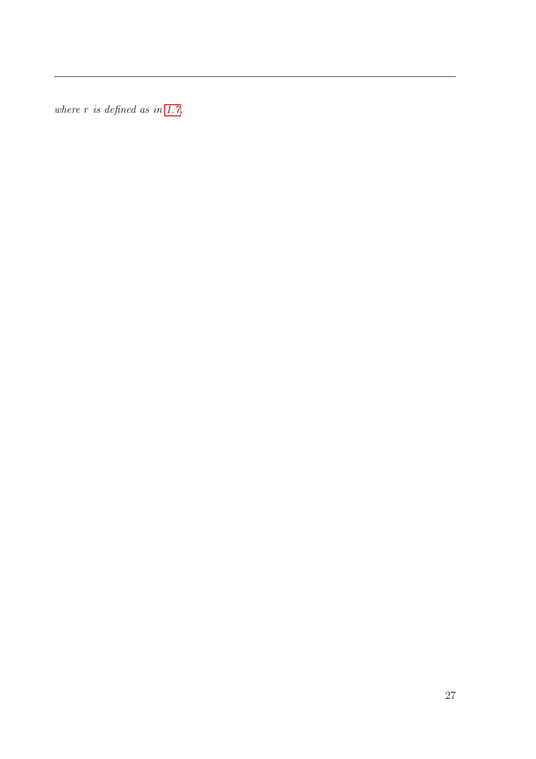*where $r$ is defined as in 1.7.*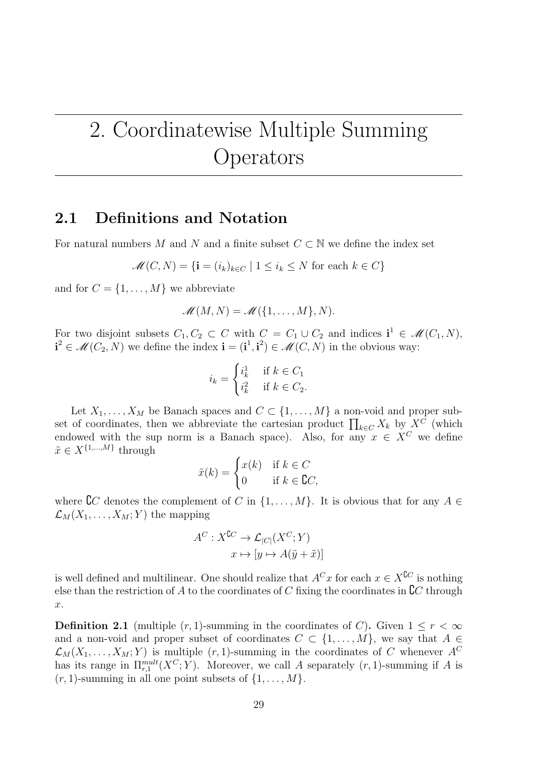# 2. Coordinatewise Multiple Summing Operators

## 2.1 Definitions and Notation

For natural numbers $M$ and $N$ and a finite subset $C \subset \mathbb{N}$ we define the index set

$$\mathscr{M}(C,N) = \{\mathbf{i} = (i_k)_{k\in C} \mid 1 \leq i_k \leq N \text{ for each } k \in C\}$$

and for $C = \{1,\dots,M\}$ we abbreviate

$$\mathscr{M}(M,N) = \mathscr{M}(\{1,\dots,M\},N).$$

For two disjoint subsets $C_1, C_2 \subset C$ with $C = C_1 \cup C_2$ and indices $\mathbf{i}^1 \in \mathscr{M}(C_1,N)$, $\mathbf{i}^2 \in \mathscr{M}(C_2,N)$ we define the index $\mathbf{i} = (\mathbf{i}^1,\mathbf{i}^2) \in \mathscr{M}(C,N)$ in the obvious way:

$$i_k = \begin{cases} i_k^1 & \text{if } k \in C_1 \\ i_k^2 & \text{if } k \in C_2. \end{cases}$$

Let $X_1,\dots,X_M$ be Banach spaces and $C \subset \{1,\dots,M\}$ a non-void and proper subset of coordinates, then we abbreviate the cartesian product $\prod_{k\in C} X_k$ by $X^C$ (which endowed with the sup norm is a Banach space). Also, for any $x \in X^C$ we define $\tilde{x} \in X^{\{1,\dots,M\}}$ through

$$\tilde{x}(k) = \begin{cases} x(k) & \text{if } k \in C \\ 0 & \text{if } k \in \complement C, \end{cases}$$

where $\complement C$ denotes the complement of $C$ in $\{1,\dots,M\}$. It is obvious that for any $A \in \mathcal{L}_M(X_1,\dots,X_M;Y)$ the mapping

$$\begin{aligned} A^C : X^{\complement C} &\to \mathcal{L}_{|C|}(X^C;Y) \\ x &\mapsto [y \mapsto A(\tilde{y} + \tilde{x})] \end{aligned}$$

is well defined and multilinear. One should realize that $A^C x$ for each $x \in X^{\complement C}$ is nothing else than the restriction of $A$ to the coordinates of $C$ fixing the coordinates in $\complement C$ through $x$.

**Definition 2.1** (multiple $(r,1)$-summing in the coordinates of $C$)**.** Given $1 \leq r < \infty$ and a non-void and proper subset of coordinates $C \subset \{1,\dots,M\}$, we say that $A \in \mathcal{L}_M(X_1,\dots,X_M;Y)$ is multiple $(r,1)$-summing in the coordinates of $C$ whenever $A^C$ has its range in $\Pi_{r,1}^{mult}(X^C;Y)$. Moreover, we call $A$ separately $(r,1)$-summing if $A$ is $(r,1)$-summing in all one point subsets of $\{1,\dots,M\}$.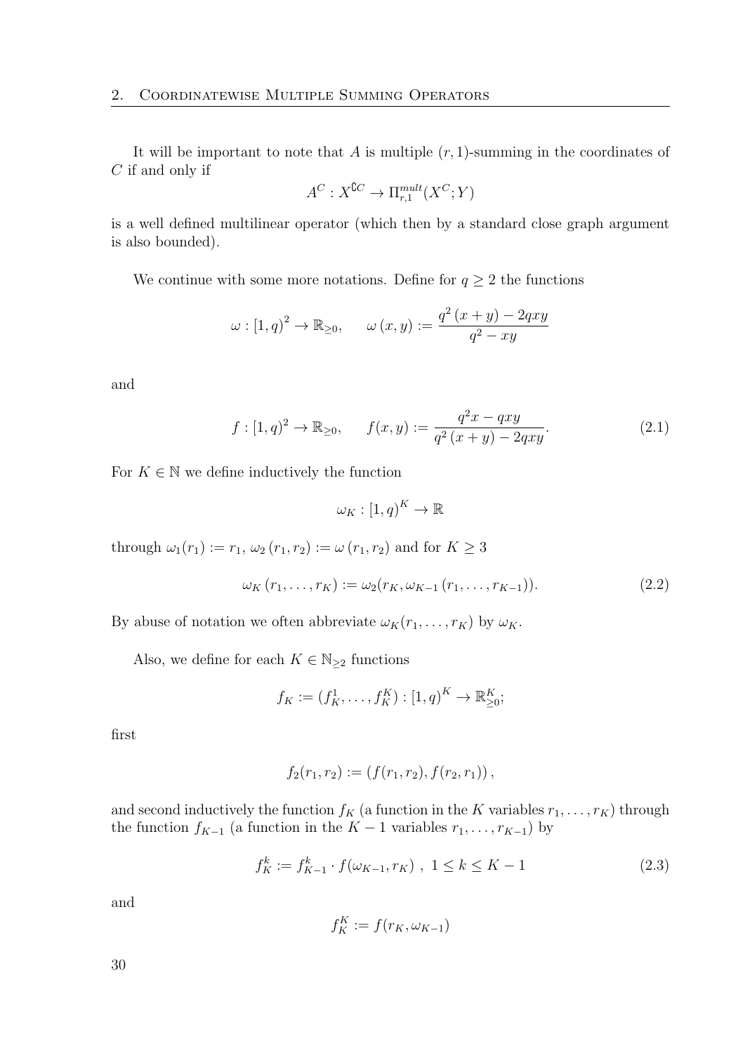It will be important to note that $A$ is multiple $(r,1)$-summing in the coordinates of $C$ if and only if

$$A^C : X^{\complement C} \to \Pi_{r,1}^{mult}(X^C; Y)$$

is a well defined multilinear operator (which then by a standard close graph argument is also bounded).

We continue with some more notations. Define for $q \geq 2$ the functions

$$\omega : [1,q)^2 \to \mathbb{R}_{\geq 0}, \qquad \omega(x,y) := \frac{q^2(x+y) - 2qxy}{q^2 - xy}$$

and

$$f : [1,q)^2 \to \mathbb{R}_{\geq 0}, \qquad f(x,y) := \frac{q^2 x - qxy}{q^2(x+y) - 2qxy}. \tag{2.1}$$

For $K \in \mathbb{N}$ we define inductively the function

$$\omega_K : [1,q)^K \to \mathbb{R}$$

through $\omega_1(r_1) := r_1$, $\omega_2(r_1, r_2) := \omega(r_1, r_2)$ and for $K \geq 3$

$$\omega_K(r_1, \dots, r_K) := \omega_2(r_K, \omega_{K-1}(r_1, \dots, r_{K-1})). \tag{2.2}$$

By abuse of notation we often abbreviate $\omega_K(r_1, \dots, r_K)$ by $\omega_K$.

Also, we define for each $K \in \mathbb{N}_{\geq 2}$ functions

$$f_K := (f_K^1, \dots, f_K^K) : [1,q)^K \to \mathbb{R}_{\geq 0}^K;$$

first

$$f_2(r_1, r_2) := (f(r_1, r_2), f(r_2, r_1)),$$

and second inductively the function $f_K$ (a function in the $K$ variables $r_1, \dots, r_K$) through the function $f_{K-1}$ (a function in the $K-1$ variables $r_1, \dots, r_{K-1}$) by

$$f_K^k := f_{K-1}^k \cdot f(\omega_{K-1}, r_K) \ , \ 1 \leq k \leq K-1 \tag{2.3}$$

and

$$f_K^K := f(r_K, \omega_{K-1})$$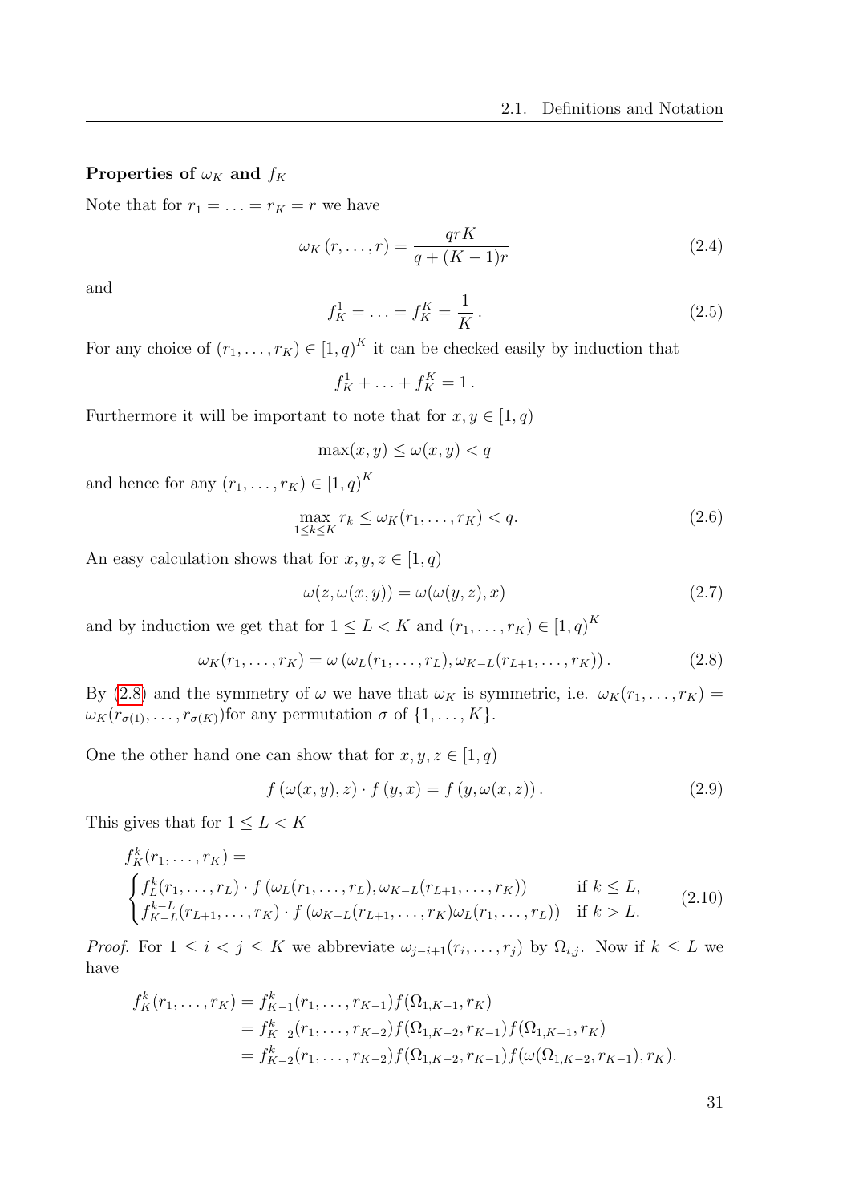### Properties of $\omega_K$ and $f_K$

Note that for $r_1 = \ldots = r_K = r$ we have

$$\omega_K(r, \ldots, r) = \frac{qrK}{q + (K-1)r} \tag{2.4}$$

and

$$f_K^1 = \ldots = f_K^K = \frac{1}{K}. \tag{2.5}$$

For any choice of $(r_1, \ldots, r_K) \in [1, q)^K$ it can be checked easily by induction that

$$f_K^1 + \ldots + f_K^K = 1.$$

Furthermore it will be important to note that for $x, y \in [1, q)$

$$\max(x, y) \le \omega(x, y) < q$$

and hence for any $(r_1, \ldots, r_K) \in [1, q)^K$

$$\max_{1 \le k \le K} r_k \le \omega_K(r_1, \ldots, r_K) < q. \tag{2.6}$$

An easy calculation shows that for $x, y, z \in [1, q)$

$$\omega(z, \omega(x, y)) = \omega(\omega(y, z), x) \tag{2.7}$$

and by induction we get that for $1 \le L < K$ and $(r_1, \ldots, r_K) \in [1, q)^K$

$$\omega_K(r_1, \ldots, r_K) = \omega\left(\omega_L(r_1, \ldots, r_L), \omega_{K-L}(r_{L+1}, \ldots, r_K)\right). \tag{2.8}$$

By (2.8) and the symmetry of $\omega$ we have that $\omega_K$ is symmetric, i.e. $\omega_K(r_1, \ldots, r_K) = \omega_K(r_{\sigma(1)}, \ldots, r_{\sigma(K)})$for any permutation $\sigma$ of $\{1, \ldots, K\}$.

One the other hand one can show that for $x, y, z \in [1, q)$

$$f\left(\omega(x, y), z\right) \cdot f\left(y, x\right) = f\left(y, \omega(x, z)\right). \tag{2.9}$$

This gives that for $1 \le L < K$

$$f_K^k(r_1, \ldots, r_K) = \begin{cases} f_L^k(r_1, \ldots, r_L) \cdot f\left(\omega_L(r_1, \ldots, r_L), \omega_{K-L}(r_{L+1}, \ldots, r_K)\right) & \text{if } k \le L, \\ f_{K-L}^{k-L}(r_{L+1}, \ldots, r_K) \cdot f\left(\omega_{K-L}(r_{L+1}, \ldots, r_K)\omega_L(r_1, \ldots, r_L)\right) & \text{if } k > L. \end{cases} \tag{2.10}$$

*Proof.* For $1 \le i < j \le K$ we abbreviate $\omega_{j-i+1}(r_i, \ldots, r_j)$ by $\Omega_{i,j}$. Now if $k \le L$ we have

$$\begin{aligned} f_K^k(r_1, \ldots, r_K) &= f_{K-1}^k(r_1, \ldots, r_{K-1}) f(\Omega_{1,K-1}, r_K) \\ &= f_{K-2}^k(r_1, \ldots, r_{K-2}) f(\Omega_{1,K-2}, r_{K-1}) f(\Omega_{1,K-1}, r_K) \\ &= f_{K-2}^k(r_1, \ldots, r_{K-2}) f(\Omega_{1,K-2}, r_{K-1}) f(\omega(\Omega_{1,K-2}, r_{K-1}), r_K). \end{aligned}$$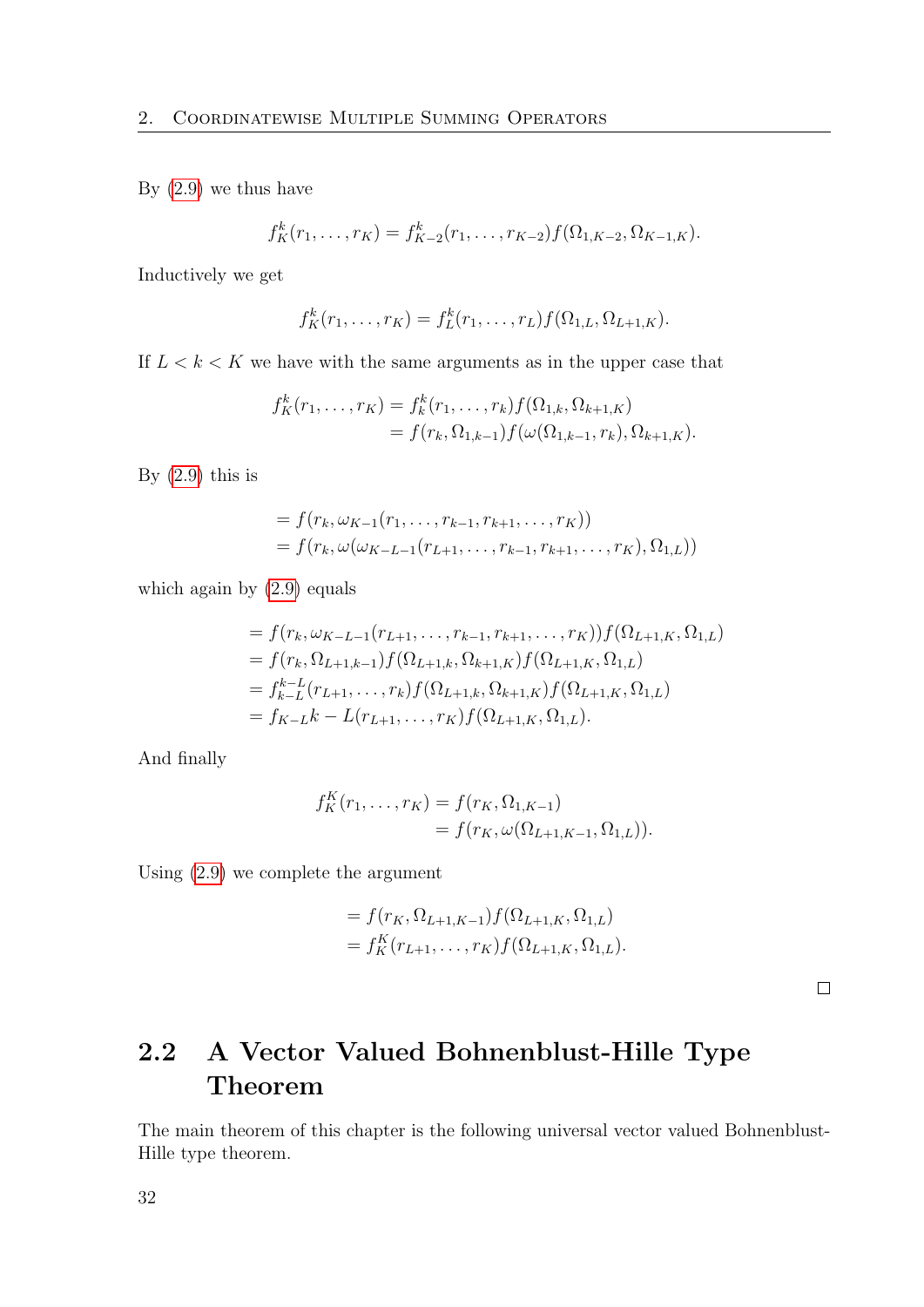By (2.9) we thus have

$$f_K^k(r_1, \ldots, r_K) = f_{K-2}^k(r_1, \ldots, r_{K-2}) f(\Omega_{1,K-2}, \Omega_{K-1,K}).$$

Inductively we get

$$f_K^k(r_1, \ldots, r_K) = f_L^k(r_1, \ldots, r_L) f(\Omega_{1,L}, \Omega_{L+1,K}).$$

If $L < k < K$ we have with the same arguments as in the upper case that

$$\begin{aligned} f_K^k(r_1, \ldots, r_K) &= f_k^k(r_1, \ldots, r_k) f(\Omega_{1,k}, \Omega_{k+1,K}) \\ &= f(r_k, \Omega_{1,k-1}) f(\omega(\Omega_{1,k-1}, r_k), \Omega_{k+1,K}). \end{aligned}$$

By (2.9) this is

$$\begin{aligned} &= f(r_k, \omega_{K-1}(r_1, \ldots, r_{k-1}, r_{k+1}, \ldots, r_K)) \\ &= f(r_k, \omega(\omega_{K-L-1}(r_{L+1}, \ldots, r_{k-1}, r_{k+1}, \ldots, r_K), \Omega_{1,L})) \end{aligned}$$

which again by (2.9) equals

$$\begin{aligned} &= f(r_k, \omega_{K-L-1}(r_{L+1}, \ldots, r_{k-1}, r_{k+1}, \ldots, r_K)) f(\Omega_{L+1,K}, \Omega_{1,L}) \\ &= f(r_k, \Omega_{L+1,k-1}) f(\Omega_{L+1,k}, \Omega_{k+1,K}) f(\Omega_{L+1,K}, \Omega_{1,L}) \\ &= f_{k-L}^{k-L}(r_{L+1}, \ldots, r_k) f(\Omega_{L+1,k}, \Omega_{k+1,K}) f(\Omega_{L+1,K}, \Omega_{1,L}) \\ &= f_{K-L}k - L(r_{L+1}, \ldots, r_K) f(\Omega_{L+1,K}, \Omega_{1,L}). \end{aligned}$$

And finally

$$\begin{aligned} f_K^K(r_1, \ldots, r_K) &= f(r_K, \Omega_{1,K-1}) \\ &= f(r_K, \omega(\Omega_{L+1,K-1}, \Omega_{1,L})). \end{aligned}$$

Using (2.9) we complete the argument

$$\begin{aligned} &= f(r_K, \Omega_{L+1,K-1}) f(\Omega_{L+1,K}, \Omega_{1,L}) \\ &= f_K^K(r_{L+1}, \ldots, r_K) f(\Omega_{L+1,K}, \Omega_{1,L}). \end{aligned}$$

□

## 2.2 A Vector Valued Bohnenblust-Hille Type Theorem

The main theorem of this chapter is the following universal vector valued Bohnenblust-Hille type theorem.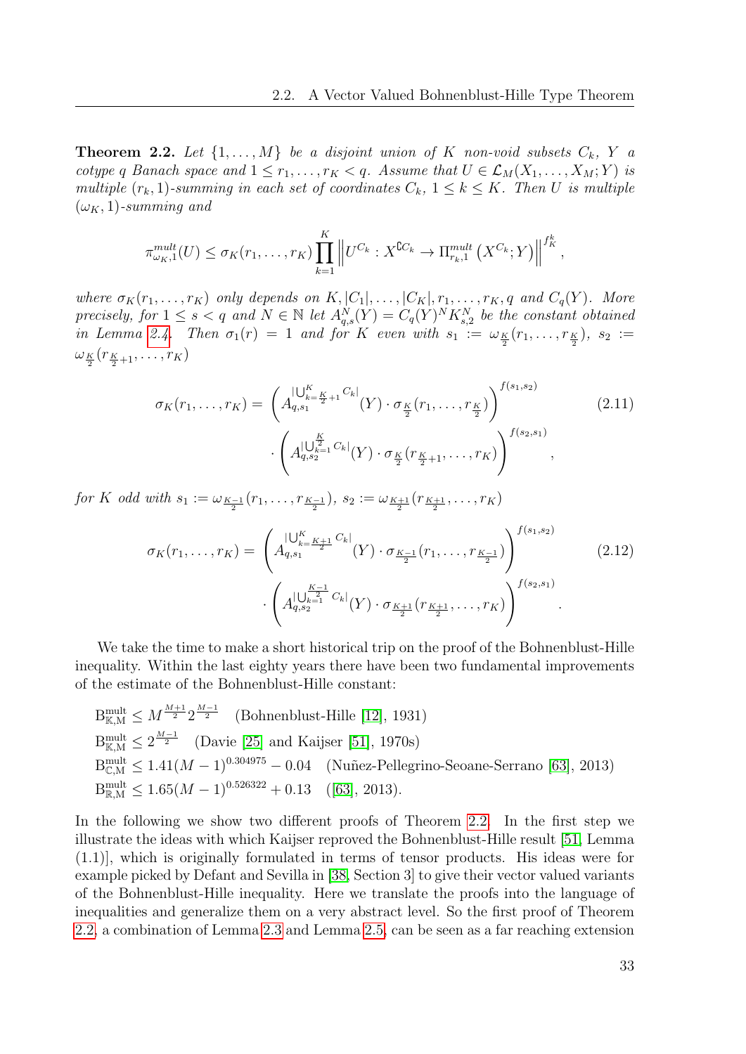**Theorem 2.2.** *Let $\{1, \dots, M\}$ be a disjoint union of $K$ non-void subsets $C_k$, $Y$ a cotype $q$ Banach space and $1 \leq r_1, \dots, r_K < q$. Assume that $U \in \mathcal{L}_M(X_1, \dots, X_M; Y)$ is multiple $(r_k, 1)$-summing in each set of coordinates $C_k$, $1 \leq k \leq K$. Then $U$ is multiple $(\omega_K, 1)$-summing and*

$$\pi^{mult}_{\omega_K,1}(U) \leq \sigma_K(r_1, \dots, r_K) \prod_{k=1}^{K} \left\| U^{C_k} : X^{\complement C_k} \to \Pi^{mult}_{r_k,1}\left(X^{C_k}; Y\right) \right\|^{f^k_K},$$

*where $\sigma_K(r_1, \dots, r_K)$ only depends on $K, |C_1|, \dots, |C_K|, r_1, \dots, r_K, q$ and $C_q(Y)$. More precisely, for $1 \leq s < q$ and $N \in \mathbb{N}$ let $A^N_{q,s}(Y) = C_q(Y)^N K^N_{s,2}$ be the constant obtained in Lemma 2.4. Then $\sigma_1(r) = 1$ and for $K$ even with $s_1 := \omega_{\frac{K}{2}}(r_1, \dots, r_{\frac{K}{2}})$, $s_2 := \omega_{\frac{K}{2}}(r_{\frac{K}{2}+1}, \dots, r_K)$*

$$\begin{aligned}\sigma_K(r_1, \dots, r_K) = &\left( A^{|\bigcup_{k=\frac{K}{2}+1}^{K} C_k|}_{q,s_1}(Y) \cdot \sigma_{\frac{K}{2}}(r_1, \dots, r_{\frac{K}{2}}) \right)^{f(s_1,s_2)} \\ &\cdot \left( A^{|\bigcup_{k=1}^{\frac{K}{2}} C_k|}_{q,s_2}(Y) \cdot \sigma_{\frac{K}{2}}(r_{\frac{K}{2}+1}, \dots, r_K) \right)^{f(s_2,s_1)},\end{aligned} \tag{2.11}$$

*for $K$ odd with $s_1 := \omega_{\frac{K-1}{2}}(r_1, \dots, r_{\frac{K-1}{2}})$, $s_2 := \omega_{\frac{K+1}{2}}(r_{\frac{K+1}{2}}, \dots, r_K)$*

$$\begin{aligned}\sigma_K(r_1, \dots, r_K) = &\left( A^{|\bigcup_{k=\frac{K+1}{2}}^{K} C_k|}_{q,s_1}(Y) \cdot \sigma_{\frac{K-1}{2}}(r_1, \dots, r_{\frac{K-1}{2}}) \right)^{f(s_1,s_2)} \\ &\cdot \left( A^{|\bigcup_{k=1}^{\frac{K-1}{2}} C_k|}_{q,s_2}(Y) \cdot \sigma_{\frac{K+1}{2}}(r_{\frac{K+1}{2}}, \dots, r_K) \right)^{f(s_2,s_1)}.\end{aligned} \tag{2.12}$$

We take the time to make a short historical trip on the proof of the Bohnenblust-Hille inequality. Within the last eighty years there have been two fundamental improvements of the estimate of the Bohnenblust-Hille constant:

$\mathrm{B}^{\mathrm{mult}}_{\mathbb{K},\mathrm{M}} \leq M^{\frac{M+1}{2}} 2^{\frac{M-1}{2}}$ (Bohnenblust-Hille [12], 1931)

$\mathrm{B}^{\mathrm{mult}}_{\mathbb{K},\mathrm{M}} \leq 2^{\frac{M-1}{2}}$ (Davie [25] and Kaijser [51], 1970s)

$\mathrm{B}^{\mathrm{mult}}_{\mathbb{C},\mathrm{M}} \leq 1.41(M-1)^{0.304975} - 0.04$ (Nuñez-Pellegrino-Seoane-Serrano [63], 2013)

$\mathrm{B}^{\mathrm{mult}}_{\mathbb{R},\mathrm{M}} \leq 1.65(M-1)^{0.526322} + 0.13$ ([63], 2013).

In the following we show two different proofs of Theorem 2.2. In the first step we illustrate the ideas with which Kaijser reproved the Bohnenblust-Hille result [51, Lemma (1.1)], which is originally formulated in terms of tensor products. His ideas were for example picked by Defant and Sevilla in [38, Section 3] to give their vector valued variants of the Bohnenblust-Hille inequality. Here we translate the proofs into the language of inequalities and generalize them on a very abstract level. So the first proof of Theorem 2.2, a combination of Lemma 2.3 and Lemma 2.5, can be seen as a far reaching extension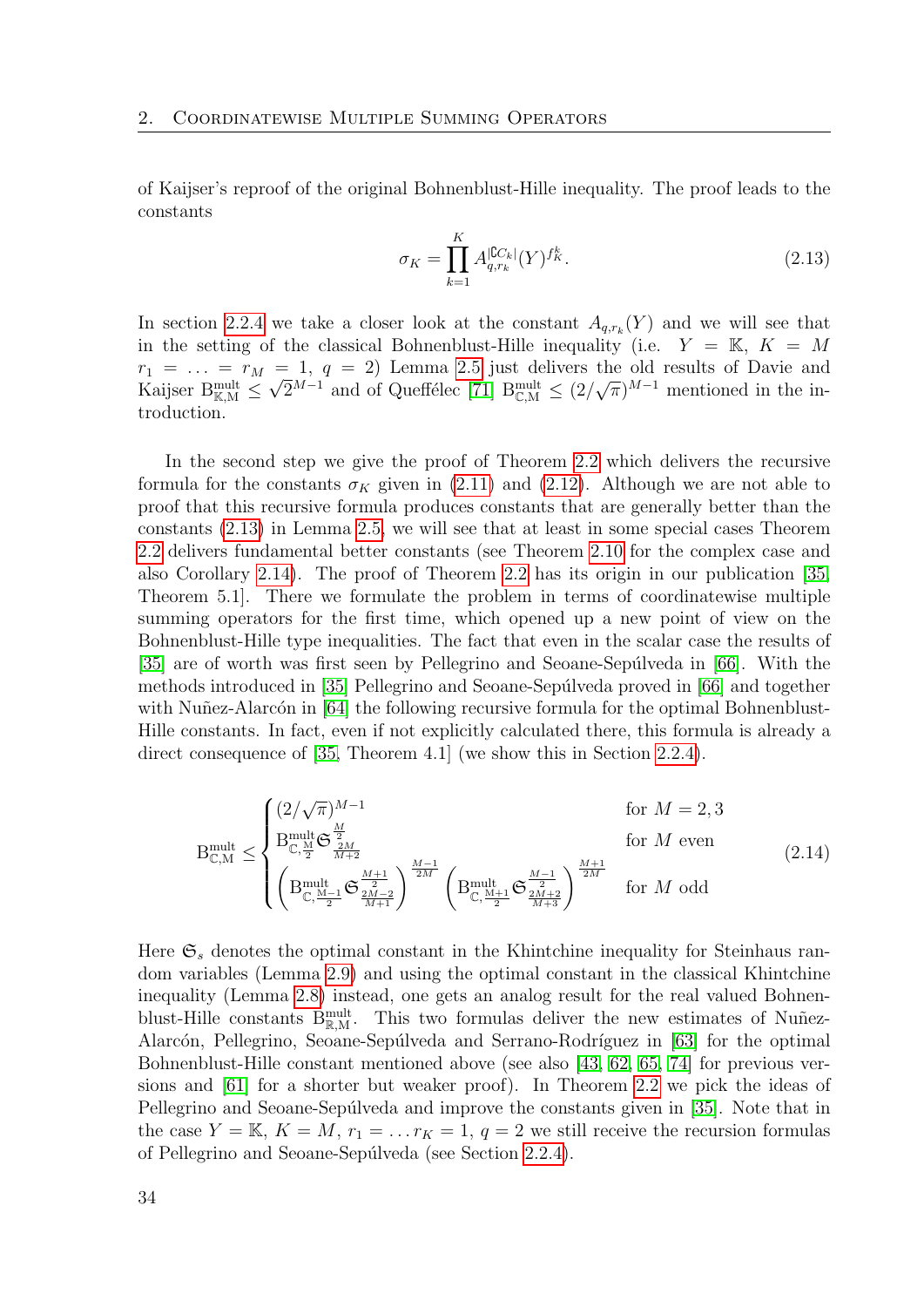of Kaijser's reproof of the original Bohnenblust-Hille inequality. The proof leads to the constants

$$\sigma_K = \prod_{k=1}^{K} A_{q,r_k}^{|\complement C_k|}(Y)^{f_K^k}. \tag{2.13}$$

In section 2.2.4 we take a closer look at the constant $A_{q,r_k}(Y)$ and we will see that in the setting of the classical Bohnenblust-Hille inequality (i.e. $Y = \mathbb{K}$, $K = M$ $r_1 = \ldots = r_M = 1$, $q = 2$) Lemma 2.5 just delivers the old results of Davie and Kaijser $\mathrm{B}^{\mathrm{mult}}_{\mathbb{K},\mathrm{M}} \leq \sqrt{2}^{M-1}$ and of Queffélec [71] $\mathrm{B}^{\mathrm{mult}}_{\mathbb{C},\mathrm{M}} \leq (2/\sqrt{\pi})^{M-1}$ mentioned in the introduction.

In the second step we give the proof of Theorem 2.2 which delivers the recursive formula for the constants $\sigma_K$ given in (2.11) and (2.12). Although we are not able to proof that this recursive formula produces constants that are generally better than the constants (2.13) in Lemma 2.5, we will see that at least in some special cases Theorem 2.2 delivers fundamental better constants (see Theorem 2.10 for the complex case and also Corollary 2.14). The proof of Theorem 2.2 has its origin in our publication [35, Theorem 5.1]. There we formulate the problem in terms of coordinatewise multiple summing operators for the first time, which opened up a new point of view on the Bohnenblust-Hille type inequalities. The fact that even in the scalar case the results of [35] are of worth was first seen by Pellegrino and Seoane-Sepúlveda in [66]. With the methods introduced in [35] Pellegrino and Seoane-Sepúlveda proved in [66] and together with Nuñez-Alarcón in [64] the following recursive formula for the optimal Bohnenblust-Hille constants. In fact, even if not explicitly calculated there, this formula is already a direct consequence of [35, Theorem 4.1] (we show this in Section 2.2.4).

$$\mathrm{B}^{\mathrm{mult}}_{\mathbb{C},\mathrm{M}} \leq \begin{cases} (2/\sqrt{\pi})^{M-1} & \text{for } M = 2,3 \\ \mathrm{B}^{\mathrm{mult}}_{\mathbb{C},\frac{M}{2}} \mathfrak{S}_{\frac{2M}{M+2}}^{\frac{M}{2}} & \text{for } M \text{ even} \\ \left(\mathrm{B}^{\mathrm{mult}}_{\mathbb{C},\frac{M-1}{2}} \mathfrak{S}_{\frac{2M-2}{M+1}}^{\frac{M+1}{2}}\right)^{\frac{M-1}{2M}} \left(\mathrm{B}^{\mathrm{mult}}_{\mathbb{C},\frac{M+1}{2}} \mathfrak{S}_{\frac{2M+2}{M+3}}^{\frac{M-1}{2}}\right)^{\frac{M+1}{2M}} & \text{for } M \text{ odd} \end{cases} \tag{2.14}$$

Here $\mathfrak{S}_s$ denotes the optimal constant in the Khintchine inequality for Steinhaus random variables (Lemma 2.9) and using the optimal constant in the classical Khintchine inequality (Lemma 2.8) instead, one gets an analog result for the real valued Bohnenblust-Hille constants $\mathrm{B}^{\mathrm{mult}}_{\mathbb{R},\mathrm{M}}$. This two formulas deliver the new estimates of Nuñez-Alarcón, Pellegrino, Seoane-Sepúlveda and Serrano-Rodríguez in [63] for the optimal Bohnenblust-Hille constant mentioned above (see also [43, 62, 65, 74] for previous versions and [61] for a shorter but weaker proof). In Theorem 2.2 we pick the ideas of Pellegrino and Seoane-Sepúlveda and improve the constants given in [35]. Note that in the case $Y = \mathbb{K}$, $K = M$, $r_1 = \ldots r_K = 1$, $q = 2$ we still receive the recursion formulas of Pellegrino and Seoane-Sepúlveda (see Section 2.2.4).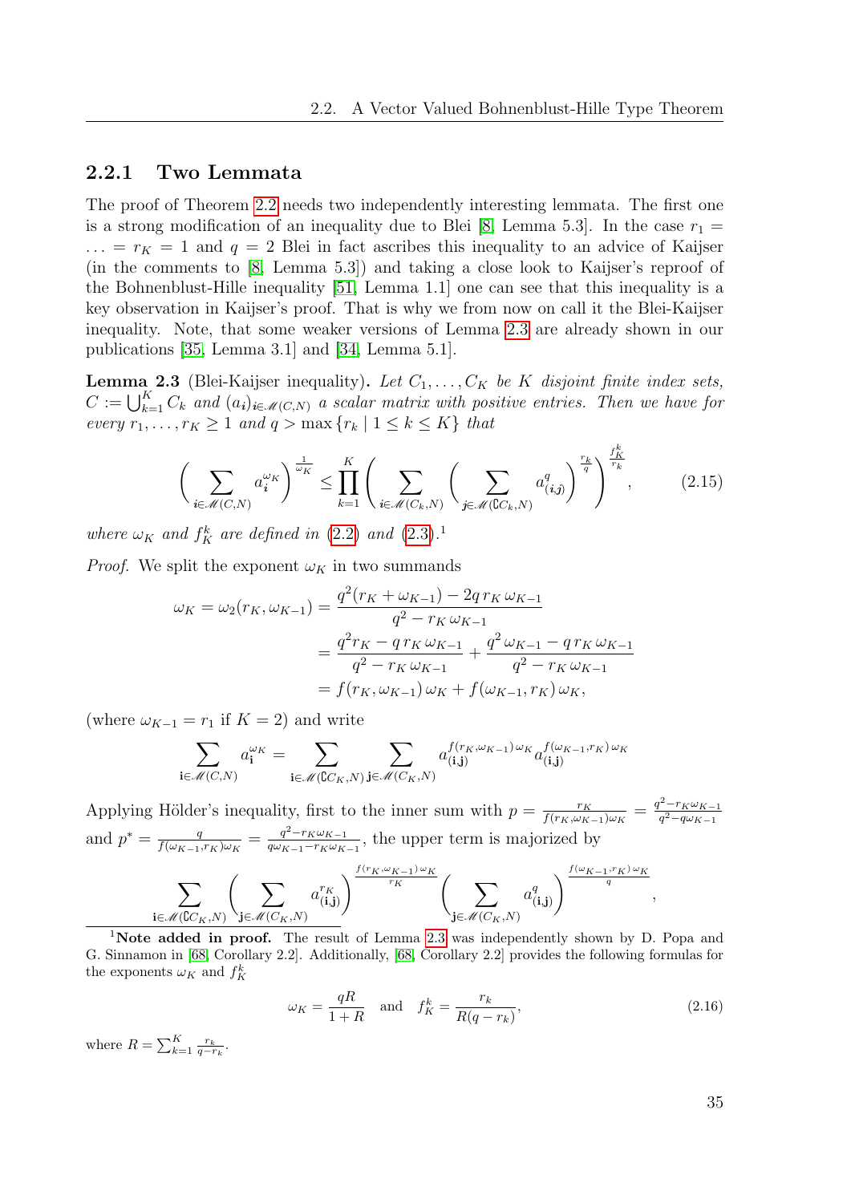### 2.2.1 Two Lemmata

The proof of Theorem 2.2 needs two independently interesting lemmata. The first one is a strong modification of an inequality due to Blei [8, Lemma 5.3]. In the case $r_1 = \ldots = r_K = 1$ and $q = 2$ Blei in fact ascribes this inequality to an advice of Kaijser (in the comments to [8, Lemma 5.3]) and taking a close look to Kaijser's reproof of the Bohnenblust-Hille inequality [51, Lemma 1.1] one can see that this inequality is a key observation in Kaijser's proof. That is why we from now on call it the Blei-Kaijser inequality. Note, that some weaker versions of Lemma 2.3 are already shown in our publications [35, Lemma 3.1] and [34, Lemma 5.1].

**Lemma 2.3** (Blei-Kaijser inequality)**.** *Let $C_1, \ldots, C_K$ be $K$ disjoint finite index sets, $C := \bigcup_{k=1}^K C_k$ and $(a_{\mathbf{i}})_{\mathbf{i}\in\mathscr{M}(C,N)}$ a scalar matrix with positive entries. Then we have for every $r_1, \ldots, r_K \geq 1$ and $q > \max\{r_k \mid 1 \leq k \leq K\}$ that*

$$\left(\sum_{\mathbf{i}\in\mathscr{M}(C,N)} a_{\mathbf{i}}^{\omega_K}\right)^{\frac{1}{\omega_K}} \leq \prod_{k=1}^{K}\left(\sum_{\mathbf{i}\in\mathscr{M}(C_k,N)}\left(\sum_{\mathbf{j}\in\mathscr{M}(\complement C_k,N)} a_{(\mathbf{i},\mathbf{j})}^{q}\right)^{\frac{r_k}{q}}\right)^{\frac{f_K^k}{r_k}}, \tag{2.15}$$

*where $\omega_K$ and $f_K^k$ are defined in* (2.2) *and* (2.3)*.*[1]

*Proof.* We split the exponent $\omega_K$ in two summands

$$\begin{aligned}\omega_K = \omega_2(r_K, \omega_{K-1}) &= \frac{q^2(r_K + \omega_{K-1}) - 2q\, r_K\, \omega_{K-1}}{q^2 - r_K\, \omega_{K-1}}\\ &= \frac{q^2 r_K - q\, r_K\, \omega_{K-1}}{q^2 - r_K\, \omega_{K-1}} + \frac{q^2\, \omega_{K-1} - q\, r_K\, \omega_{K-1}}{q^2 - r_K\, \omega_{K-1}}\\ &= f(r_K, \omega_{K-1})\, \omega_K + f(\omega_{K-1}, r_K)\, \omega_K,\end{aligned}$$

(where $\omega_{K-1} = r_1$ if $K = 2$) and write

$$\sum_{\mathbf{i}\in\mathscr{M}(C,N)} a_{\mathbf{i}}^{\omega_K} = \sum_{\mathbf{i}\in\mathscr{M}(\complement C_K,N)}\ \sum_{\mathbf{j}\in\mathscr{M}(C_K,N)} a_{(\mathbf{i},\mathbf{j})}^{f(r_K,\omega_{K-1})\,\omega_K} a_{(\mathbf{i},\mathbf{j})}^{f(\omega_{K-1},r_K)\,\omega_K}$$

Applying Hölder's inequality, first to the inner sum with $p = \frac{r_K}{f(r_K,\omega_{K-1})\omega_K} = \frac{q^2 - r_K\omega_{K-1}}{q^2 - q\omega_{K-1}}$ and $p^* = \frac{q}{f(\omega_{K-1},r_K)\omega_K} = \frac{q^2 - r_K\omega_{K-1}}{q\omega_{K-1} - r_K\omega_{K-1}}$, the upper term is majorized by

$$\sum_{\mathbf{i}\in\mathscr{M}(\complement C_K,N)}\left(\sum_{\mathbf{j}\in\mathscr{M}(C_K,N)} a_{(\mathbf{i},\mathbf{j})}^{r_K}\right)^{\frac{f(r_K,\omega_{K-1})\,\omega_K}{r_K}}\left(\sum_{\mathbf{j}\in\mathscr{M}(C_K,N)} a_{(\mathbf{i},\mathbf{j})}^{q}\right)^{\frac{f(\omega_{K-1},r_K)\,\omega_K}{q}},$$

[1] **Note added in proof.** The result of Lemma 2.3 was independently shown by D. Popa and G. Sinnamon in [68, Corollary 2.2]. Additionally, [68, Corollary 2.2] provides the following formulas for the exponents $\omega_K$ and $f_K^k$

$$\omega_K = \frac{qR}{1+R} \quad \text{and} \quad f_K^k = \frac{r_k}{R(q - r_k)}, \tag{2.16}$$

where $R = \sum_{k=1}^K \frac{r_k}{q - r_k}$.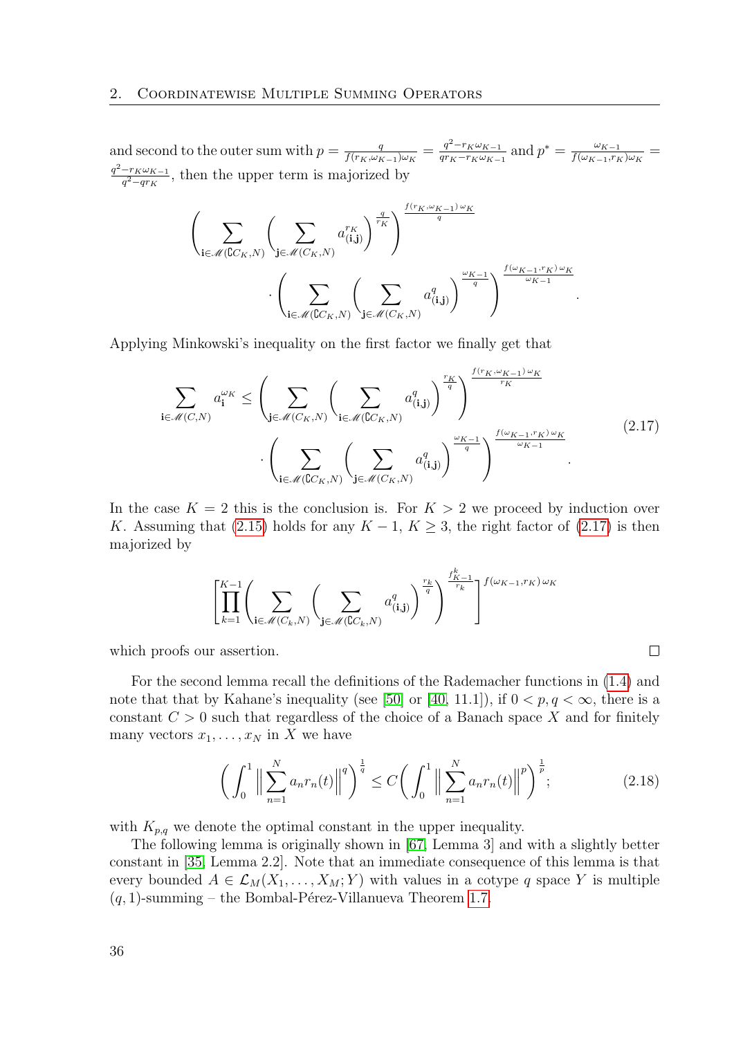and second to the outer sum with $p = \frac{q}{f(r_K,\omega_{K-1})\omega_K} = \frac{q^2 - r_K\omega_{K-1}}{qr_K - r_K\omega_{K-1}}$ and $p^* = \frac{\omega_{K-1}}{f(\omega_{K-1},r_K)\omega_K} = \frac{q^2 - r_K\omega_{K-1}}{q^2 - qr_K}$, then the upper term is majorized by

$$\Bigg( \sum_{\mathbf{i}\in \mathscr{M}(\complement C_K,N)} \Big( \sum_{\mathbf{j}\in \mathscr{M}(C_K,N)} a_{(\mathbf{i},\mathbf{j})}^{r_K} \Big)^{\frac{q}{r_K}} \Bigg)^{\frac{f(r_K,\omega_{K-1})\,\omega_K}{q}} \cdot \Bigg( \sum_{\mathbf{i}\in \mathscr{M}(\complement C_K,N)} \Big( \sum_{\mathbf{j}\in \mathscr{M}(C_K,N)} a_{(\mathbf{i},\mathbf{j})}^{q} \Big)^{\frac{\omega_{K-1}}{q}} \Bigg)^{\frac{f(\omega_{K-1},r_K)\,\omega_K}{\omega_{K-1}}}.$$

Applying Minkowski's inequality on the first factor we finally get that

$$\sum_{\mathbf{i}\in \mathscr{M}(C,N)} a_{\mathbf{i}}^{\omega_K} \le \Bigg( \sum_{\mathbf{j}\in \mathscr{M}(C_K,N)} \Big( \sum_{\mathbf{i}\in \mathscr{M}(\complement C_K,N)} a_{(\mathbf{i},\mathbf{j})}^{q} \Big)^{\frac{r_K}{q}} \Bigg)^{\frac{f(r_K,\omega_{K-1})\,\omega_K}{r_K}} \cdot \Bigg( \sum_{\mathbf{i}\in \mathscr{M}(\complement C_K,N)} \Big( \sum_{\mathbf{j}\in \mathscr{M}(C_K,N)} a_{(\mathbf{i},\mathbf{j})}^{q} \Big)^{\frac{\omega_{K-1}}{q}} \Bigg)^{\frac{f(\omega_{K-1},r_K)\,\omega_K}{\omega_{K-1}}}. \tag{2.17}$$

In the case $K = 2$ this is the conclusion is. For $K > 2$ we proceed by induction over $K$. Assuming that (2.15) holds for any $K-1$, $K \ge 3$, the right factor of (2.17) is then majorized by

$$\left[ \prod_{k=1}^{K-1} \Bigg( \sum_{\mathbf{i}\in \mathscr{M}(C_k,N)} \Big( \sum_{\mathbf{j}\in \mathscr{M}(\complement C_k,N)} a_{(\mathbf{i},\mathbf{j})}^{q} \Big)^{\frac{r_k}{q}} \Bigg)^{\frac{f_{K-1}^{k}}{r_k}} \right]^{f(\omega_{K-1},r_K)\,\omega_K}$$

which proofs our assertion. $\square$

For the second lemma recall the definitions of the Rademacher functions in (1.4) and note that that by Kahane's inequality (see [50] or [40, 11.1]), if $0 < p, q < \infty$, there is a constant $C > 0$ such that regardless of the choice of a Banach space $X$ and for finitely many vectors $x_1, \ldots, x_N$ in $X$ we have

$$\Big( \int_0^1 \Big\| \sum_{n=1}^{N} a_n r_n(t) \Big\|^q \Big)^{\frac{1}{q}} \le C \Big( \int_0^1 \Big\| \sum_{n=1}^{N} a_n r_n(t) \Big\|^p \Big)^{\frac{1}{p}}; \tag{2.18}$$

with $K_{p,q}$ we denote the optimal constant in the upper inequality.

The following lemma is originally shown in [67, Lemma 3] and with a slightly better constant in [35, Lemma 2.2]. Note that an immediate consequence of this lemma is that every bounded $A \in \mathcal{L}_M(X_1, \ldots, X_M; Y)$ with values in a cotype $q$ space $Y$ is multiple $(q,1)$-summing – the Bombal-Pérez-Villanueva Theorem 1.7.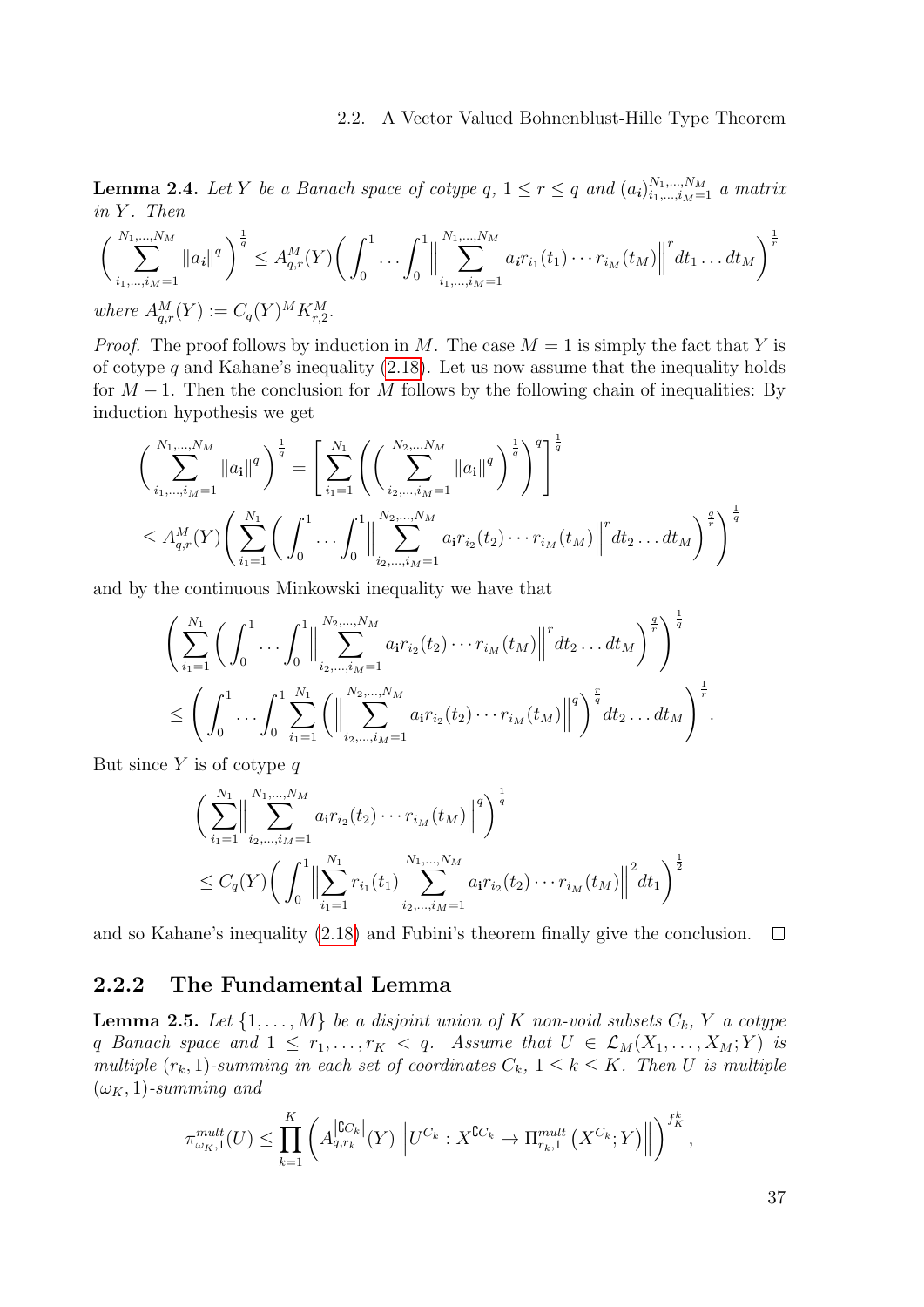**Lemma 2.4.** *Let $Y$ be a Banach space of cotype $q$, $1 \leq r \leq q$ and $(a_{\mathbf{i}})_{i_1,\ldots,i_M=1}^{N_1,\ldots,N_M}$ a matrix in $Y$. Then*

$$\Big(\sum_{i_1,\ldots,i_M=1}^{N_1,\ldots,N_M} \|a_{\mathbf{i}}\|^q\Big)^{\frac{1}{q}} \leq A_{q,r}^M(Y)\Big(\int_0^1 \ldots \int_0^1 \Big\| \sum_{i_1,\ldots,i_M=1}^{N_1,\ldots,N_M} a_{\mathbf{i}} r_{i_1}(t_1)\cdots r_{i_M}(t_M)\Big\|^r dt_1 \ldots dt_M\Big)^{\frac{1}{r}}$$

*where $A_{q,r}^M(Y) := C_q(Y)^M K_{r,2}^M$.*

*Proof.* The proof follows by induction in $M$. The case $M=1$ is simply the fact that $Y$ is of cotype $q$ and Kahane's inequality (2.18). Let us now assume that the inequality holds for $M-1$. Then the conclusion for $M$ follows by the following chain of inequalities: By induction hypothesis we get

$$\begin{aligned}
\Big(\sum_{i_1,\ldots,i_M=1}^{N_1,\ldots,N_M} \|a_{\mathbf{i}}\|^q\Big)^{\frac{1}{q}} &= \Bigg[\sum_{i_1=1}^{N_1}\Bigg(\Big(\sum_{i_2,\ldots,i_M=1}^{N_2,\ldots N_M} \|a_{\mathbf{i}}\|^q\Big)^{\frac{1}{q}}\Bigg)^q\Bigg]^{\frac{1}{q}} \\
&\leq A_{q,r}^M(Y)\Bigg(\sum_{i_1=1}^{N_1}\Big(\int_0^1 \ldots \int_0^1 \Big\|\sum_{i_2,\ldots,i_M=1}^{N_2,\ldots,N_M} a_{\mathbf{i}} r_{i_2}(t_2)\cdots r_{i_M}(t_M)\Big\|^r dt_2\ldots dt_M\Big)^{\frac{q}{r}}\Bigg)^{\frac{1}{q}}
\end{aligned}$$

and by the continuous Minkowski inequality we have that

$$\begin{aligned}
&\Bigg(\sum_{i_1=1}^{N_1}\Big(\int_0^1 \ldots \int_0^1 \Big\|\sum_{i_2,\ldots,i_M=1}^{N_2,\ldots,N_M} a_{\mathbf{i}} r_{i_2}(t_2)\cdots r_{i_M}(t_M)\Big\|^r dt_2\ldots dt_M\Big)^{\frac{q}{r}}\Bigg)^{\frac{1}{q}} \\
&\leq \Bigg(\int_0^1 \ldots \int_0^1 \sum_{i_1=1}^{N_1}\Big(\Big\|\sum_{i_2,\ldots,i_M=1}^{N_2,\ldots,N_M} a_{\mathbf{i}} r_{i_2}(t_2)\cdots r_{i_M}(t_M)\Big\|^q\Big)^{\frac{r}{q}} dt_2\ldots dt_M\Bigg)^{\frac{1}{r}}.
\end{aligned}$$

But since $Y$ is of cotype $q$

$$\begin{aligned}
&\Big(\sum_{i_1=1}^{N_1}\Big\|\sum_{i_2,\ldots,i_M=1}^{N_1,\ldots,N_M} a_{\mathbf{i}} r_{i_2}(t_2)\cdots r_{i_M}(t_M)\Big\|^q\Big)^{\frac{1}{q}} \\
&\leq C_q(Y)\Big(\int_0^1 \Big\|\sum_{i_1=1}^{N_1} r_{i_1}(t_1)\sum_{i_2,\ldots,i_M=1}^{N_1,\ldots,N_M} a_{\mathbf{i}} r_{i_2}(t_2)\cdots r_{i_M}(t_M)\Big\|^2 dt_1\Big)^{\frac{1}{2}}
\end{aligned}$$

and so Kahane's inequality (2.18) and Fubini's theorem finally give the conclusion. $\square$

### 2.2.2 The Fundamental Lemma

**Lemma 2.5.** *Let $\{1,\ldots,M\}$ be a disjoint union of $K$ non-void subsets $C_k$, $Y$ a cotype $q$ Banach space and $1 \leq r_1,\ldots,r_K < q$. Assume that $U \in \mathcal{L}_M(X_1,\ldots,X_M;Y)$ is multiple $(r_k,1)$-summing in each set of coordinates $C_k$, $1 \leq k \leq K$. Then $U$ is multiple $(\omega_K,1)$-summing and*

$$\pi_{\omega_K,1}^{mult}(U) \leq \prod_{k=1}^K \left(A_{q,r_k}^{|\complement C_k|}(Y)\left\|U^{C_k} : X^{\complement C_k} \to \Pi_{r_k,1}^{mult}\left(X^{C_k};Y\right)\right\|\right)^{f_K^k},$$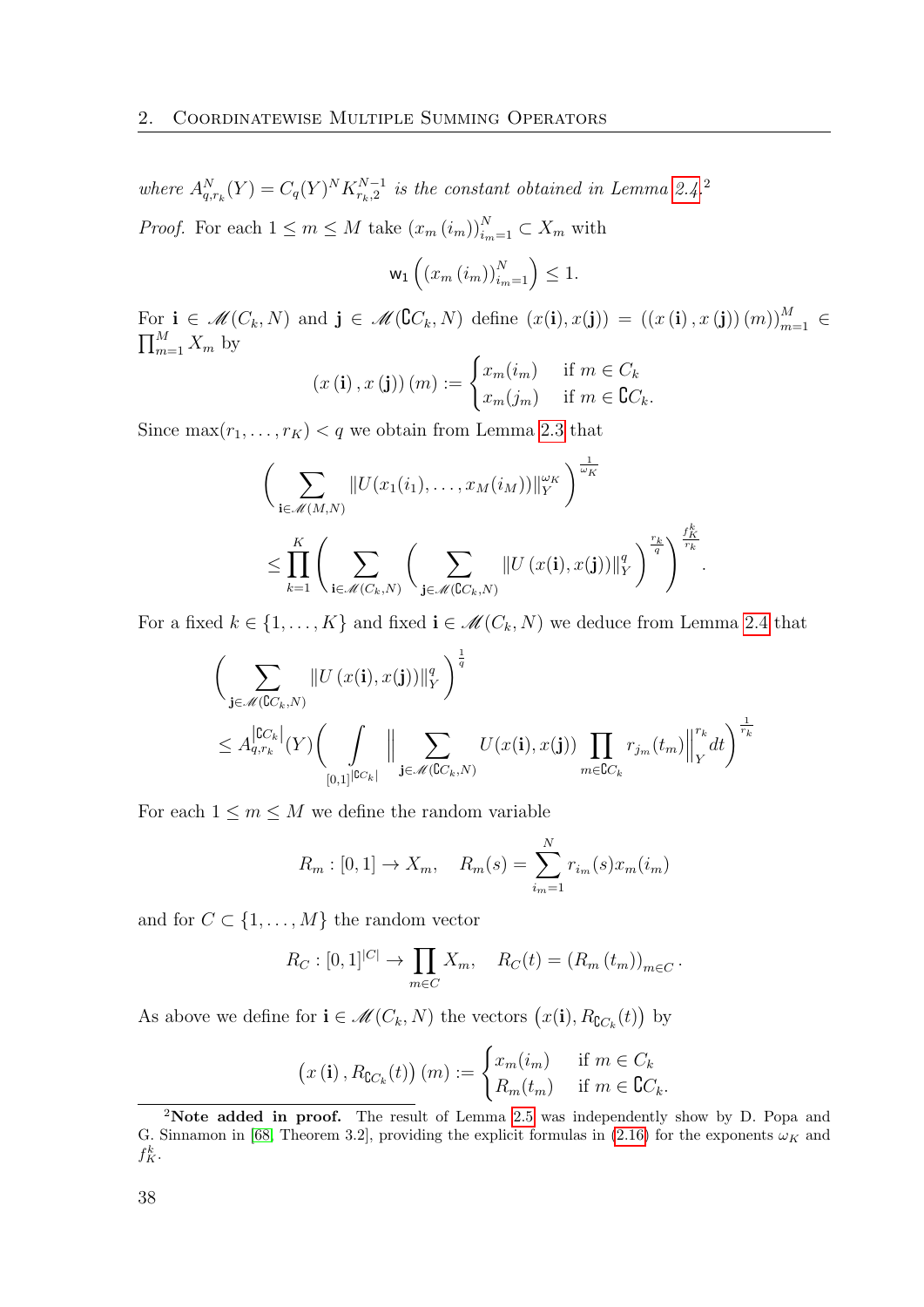*where $A^N_{q,r_k}(Y) = C_q(Y)^N K^{N-1}_{r_k,2}$ is the constant obtained in Lemma 2.4.*[2]

*Proof.* For each $1 \leq m \leq M$ take $(x_m(i_m))_{i_m=1}^N \subset X_m$ with

$$\mathsf{w}_1\left((x_m(i_m))_{i_m=1}^N\right) \leq 1.$$

For $\mathbf{i} \in \mathscr{M}(C_k, N)$ and $\mathbf{j} \in \mathscr{M}(\complement C_k, N)$ define $(x(\mathbf{i}), x(\mathbf{j})) = ((x(\mathbf{i}), x(\mathbf{j}))(m))_{m=1}^M \in \prod_{m=1}^M X_m$ by

$$(x(\mathbf{i}), x(\mathbf{j}))(m) := \begin{cases} x_m(i_m) & \text{if } m \in C_k \\ x_m(j_m) & \text{if } m \in \complement C_k. \end{cases}$$

Since $\max(r_1, \ldots, r_K) < q$ we obtain from Lemma 2.3 that

$$\left(\sum_{\mathbf{i} \in \mathscr{M}(M,N)} \|U(x_1(i_1), \ldots, x_M(i_M))\|_Y^{\omega_K}\right)^{\frac{1}{\omega_K}}$$
$$\leq \prod_{k=1}^K \left(\sum_{\mathbf{i} \in \mathscr{M}(C_k,N)} \left(\sum_{\mathbf{j} \in \mathscr{M}(\complement C_k,N)} \|U(x(\mathbf{i}), x(\mathbf{j}))\|_Y^q\right)^{\frac{r_k}{q}}\right)^{\frac{f_K^k}{r_k}}.$$

For a fixed $k \in \{1, \ldots, K\}$ and fixed $\mathbf{i} \in \mathscr{M}(C_k, N)$ we deduce from Lemma 2.4 that

$$\left(\sum_{\mathbf{j} \in \mathscr{M}(\complement C_k,N)} \|U(x(\mathbf{i}), x(\mathbf{j}))\|_Y^q\right)^{\frac{1}{q}}$$
$$\leq A_{q,r_k}^{|\complement C_k|}(Y)\left(\int_{[0,1]^{|\complement C_k|}} \Big\|\sum_{\mathbf{j} \in \mathscr{M}(\complement C_k,N)} U(x(\mathbf{i}), x(\mathbf{j})) \prod_{m \in \complement C_k} r_{j_m}(t_m)\Big\|_Y^{r_k} dt\right)^{\frac{1}{r_k}}$$

For each $1 \leq m \leq M$ we define the random variable

$$R_m : [0,1] \to X_m, \quad R_m(s) = \sum_{i_m=1}^N r_{i_m}(s) x_m(i_m)$$

and for $C \subset \{1, \ldots, M\}$ the random vector

$$R_C : [0,1]^{|C|} \to \prod_{m \in C} X_m, \quad R_C(t) = (R_m(t_m))_{m \in C}.$$

As above we define for $\mathbf{i} \in \mathscr{M}(C_k, N)$ the vectors $\left(x(\mathbf{i}), R_{\complement C_k}(t)\right)$ by

$$\left(x(\mathbf{i}), R_{\complement C_k}(t)\right)(m) := \begin{cases} x_m(i_m) & \text{if } m \in C_k \\ R_m(t_m) & \text{if } m \in \complement C_k. \end{cases}$$

---

[2] **Note added in proof.** The result of Lemma 2.5 was independently show by D. Popa and G. Sinnamon in [68, Theorem 3.2], providing the explicit formulas in (2.16) for the exponents $\omega_K$ and $f_K^k$.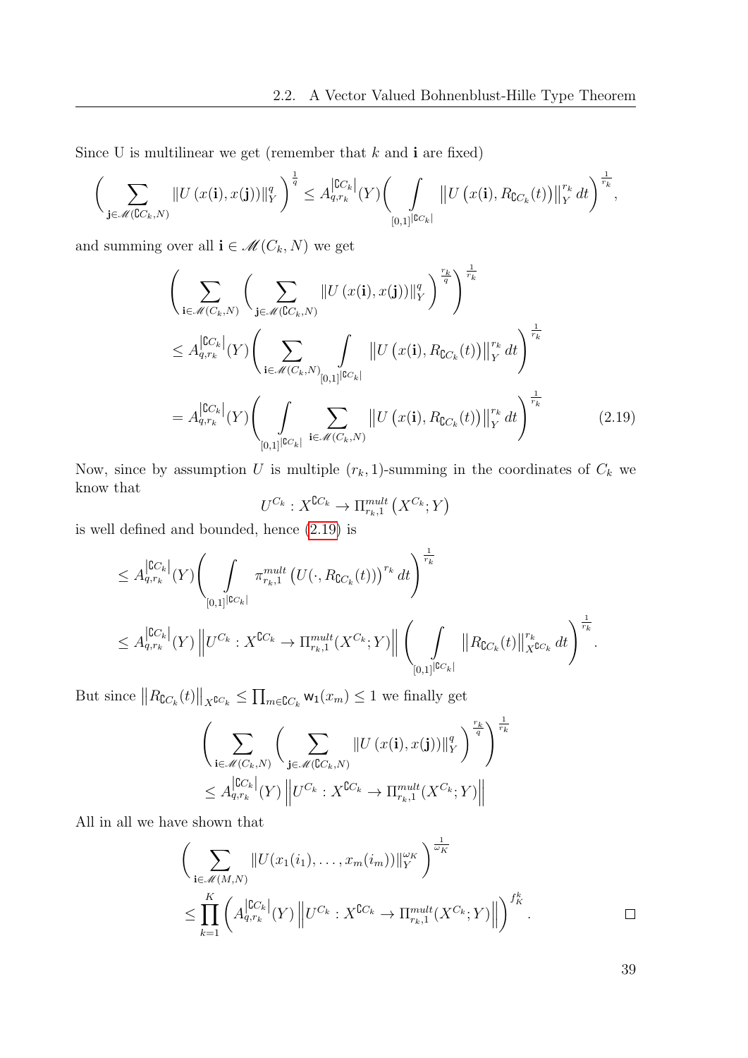Since U is multilinear we get (remember that $k$ and $\mathbf{i}$ are fixed)

$$\left( \sum_{\mathbf{j} \in \mathscr{M}(\complement C_k, N)} \|U\left(x(\mathbf{i}), x(\mathbf{j})\right)\|_Y^q \right)^{\frac{1}{q}} \leq A_{q,r_k}^{|\complement C_k|}(Y) \Bigg( \int\limits_{[0,1]^{|\complement C_k|}} \left\|U\left(x(\mathbf{i}), R_{\complement C_k}(t)\right)\right\|_Y^{r_k} dt \Bigg)^{\frac{1}{r_k}},$$

and summing over all $\mathbf{i} \in \mathscr{M}(C_k, N)$ we get

$$\begin{aligned}
&\left( \sum_{\mathbf{i} \in \mathscr{M}(C_k, N)} \left( \sum_{\mathbf{j} \in \mathscr{M}(\complement C_k, N)} \|U\left(x(\mathbf{i}), x(\mathbf{j})\right)\|_Y^q \right)^{\frac{r_k}{q}} \right)^{\frac{1}{r_k}} \\
&\leq A_{q,r_k}^{|\complement C_k|}(Y) \Bigg( \sum_{\mathbf{i} \in \mathscr{M}(C_k, N)} \int\limits_{[0,1]^{|\complement C_k|}} \left\|U\left(x(\mathbf{i}), R_{\complement C_k}(t)\right)\right\|_Y^{r_k} dt \Bigg)^{\frac{1}{r_k}} \\
&= A_{q,r_k}^{|\complement C_k|}(Y) \Bigg( \int\limits_{[0,1]^{|\complement C_k|}} \sum_{\mathbf{i} \in \mathscr{M}(C_k, N)} \left\|U\left(x(\mathbf{i}), R_{\complement C_k}(t)\right)\right\|_Y^{r_k} dt \Bigg)^{\frac{1}{r_k}} \qquad (2.19)
\end{aligned}$$

Now, since by assumption $U$ is multiple $(r_k, 1)$-summing in the coordinates of $C_k$ we know that

$$U^{C_k} : X^{\complement C_k} \to \Pi_{r_k,1}^{mult}\left(X^{C_k}; Y\right)$$

is well defined and bounded, hence (2.19) is

$$\begin{aligned}
&\leq A_{q,r_k}^{|\complement C_k|}(Y) \Bigg( \int\limits_{[0,1]^{|\complement C_k|}} \pi_{r_k,1}^{mult}\left(U(\cdot, R_{\complement C_k}(t))\right)^{r_k} dt \Bigg)^{\frac{1}{r_k}} \\
&\leq A_{q,r_k}^{|\complement C_k|}(Y) \left\|U^{C_k} : X^{\complement C_k} \to \Pi_{r_k,1}^{mult}(X^{C_k}; Y)\right\| \Bigg( \int\limits_{[0,1]^{|\complement C_k|}} \left\|R_{\complement C_k}(t)\right\|_{X^{\complement C_k}}^{r_k} dt \Bigg)^{\frac{1}{r_k}}.
\end{aligned}$$

But since $\left\|R_{\complement C_k}(t)\right\|_{X^{\complement C_k}} \leq \prod_{m \in \complement C_k} \mathsf{w}_1(x_m) \leq 1$ we finally get

$$\begin{aligned}
&\left( \sum_{\mathbf{i} \in \mathscr{M}(C_k, N)} \left( \sum_{\mathbf{j} \in \mathscr{M}(\complement C_k, N)} \|U\left(x(\mathbf{i}), x(\mathbf{j})\right)\|_Y^q \right)^{\frac{r_k}{q}} \right)^{\frac{1}{r_k}} \\
&\leq A_{q,r_k}^{|\complement C_k|}(Y) \left\|U^{C_k} : X^{\complement C_k} \to \Pi_{r_k,1}^{mult}(X^{C_k}; Y)\right\|
\end{aligned}$$

All in all we have shown that

$$\begin{aligned}
&\left( \sum_{\mathbf{i} \in \mathscr{M}(M, N)} \|U(x_1(i_1), \ldots, x_m(i_m))\|_Y^{\omega_K} \right)^{\frac{1}{\omega_K}} \\
&\leq \prod_{k=1}^{K} \left( A_{q,r_k}^{|\complement C_k|}(Y) \left\|U^{C_k} : X^{\complement C_k} \to \Pi_{r_k,1}^{mult}(X^{C_k}; Y)\right\| \right)^{f_K^k}. \qquad \square
\end{aligned}$$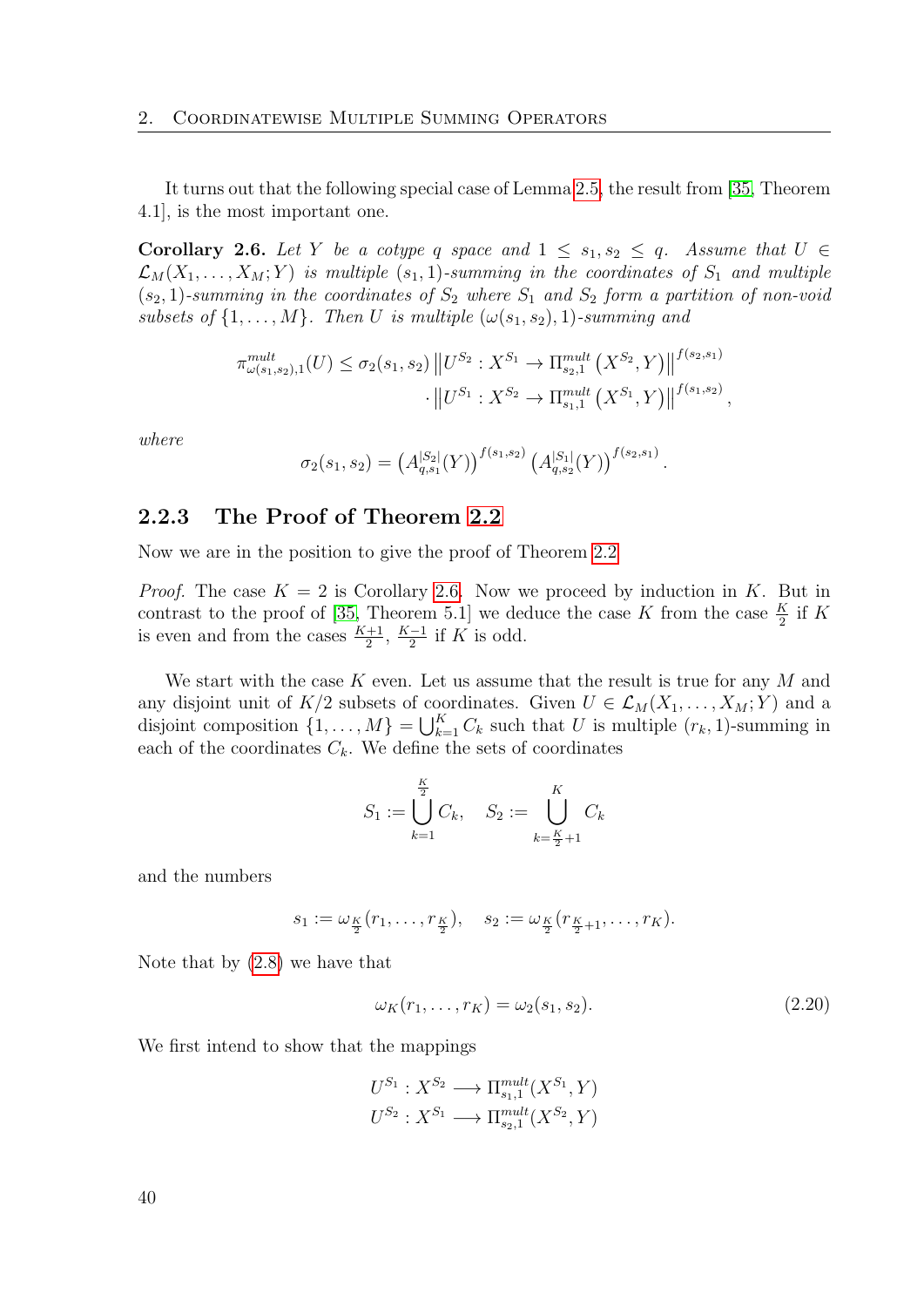It turns out that the following special case of Lemma 2.5, the result from [35, Theorem 4.1], is the most important one.

**Corollary 2.6.** *Let $Y$ be a cotype $q$ space and $1 \leq s_1, s_2 \leq q$. Assume that $U \in \mathcal{L}_M(X_1, \ldots, X_M; Y)$ is multiple $(s_1, 1)$-summing in the coordinates of $S_1$ and multiple $(s_2, 1)$-summing in the coordinates of $S_2$ where $S_1$ and $S_2$ form a partition of non-void subsets of $\{1, \ldots, M\}$. Then $U$ is multiple $(\omega(s_1, s_2), 1)$-summing and*

$$\pi^{mult}_{\omega(s_1,s_2),1}(U) \leq \sigma_2(s_1, s_2) \left\| U^{S_2} : X^{S_1} \to \Pi^{mult}_{s_2,1}\left(X^{S_2}, Y\right) \right\|^{f(s_2,s_1)} \cdot \left\| U^{S_1} : X^{S_2} \to \Pi^{mult}_{s_1,1}\left(X^{S_1}, Y\right) \right\|^{f(s_1,s_2)},$$

*where*

$$\sigma_2(s_1, s_2) = \left(A^{|S_2|}_{q,s_1}(Y)\right)^{f(s_1,s_2)} \left(A^{|S_1|}_{q,s_2}(Y)\right)^{f(s_2,s_1)}.$$

### 2.2.3 The Proof of Theorem 2.2

Now we are in the position to give the proof of Theorem 2.2.

*Proof.* The case $K = 2$ is Corollary 2.6. Now we proceed by induction in $K$. But in contrast to the proof of [35, Theorem 5.1] we deduce the case $K$ from the case $\frac{K}{2}$ if $K$ is even and from the cases $\frac{K+1}{2}$, $\frac{K-1}{2}$ if $K$ is odd.

We start with the case $K$ even. Let us assume that the result is true for any $M$ and any disjoint unit of $K/2$ subsets of coordinates. Given $U \in \mathcal{L}_M(X_1, \ldots, X_M; Y)$ and a disjoint composition $\{1, \ldots, M\} = \bigcup_{k=1}^{K} C_k$ such that $U$ is multiple $(r_k, 1)$-summing in each of the coordinates $C_k$. We define the sets of coordinates

$$S_1 := \bigcup_{k=1}^{\frac{K}{2}} C_k, \quad S_2 := \bigcup_{k=\frac{K}{2}+1}^{K} C_k$$

and the numbers

$$s_1 := \omega_{\frac{K}{2}}(r_1, \ldots, r_{\frac{K}{2}}), \quad s_2 := \omega_{\frac{K}{2}}(r_{\frac{K}{2}+1}, \ldots, r_K).$$

Note that by (2.8) we have that

$$\omega_K(r_1, \ldots, r_K) = \omega_2(s_1, s_2). \tag{2.20}$$

We first intend to show that the mappings

$$U^{S_1} : X^{S_2} \longrightarrow \Pi^{mult}_{s_1,1}(X^{S_1}, Y)$$
$$U^{S_2} : X^{S_1} \longrightarrow \Pi^{mult}_{s_2,1}(X^{S_2}, Y)$$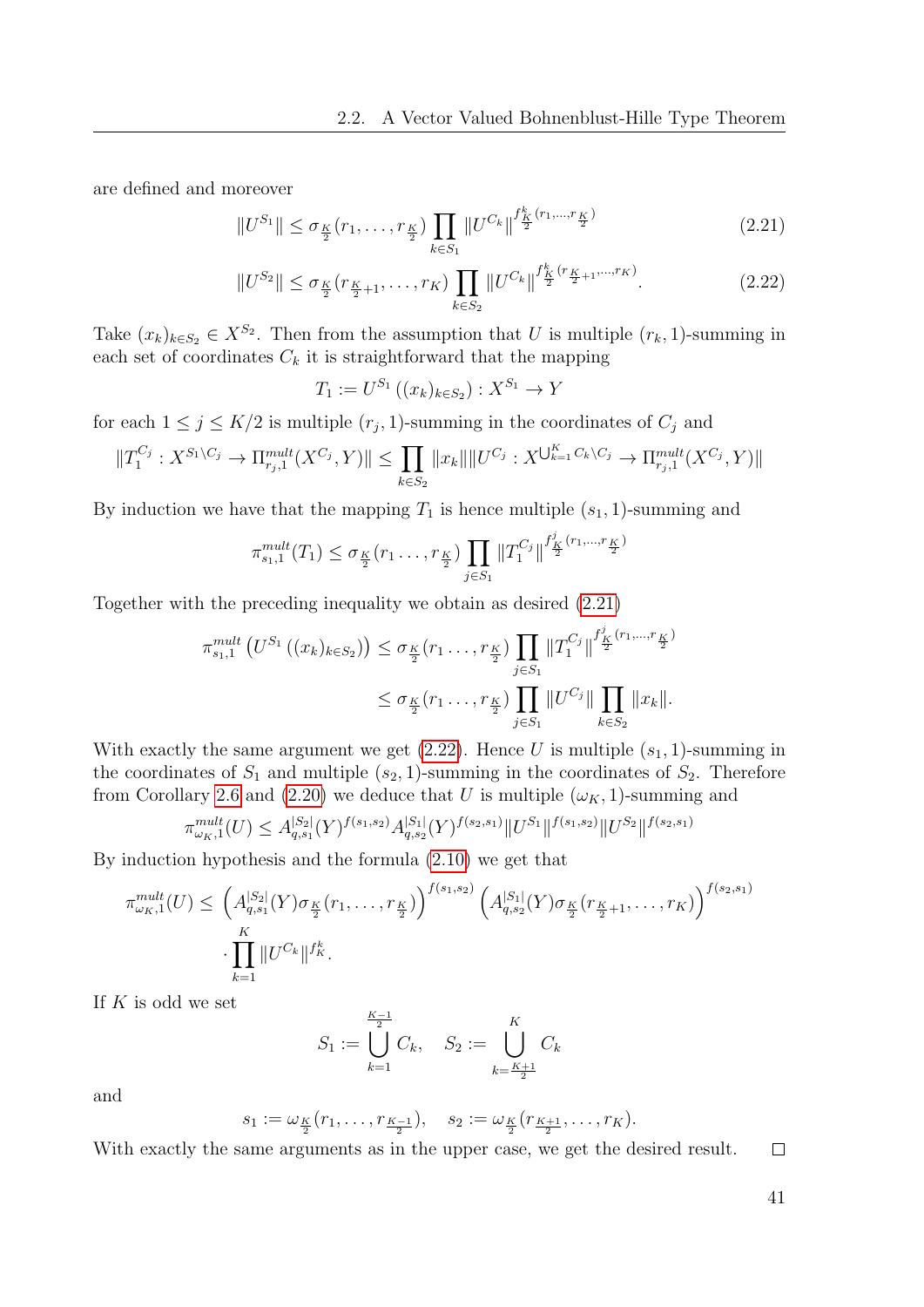are defined and moreover

$$\|U^{S_1}\| \leq \sigma_{\frac{K}{2}}(r_1, \ldots, r_{\frac{K}{2}}) \prod_{k \in S_1} \|U^{C_k}\|^{f^k_{\frac{K}{2}}(r_1, \ldots, r_{\frac{K}{2}})} \tag{2.21}$$

$$\|U^{S_2}\| \leq \sigma_{\frac{K}{2}}(r_{\frac{K}{2}+1}, \ldots, r_K) \prod_{k \in S_2} \|U^{C_k}\|^{f^k_{\frac{K}{2}}(r_{\frac{K}{2}+1}, \ldots, r_K)}. \tag{2.22}$$

Take $(x_k)_{k \in S_2} \in X^{S_2}$. Then from the assumption that $U$ is multiple $(r_k, 1)$-summing in each set of coordinates $C_k$ it is straightforward that the mapping

$$T_1 := U^{S_1}\left((x_k)_{k \in S_2}\right) : X^{S_1} \to Y$$

for each $1 \leq j \leq K/2$ is multiple $(r_j, 1)$-summing in the coordinates of $C_j$ and

$$\|T_1^{C_j} : X^{S_1 \setminus C_j} \to \Pi^{mult}_{r_j,1}(X^{C_j}, Y)\| \leq \prod_{k \in S_2} \|x_k\| \|U^{C_j} : X^{\bigcup_{k=1}^K C_k \setminus C_j} \to \Pi^{mult}_{r_j,1}(X^{C_j}, Y)\|$$

By induction we have that the mapping $T_1$ is hence multiple $(s_1, 1)$-summing and

$$\pi^{mult}_{s_1,1}(T_1) \leq \sigma_{\frac{K}{2}}(r_1 \ldots, r_{\frac{K}{2}}) \prod_{j \in S_1} \|T_1^{C_j}\|^{f^j_{\frac{K}{2}}(r_1, \ldots, r_{\frac{K}{2}})}$$

Together with the preceding inequality we obtain as desired (2.21)

$$\begin{aligned}
\pi^{mult}_{s_1,1}\left(U^{S_1}\left((x_k)_{k \in S_2}\right)\right) &\leq \sigma_{\frac{K}{2}}(r_1 \ldots, r_{\frac{K}{2}}) \prod_{j \in S_1} \|T_1^{C_j}\|^{f^j_{\frac{K}{2}}(r_1, \ldots, r_{\frac{K}{2}})} \\
&\leq \sigma_{\frac{K}{2}}(r_1 \ldots, r_{\frac{K}{2}}) \prod_{j \in S_1} \|U^{C_j}\| \prod_{k \in S_2} \|x_k\|.
\end{aligned}$$

With exactly the same argument we get (2.22). Hence $U$ is multiple $(s_1, 1)$-summing in the coordinates of $S_1$ and multiple $(s_2, 1)$-summing in the coordinates of $S_2$. Therefore from Corollary 2.6 and (2.20) we deduce that $U$ is multiple $(\omega_K, 1)$-summing and

$$\pi^{mult}_{\omega_K,1}(U) \leq A^{|S_2|}_{q,s_1}(Y)^{f(s_1,s_2)} A^{|S_1|}_{q,s_2}(Y)^{f(s_2,s_1)} \|U^{S_1}\|^{f(s_1,s_2)} \|U^{S_2}\|^{f(s_2,s_1)}$$

By induction hypothesis and the formula (2.10) we get that

$$\begin{aligned}
\pi^{mult}_{\omega_K,1}(U) \leq &\left(A^{|S_2|}_{q,s_1}(Y) \sigma_{\frac{K}{2}}(r_1, \ldots, r_{\frac{K}{2}})\right)^{f(s_1,s_2)} \left(A^{|S_1|}_{q,s_2}(Y) \sigma_{\frac{K}{2}}(r_{\frac{K}{2}+1}, \ldots, r_K)\right)^{f(s_2,s_1)} \\
&\cdot \prod_{k=1}^K \|U^{C_k}\|^{f^k_K}.
\end{aligned}$$

If $K$ is odd we set

$$S_1 := \bigcup_{k=1}^{\frac{K-1}{2}} C_k, \quad S_2 := \bigcup_{k=\frac{K+1}{2}}^{K} C_k$$

and

$$s_1 := \omega_{\frac{K}{2}}(r_1, \ldots, r_{\frac{K-1}{2}}), \quad s_2 := \omega_{\frac{K}{2}}(r_{\frac{K+1}{2}}, \ldots, r_K).$$

With exactly the same arguments as in the upper case, we get the desired result. $\square$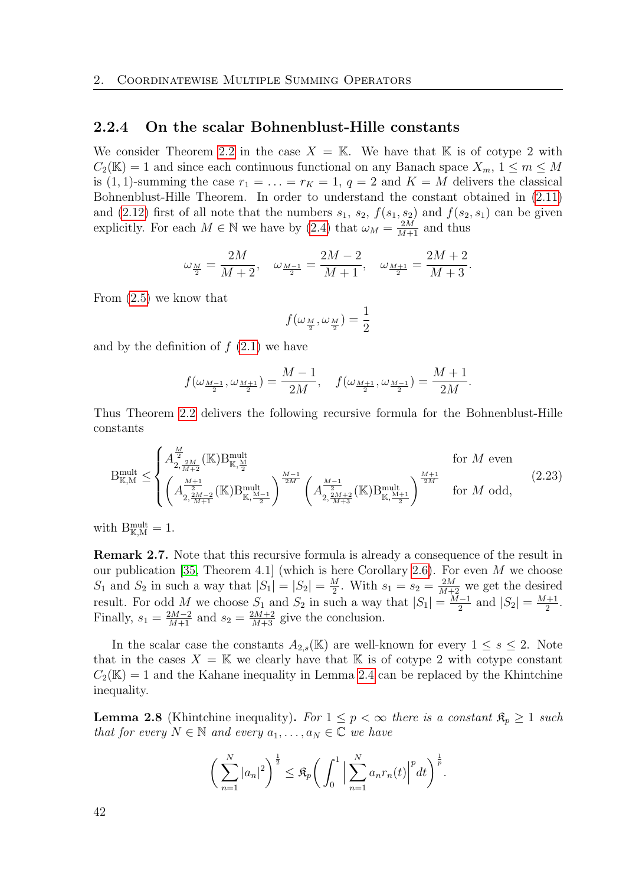### 2.2.4 On the scalar Bohnenblust-Hille constants

We consider Theorem 2.2 in the case $X = \mathbb{K}$. We have that $\mathbb{K}$ is of cotype 2 with $C_2(\mathbb{K}) = 1$ and since each continuous functional on any Banach space $X_m$, $1 \leq m \leq M$ is $(1,1)$-summing the case $r_1 = \ldots = r_K = 1$, $q = 2$ and $K = M$ delivers the classical Bohnenblust-Hille Theorem. In order to understand the constant obtained in (2.11) and (2.12) first of all note that the numbers $s_1$, $s_2$, $f(s_1, s_2)$ and $f(s_2, s_1)$ can be given explicitly. For each $M \in \mathbb{N}$ we have by (2.4) that $\omega_M = \frac{2M}{M+1}$ and thus

$$\omega_{\frac{M}{2}} = \frac{2M}{M+2}, \quad \omega_{\frac{M-1}{2}} = \frac{2M-2}{M+1}, \quad \omega_{\frac{M+1}{2}} = \frac{2M+2}{M+3}.$$

From (2.5) we know that

$$f(\omega_{\frac{M}{2}}, \omega_{\frac{M}{2}}) = \frac{1}{2}$$

and by the definition of $f$ (2.1) we have

$$f(\omega_{\frac{M-1}{2}}, \omega_{\frac{M+1}{2}}) = \frac{M-1}{2M}, \quad f(\omega_{\frac{M+1}{2}}, \omega_{\frac{M-1}{2}}) = \frac{M+1}{2M}.$$

Thus Theorem 2.2 delivers the following recursive formula for the Bohnenblust-Hille constants

$$\mathrm{B}^{\mathrm{mult}}_{\mathbb{K},\mathrm{M}} \leq \begin{cases} A^{\frac{M}{2}}_{2,\frac{2M}{M+2}}(\mathbb{K}) \mathrm{B}^{\mathrm{mult}}_{\mathbb{K},\frac{M}{2}} & \text{for } M \text{ even} \\ \left( A^{\frac{M+1}{2}}_{2,\frac{2M-2}{M+1}}(\mathbb{K}) \mathrm{B}^{\mathrm{mult}}_{\mathbb{K},\frac{M-1}{2}} \right)^{\frac{M-1}{2M}} \left( A^{\frac{M-1}{2}}_{2,\frac{2M+2}{M+3}}(\mathbb{K}) \mathrm{B}^{\mathrm{mult}}_{\mathbb{K},\frac{M+1}{2}} \right)^{\frac{M+1}{2M}} & \text{for } M \text{ odd,} \end{cases} \tag{2.23}$$

with $\mathrm{B}^{\mathrm{mult}}_{\mathbb{K},\mathrm{M}} = 1$.

**Remark 2.7.** Note that this recursive formula is already a consequence of the result in our publication [35, Theorem 4.1] (which is here Corollary 2.6). For even $M$ we choose $S_1$ and $S_2$ in such a way that $|S_1| = |S_2| = \frac{M}{2}$. With $s_1 = s_2 = \frac{2M}{M+2}$ we get the desired result. For odd $M$ we choose $S_1$ and $S_2$ in such a way that $|S_1| = \frac{M-1}{2}$ and $|S_2| = \frac{M+1}{2}$. Finally, $s_1 = \frac{2M-2}{M+1}$ and $s_2 = \frac{2M+2}{M+3}$ give the conclusion.

In the scalar case the constants $A_{2,s}(\mathbb{K})$ are well-known for every $1 \leq s \leq 2$. Note that in the cases $X = \mathbb{K}$ we clearly have that $\mathbb{K}$ is of cotype 2 with cotype constant $C_2(\mathbb{K}) = 1$ and the Kahane inequality in Lemma 2.4 can be replaced by the Khintchine inequality.

**Lemma 2.8** (Khintchine inequality)**.** *For $1 \leq p < \infty$ there is a constant $\mathfrak{K}_p \geq 1$ such that for every $N \in \mathbb{N}$ and every $a_1, \ldots, a_N \in \mathbb{C}$ we have*

$$\left( \sum_{n=1}^{N} |a_n|^2 \right)^{\frac{1}{2}} \leq \mathfrak{K}_p \left( \int_0^1 \Big| \sum_{n=1}^{N} a_n r_n(t) \Big|^p dt \right)^{\frac{1}{p}}.$$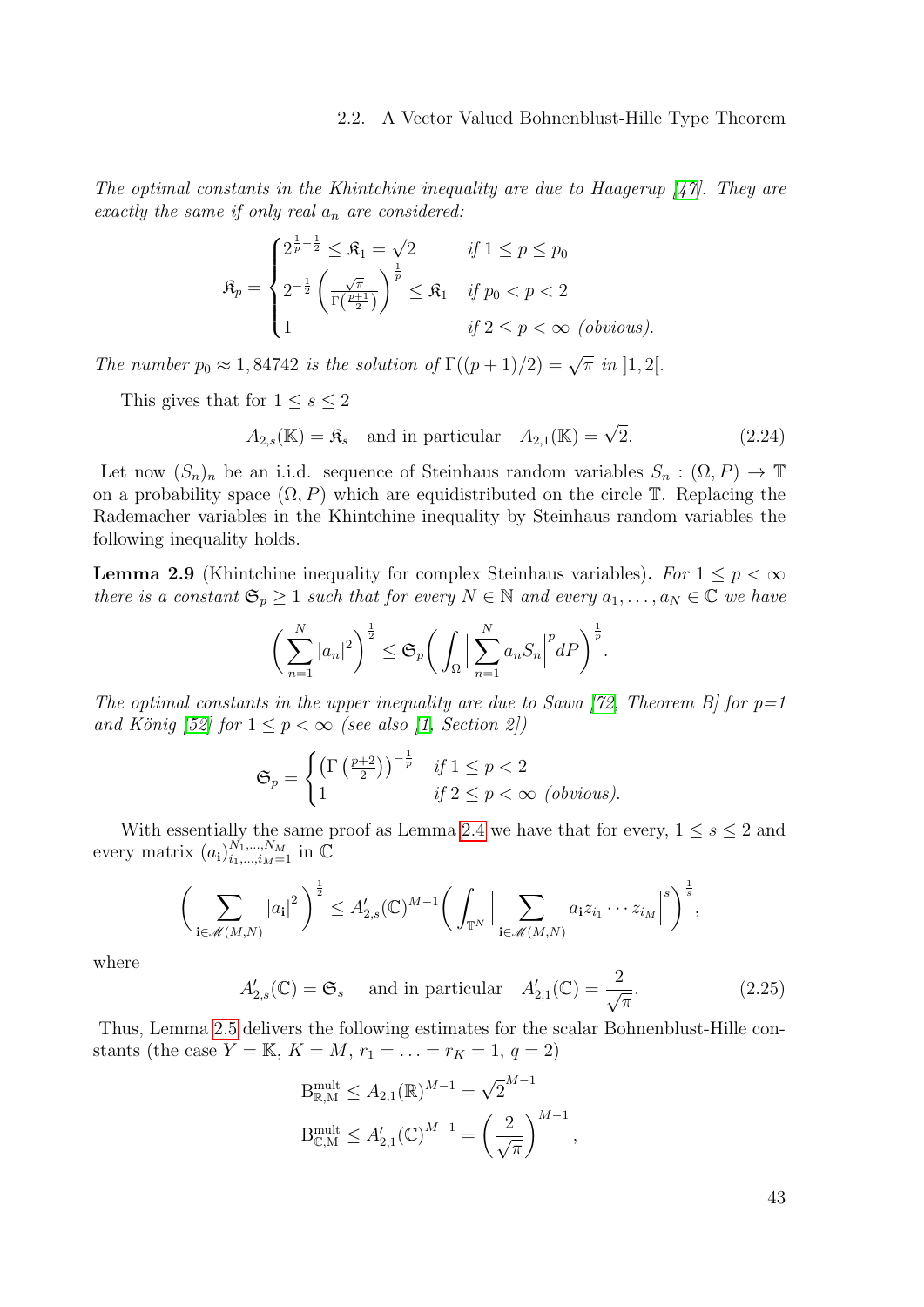*The optimal constants in the Khintchine inequality are due to Haagerup [47]. They are exactly the same if only real $a_n$ are considered:*

$$\mathfrak{K}_p = \begin{cases} 2^{\frac{1}{p}-\frac{1}{2}} \leq \mathfrak{K}_1 = \sqrt{2} & \text{if } 1 \leq p \leq p_0 \\ 2^{-\frac{1}{2}} \left( \frac{\sqrt{\pi}}{\Gamma\left(\frac{p+1}{2}\right)} \right)^{\frac{1}{p}} \leq \mathfrak{K}_1 & \text{if } p_0 < p < 2 \\ 1 & \text{if } 2 \leq p < \infty \text{ (obvious)}. \end{cases}$$

*The number $p_0 \approx 1,84742$ is the solution of $\Gamma((p+1)/2) = \sqrt{\pi}$ in $]1,2[$.*

This gives that for $1 \leq s \leq 2$

$$A_{2,s}(\mathbb{K}) = \mathfrak{K}_s \quad \text{and in particular} \quad A_{2,1}(\mathbb{K}) = \sqrt{2}. \tag{2.24}$$

Let now $(S_n)_n$ be an i.i.d. sequence of Steinhaus random variables $S_n : (\Omega, P) \to \mathbb{T}$ on a probability space $(\Omega, P)$ which are equidistributed on the circle $\mathbb{T}$. Replacing the Rademacher variables in the Khintchine inequality by Steinhaus random variables the following inequality holds.

**Lemma 2.9** (Khintchine inequality for complex Steinhaus variables)**.** *For $1 \leq p < \infty$ there is a constant $\mathfrak{S}_p \geq 1$ such that for every $N \in \mathbb{N}$ and every $a_1, \ldots, a_N \in \mathbb{C}$ we have*

$$\left( \sum_{n=1}^{N} |a_n|^2 \right)^{\frac{1}{2}} \leq \mathfrak{S}_p \left( \int_\Omega \Big| \sum_{n=1}^{N} a_n S_n \Big|^p dP \right)^{\frac{1}{p}}.$$

*The optimal constants in the upper inequality are due to Sawa [72, Theorem B] for p=1 and König [52] for $1 \leq p < \infty$ (see also [1, Section 2])*

$$\mathfrak{S}_p = \begin{cases} \left( \Gamma\left(\frac{p+2}{2}\right) \right)^{-\frac{1}{p}} & \text{if } 1 \leq p < 2 \\ 1 & \text{if } 2 \leq p < \infty \text{ (obvious)}. \end{cases}$$

With essentially the same proof as Lemma 2.4 we have that for every, $1 \leq s \leq 2$ and every matrix $(a_{\mathbf{i}})_{i_1,\ldots,i_M=1}^{N_1,\ldots,N_M}$ in $\mathbb{C}$

$$\left( \sum_{\mathbf{i} \in \mathscr{M}(M,N)} |a_{\mathbf{i}}|^2 \right)^{\frac{1}{2}} \leq A'_{2,s}(\mathbb{C})^{M-1} \left( \int_{\mathbb{T}^N} \Big| \sum_{\mathbf{i} \in \mathscr{M}(M,N)} a_{\mathbf{i}} z_{i_1} \cdots z_{i_M} \Big|^s \right)^{\frac{1}{s}},$$

where

$$A'_{2,s}(\mathbb{C}) = \mathfrak{S}_s \quad \text{and in particular} \quad A'_{2,1}(\mathbb{C}) = \frac{2}{\sqrt{\pi}}. \tag{2.25}$$

Thus, Lemma 2.5 delivers the following estimates for the scalar Bohnenblust-Hille constants (the case $Y = \mathbb{K}$, $K = M$, $r_1 = \ldots = r_K = 1$, $q = 2$)

$$\mathrm{B}^{\mathrm{mult}}_{\mathbb{R},\mathrm{M}} \leq A_{2,1}(\mathbb{R})^{M-1} = \sqrt{2}^{M-1}$$

$$\mathrm{B}^{\mathrm{mult}}_{\mathbb{C},\mathrm{M}} \leq A'_{2,1}(\mathbb{C})^{M-1} = \left( \frac{2}{\sqrt{\pi}} \right)^{M-1},$$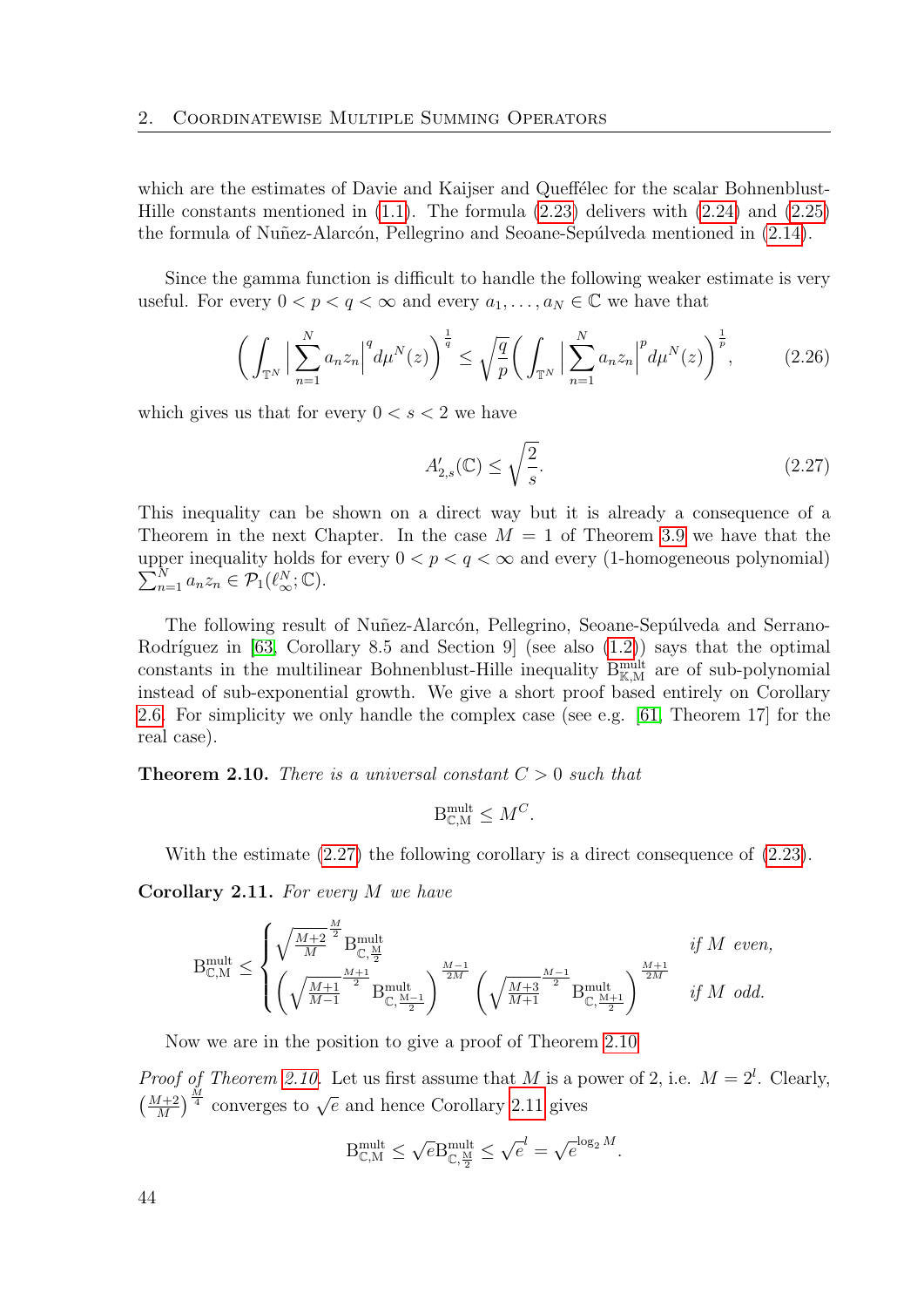which are the estimates of Davie and Kaijser and Queffélec for the scalar Bohnenblust-Hille constants mentioned in (1.1). The formula (2.23) delivers with (2.24) and (2.25) the formula of Nuñez-Alarcón, Pellegrino and Seoane-Sepúlveda mentioned in (2.14).

Since the gamma function is difficult to handle the following weaker estimate is very useful. For every $0 < p < q < \infty$ and every $a_1, \ldots, a_N \in \mathbb{C}$ we have that

$$\Big( \int_{\mathbb{T}^N} \Big| \sum_{n=1}^{N} a_n z_n \Big|^q d\mu^N(z) \Big)^{\frac{1}{q}} \leq \sqrt{\frac{q}{p}} \Big( \int_{\mathbb{T}^N} \Big| \sum_{n=1}^{N} a_n z_n \Big|^p d\mu^N(z) \Big)^{\frac{1}{p}}, \tag{2.26}$$

which gives us that for every $0 < s < 2$ we have

$$A'_{2,s}(\mathbb{C}) \leq \sqrt{\frac{2}{s}}. \tag{2.27}$$

This inequality can be shown on a direct way but it is already a consequence of a Theorem in the next Chapter. In the case $M = 1$ of Theorem 3.9 we have that the upper inequality holds for every $0 < p < q < \infty$ and every (1-homogeneous polynomial) $\sum_{n=1}^{N} a_n z_n \in \mathcal{P}_1(\ell_\infty^N; \mathbb{C})$.

The following result of Nuñez-Alarcón, Pellegrino, Seoane-Sepúlveda and Serrano-Rodríguez in [63, Corollary 8.5 and Section 9] (see also (1.2)) says that the optimal constants in the multilinear Bohnenblust-Hille inequality $\mathrm{B}^{\mathrm{mult}}_{\mathbb{K},\mathrm{M}}$ are of sub-polynomial instead of sub-exponential growth. We give a short proof based entirely on Corollary 2.6. For simplicity we only handle the complex case (see e.g. [61, Theorem 17] for the real case).

**Theorem 2.10.** *There is a universal constant $C > 0$ such that*

$$\mathrm{B}^{\mathrm{mult}}_{\mathbb{C},\mathrm{M}} \leq M^C.$$

With the estimate (2.27) the following corollary is a direct consequence of (2.23).

**Corollary 2.11.** *For every $M$ we have*

$$\mathrm{B}^{\mathrm{mult}}_{\mathbb{C},\mathrm{M}} \leq \begin{cases} \sqrt{\frac{M+2}{M}}^{\frac{M}{2}} \mathrm{B}^{\mathrm{mult}}_{\mathbb{C},\frac{\mathrm{M}}{2}} & \text{if } M \text{ even,} \\ \left( \sqrt{\frac{M+1}{M-1}}^{\frac{M+1}{2}} \mathrm{B}^{\mathrm{mult}}_{\mathbb{C},\frac{\mathrm{M}-1}{2}} \right)^{\frac{M-1}{2M}} \left( \sqrt{\frac{M+3}{M+1}}^{\frac{M-1}{2}} \mathrm{B}^{\mathrm{mult}}_{\mathbb{C},\frac{\mathrm{M}+1}{2}} \right)^{\frac{M+1}{2M}} & \text{if } M \text{ odd.} \end{cases}$$

Now we are in the position to give a proof of Theorem 2.10

*Proof of Theorem 2.10.* Let us first assume that $M$ is a power of 2, i.e. $M = 2^l$. Clearly, $\left(\frac{M+2}{M}\right)^{\frac{M}{4}}$ converges to $\sqrt{e}$ and hence Corollary 2.11 gives

$$\mathrm{B}^{\mathrm{mult}}_{\mathbb{C},\mathrm{M}} \leq \sqrt{e}\,\mathrm{B}^{\mathrm{mult}}_{\mathbb{C},\frac{\mathrm{M}}{2}} \leq \sqrt{e}^{\,l} = \sqrt{e}^{\,\log_2 M}.$$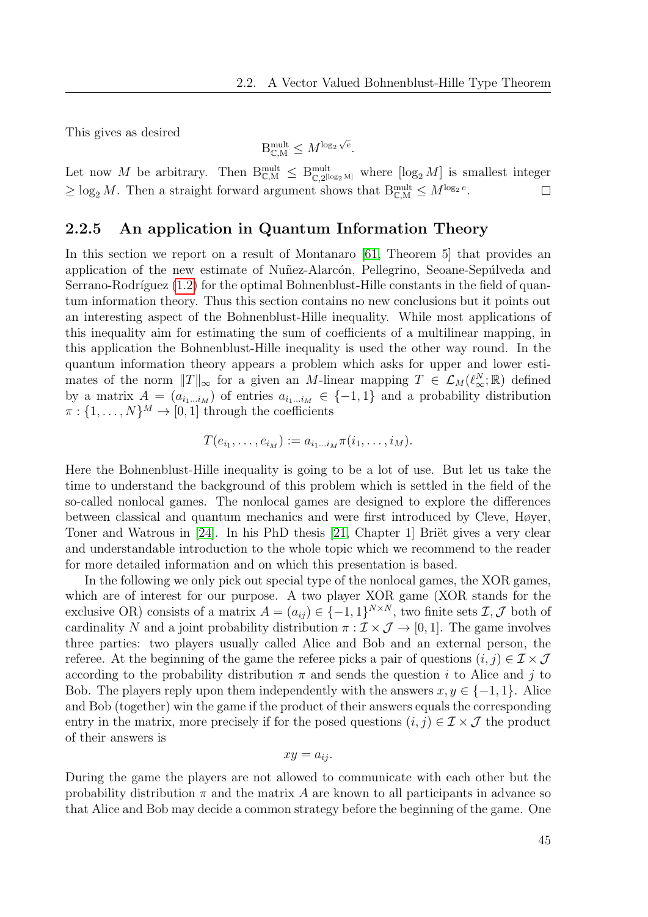This gives as desired

$$\mathrm{B}^{\mathrm{mult}}_{\mathbb{C},\mathrm{M}} \leq M^{\log_2 \sqrt{e}}.$$

Let now $M$ be arbitrary. Then $\mathrm{B}^{\mathrm{mult}}_{\mathbb{C},\mathrm{M}} \leq \mathrm{B}^{\mathrm{mult}}_{\mathbb{C},2^{[\log_2 \mathrm{M}]}}$ where $[\log_2 M]$ is smallest integer $\geq \log_2 M$. Then a straight forward argument shows that $\mathrm{B}^{\mathrm{mult}}_{\mathbb{C},\mathrm{M}} \leq M^{\log_2 e}$. □

### 2.2.5 An application in Quantum Information Theory

In this section we report on a result of Montanaro [61, Theorem 5] that provides an application of the new estimate of Nuñez-Alarcón, Pellegrino, Seoane-Sepúlveda and Serrano-Rodríguez (1.2) for the optimal Bohnenblust-Hille constants in the field of quantum information theory. Thus this section contains no new conclusions but it points out an interesting aspect of the Bohnenblust-Hille inequality. While most applications of this inequality aim for estimating the sum of coefficients of a multilinear mapping, in this application the Bohnenblust-Hille inequality is used the other way round. In the quantum information theory appears a problem which asks for upper and lower estimates of the norm $\|T\|_\infty$ for a given an $M$-linear mapping $T \in \mathcal{L}_M(\ell_\infty^N; \mathbb{R})$ defined by a matrix $A = (a_{i_1 \dots i_M})$ of entries $a_{i_1 \dots i_M} \in \{-1, 1\}$ and a probability distribution $\pi : \{1, \dots, N\}^M \to [0, 1]$ through the coefficients

$$T(e_{i_1}, \dots, e_{i_M}) := a_{i_1 \dots i_M} \pi(i_1, \dots, i_M).$$

Here the Bohnenblust-Hille inequality is going to be a lot of use. But let us take the time to understand the background of this problem which is settled in the field of the so-called nonlocal games. The nonlocal games are designed to explore the differences between classical and quantum mechanics and were first introduced by Cleve, Høyer, Toner and Watrous in [24]. In his PhD thesis [21, Chapter 1] Briët gives a very clear and understandable introduction to the whole topic which we recommend to the reader for more detailed information and on which this presentation is based.

In the following we only pick out special type of the nonlocal games, the XOR games, which are of interest for our purpose. A two player XOR game (XOR stands for the exclusive OR) consists of a matrix $A = (a_{ij}) \in \{-1, 1\}^{N \times N}$, two finite sets $\mathcal{I}, \mathcal{J}$ both of cardinality $N$ and a joint probability distribution $\pi : \mathcal{I} \times \mathcal{J} \to [0, 1]$. The game involves three parties: two players usually called Alice and Bob and an external person, the referee. At the beginning of the game the referee picks a pair of questions $(i, j) \in \mathcal{I} \times \mathcal{J}$ according to the probability distribution $\pi$ and sends the question $i$ to Alice and $j$ to Bob. The players reply upon them independently with the answers $x, y \in \{-1, 1\}$. Alice and Bob (together) win the game if the product of their answers equals the corresponding entry in the matrix, more precisely if for the posed questions $(i, j) \in \mathcal{I} \times \mathcal{J}$ the product of their answers is

$$xy = a_{ij}.$$

During the game the players are not allowed to communicate with each other but the probability distribution $\pi$ and the matrix $A$ are known to all participants in advance so that Alice and Bob may decide a common strategy before the beginning of the game. One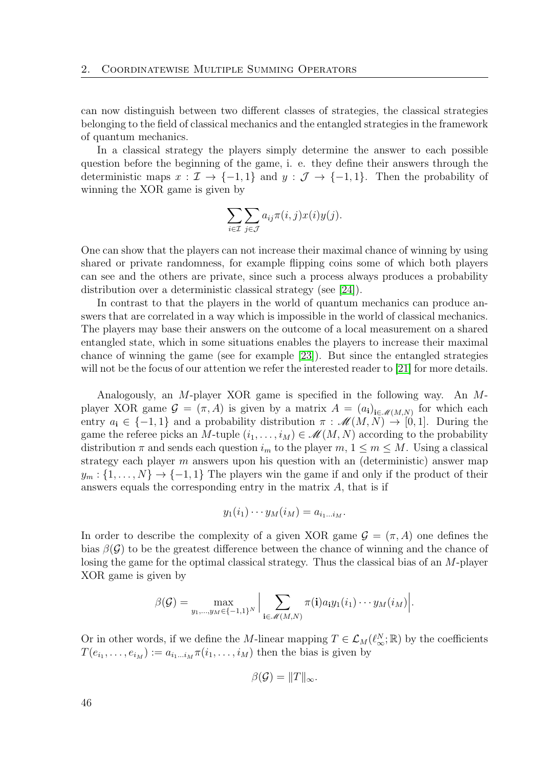can now distinguish between two different classes of strategies, the classical strategies belonging to the field of classical mechanics and the entangled strategies in the framework of quantum mechanics.

In a classical strategy the players simply determine the answer to each possible question before the beginning of the game, i. e. they define their answers through the deterministic maps $x : \mathcal{I} \to \{-1, 1\}$ and $y : \mathcal{J} \to \{-1, 1\}$. Then the probability of winning the XOR game is given by

$$\sum_{i\in\mathcal{I}} \sum_{j\in\mathcal{J}} a_{ij}\pi(i, j)x(i)y(j).$$

One can show that the players can not increase their maximal chance of winning by using shared or private randomness, for example flipping coins some of which both players can see and the others are private, since such a process always produces a probability distribution over a deterministic classical strategy (see [24]).

In contrast to that the players in the world of quantum mechanics can produce answers that are correlated in a way which is impossible in the world of classical mechanics. The players may base their answers on the outcome of a local measurement on a shared entangled state, which in some situations enables the players to increase their maximal chance of winning the game (see for example [23]). But since the entangled strategies will not be the focus of our attention we refer the interested reader to [21] for more details.

Analogously, an $M$-player XOR game is specified in the following way. An $M$-player XOR game $\mathcal{G} = (\pi, A)$ is given by a matrix $A = (a_{\mathbf{i}})_{\mathbf{i}\in\mathscr{M}(M,N)}$ for which each entry $a_{\mathbf{i}} \in \{-1, 1\}$ and a probability distribution $\pi : \mathscr{M}(M, N) \to [0, 1]$. During the game the referee picks an $M$-tuple $(i_1, \ldots, i_M) \in \mathscr{M}(M, N)$ according to the probability distribution $\pi$ and sends each question $i_m$ to the player $m$, $1 \leq m \leq M$. Using a classical strategy each player $m$ answers upon his question with an (deterministic) answer map $y_m : \{1, \ldots, N\} \to \{-1, 1\}$ The players win the game if and only if the product of their answers equals the corresponding entry in the matrix $A$, that is if

$$y_1(i_1) \cdots y_M(i_M) = a_{i_1\ldots i_M}.$$

In order to describe the complexity of a given XOR game $\mathcal{G} = (\pi, A)$ one defines the bias $\beta(\mathcal{G})$ to be the greatest difference between the chance of winning and the chance of losing the game for the optimal classical strategy. Thus the classical bias of an $M$-player XOR game is given by

$$\beta(\mathcal{G}) = \max_{y_1,\ldots,y_M\in\{-1,1\}^N} \Big| \sum_{\mathbf{i}\in\mathscr{M}(M,N)} \pi(\mathbf{i})a_{\mathbf{i}}y_1(i_1) \cdots y_M(i_M)\Big|.$$

Or in other words, if we define the $M$-linear mapping $T \in \mathcal{L}_M(\ell_\infty^N; \mathbb{R})$ by the coefficients $T(e_{i_1}, \ldots, e_{i_M}) := a_{i_1\ldots i_M}\pi(i_1, \ldots, i_M)$ then the bias is given by

$$\beta(\mathcal{G}) = \|T\|_\infty.$$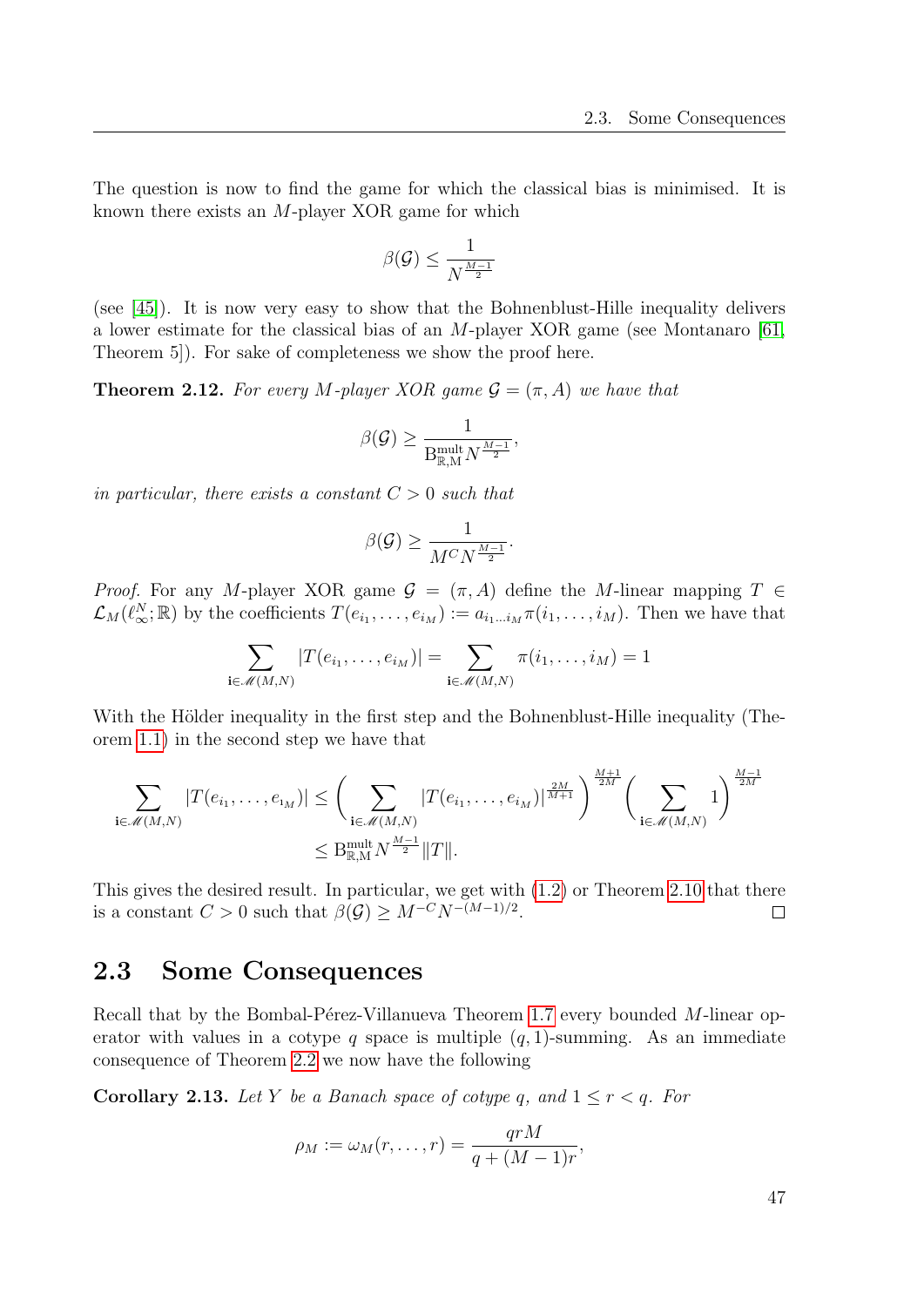The question is now to find the game for which the classical bias is minimised. It is known there exists an $M$-player XOR game for which

$$\beta(\mathcal{G}) \leq \frac{1}{N^{\frac{M-1}{2}}}$$

(see [45]). It is now very easy to show that the Bohnenblust-Hille inequality delivers a lower estimate for the classical bias of an $M$-player XOR game (see Montanaro [61, Theorem 5]). For sake of completeness we show the proof here.

**Theorem 2.12.** *For every $M$-player XOR game $\mathcal{G} = (\pi, A)$ we have that*

$$\beta(\mathcal{G}) \geq \frac{1}{\mathrm{B}^{\mathrm{mult}}_{\mathbb{R},\mathrm{M}} N^{\frac{M-1}{2}}},$$

*in particular, there exists a constant $C > 0$ such that*

$$\beta(\mathcal{G}) \geq \frac{1}{M^C N^{\frac{M-1}{2}}}.$$

*Proof.* For any $M$-player XOR game $\mathcal{G} = (\pi, A)$ define the $M$-linear mapping $T \in \mathcal{L}_M(\ell_\infty^N; \mathbb{R})$ by the coefficients $T(e_{i_1}, \ldots, e_{i_M}) := a_{i_1 \ldots i_M} \pi(i_1, \ldots, i_M)$. Then we have that

$$\sum_{\mathbf{i} \in \mathscr{M}(M,N)} |T(e_{i_1}, \ldots, e_{i_M})| = \sum_{\mathbf{i} \in \mathscr{M}(M,N)} \pi(i_1, \ldots, i_M) = 1$$

With the Hölder inequality in the first step and the Bohnenblust-Hille inequality (Theorem 1.1) in the second step we have that

$$\begin{aligned}
\sum_{\mathbf{i} \in \mathscr{M}(M,N)} |T(e_{i_1}, \ldots, e_{1_M})| &\leq \Bigg( \sum_{\mathbf{i} \in \mathscr{M}(M,N)} |T(e_{i_1}, \ldots, e_{i_M})|^{\frac{2M}{M+1}} \Bigg)^{\frac{M+1}{2M}} \Bigg( \sum_{\mathbf{i} \in \mathscr{M}(M,N)} 1 \Bigg)^{\frac{M-1}{2M}} \\
&\leq \mathrm{B}^{\mathrm{mult}}_{\mathbb{R},\mathrm{M}} N^{\frac{M-1}{2}} \|T\|.
\end{aligned}$$

This gives the desired result. In particular, we get with (1.2) or Theorem 2.10 that there is a constant $C > 0$ such that $\beta(\mathcal{G}) \geq M^{-C} N^{-(M-1)/2}$. $\square$

## 2.3 Some Consequences

Recall that by the Bombal-Pérez-Villanueva Theorem 1.7 every bounded $M$-linear operator with values in a cotype $q$ space is multiple $(q, 1)$-summing. As an immediate consequence of Theorem 2.2 we now have the following

**Corollary 2.13.** *Let $Y$ be a Banach space of cotype $q$, and $1 \leq r < q$. For*

$$\rho_M := \omega_M(r, \ldots, r) = \frac{qrM}{q + (M-1)r},$$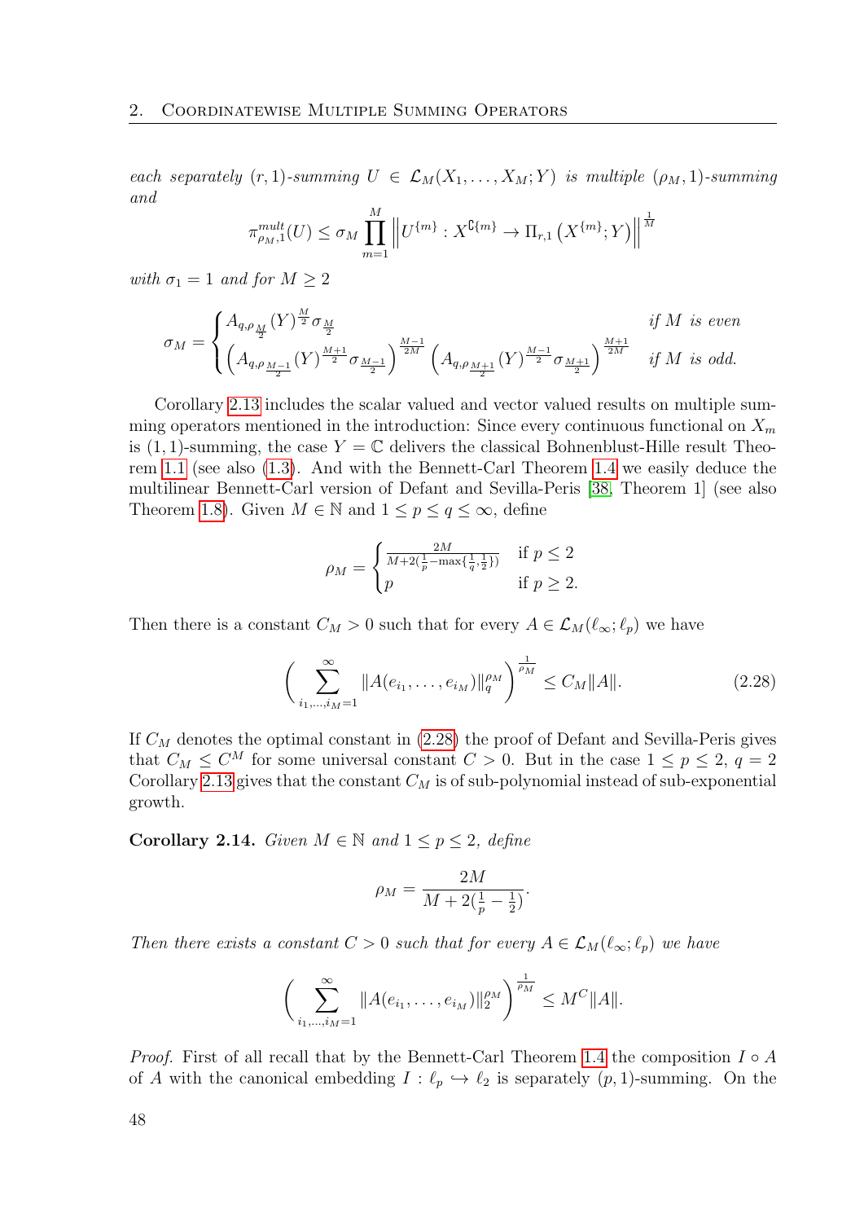*each separately* $(r,1)$*-summing* $U \in \mathcal{L}_M(X_1,\ldots,X_M;Y)$ *is multiple* $(\rho_M,1)$*-summing and*

$$\pi^{mult}_{\rho_M,1}(U) \le \sigma_M \prod_{m=1}^{M} \left\| U^{\{m\}} : X^{\complement\{m\}} \to \Pi_{r,1}\left(X^{\{m\}};Y\right)\right\|^{\frac{1}{M}}$$

*with* $\sigma_1 = 1$ *and for* $M \ge 2$

$$\sigma_M = \begin{cases} A_{q,\rho_{\frac{M}{2}}}(Y)^{\frac{M}{2}}\sigma_{\frac{M}{2}} & \text{if } M \text{ is even} \\ \left(A_{q,\rho_{\frac{M-1}{2}}}(Y)^{\frac{M+1}{2}}\sigma_{\frac{M-1}{2}}\right)^{\frac{M-1}{2M}}\left(A_{q,\rho_{\frac{M+1}{2}}}(Y)^{\frac{M-1}{2}}\sigma_{\frac{M+1}{2}}\right)^{\frac{M+1}{2M}} & \text{if } M \text{ is odd.} \end{cases}$$

Corollary 2.13 includes the scalar valued and vector valued results on multiple summing operators mentioned in the introduction: Since every continuous functional on $X_m$ is $(1,1)$-summing, the case $Y=\mathbb{C}$ delivers the classical Bohnenblust-Hille result Theorem 1.1 (see also (1.3)). And with the Bennett-Carl Theorem 1.4 we easily deduce the multilinear Bennett-Carl version of Defant and Sevilla-Peris [38, Theorem 1] (see also Theorem 1.8). Given $M \in \mathbb{N}$ and $1 \le p \le q \le \infty$, define

$$\rho_M = \begin{cases} \frac{2M}{M+2(\frac{1}{p}-\max\{\frac{1}{q},\frac{1}{2}\})} & \text{if } p \le 2 \\ p & \text{if } p \ge 2. \end{cases}$$

Then there is a constant $C_M > 0$ such that for every $A \in \mathcal{L}_M(\ell_\infty;\ell_p)$ we have

$$\left(\sum_{i_1,\ldots,i_M=1}^{\infty} \|A(e_{i_1},\ldots,e_{i_M})\|_q^{\rho_M}\right)^{\frac{1}{\rho_M}} \le C_M\|A\|. \tag{2.28}$$

If $C_M$ denotes the optimal constant in (2.28) the proof of Defant and Sevilla-Peris gives that $C_M \le C^M$ for some universal constant $C>0$. But in the case $1 \le p \le 2$, $q=2$ Corollary 2.13 gives that the constant $C_M$ is of sub-polynomial instead of sub-exponential growth.

**Corollary 2.14.** *Given* $M \in \mathbb{N}$ *and* $1 \le p \le 2$*, define*

$$\rho_M = \frac{2M}{M+2(\frac{1}{p}-\frac{1}{2})}.$$

*Then there exists a constant* $C>0$ *such that for every* $A \in \mathcal{L}_M(\ell_\infty;\ell_p)$ *we have*

$$\left(\sum_{i_1,\ldots,i_M=1}^{\infty} \|A(e_{i_1},\ldots,e_{i_M})\|_2^{\rho_M}\right)^{\frac{1}{\rho_M}} \le M^C\|A\|.$$

*Proof.* First of all recall that by the Bennett-Carl Theorem 1.4 the composition $I \circ A$ of $A$ with the canonical embedding $I : \ell_p \hookrightarrow \ell_2$ is separately $(p,1)$-summing. On the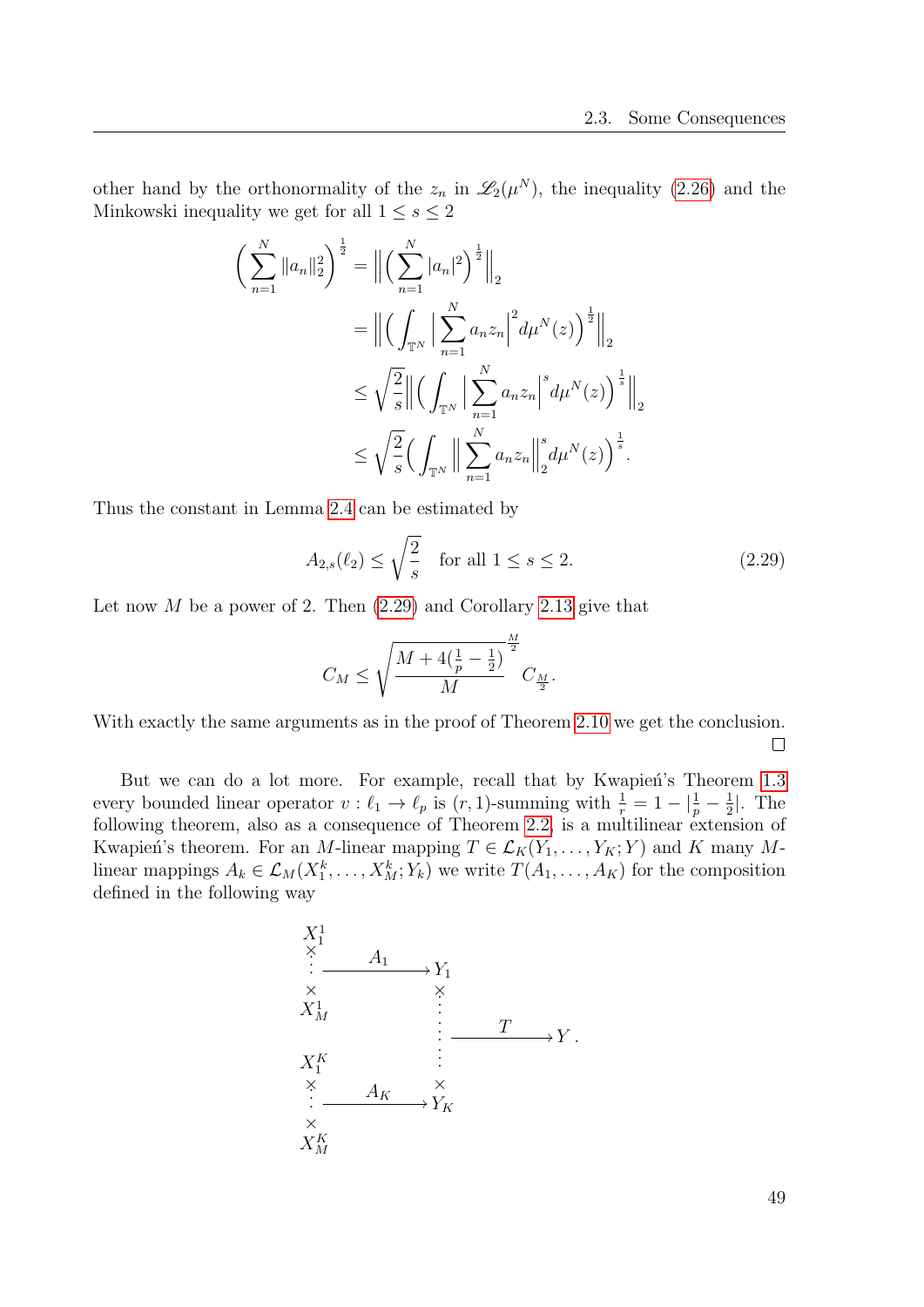other hand by the orthonormality of the $z_n$ in $\mathscr{L}_2(\mu^N)$, the inequality (2.26) and the Minkowski inequality we get for all $1 \leq s \leq 2$

$$
\begin{aligned}
\Big( \sum_{n=1}^N \|a_n\|_2^2 \Big)^{\frac{1}{2}} &= \Big\| \Big( \sum_{n=1}^N |a_n|^2 \Big)^{\frac{1}{2}} \Big\|_2 \\
&= \Big\| \Big( \int_{\mathbb{T}^N} \Big| \sum_{n=1}^N a_n z_n \Big|^2 d\mu^N(z) \Big)^{\frac{1}{2}} \Big\|_2 \\
&\leq \sqrt{\frac{2}{s}} \Big\| \Big( \int_{\mathbb{T}^N} \Big| \sum_{n=1}^N a_n z_n \Big|^s d\mu^N(z) \Big)^{\frac{1}{s}} \Big\|_2 \\
&\leq \sqrt{\frac{2}{s}} \Big( \int_{\mathbb{T}^N} \Big\| \sum_{n=1}^N a_n z_n \Big\|_2^s d\mu^N(z) \Big)^{\frac{1}{s}}.
\end{aligned}
$$

Thus the constant in Lemma 2.4 can be estimated by

$$
A_{2,s}(\ell_2) \leq \sqrt{\frac{2}{s}} \quad \text{for all } 1 \leq s \leq 2. \tag{2.29}
$$

Let now $M$ be a power of 2. Then (2.29) and Corollary 2.13 give that

$$
C_M \leq \sqrt{\frac{M + 4(\frac{1}{p} - \frac{1}{2})}{M}}^{\frac{M}{2}} C_{\frac{M}{2}}.
$$

With exactly the same arguments as in the proof of Theorem 2.10 we get the conclusion. $\square$

But we can do a lot more. For example, recall that by Kwapień's Theorem 1.3 every bounded linear operator $v : \ell_1 \to \ell_p$ is $(r,1)$-summing with $\frac{1}{r} = 1 - |\frac{1}{p} - \frac{1}{2}|$. The following theorem, also as a consequence of Theorem 2.2, is a multilinear extension of Kwapień's theorem. For an $M$-linear mapping $T \in \mathcal{L}_K(Y_1, \ldots, Y_K; Y)$ and $K$ many $M$-linear mappings $A_k \in \mathcal{L}_M(X_1^k, \ldots, X_M^k; Y_k)$ we write $T(A_1, \ldots, A_K)$ for the composition defined in the following way

$$
\begin{array}{ccccc}
X_1^1 \times \cdots \times X_M^1 & \xrightarrow{A_1} & Y_1 & & \\
 & & \times & & \\
 & & \vdots & \xrightarrow{T} & Y. \\
 & & \times & & \\
X_1^K \times \cdots \times X_M^K & \xrightarrow{A_K} & Y_K & &
\end{array}
$$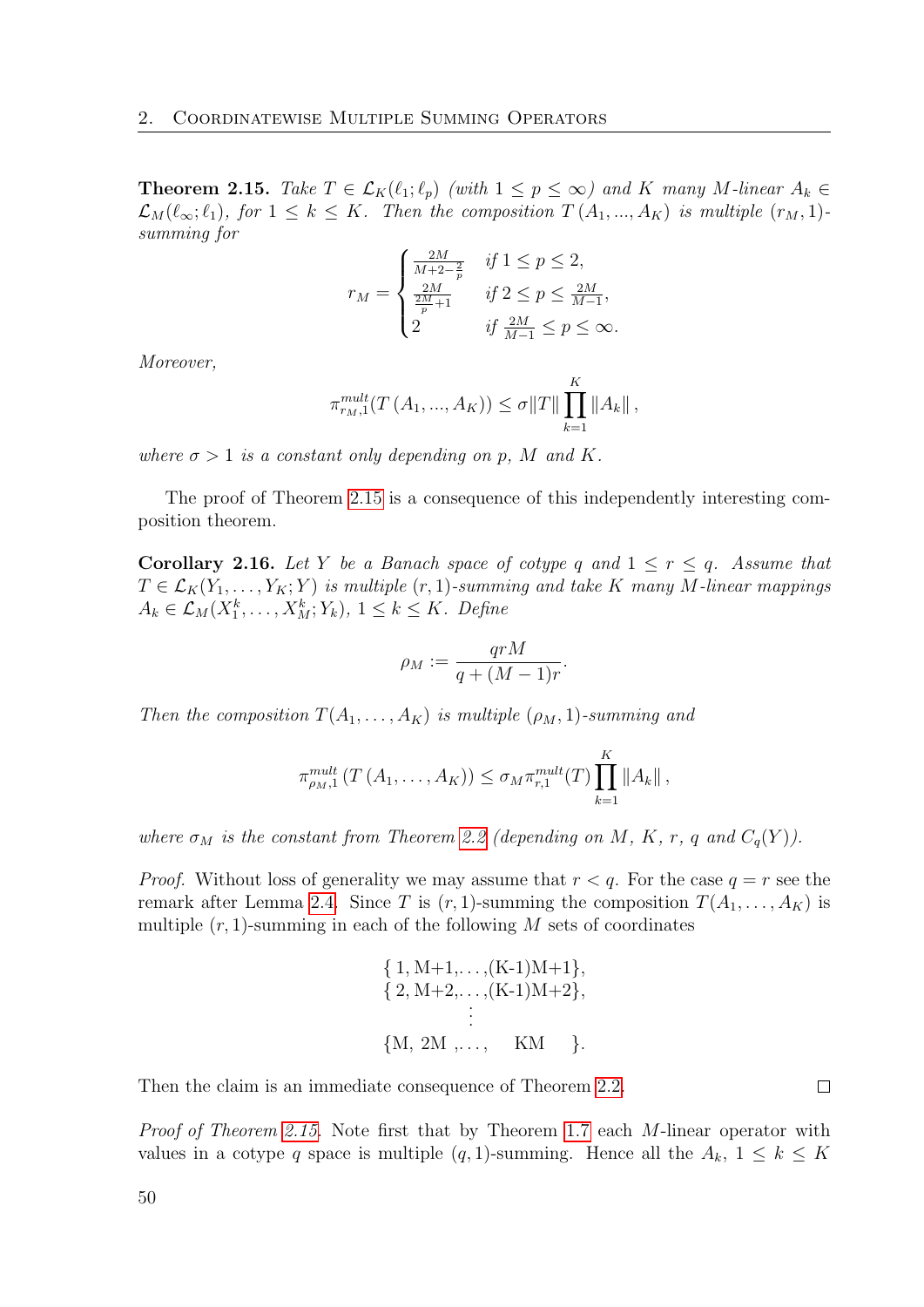**Theorem 2.15.** *Take $T \in \mathcal{L}_K(\ell_1; \ell_p)$ (with $1 \leq p \leq \infty$) and $K$ many $M$-linear $A_k \in \mathcal{L}_M(\ell_\infty; \ell_1)$, for $1 \leq k \leq K$. Then the composition $T(A_1, ..., A_K)$ is multiple $(r_M, 1)$-summing for*

$$r_M = \begin{cases} \frac{2M}{M+2-\frac{2}{p}} & \text{if } 1 \leq p \leq 2, \\ \frac{2M}{\frac{2M}{p}+1} & \text{if } 2 \leq p \leq \frac{2M}{M-1}, \\ 2 & \text{if } \frac{2M}{M-1} \leq p \leq \infty. \end{cases}$$

*Moreover,*

$$\pi^{mult}_{r_M,1}(T(A_1, ..., A_K)) \leq \sigma \|T\| \prod_{k=1}^{K} \|A_k\|,$$

*where $\sigma > 1$ is a constant only depending on $p$, $M$ and $K$.*

The proof of Theorem 2.15 is a consequence of this independently interesting composition theorem.

**Corollary 2.16.** *Let $Y$ be a Banach space of cotype $q$ and $1 \leq r \leq q$. Assume that $T \in \mathcal{L}_K(Y_1, \ldots, Y_K; Y)$ is multiple $(r,1)$-summing and take $K$ many $M$-linear mappings $A_k \in \mathcal{L}_M(X_1^k, \ldots, X_M^k; Y_k)$, $1 \leq k \leq K$. Define*

$$\rho_M := \frac{qrM}{q + (M-1)r}.$$

*Then the composition $T(A_1, \ldots, A_K)$ is multiple $(\rho_M, 1)$-summing and*

$$\pi^{mult}_{\rho_M,1}(T(A_1, \ldots, A_K)) \leq \sigma_M \pi^{mult}_{r,1}(T) \prod_{k=1}^{K} \|A_k\|,$$

*where $\sigma_M$ is the constant from Theorem 2.2 (depending on $M$, $K$, $r$, $q$ and $C_q(Y)$).*

*Proof.* Without loss of generality we may assume that $r < q$. For the case $q = r$ see the remark after Lemma 2.4. Since $T$ is $(r,1)$-summing the composition $T(A_1, \ldots, A_K)$ is multiple $(r,1)$-summing in each of the following $M$ sets of coordinates

$$\begin{gathered} \{1, M+1, \ldots, (K-1)M+1\}, \\ \{2, M+2, \ldots, (K-1)M+2\}, \\ \vdots \\ \{M, 2M, \ldots, KM\}. \end{gathered}$$

Then the claim is an immediate consequence of Theorem 2.2. $\square$

*Proof of Theorem 2.15.* Note first that by Theorem 1.7 each $M$-linear operator with values in a cotype $q$ space is multiple $(q,1)$-summing. Hence all the $A_k$, $1 \leq k \leq K$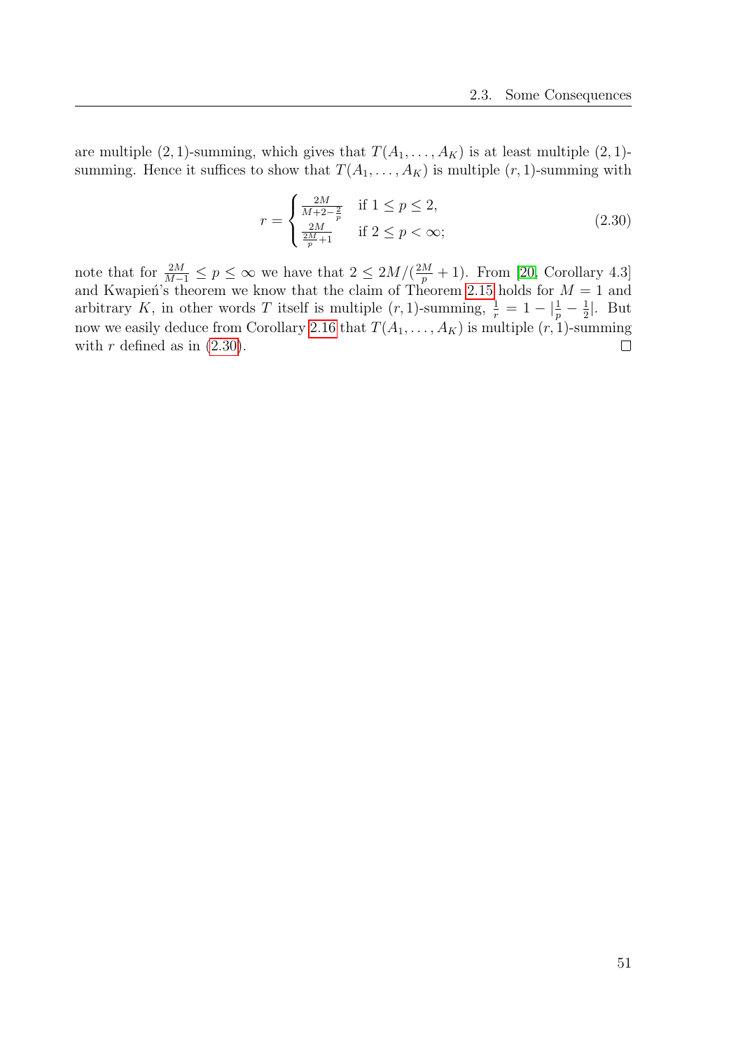are multiple $(2,1)$-summing, which gives that $T(A_1,\dots,A_K)$ is at least multiple $(2,1)$-summing. Hence it suffices to show that $T(A_1,\dots,A_K)$ is multiple $(r,1)$-summing with

$$r = \begin{cases} \frac{2M}{M+2-\frac{2}{p}} & \text{if } 1 \le p \le 2, \\ \frac{2M}{\frac{2M}{p}+1} & \text{if } 2 \le p < \infty; \end{cases} \tag{2.30}$$

note that for $\frac{2M}{M-1} \le p \le \infty$ we have that $2 \le 2M/(\frac{2M}{p}+1)$. From [20, Corollary 4.3] and Kwapień's theorem we know that the claim of Theorem 2.15 holds for $M=1$ and arbitrary $K$, in other words $T$ itself is multiple $(r,1)$-summing, $\frac{1}{r} = 1 - |\frac{1}{p} - \frac{1}{2}|$. But now we easily deduce from Corollary 2.16 that $T(A_1,\dots,A_K)$ is multiple $(r,1)$-summing with $r$ defined as in (2.30). □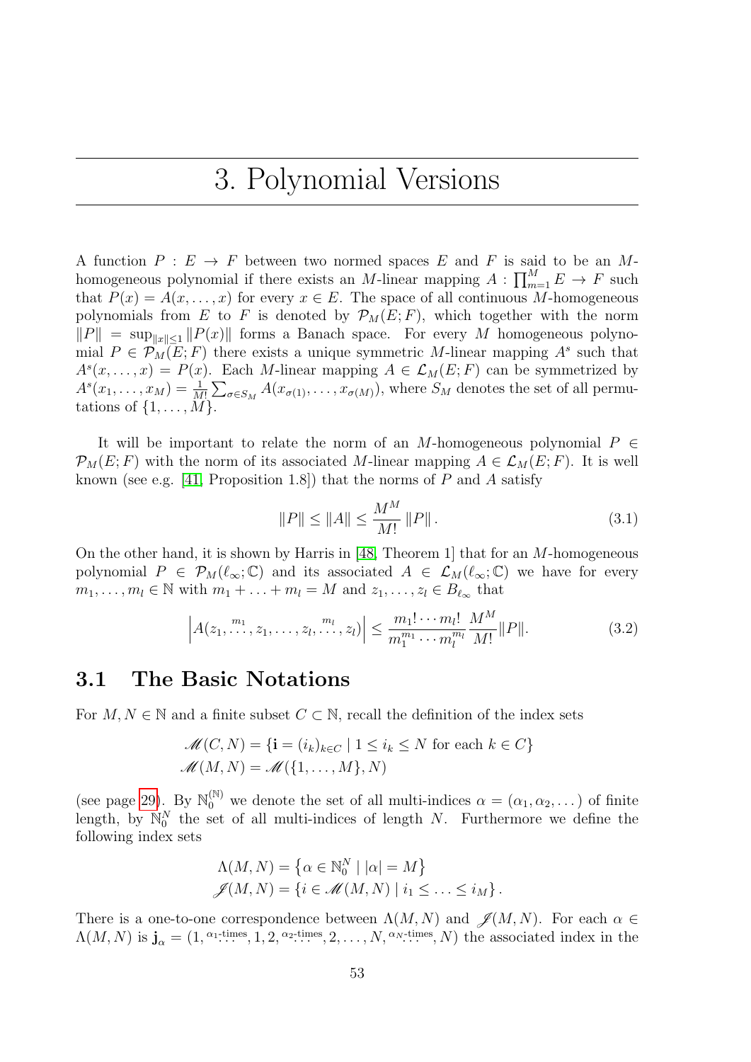# 3. Polynomial Versions

A function $P : E \to F$ between two normed spaces $E$ and $F$ is said to be an $M$-homogeneous polynomial if there exists an $M$-linear mapping $A : \prod_{m=1}^{M} E \to F$ such that $P(x) = A(x, \ldots, x)$ for every $x \in E$. The space of all continuous $M$-homogeneous polynomials from $E$ to $F$ is denoted by $\mathcal{P}_M(E; F)$, which together with the norm $\|P\| = \sup_{\|x\| \le 1} \|P(x)\|$ forms a Banach space. For every $M$ homogeneous polynomial $P \in \mathcal{P}_M(E; F)$ there exists a unique symmetric $M$-linear mapping $A^s$ such that $A^s(x, \ldots, x) = P(x)$. Each $M$-linear mapping $A \in \mathcal{L}_M(E; F)$ can be symmetrized by $A^s(x_1, \ldots, x_M) = \frac{1}{M!} \sum_{\sigma \in S_M} A(x_{\sigma(1)}, \ldots, x_{\sigma(M)})$, where $S_M$ denotes the set of all permutations of $\{1, \ldots, M\}$.

It will be important to relate the norm of an $M$-homogeneous polynomial $P \in \mathcal{P}_M(E; F)$ with the norm of its associated $M$-linear mapping $A \in \mathcal{L}_M(E; F)$. It is well known (see e.g. [41, Proposition 1.8]) that the norms of $P$ and $A$ satisfy

$$\|P\| \le \|A\| \le \frac{M^M}{M!} \|P\| . \tag{3.1}$$

On the other hand, it is shown by Harris in [48, Theorem 1] that for an $M$-homogeneous polynomial $P \in \mathcal{P}_M(\ell_\infty; \mathbb{C})$ and its associated $A \in \mathcal{L}_M(\ell_\infty; \mathbb{C})$ we have for every $m_1, \ldots, m_l \in \mathbb{N}$ with $m_1 + \ldots + m_l = M$ and $z_1, \ldots, z_l \in B_{\ell_\infty}$ that

$$\left| A(z_1, \overset{m_1}{\ldots}, z_1, \ldots, z_l, \overset{m_l}{\ldots}, z_l) \right| \le \frac{m_1! \cdots m_l!}{m_1^{m_1} \cdots m_l^{m_l}} \frac{M^M}{M!} \|P\|. \tag{3.2}$$

## 3.1 The Basic Notations

For $M, N \in \mathbb{N}$ and a finite subset $C \subset \mathbb{N}$, recall the definition of the index sets

$$\mathscr{M}(C, N) = \{\mathbf{i} = (i_k)_{k \in C} \mid 1 \le i_k \le N \text{ for each } k \in C\}$$
$$\mathscr{M}(M, N) = \mathscr{M}(\{1, \ldots, M\}, N)$$

(see page 29). By $\mathbb{N}_0^{(\mathbb{N})}$ we denote the set of all multi-indices $\alpha = (\alpha_1, \alpha_2, \ldots)$ of finite length, by $\mathbb{N}_0^N$ the set of all multi-indices of length $N$. Furthermore we define the following index sets

$$\Lambda(M, N) = \left\{ \alpha \in \mathbb{N}_0^N \mid |\alpha| = M \right\}$$
$$\mathscr{J}(M, N) = \{ i \in \mathscr{M}(M, N) \mid i_1 \le \ldots \le i_M \} .$$

There is a one-to-one correspondence between $\Lambda(M, N)$ and $\mathscr{J}(M, N)$. For each $\alpha \in \Lambda(M, N)$ is $\mathbf{j}_\alpha = (1, \overset{\alpha_1\text{-times}}{\ldots}, 1, 2, \overset{\alpha_2\text{-times}}{\ldots}, 2, \ldots, N, \overset{\alpha_N\text{-times}}{\ldots}, N)$ the associated index in the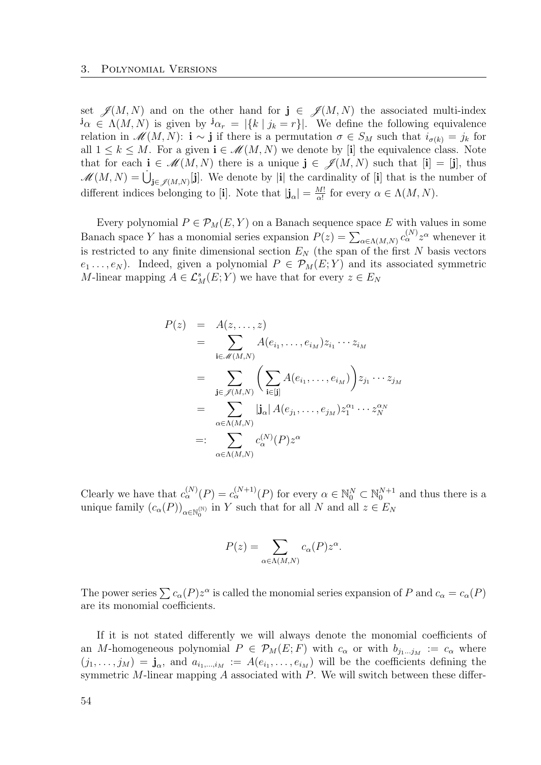set $\mathscr{J}(M,N)$ and on the other hand for $\mathbf{j} \in \mathscr{J}(M,N)$ the associated multi-index ${}^{\mathbf{j}}\alpha \in \Lambda(M,N)$ is given by ${}^{\mathbf{j}}\alpha_r = |\{k \mid j_k = r\}|$. We define the following equivalence relation in $\mathscr{M}(M,N)$: $\mathbf{i} \sim \mathbf{j}$ if there is a permutation $\sigma \in S_M$ such that $i_{\sigma(k)} = j_k$ for all $1 \leq k \leq M$. For a given $\mathbf{i} \in \mathscr{M}(M,N)$ we denote by $[\mathbf{i}]$ the equivalence class. Note that for each $\mathbf{i} \in \mathscr{M}(M,N)$ there is a unique $\mathbf{j} \in \mathscr{J}(M,N)$ such that $[\mathbf{i}] = [\mathbf{j}]$, thus $\mathscr{M}(M,N) = \dot{\bigcup}_{\mathbf{j} \in \mathscr{J}(M,N)} [\mathbf{j}]$. We denote by $|\mathbf{i}|$ the cardinality of $[\mathbf{i}]$ that is the number of different indices belonging to $[\mathbf{i}]$. Note that $|\mathbf{j}_\alpha| = \frac{M!}{\alpha!}$ for every $\alpha \in \Lambda(M,N)$.

Every polynomial $P \in \mathcal{P}_M(E,Y)$ on a Banach sequence space $E$ with values in some Banach space $Y$ has a monomial series expansion $P(z) = \sum_{\alpha \in \Lambda(M,N)} c_\alpha^{(N)} z^\alpha$ whenever it is restricted to any finite dimensional section $E_N$ (the span of the first $N$ basis vectors $e_1 \ldots, e_N$). Indeed, given a polynomial $P \in \mathcal{P}_M(E;Y)$ and its associated symmetric $M$-linear mapping $A \in \mathcal{L}_M^s(E;Y)$ we have that for every $z \in E_N$

$$
\begin{aligned}
P(z) &= A(z, \ldots, z) \\
&= \sum_{\mathbf{i} \in \mathscr{M}(M,N)} A(e_{i_1}, \ldots, e_{i_M}) z_{i_1} \cdots z_{i_M} \\
&= \sum_{\mathbf{j} \in \mathscr{J}(M,N)} \bigg( \sum_{\mathbf{i} \in [\mathbf{j}]} A(e_{i_1}, \ldots, e_{i_M}) \bigg) z_{j_1} \cdots z_{j_M} \\
&= \sum_{\alpha \in \Lambda(M,N)} |\mathbf{j}_\alpha| \, A(e_{j_1}, \ldots, e_{j_M}) z_1^{\alpha_1} \cdots z_N^{\alpha_N} \\
&=: \sum_{\alpha \in \Lambda(M,N)} c_\alpha^{(N)}(P) z^\alpha
\end{aligned}
$$

Clearly we have that $c_\alpha^{(N)}(P) = c_\alpha^{(N+1)}(P)$ for every $\alpha \in \mathbb{N}_0^N \subset \mathbb{N}_0^{N+1}$ and thus there is a unique family $\left(c_\alpha(P)\right)_{\alpha \in \mathbb{N}_0^{(\mathbb{N})}}$ in $Y$ such that for all $N$ and all $z \in E_N$

$$
P(z) = \sum_{\alpha \in \Lambda(M,N)} c_\alpha(P) z^\alpha.
$$

The power series $\sum c_\alpha(P) z^\alpha$ is called the monomial series expansion of $P$ and $c_\alpha = c_\alpha(P)$ are its monomial coefficients.

If it is not stated differently we will always denote the monomial coefficients of an $M$-homogeneous polynomial $P \in \mathcal{P}_M(E;F)$ with $c_\alpha$ or with $b_{j_1 \ldots j_M} := c_\alpha$ where $(j_1, \ldots, j_M) = \mathbf{j}_\alpha$, and $a_{i_1, \ldots, i_M} := A(e_{i_1}, \ldots, e_{i_M})$ will be the coefficients defining the symmetric $M$-linear mapping $A$ associated with $P$. We will switch between these differ-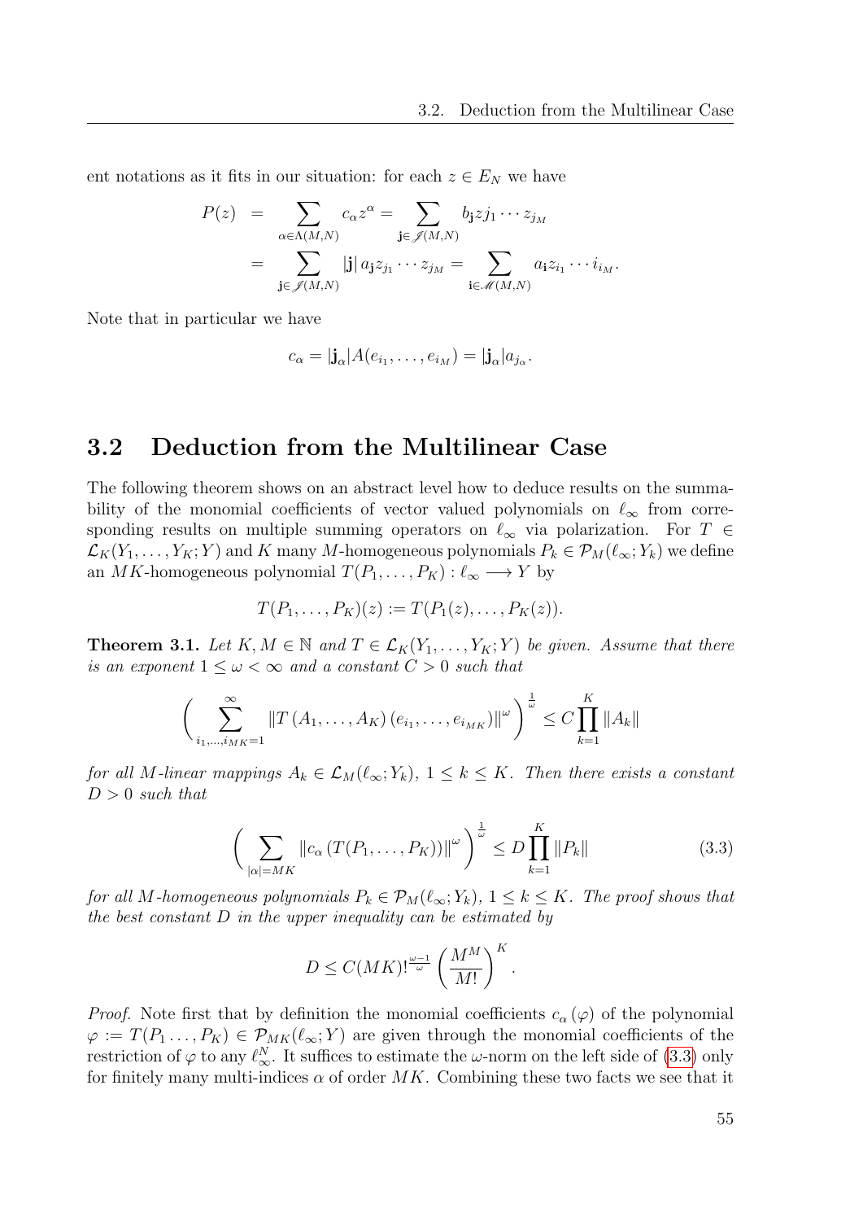ent notations as it fits in our situation: for each $z \in E_N$ we have

$$
\begin{aligned}
P(z) &= \sum_{\alpha \in \Lambda(M,N)} c_\alpha z^\alpha = \sum_{\mathbf{j} \in \mathscr{J}(M,N)} b_{\mathbf{j}} z j_1 \cdots z_{j_M} \\
&= \sum_{\mathbf{j} \in \mathscr{J}(M,N)} |\mathbf{j}| \, a_{\mathbf{j}} z_{j_1} \cdots z_{j_M} = \sum_{\mathbf{i} \in \mathscr{M}(M,N)} a_{\mathbf{i}} z_{i_1} \cdots i_{i_M}.
\end{aligned}
$$

Note that in particular we have

$$
c_\alpha = |\mathbf{j}_\alpha| A(e_{i_1}, \ldots, e_{i_M}) = |\mathbf{j}_\alpha| a_{j_\alpha}.
$$

## 3.2 Deduction from the Multilinear Case

The following theorem shows on an abstract level how to deduce results on the summability of the monomial coefficients of vector valued polynomials on $\ell_\infty$ from corresponding results on multiple summing operators on $\ell_\infty$ via polarization. For $T \in \mathcal{L}_K(Y_1, \ldots, Y_K; Y)$ and $K$ many $M$-homogeneous polynomials $P_k \in \mathcal{P}_M(\ell_\infty; Y_k)$ we define an $MK$-homogeneous polynomial $T(P_1, \ldots, P_K) : \ell_\infty \longrightarrow Y$ by

$$
T(P_1, \ldots, P_K)(z) := T(P_1(z), \ldots, P_K(z)).
$$

**Theorem 3.1.** *Let $K, M \in \mathbb{N}$ and $T \in \mathcal{L}_K(Y_1, \ldots, Y_K; Y)$ be given. Assume that there is an exponent $1 \leq \omega < \infty$ and a constant $C > 0$ such that*

$$
\left( \sum_{i_1, \ldots, i_{MK} = 1}^{\infty} \| T(A_1, \ldots, A_K)(e_{i_1}, \ldots, e_{i_{MK}}) \|^\omega \right)^{\frac{1}{\omega}} \leq C \prod_{k=1}^{K} \| A_k \|
$$

*for all $M$-linear mappings $A_k \in \mathcal{L}_M(\ell_\infty; Y_k)$, $1 \leq k \leq K$. Then there exists a constant $D > 0$ such that*

$$
\left( \sum_{|\alpha| = MK} \| c_\alpha (T(P_1, \ldots, P_K)) \|^\omega \right)^{\frac{1}{\omega}} \leq D \prod_{k=1}^{K} \| P_k \| \tag{3.3}
$$

*for all $M$-homogeneous polynomials $P_k \in \mathcal{P}_M(\ell_\infty; Y_k)$, $1 \leq k \leq K$. The proof shows that the best constant $D$ in the upper inequality can be estimated by*

$$
D \leq C (MK)!^{\frac{\omega - 1}{\omega}} \left( \frac{M^M}{M!} \right)^K.
$$

*Proof.* Note first that by definition the monomial coefficients $c_\alpha(\varphi)$ of the polynomial $\varphi := T(P_1 \ldots, P_K) \in \mathcal{P}_{MK}(\ell_\infty; Y)$ are given through the monomial coefficients of the restriction of $\varphi$ to any $\ell_\infty^N$. It suffices to estimate the $\omega$-norm on the left side of (3.3) only for finitely many multi-indices $\alpha$ of order $MK$. Combining these two facts we see that it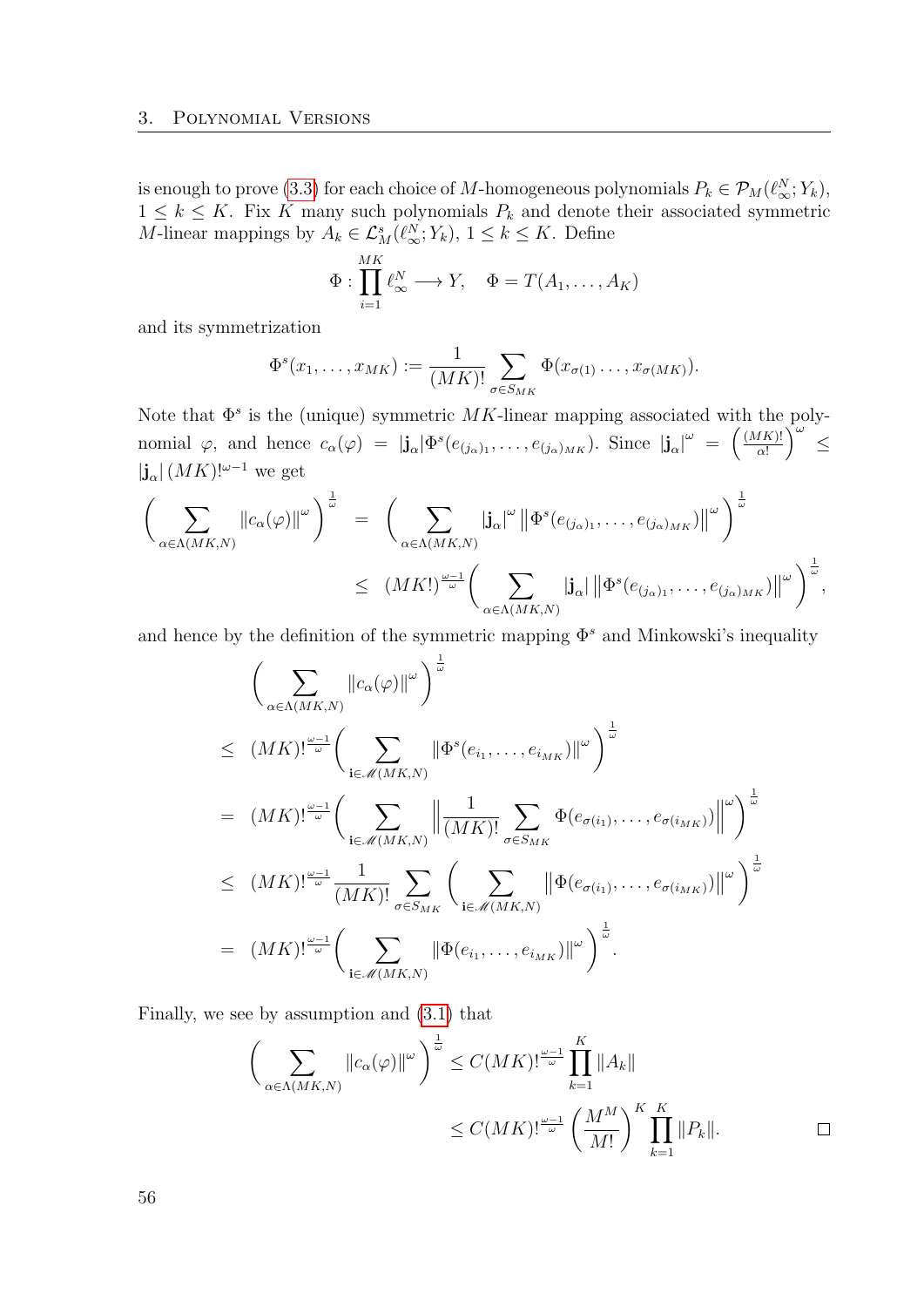is enough to prove (3.3) for each choice of $M$-homogeneous polynomials $P_k \in \mathcal{P}_M(\ell_\infty^N; Y_k)$, $1 \le k \le K$. Fix $K$ many such polynomials $P_k$ and denote their associated symmetric $M$-linear mappings by $A_k \in \mathcal{L}_M^s(\ell_\infty^N; Y_k)$, $1 \le k \le K$. Define

$$\Phi : \prod_{i=1}^{MK} \ell_\infty^N \longrightarrow Y, \quad \Phi = T(A_1, \dots, A_K)$$

and its symmetrization

$$\Phi^s(x_1, \dots, x_{MK}) := \frac{1}{(MK)!} \sum_{\sigma \in S_{MK}} \Phi(x_{\sigma(1)} \dots, x_{\sigma(MK)}).$$

Note that $\Phi^s$ is the (unique) symmetric $MK$-linear mapping associated with the polynomial $\varphi$, and hence $c_\alpha(\varphi) = |\mathbf{j}_\alpha| \Phi^s(e_{(j_\alpha)_1}, \dots, e_{(j_\alpha)_{MK}})$. Since $|\mathbf{j}_\alpha|^\omega = \left(\frac{(MK)!}{\alpha!}\right)^\omega \le |\mathbf{j}_\alpha| \, (MK)!^{\omega - 1}$ we get

$$\begin{aligned}
\left( \sum_{\alpha \in \Lambda(MK,N)} \|c_\alpha(\varphi)\|^\omega \right)^{\frac{1}{\omega}} &= \left( \sum_{\alpha \in \Lambda(MK,N)} |\mathbf{j}_\alpha|^\omega \left\| \Phi^s(e_{(j_\alpha)_1}, \dots, e_{(j_\alpha)_{MK}}) \right\|^\omega \right)^{\frac{1}{\omega}} \\
&\le (MK!)^{\frac{\omega-1}{\omega}} \left( \sum_{\alpha \in \Lambda(MK,N)} |\mathbf{j}_\alpha| \left\| \Phi^s(e_{(j_\alpha)_1}, \dots, e_{(j_\alpha)_{MK}}) \right\|^\omega \right)^{\frac{1}{\omega}},
\end{aligned}$$

and hence by the definition of the symmetric mapping $\Phi^s$ and Minkowski's inequality

$$\begin{aligned}
&\left( \sum_{\alpha \in \Lambda(MK,N)} \|c_\alpha(\varphi)\|^\omega \right)^{\frac{1}{\omega}} \\
\le \; & (MK)!^{\frac{\omega-1}{\omega}} \left( \sum_{\mathbf{i} \in \mathscr{M}(MK,N)} \|\Phi^s(e_{i_1}, \dots, e_{i_{MK}})\|^\omega \right)^{\frac{1}{\omega}} \\
= \; & (MK)!^{\frac{\omega-1}{\omega}} \left( \sum_{\mathbf{i} \in \mathscr{M}(MK,N)} \left\| \frac{1}{(MK)!} \sum_{\sigma \in S_{MK}} \Phi(e_{\sigma(i_1)}, \dots, e_{\sigma(i_{MK})}) \right\|^\omega \right)^{\frac{1}{\omega}} \\
\le \; & (MK)!^{\frac{\omega-1}{\omega}} \frac{1}{(MK)!} \sum_{\sigma \in S_{MK}} \left( \sum_{\mathbf{i} \in \mathscr{M}(MK,N)} \left\| \Phi(e_{\sigma(i_1)}, \dots, e_{\sigma(i_{MK})}) \right\|^\omega \right)^{\frac{1}{\omega}} \\
= \; & (MK)!^{\frac{\omega-1}{\omega}} \left( \sum_{\mathbf{i} \in \mathscr{M}(MK,N)} \|\Phi(e_{i_1}, \dots, e_{i_{MK}})\|^\omega \right)^{\frac{1}{\omega}}.
\end{aligned}$$

Finally, we see by assumption and (3.1) that

$$\begin{aligned}
\left( \sum_{\alpha \in \Lambda(MK,N)} \|c_\alpha(\varphi)\|^\omega \right)^{\frac{1}{\omega}} &\le C (MK)!^{\frac{\omega-1}{\omega}} \prod_{k=1}^{K} \|A_k\| \\
&\le C (MK)!^{\frac{\omega-1}{\omega}} \left( \frac{M^M}{M!} \right)^K \prod_{k=1}^{K} \|P_k\|.
\end{aligned}$$

$\square$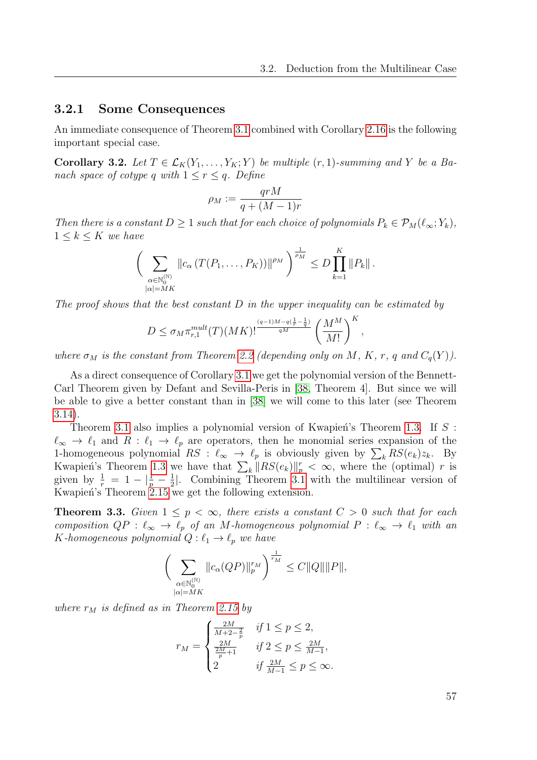### 3.2.1 Some Consequences

An immediate consequence of Theorem 3.1 combined with Corollary 2.16 is the following important special case.

**Corollary 3.2.** *Let $T \in \mathcal{L}_K(Y_1, \ldots, Y_K; Y)$ be multiple $(r,1)$-summing and $Y$ be a Banach space of cotype $q$ with $1 \le r \le q$. Define*

$$\rho_M := \frac{qrM}{q + (M-1)r}$$

*Then there is a constant $D \ge 1$ such that for each choice of polynomials $P_k \in \mathcal{P}_M(\ell_\infty; Y_k)$, $1 \le k \le K$ we have*

$$\left( \sum_{\substack{\alpha \in \mathbb{N}_0^{(\mathbb{N})} \\ |\alpha| = MK}} \| c_\alpha \left( T(P_1, \ldots, P_K) \right) \|^{\rho_M} \right)^{\frac{1}{\rho_M}} \le D \prod_{k=1}^{K} \| P_k \| .$$

*The proof shows that the best constant $D$ in the upper inequality can be estimated by*

$$D \le \sigma_M \pi_{r,1}^{mult}(T) (MK)!^{\frac{(q-1)M - q(\frac{1}{r} - \frac{1}{q})}{qM}} \left( \frac{M^M}{M!} \right)^K ,$$

*where $\sigma_M$ is the constant from Theorem 2.2 (depending only on $M$, $K$, $r$, $q$ and $C_q(Y)$).*

As a direct consequence of Corollary 3.1 we get the polynomial version of the Bennett-Carl Theorem given by Defant and Sevilla-Peris in [38, Theorem 4]. But since we will be able to give a better constant than in [38] we will come to this later (see Theorem 3.14).

Theorem 3.1 also implies a polynomial version of Kwapień's Theorem 1.3. If $S : \ell_\infty \to \ell_1$ and $R : \ell_1 \to \ell_p$ are operators, then he monomial series expansion of the 1-homogeneous polynomial $RS : \ell_\infty \to \ell_p$ is obviously given by $\sum_k RS(e_k) z_k$. By Kwapień's Theorem 1.3 we have that $\sum_k \| RS(e_k) \|_p^r < \infty$, where the (optimal) $r$ is given by $\frac{1}{r} = 1 - |\frac{1}{p} - \frac{1}{2}|$. Combining Theorem 3.1 with the multilinear version of Kwapień's Theorem 2.15 we get the following extension.

**Theorem 3.3.** *Given $1 \le p < \infty$, there exists a constant $C > 0$ such that for each composition $QP : \ell_\infty \to \ell_p$ of an $M$-homogeneous polynomial $P : \ell_\infty \to \ell_1$ with an $K$-homogeneous polynomial $Q : \ell_1 \to \ell_p$ we have*

$$\left( \sum_{\substack{\alpha \in \mathbb{N}_0^{(\mathbb{N})} \\ |\alpha| = MK}} \| c_\alpha(QP) \|_p^{r_M} \right)^{\frac{1}{r_M}} \le C \|Q\| \|P\|,$$

*where $r_M$ is defined as in Theorem 2.15 by*

$$r_M = \begin{cases} \frac{2M}{M + 2 - \frac{2}{p}} & \text{if } 1 \le p \le 2, \\ \frac{2M}{\frac{2M}{p} + 1} & \text{if } 2 \le p \le \frac{2M}{M-1}, \\ 2 & \text{if } \frac{2M}{M-1} \le p \le \infty. \end{cases}$$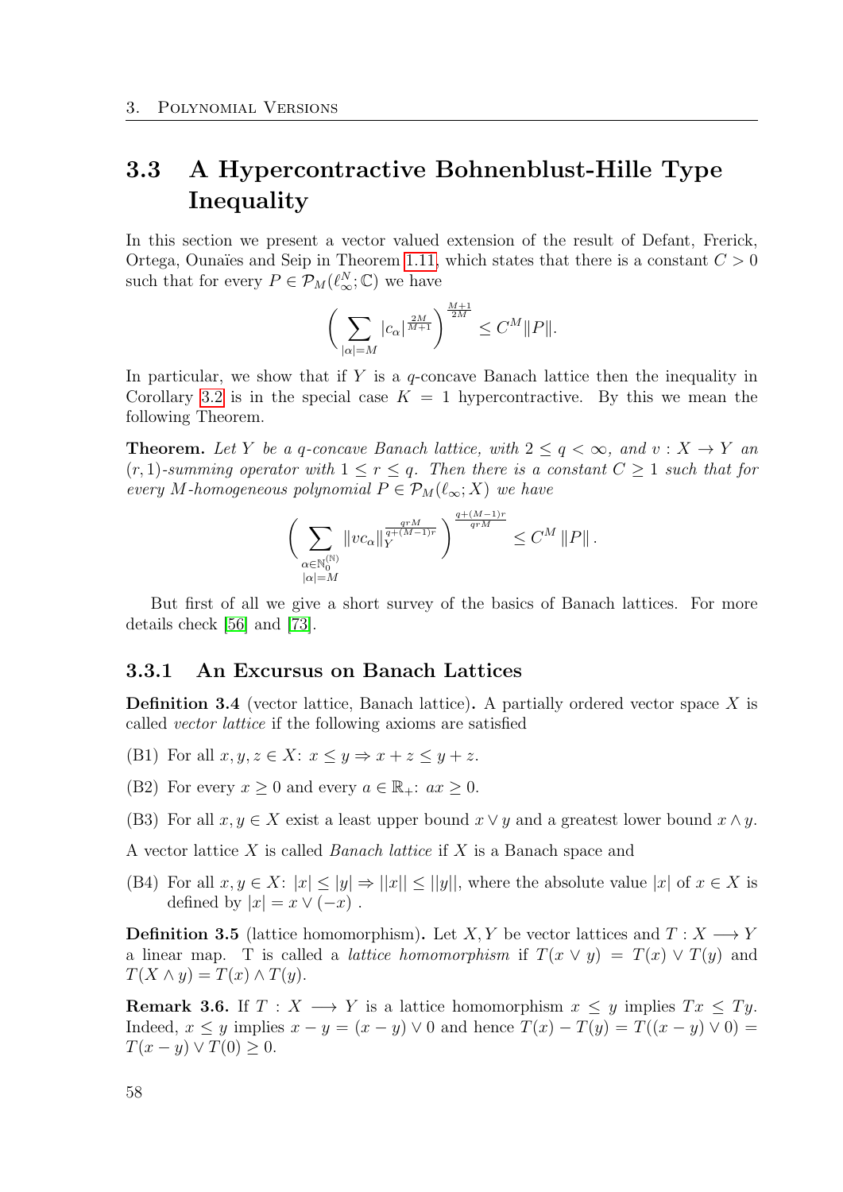## 3.3 A Hypercontractive Bohnenblust-Hille Type Inequality

In this section we present a vector valued extension of the result of Defant, Frerick, Ortega, Ounaïes and Seip in Theorem 1.11, which states that there is a constant $C > 0$ such that for every $P \in \mathcal{P}_M(\ell_\infty^N; \mathbb{C})$ we have

$$\left( \sum_{|\alpha|=M} |c_\alpha|^{\frac{2M}{M+1}} \right)^{\frac{M+1}{2M}} \leq C^M \|P\|.$$

In particular, we show that if $Y$ is a $q$-concave Banach lattice then the inequality in Corollary 3.2 is in the special case $K = 1$ hypercontractive. By this we mean the following Theorem.

**Theorem.** *Let $Y$ be a $q$-concave Banach lattice, with $2 \leq q < \infty$, and $v : X \to Y$ an $(r,1)$-summing operator with $1 \leq r \leq q$. Then there is a constant $C \geq 1$ such that for every $M$-homogeneous polynomial $P \in \mathcal{P}_M(\ell_\infty; X)$ we have*

$$\left( \sum_{\substack{\alpha \in \mathbb{N}_0^{(\mathbb{N})} \\ |\alpha|=M}} \|v c_\alpha\|_Y^{\frac{qrM}{q+(M-1)r}} \right)^{\frac{q+(M-1)r}{qrM}} \leq C^M \|P\|.$$

But first of all we give a short survey of the basics of Banach lattices. For more details check [56] and [73].

### 3.3.1 An Excursus on Banach Lattices

**Definition 3.4** (vector lattice, Banach lattice)**.** A partially ordered vector space $X$ is called *vector lattice* if the following axioms are satisfied

(B1) For all $x, y, z \in X$: $x \leq y \Rightarrow x + z \leq y + z$.

(B2) For every $x \geq 0$ and every $a \in \mathbb{R}_+$: $ax \geq 0$.

(B3) For all $x, y \in X$ exist a least upper bound $x \vee y$ and a greatest lower bound $x \wedge y$.

A vector lattice $X$ is called *Banach lattice* if $X$ is a Banach space and

(B4) For all $x, y \in X$: $|x| \leq |y| \Rightarrow ||x|| \leq ||y||$, where the absolute value $|x|$ of $x \in X$ is defined by $|x| = x \vee (-x)$ .

**Definition 3.5** (lattice homomorphism)**.** Let $X, Y$ be vector lattices and $T : X \longrightarrow Y$ a linear map. T is called a *lattice homomorphism* if $T(x \vee y) = T(x) \vee T(y)$ and $T(X \wedge y) = T(x) \wedge T(y)$.

**Remark 3.6.** If $T : X \longrightarrow Y$ is a lattice homomorphism $x \leq y$ implies $Tx \leq Ty$. Indeed, $x \leq y$ implies $x - y = (x - y) \vee 0$ and hence $T(x) - T(y) = T((x - y) \vee 0) = T(x - y) \vee T(0) \geq 0$.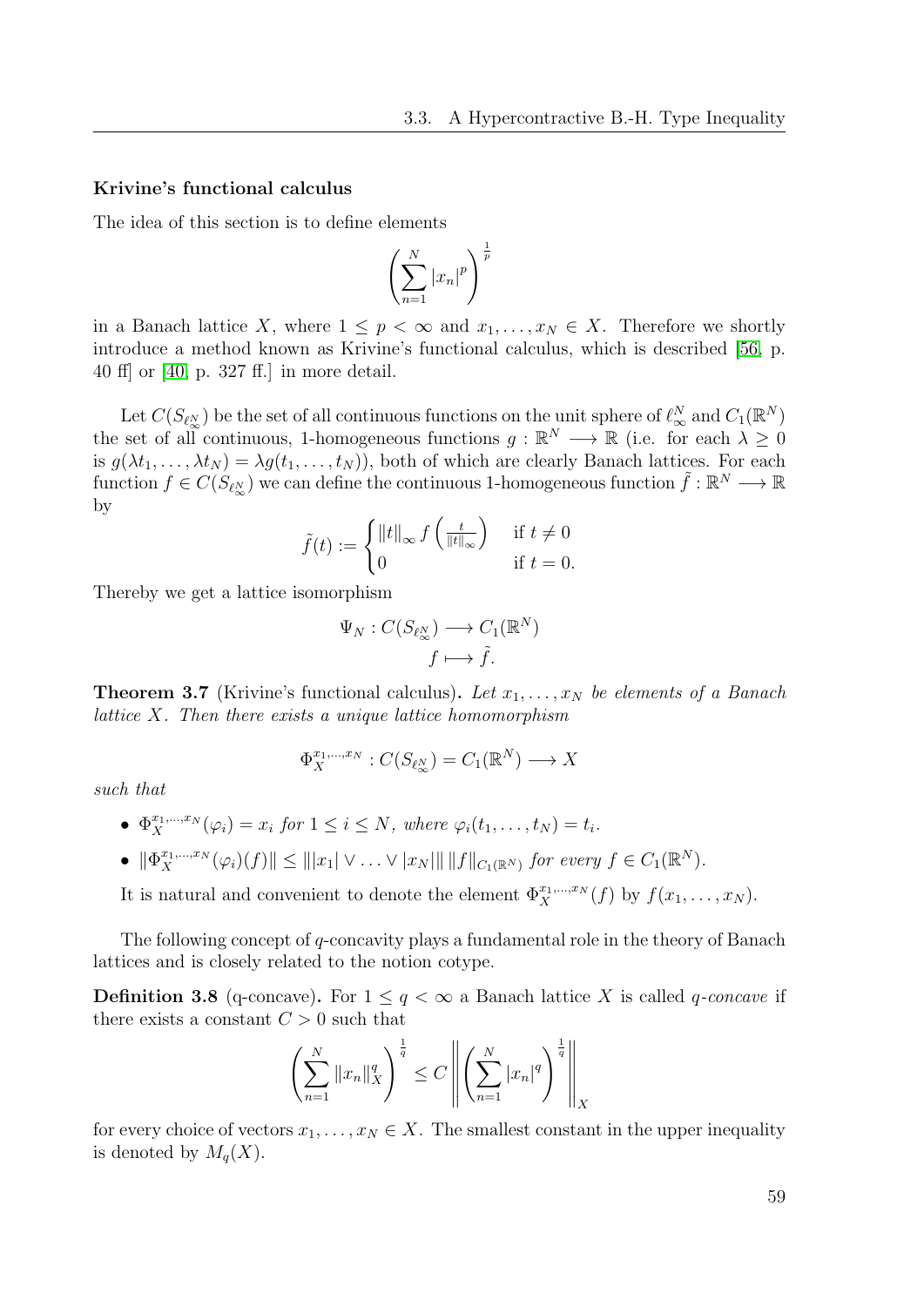**Krivine's functional calculus**

The idea of this section is to define elements

$$\left(\sum_{n=1}^{N} |x_n|^p\right)^{\frac{1}{p}}$$

in a Banach lattice $X$, where $1 \leq p < \infty$ and $x_1, \ldots, x_N \in X$. Therefore we shortly introduce a method known as Krivine's functional calculus, which is described [56, p. 40 ff] or [40, p. 327 ff.] in more detail.

Let $C(S_{\ell_\infty^N})$ be the set of all continuous functions on the unit sphere of $\ell_\infty^N$ and $C_1(\mathbb{R}^N)$ the set of all continuous, 1-homogeneous functions $g : \mathbb{R}^N \longrightarrow \mathbb{R}$ (i.e. for each $\lambda \geq 0$ is $g(\lambda t_1, \ldots, \lambda t_N) = \lambda g(t_1, \ldots, t_N)$), both of which are clearly Banach lattices. For each function $f \in C(S_{\ell_\infty^N})$ we can define the continuous 1-homogeneous function $\tilde{f} : \mathbb{R}^N \longrightarrow \mathbb{R}$ by

$$\tilde{f}(t) := \begin{cases} \|t\|_\infty f\left(\frac{t}{\|t\|_\infty}\right) & \text{if } t \neq 0 \\ 0 & \text{if } t = 0. \end{cases}$$

Thereby we get a lattice isomorphism

$$\Psi_N : C(S_{\ell_\infty^N}) \longrightarrow C_1(\mathbb{R}^N)$$
$$f \longmapsto \tilde{f}.$$

**Theorem 3.7** (Krivine's functional calculus)**.** *Let $x_1, \ldots, x_N$ be elements of a Banach lattice $X$. Then there exists a unique lattice homomorphism*

$$\Phi_X^{x_1,\ldots,x_N} : C(S_{\ell_\infty^N}) = C_1(\mathbb{R}^N) \longrightarrow X$$

*such that*

- $\Phi_X^{x_1,\ldots,x_N}(\varphi_i) = x_i$ *for $1 \leq i \leq N$, where $\varphi_i(t_1, \ldots, t_N) = t_i$.*
- $\|\Phi_X^{x_1,\ldots,x_N}(\varphi_i)(f)\| \leq \||x_1| \vee \ldots \vee |x_N|\| \, \|f\|_{C_1(\mathbb{R}^N)}$ *for every $f \in C_1(\mathbb{R}^N)$.*

It is natural and convenient to denote the element $\Phi_X^{x_1,\ldots,x_N}(f)$ by $f(x_1, \ldots, x_N)$.

The following concept of $q$-concavity plays a fundamental role in the theory of Banach lattices and is closely related to the notion cotype.

**Definition 3.8** (q-concave)**.** For $1 \leq q < \infty$ a Banach lattice $X$ is called *$q$-concave* if there exists a constant $C > 0$ such that

$$\left(\sum_{n=1}^{N} \|x_n\|_X^q\right)^{\frac{1}{q}} \leq C \left\| \left(\sum_{n=1}^{N} |x_n|^q\right)^{\frac{1}{q}} \right\|_X$$

for every choice of vectors $x_1, \ldots, x_N \in X$. The smallest constant in the upper inequality is denoted by $M_q(X)$.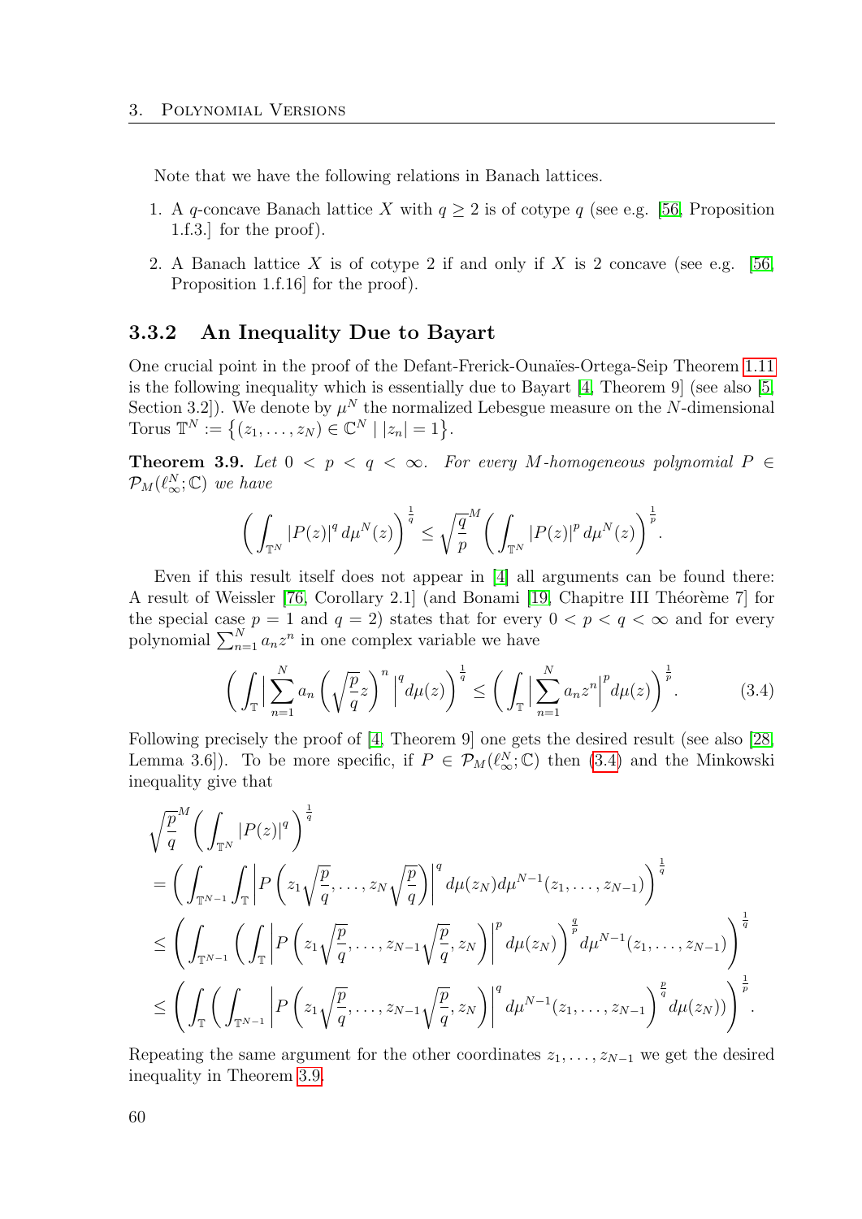Note that we have the following relations in Banach lattices.

1. A $q$-concave Banach lattice $X$ with $q \geq 2$ is of cotype $q$ (see e.g. [56, Proposition 1.f.3.] for the proof).
2. A Banach lattice $X$ is of cotype 2 if and only if $X$ is 2 concave (see e.g. [56, Proposition 1.f.16] for the proof).

### 3.3.2 An Inequality Due to Bayart

One crucial point in the proof of the Defant-Frerick-Ounaïes-Ortega-Seip Theorem 1.11 is the following inequality which is essentially due to Bayart [4, Theorem 9] (see also [5, Section 3.2]). We denote by $\mu^N$ the normalized Lebesgue measure on the $N$-dimensional Torus $\mathbb{T}^N := \{(z_1, \ldots, z_N) \in \mathbb{C}^N \mid |z_n| = 1\}$.

**Theorem 3.9.** *Let $0 < p < q < \infty$. For every $M$-homogeneous polynomial $P \in \mathcal{P}_M(\ell_\infty^N; \mathbb{C})$ we have*

$$\left( \int_{\mathbb{T}^N} |P(z)|^q \, d\mu^N(z) \right)^{\frac{1}{q}} \leq \sqrt{\frac{q}{p}}^M \left( \int_{\mathbb{T}^N} |P(z)|^p \, d\mu^N(z) \right)^{\frac{1}{p}}.$$

Even if this result itself does not appear in [4] all arguments can be found there: A result of Weissler [76, Corollary 2.1] (and Bonami [19, Chapitre III Théorème 7] for the special case $p = 1$ and $q = 2$) states that for every $0 < p < q < \infty$ and for every polynomial $\sum_{n=1}^N a_n z^n$ in one complex variable we have

$$\left( \int_{\mathbb{T}} \Big| \sum_{n=1}^N a_n \left( \sqrt{\frac{p}{q}} z \right)^n \Big|^q d\mu(z) \right)^{\frac{1}{q}} \leq \left( \int_{\mathbb{T}} \Big| \sum_{n=1}^N a_n z^n \Big|^p d\mu(z) \right)^{\frac{1}{p}}. \tag{3.4}$$

Following precisely the proof of [4, Theorem 9] one gets the desired result (see also [28, Lemma 3.6]). To be more specific, if $P \in \mathcal{P}_M(\ell_\infty^N; \mathbb{C})$ then (3.4) and the Minkowski inequality give that

$$\begin{aligned}
&\sqrt{\frac{p}{q}}^M \left( \int_{\mathbb{T}^N} |P(z)|^q \right)^{\frac{1}{q}} \\
&= \left( \int_{\mathbb{T}^{N-1}} \int_{\mathbb{T}} \left| P\left( z_1 \sqrt{\frac{p}{q}}, \ldots, z_N \sqrt{\frac{p}{q}} \right) \right|^q d\mu(z_N) d\mu^{N-1}(z_1, \ldots, z_{N-1}) \right)^{\frac{1}{q}} \\
&\leq \left( \int_{\mathbb{T}^{N-1}} \left( \int_{\mathbb{T}} \left| P\left( z_1 \sqrt{\frac{p}{q}}, \ldots, z_{N-1} \sqrt{\frac{p}{q}}, z_N \right) \right|^p d\mu(z_N) \right)^{\frac{q}{p}} d\mu^{N-1}(z_1, \ldots, z_{N-1}) \right)^{\frac{1}{q}} \\
&\leq \left( \int_{\mathbb{T}} \left( \int_{\mathbb{T}^{N-1}} \left| P\left( z_1 \sqrt{\frac{p}{q}}, \ldots, z_{N-1} \sqrt{\frac{p}{q}}, z_N \right) \right|^q d\mu^{N-1}(z_1, \ldots, z_{N-1}) \right)^{\frac{p}{q}} d\mu(z_N) \right)^{\frac{1}{p}}.
\end{aligned}$$

Repeating the same argument for the other coordinates $z_1, \ldots, z_{N-1}$ we get the desired inequality in Theorem 3.9.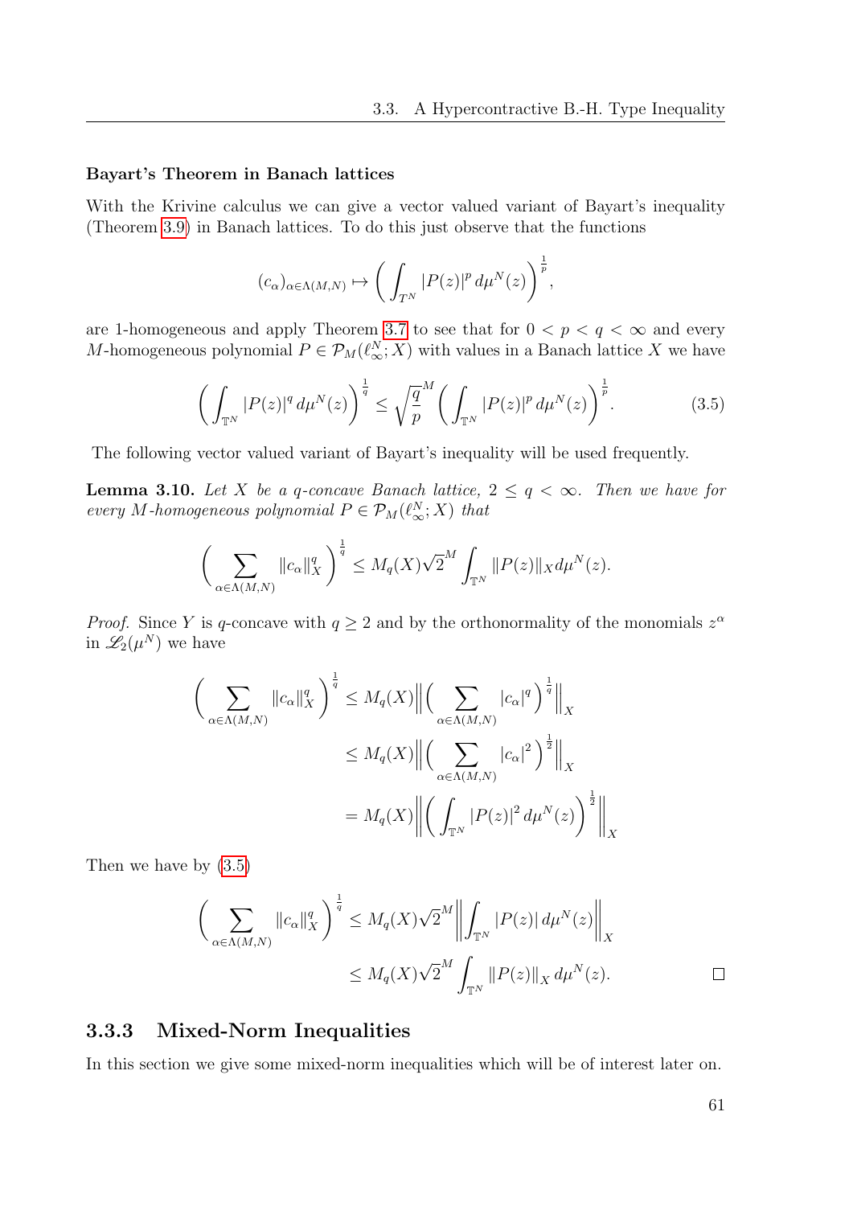#### Bayart's Theorem in Banach lattices

With the Krivine calculus we can give a vector valued variant of Bayart's inequality (Theorem 3.9) in Banach lattices. To do this just observe that the functions

$$(c_\alpha)_{\alpha\in\Lambda(M,N)} \mapsto \bigg(\int_{T^N} |P(z)|^p \, d\mu^N(z)\bigg)^{\frac{1}{p}},$$

are 1-homogeneous and apply Theorem 3.7 to see that for $0 < p < q < \infty$ and every $M$-homogeneous polynomial $P \in \mathcal{P}_M(\ell_\infty^N; X)$ with values in a Banach lattice $X$ we have

$$\bigg(\int_{\mathbb{T}^N} |P(z)|^q \, d\mu^N(z)\bigg)^{\frac{1}{q}} \leq \sqrt{\frac{q}{p}}^M \bigg(\int_{\mathbb{T}^N} |P(z)|^p \, d\mu^N(z)\bigg)^{\frac{1}{p}}. \tag{3.5}$$

The following vector valued variant of Bayart's inequality will be used frequently.

**Lemma 3.10.** *Let $X$ be a $q$-concave Banach lattice, $2 \leq q < \infty$. Then we have for every $M$-homogeneous polynomial $P \in \mathcal{P}_M(\ell_\infty^N; X)$ that*

$$\bigg(\sum_{\alpha\in\Lambda(M,N)} \|c_\alpha\|_X^q\bigg)^{\frac{1}{q}} \leq M_q(X)\sqrt{2}^M \int_{\mathbb{T}^N} \|P(z)\|_X d\mu^N(z).$$

*Proof.* Since $Y$ is $q$-concave with $q \geq 2$ and by the orthonormality of the monomials $z^\alpha$ in $\mathscr{L}_2(\mu^N)$ we have

$$\begin{aligned}
\bigg(\sum_{\alpha\in\Lambda(M,N)} \|c_\alpha\|_X^q\bigg)^{\frac{1}{q}} &\leq M_q(X)\Big\|\Big(\sum_{\alpha\in\Lambda(M,N)} |c_\alpha|^q\Big)^{\frac{1}{q}}\Big\|_X \\
&\leq M_q(X)\Big\|\Big(\sum_{\alpha\in\Lambda(M,N)} |c_\alpha|^2\Big)^{\frac{1}{2}}\Big\|_X \\
&= M_q(X)\bigg\|\bigg(\int_{\mathbb{T}^N} |P(z)|^2 \, d\mu^N(z)\bigg)^{\frac{1}{2}}\bigg\|_X
\end{aligned}$$

Then we have by (3.5)

$$\begin{aligned}
\bigg(\sum_{\alpha\in\Lambda(M,N)} \|c_\alpha\|_X^q\bigg)^{\frac{1}{q}} &\leq M_q(X)\sqrt{2}^M \bigg\|\int_{\mathbb{T}^N} |P(z)| \, d\mu^N(z)\bigg\|_X \\
&\leq M_q(X)\sqrt{2}^M \int_{\mathbb{T}^N} \|P(z)\|_X \, d\mu^N(z).
\end{aligned}$$

□

### 3.3.3 Mixed-Norm Inequalities

In this section we give some mixed-norm inequalities which will be of interest later on.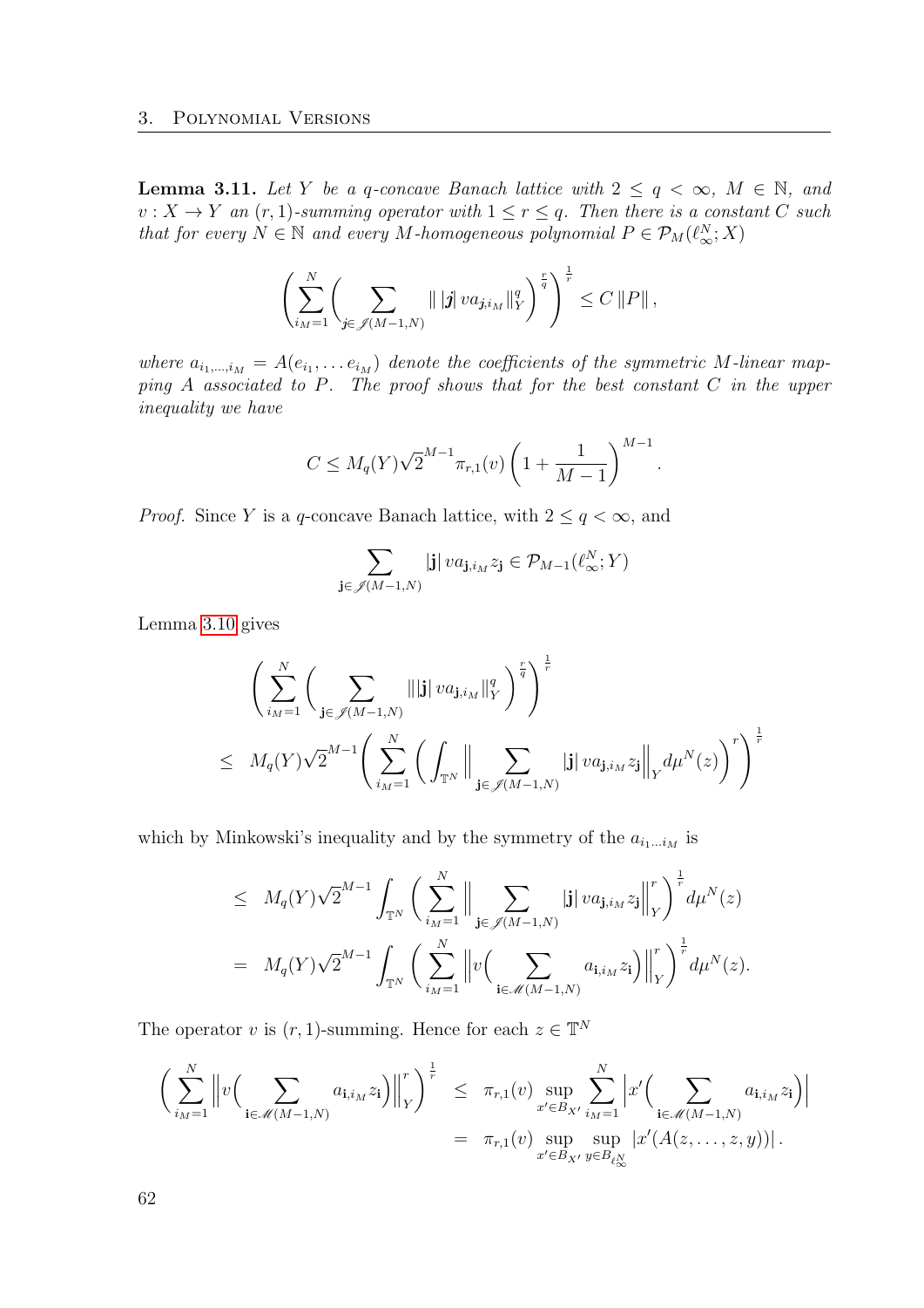**Lemma 3.11.** *Let $Y$ be a $q$-concave Banach lattice with $2 \leq q < \infty$, $M \in \mathbb{N}$, and $v : X \to Y$ an $(r,1)$-summing operator with $1 \leq r \leq q$. Then there is a constant $C$ such that for every $N \in \mathbb{N}$ and every $M$-homogeneous polynomial $P \in \mathcal{P}_M(\ell_\infty^N; X)$*

$$\left( \sum_{i_M=1}^{N} \left( \sum_{\mathbf{j} \in \mathscr{J}(M-1,N)} \| \, |\mathbf{j}| \, v a_{\mathbf{j}, i_M} \|_Y^q \right)^{\frac{r}{q}} \right)^{\frac{1}{r}} \leq C \, \|P\| \,,$$

*where $a_{i_1,\ldots,i_M} = A(e_{i_1}, \ldots e_{i_M})$ denote the coefficients of the symmetric $M$-linear mapping $A$ associated to $P$. The proof shows that for the best constant $C$ in the upper inequality we have*

$$C \leq M_q(Y) \sqrt{2}^{M-1} \pi_{r,1}(v) \left( 1 + \frac{1}{M-1} \right)^{M-1} .$$

*Proof.* Since $Y$ is a $q$-concave Banach lattice, with $2 \leq q < \infty$, and

$$\sum_{\mathbf{j} \in \mathscr{J}(M-1,N)} |\mathbf{j}| \, v a_{\mathbf{j}, i_M} z_{\mathbf{j}} \in \mathcal{P}_{M-1}(\ell_\infty^N; Y)$$

Lemma 3.10 gives

$$\begin{aligned}
&\left( \sum_{i_M=1}^{N} \left( \sum_{\mathbf{j} \in \mathscr{J}(M-1,N)} \| |\mathbf{j}| \, v a_{\mathbf{j}, i_M} \|_Y^q \right)^{\frac{r}{q}} \right)^{\frac{1}{r}} \\
\leq \;& M_q(Y) \sqrt{2}^{M-1} \left( \sum_{i_M=1}^{N} \left( \int_{\mathbb{T}^N} \Big\| \sum_{\mathbf{j} \in \mathscr{J}(M-1,N)} |\mathbf{j}| \, v a_{\mathbf{j}, i_M} z_{\mathbf{j}} \Big\|_Y d\mu^N(z) \right)^r \right)^{\frac{1}{r}}
\end{aligned}$$

which by Minkowski's inequality and by the symmetry of the $a_{i_1 \ldots i_M}$ is

$$\begin{aligned}
\leq \;& M_q(Y) \sqrt{2}^{M-1} \int_{\mathbb{T}^N} \left( \sum_{i_M=1}^{N} \Big\| \sum_{\mathbf{j} \in \mathscr{J}(M-1,N)} |\mathbf{j}| \, v a_{\mathbf{j}, i_M} z_{\mathbf{j}} \Big\|_Y^r \right)^{\frac{1}{r}} d\mu^N(z) \\
= \;& M_q(Y) \sqrt{2}^{M-1} \int_{\mathbb{T}^N} \left( \sum_{i_M=1}^{N} \Big\| v \Big( \sum_{\mathbf{i} \in \mathscr{M}(M-1,N)} a_{\mathbf{i}, i_M} z_{\mathbf{i}} \Big) \Big\|_Y^r \right)^{\frac{1}{r}} d\mu^N(z).
\end{aligned}$$

The operator $v$ is $(r,1)$-summing. Hence for each $z \in \mathbb{T}^N$

$$\begin{aligned}
\left( \sum_{i_M=1}^{N} \Big\| v \Big( \sum_{\mathbf{i} \in \mathscr{M}(M-1,N)} a_{\mathbf{i}, i_M} z_{\mathbf{i}} \Big) \Big\|_Y^r \right)^{\frac{1}{r}} &\leq \pi_{r,1}(v) \sup_{x' \in B_{X'}} \sum_{i_M=1}^{N} \Big| x' \Big( \sum_{\mathbf{i} \in \mathscr{M}(M-1,N)} a_{\mathbf{i}, i_M} z_{\mathbf{i}} \Big) \Big| \\
&= \pi_{r,1}(v) \sup_{x' \in B_{X'}} \sup_{y \in B_{\ell_\infty^N}} |x'(A(z, \ldots, z, y))| \,.
\end{aligned}$$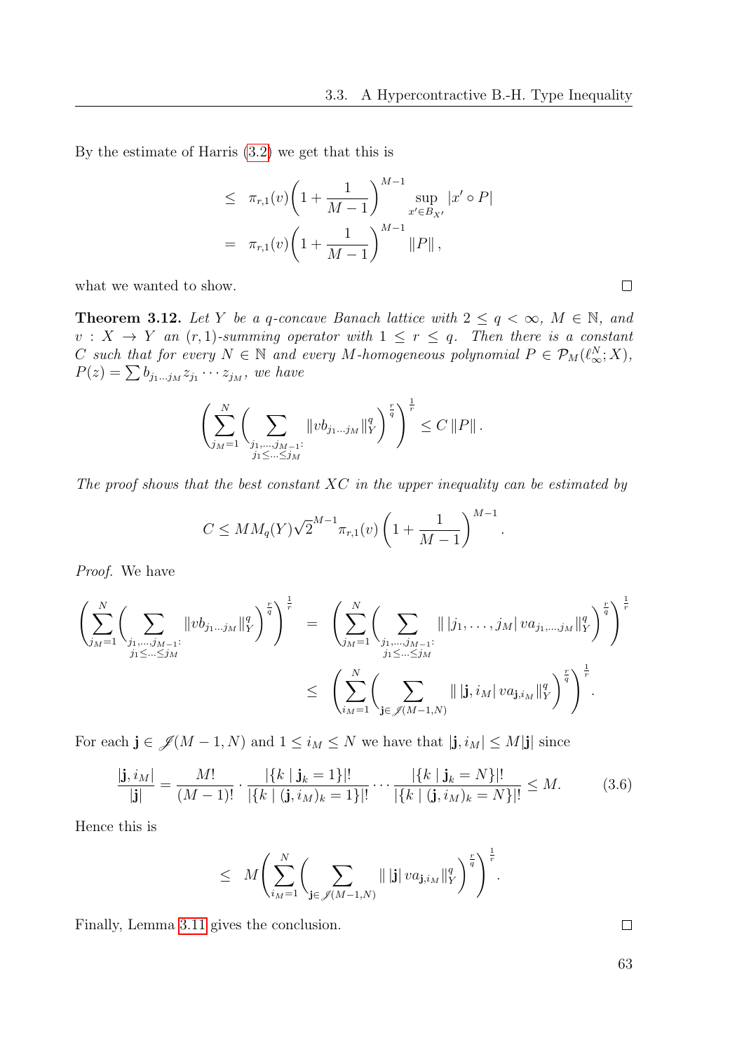By the estimate of Harris (3.2) we get that this is

$$
\begin{aligned}
&\leq \ \pi_{r,1}(v)\left(1+\frac{1}{M-1}\right)^{M-1} \sup_{x'\in B_{X'}} |x'\circ P| \\
&= \ \pi_{r,1}(v)\left(1+\frac{1}{M-1}\right)^{M-1} \|P\|,
\end{aligned}
$$

what we wanted to show. □

**Theorem 3.12.** *Let $Y$ be a $q$-concave Banach lattice with $2 \leq q < \infty$, $M \in \mathbb{N}$, and $v : X \to Y$ an $(r,1)$-summing operator with $1 \leq r \leq q$. Then there is a constant $C$ such that for every $N \in \mathbb{N}$ and every $M$-homogeneous polynomial $P \in \mathcal{P}_M(\ell_\infty^N; X)$, $P(z) = \sum b_{j_1\ldots j_M} z_{j_1}\cdots z_{j_M}$, we have*

$$
\left(\sum_{j_M=1}^{N}\left(\sum_{\substack{j_1,\ldots,j_{M-1}:\\ j_1\leq\cdots\leq j_M}} \|vb_{j_1\ldots j_M}\|_Y^q\right)^{\frac{r}{q}}\right)^{\frac{1}{r}} \leq C\,\|P\|.
$$

*The proof shows that the best constant $XC$ in the upper inequality can be estimated by*

$$
C \leq M M_q(Y)\sqrt{2}^{M-1}\pi_{r,1}(v)\left(1+\frac{1}{M-1}\right)^{M-1}.
$$

*Proof.* We have

$$
\begin{aligned}
\left(\sum_{j_M=1}^{N}\left(\sum_{\substack{j_1,\ldots,j_{M-1}:\\ j_1\leq\cdots\leq j_M}} \|vb_{j_1\ldots j_M}\|_Y^q\right)^{\frac{r}{q}}\right)^{\frac{1}{r}} &= \left(\sum_{j_M=1}^{N}\left(\sum_{\substack{j_1,\ldots,j_{M-1}:\\ j_1\leq\cdots\leq j_M}} \|\,|j_1,\ldots,j_M|\,va_{j_1,\ldots,j_M}\|_Y^q\right)^{\frac{r}{q}}\right)^{\frac{1}{r}} \\
&\leq \left(\sum_{i_M=1}^{N}\left(\sum_{\mathbf{j}\in\mathscr{J}(M-1,N)} \|\,|\mathbf{j},i_M|\,va_{\mathbf{j},i_M}\|_Y^q\right)^{\frac{r}{q}}\right)^{\frac{1}{r}}.
\end{aligned}
$$

For each $\mathbf{j}\in\mathscr{J}(M-1,N)$ and $1\leq i_M\leq N$ we have that $|\mathbf{j},i_M| \leq M|\mathbf{j}|$ since

$$
\frac{|\mathbf{j},i_M|}{|\mathbf{j}|} = \frac{M!}{(M-1)!}\cdot\frac{|\{k \mid \mathbf{j}_k = 1\}|!}{|\{k \mid (\mathbf{j},i_M)_k = 1\}|!}\cdots\frac{|\{k \mid \mathbf{j}_k = N\}|!}{|\{k \mid (\mathbf{j},i_M)_k = N\}|!} \leq M. \tag{3.6}
$$

Hence this is

$$
\leq \ M\left(\sum_{i_M=1}^{N}\left(\sum_{\mathbf{j}\in\mathscr{J}(M-1,N)} \|\,|\mathbf{j}|\,va_{\mathbf{j},i_M}\|_Y^q\right)^{\frac{r}{q}}\right)^{\frac{1}{r}}.
$$

Finally, Lemma 3.11 gives the conclusion. □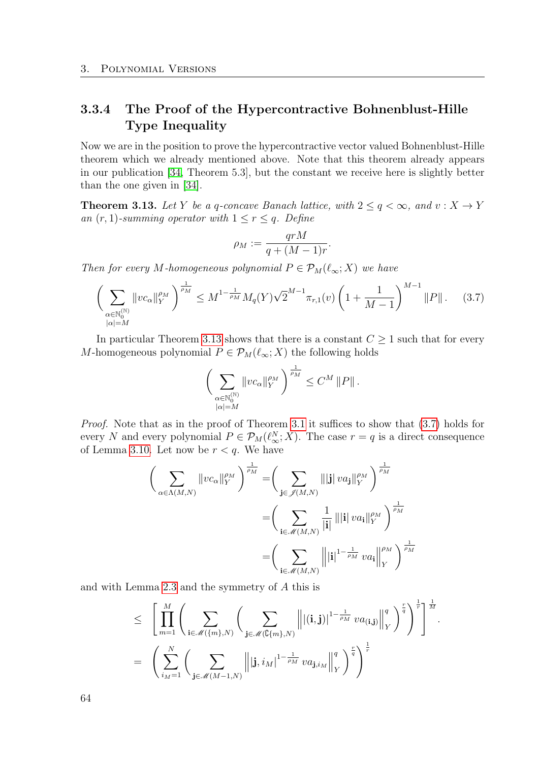### 3.3.4 The Proof of the Hypercontractive Bohnenblust-Hille Type Inequality

Now we are in the position to prove the hypercontractive vector valued Bohnenblust-Hille theorem which we already mentioned above. Note that this theorem already appears in our publication [34, Theorem 5.3], but the constant we receive here is slightly better than the one given in [34].

**Theorem 3.13.** *Let $Y$ be a $q$-concave Banach lattice, with $2 \leq q < \infty$, and $v : X \to Y$ an $(r, 1)$-summing operator with $1 \leq r \leq q$. Define*

$$\rho_M := \frac{qrM}{q + (M-1)r}.$$

*Then for every $M$-homogeneous polynomial $P \in \mathcal{P}_M(\ell_\infty; X)$ we have*

$$\left( \sum_{\substack{\alpha \in \mathbb{N}_0^{(\mathbb{N})} \\ |\alpha| = M}} \|vc_\alpha\|_Y^{\rho_M} \right)^{\frac{1}{\rho_M}} \leq M^{1 - \frac{1}{\rho_M}} M_q(Y) \sqrt{2}^{M-1} \pi_{r,1}(v) \left(1 + \frac{1}{M-1}\right)^{M-1} \|P\|. \tag{3.7}$$

In particular Theorem 3.13 shows that there is a constant $C \geq 1$ such that for every $M$-homogeneous polynomial $P \in \mathcal{P}_M(\ell_\infty; X)$ the following holds

$$\left( \sum_{\substack{\alpha \in \mathbb{N}_0^{(\mathbb{N})} \\ |\alpha| = M}} \|vc_\alpha\|_Y^{\rho_M} \right)^{\frac{1}{\rho_M}} \leq C^M \|P\|.$$

*Proof.* Note that as in the proof of Theorem 3.1 it suffices to show that (3.7) holds for every $N$ and every polynomial $P \in \mathcal{P}_M(\ell_\infty^N; X)$. The case $r = q$ is a direct consequence of Lemma 3.10. Let now be $r < q$. We have

$$\begin{aligned}
\left( \sum_{\alpha \in \Lambda(M,N)} \|vc_\alpha\|_Y^{\rho_M} \right)^{\frac{1}{\rho_M}} &= \left( \sum_{\mathbf{j} \in \mathscr{J}(M,N)} \||\mathbf{j}| \, va_{\mathbf{j}}\|_Y^{\rho_M} \right)^{\frac{1}{\rho_M}} \\
&= \left( \sum_{\mathbf{i} \in \mathscr{M}(M,N)} \frac{1}{|\mathbf{i}|} \||\mathbf{i}| \, va_{\mathbf{i}}\|_Y^{\rho_M} \right)^{\frac{1}{\rho_M}} \\
&= \left( \sum_{\mathbf{i} \in \mathscr{M}(M,N)} \left\| |\mathbf{i}|^{1 - \frac{1}{\rho_M}} \, va_{\mathbf{i}} \right\|_Y^{\rho_M} \right)^{\frac{1}{\rho_M}}
\end{aligned}$$

and with Lemma 2.3 and the symmetry of $A$ this is

$$\begin{aligned}
&\leq \left[ \prod_{m=1}^{M} \left( \sum_{\mathbf{i} \in \mathscr{M}(\{m\},N)} \left( \sum_{\mathbf{j} \in \mathscr{M}(\complement\{m\},N)} \left\| |(\mathbf{i},\mathbf{j})|^{1 - \frac{1}{\rho_M}} \, va_{(\mathbf{i},\mathbf{j})} \right\|_Y^{q} \right)^{\frac{r}{q}} \right)^{\frac{1}{r}} \right]^{\frac{1}{M}} \\
&= \left( \sum_{i_M = 1}^{N} \left( \sum_{\mathbf{j} \in \mathscr{M}(M-1,N)} \left\| |\mathbf{j}, i_M|^{1 - \frac{1}{\rho_M}} \, va_{\mathbf{j}, i_M} \right\|_Y^{q} \right)^{\frac{r}{q}} \right)^{\frac{1}{r}}
\end{aligned}$$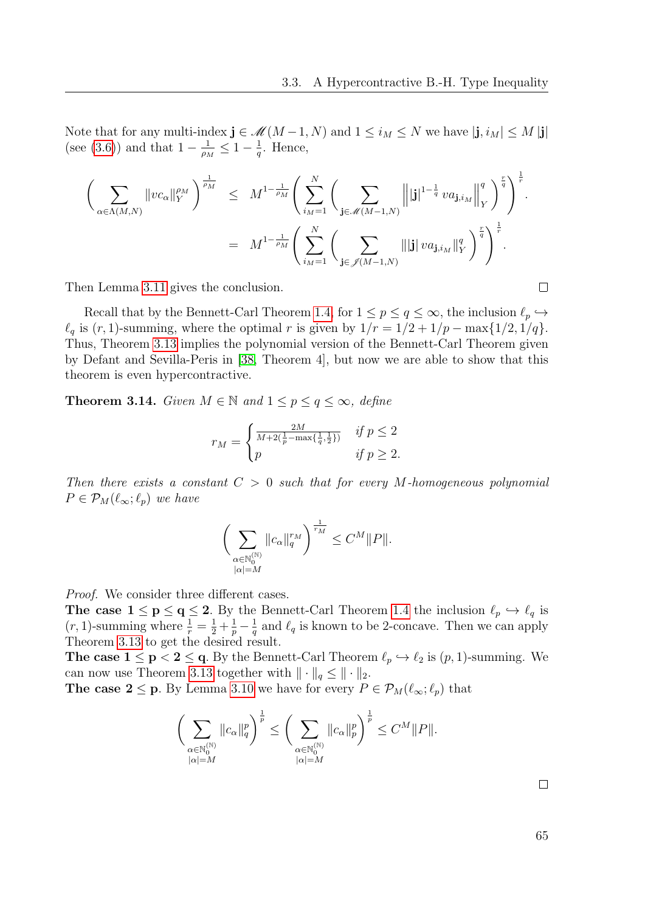Note that for any multi-index $\mathbf{j} \in \mathscr{M}(M-1, N)$ and $1 \leq i_M \leq N$ we have $|\mathbf{j}, i_M| \leq M\,|\mathbf{j}|$ (see (3.6)) and that $1 - \frac{1}{\rho_M} \leq 1 - \frac{1}{q}$. Hence,

$$
\begin{aligned}
\left( \sum_{\alpha \in \Lambda(M,N)} \|vc_\alpha\|_Y^{\rho_M} \right)^{\frac{1}{\rho_M}} &\leq M^{1-\frac{1}{\rho_M}} \left( \sum_{i_M=1}^{N} \left( \sum_{\mathbf{j} \in \mathscr{M}(M-1,N)} \left\| |\mathbf{j}|^{1-\frac{1}{q}}\, va_{\mathbf{j},i_M} \right\|_Y^q \right)^{\frac{r}{q}} \right)^{\frac{1}{r}} \\
&= M^{1-\frac{1}{\rho_M}} \left( \sum_{i_M=1}^{N} \left( \sum_{\mathbf{j} \in \mathscr{J}(M-1,N)} \||\mathbf{j}|\, va_{\mathbf{j},i_M}\|_Y^q \right)^{\frac{r}{q}} \right)^{\frac{1}{r}}.
\end{aligned}
$$

Then Lemma 3.11 gives the conclusion. □

Recall that by the Bennett-Carl Theorem 1.4, for $1 \leq p \leq q \leq \infty$, the inclusion $\ell_p \hookrightarrow \ell_q$ is $(r,1)$-summing, where the optimal $r$ is given by $1/r = 1/2 + 1/p - \max\{1/2, 1/q\}$. Thus, Theorem 3.13 implies the polynomial version of the Bennett-Carl Theorem given by Defant and Sevilla-Peris in [38, Theorem 4], but now we are able to show that this theorem is even hypercontractive.

**Theorem 3.14.** *Given $M \in \mathbb{N}$ and $1 \leq p \leq q \leq \infty$, define*

$$
r_M = \begin{cases} \frac{2M}{M + 2(\frac{1}{p} - \max\{\frac{1}{q}, \frac{1}{2}\})} & \text{if } p \leq 2 \\ p & \text{if } p \geq 2. \end{cases}
$$

*Then there exists a constant $C > 0$ such that for every $M$-homogeneous polynomial $P \in \mathcal{P}_M(\ell_\infty; \ell_p)$ we have*

$$
\left( \sum_{\substack{\alpha \in \mathbb{N}_0^{(\mathbb{N})} \\ |\alpha| = M}} \|c_\alpha\|_q^{r_M} \right)^{\frac{1}{r_M}} \leq C^M \|P\|.
$$

*Proof.* We consider three different cases.

**The case $\mathbf{1 \leq p \leq q \leq 2}$.** By the Bennett-Carl Theorem 1.4 the inclusion $\ell_p \hookrightarrow \ell_q$ is $(r,1)$-summing where $\frac{1}{r} = \frac{1}{2} + \frac{1}{p} - \frac{1}{q}$ and $\ell_q$ is known to be 2-concave. Then we can apply Theorem 3.13 to get the desired result.

**The case $\mathbf{1 \leq p < 2 \leq q}$.** By the Bennett-Carl Theorem $\ell_p \hookrightarrow \ell_2$ is $(p,1)$-summing. We can now use Theorem 3.13 together with $\|\cdot\|_q \leq \|\cdot\|_2$.

**The case $\mathbf{2 \leq p}$.** By Lemma 3.10 we have for every $P \in \mathcal{P}_M(\ell_\infty; \ell_p)$ that

$$
\left( \sum_{\substack{\alpha \in \mathbb{N}_0^{(\mathbb{N})} \\ |\alpha| = M}} \|c_\alpha\|_q^p \right)^{\frac{1}{p}} \leq \left( \sum_{\substack{\alpha \in \mathbb{N}_0^{(\mathbb{N})} \\ |\alpha| = M}} \|c_\alpha\|_p^p \right)^{\frac{1}{p}} \leq C^M \|P\|.
$$

□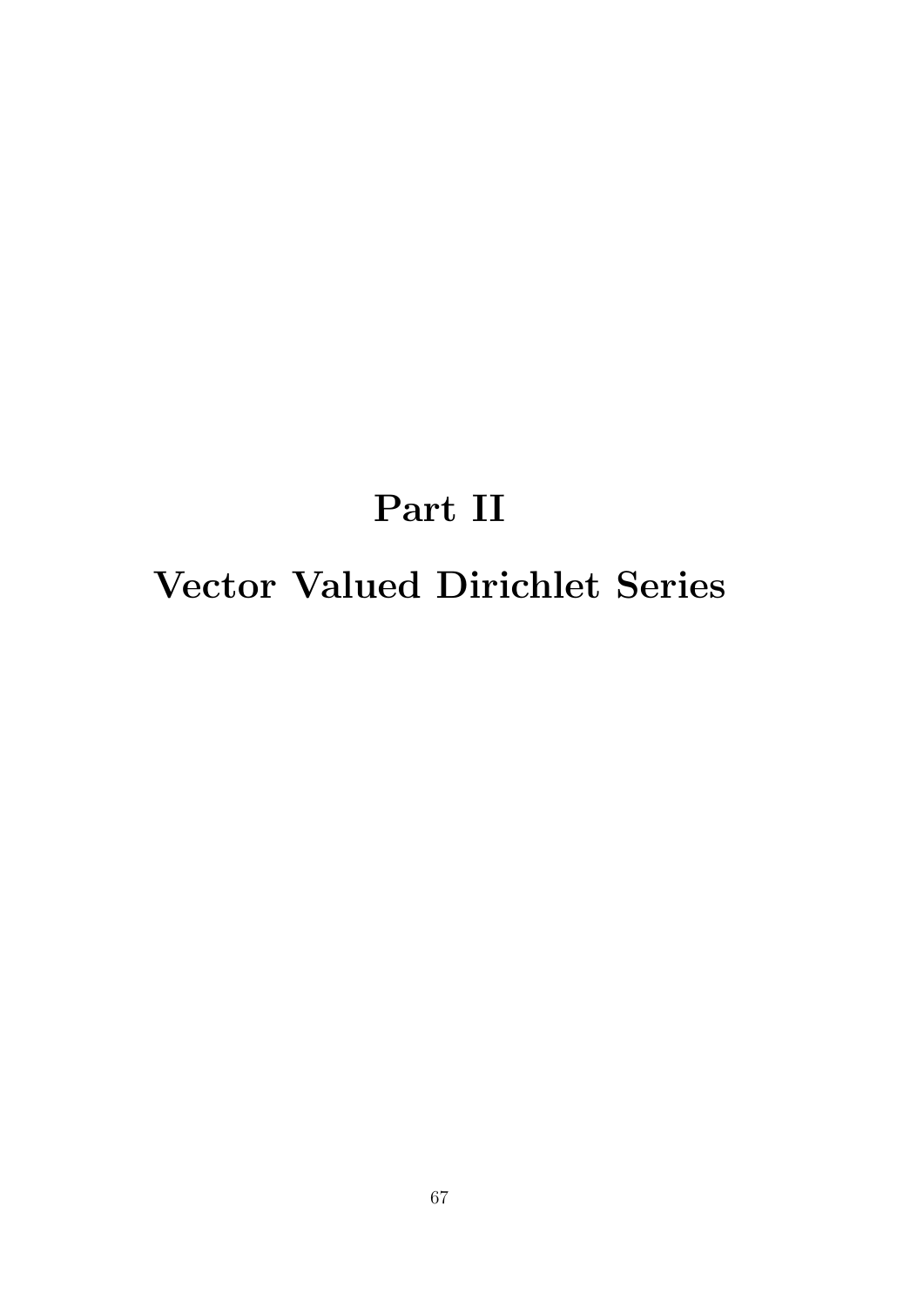# Part II

# Vector Valued Dirichlet Series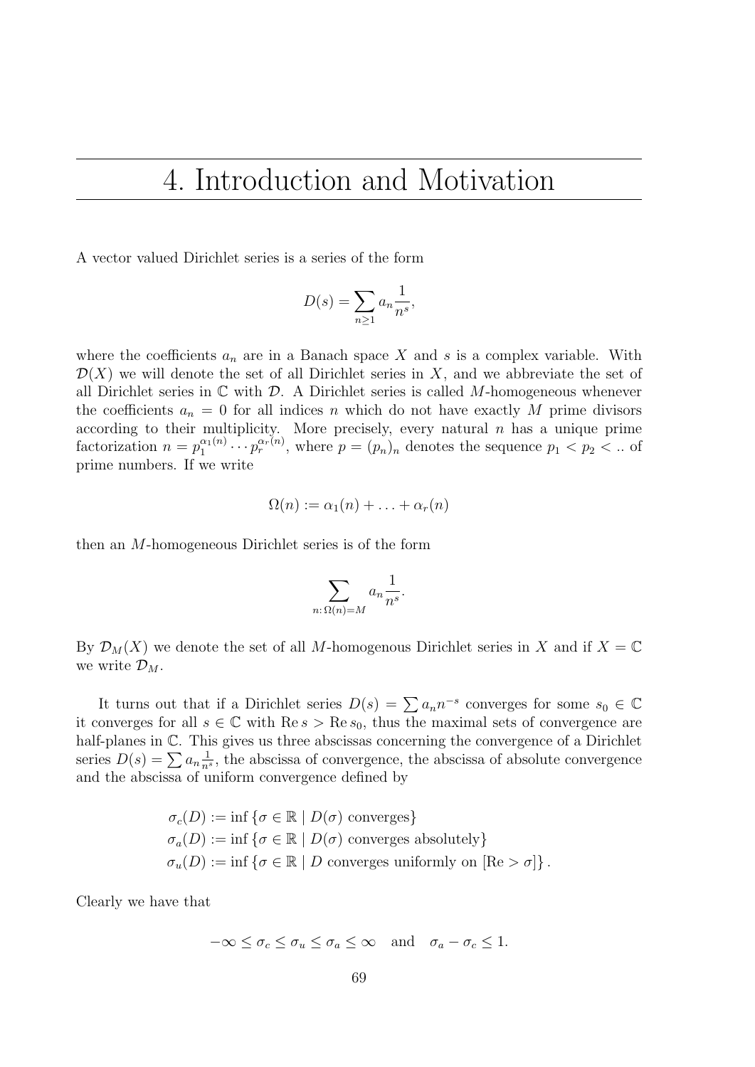# 4. Introduction and Motivation

A vector valued Dirichlet series is a series of the form

$$D(s) = \sum_{n \geq 1} a_n \frac{1}{n^s},$$

where the coefficients $a_n$ are in a Banach space $X$ and $s$ is a complex variable. With $\mathcal{D}(X)$ we will denote the set of all Dirichlet series in $X$, and we abbreviate the set of all Dirichlet series in $\mathbb{C}$ with $\mathcal{D}$. A Dirichlet series is called $M$-homogeneous whenever the coefficients $a_n = 0$ for all indices $n$ which do not have exactly $M$ prime divisors according to their multiplicity. More precisely, every natural $n$ has a unique prime factorization $n = p_1^{\alpha_1(n)} \cdots p_r^{\alpha_r(n)}$, where $p = (p_n)_n$ denotes the sequence $p_1 < p_2 < ..$ of prime numbers. If we write

$$\Omega(n) := \alpha_1(n) + \ldots + \alpha_r(n)$$

then an $M$-homogeneous Dirichlet series is of the form

$$\sum_{n \colon \Omega(n) = M} a_n \frac{1}{n^s}.$$

By $\mathcal{D}_M(X)$ we denote the set of all $M$-homogenous Dirichlet series in $X$ and if $X = \mathbb{C}$ we write $\mathcal{D}_M$.

It turns out that if a Dirichlet series $D(s) = \sum a_n n^{-s}$ converges for some $s_0 \in \mathbb{C}$ it converges for all $s \in \mathbb{C}$ with $\operatorname{Re} s > \operatorname{Re} s_0$, thus the maximal sets of convergence are half-planes in $\mathbb{C}$. This gives us three abscissas concerning the convergence of a Dirichlet series $D(s) = \sum a_n \frac{1}{n^s}$, the abscissa of convergence, the abscissa of absolute convergence and the abscissa of uniform convergence defined by

$$\begin{aligned}
&\sigma_c(D) := \inf \{\sigma \in \mathbb{R} \mid D(\sigma) \text{ converges}\} \\
&\sigma_a(D) := \inf \{\sigma \in \mathbb{R} \mid D(\sigma) \text{ converges absolutely}\} \\
&\sigma_u(D) := \inf \{\sigma \in \mathbb{R} \mid D \text{ converges uniformly on } [\operatorname{Re} > \sigma]\}.
\end{aligned}$$

Clearly we have that

$$-\infty \leq \sigma_c \leq \sigma_u \leq \sigma_a \leq \infty \quad \text{and} \quad \sigma_a - \sigma_c \leq 1.$$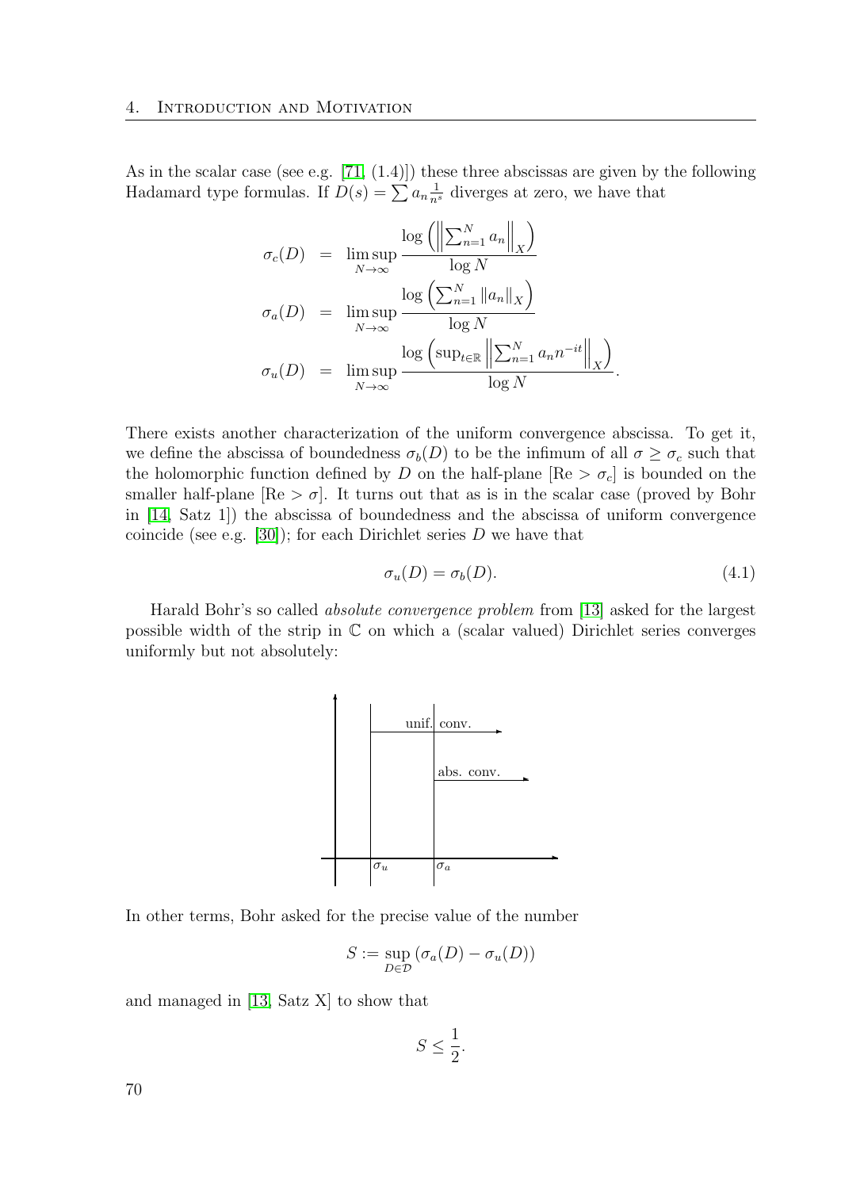As in the scalar case (see e.g. [71, (1.4)]) these three abscissas are given by the following Hadamard type formulas. If $D(s) = \sum a_n \frac{1}{n^s}$ diverges at zero, we have that

$$
\begin{aligned}
\sigma_c(D) &= \limsup_{N\to\infty} \frac{\log\left(\left\|\sum_{n=1}^N a_n\right\|_X\right)}{\log N} \\
\sigma_a(D) &= \limsup_{N\to\infty} \frac{\log\left(\sum_{n=1}^N \|a_n\|_X\right)}{\log N} \\
\sigma_u(D) &= \limsup_{N\to\infty} \frac{\log\left(\sup_{t\in\mathbb{R}}\left\|\sum_{n=1}^N a_n n^{-it}\right\|_X\right)}{\log N}.
\end{aligned}
$$

There exists another characterization of the uniform convergence abscissa. To get it, we define the abscissa of boundedness $\sigma_b(D)$ to be the infimum of all $\sigma \geq \sigma_c$ such that the holomorphic function defined by $D$ on the half-plane $[\mathrm{Re} > \sigma_c]$ is bounded on the smaller half-plane $[\mathrm{Re} > \sigma]$. It turns out that as is in the scalar case (proved by Bohr in [14, Satz 1]) the abscissa of boundedness and the abscissa of uniform convergence coincide (see e.g. [30]); for each Dirichlet series $D$ we have that

$$\sigma_u(D) = \sigma_b(D). \tag{4.1}$$

Harald Bohr's so called *absolute convergence problem* from [13] asked for the largest possible width of the strip in $\mathbb{C}$ on which a (scalar valued) Dirichlet series converges uniformly but not absolutely:

unif. conv.

abs. conv.

$\sigma_u$ $\sigma_a$

In other terms, Bohr asked for the precise value of the number

$$S := \sup_{D\in\mathcal{D}} (\sigma_a(D) - \sigma_u(D))$$

and managed in [13, Satz X] to show that

$$S \leq \frac{1}{2}.$$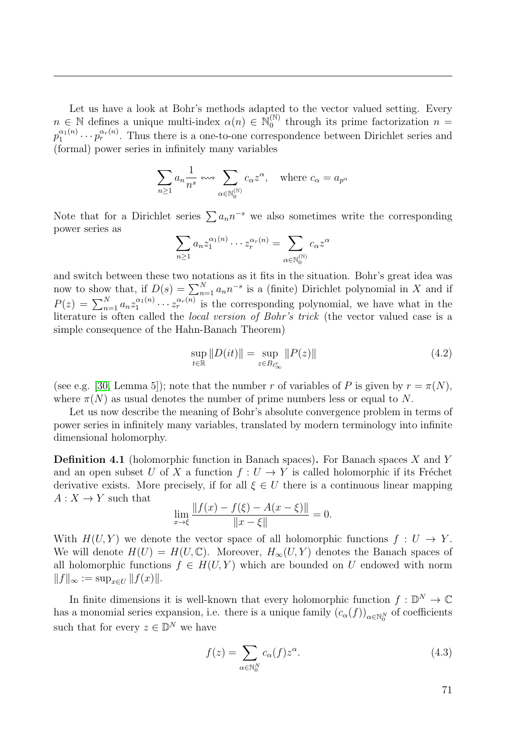Let us have a look at Bohr's methods adapted to the vector valued setting. Every $n \in \mathbb{N}$ defines a unique multi-index $\alpha(n) \in \mathbb{N}_0^{(\mathbb{N})}$ through its prime factorization $n = p_1^{\alpha_1(n)} \cdots p_r^{\alpha_r(n)}$. Thus there is a one-to-one correspondence between Dirichlet series and (formal) power series in infinitely many variables

$$\sum_{n\geq 1} a_n \frac{1}{n^s} \leftrightsquigarrow \sum_{\alpha \in \mathbb{N}_0^{(\mathbb{N})}} c_\alpha z^\alpha, \quad \text{where } c_\alpha = a_{p^\alpha}$$

Note that for a Dirichlet series $\sum a_n n^{-s}$ we also sometimes write the corresponding power series as

$$\sum_{n\geq 1} a_n z_1^{\alpha_1(n)} \cdots z_r^{\alpha_r(n)} = \sum_{\alpha \in \mathbb{N}_0^{(\mathbb{N})}} c_\alpha z^\alpha$$

and switch between these two notations as it fits in the situation. Bohr's great idea was now to show that, if $D(s) = \sum_{n=1}^N a_n n^{-s}$ is a (finite) Dirichlet polynomial in $X$ and if $P(z) = \sum_{n=1}^N a_n z_1^{\alpha_1(n)} \cdots z_r^{\alpha_r(n)}$ is the corresponding polynomial, we have what in the literature is often called the *local version of Bohr's trick* (the vector valued case is a simple consequence of the Hahn-Banach Theorem)

$$\sup_{t\in\mathbb{R}} \|D(it)\| = \sup_{z \in B_{\ell_\infty^r}} \|P(z)\| \tag{4.2}$$

(see e.g. [30, Lemma 5]); note that the number $r$ of variables of $P$ is given by $r = \pi(N)$, where $\pi(N)$ as usual denotes the number of prime numbers less or equal to $N$.

Let us now describe the meaning of Bohr's absolute convergence problem in terms of power series in infinitely many variables, translated by modern terminology into infinite dimensional holomorphy.

**Definition 4.1** (holomorphic function in Banach spaces)**.** For Banach spaces $X$ and $Y$ and an open subset $U$ of $X$ a function $f : U \to Y$ is called holomorphic if its Fréchet derivative exists. More precisely, if for all $\xi \in U$ there is a continuous linear mapping $A : X \to Y$ such that

$$\lim_{x\to\xi} \frac{\|f(x) - f(\xi) - A(x-\xi)\|}{\|x-\xi\|} = 0.$$

With $H(U, Y)$ we denote the vector space of all holomorphic functions $f : U \to Y$. We will denote $H(U) = H(U, \mathbb{C})$. Moreover, $H_\infty(U, Y)$ denotes the Banach spaces of all holomorphic functions $f \in H(U, Y)$ which are bounded on $U$ endowed with norm $\|f\|_\infty := \sup_{x\in U} \|f(x)\|$.

In finite dimensions it is well-known that every holomorphic function $f : \mathbb{D}^N \to \mathbb{C}$ has a monomial series expansion, i.e. there is a unique family $(c_\alpha(f))_{\alpha\in\mathbb{N}_0^N}$ of coefficients such that for every $z \in \mathbb{D}^N$ we have

$$f(z) = \sum_{\alpha\in\mathbb{N}_0^N} c_\alpha(f) z^\alpha. \tag{4.3}$$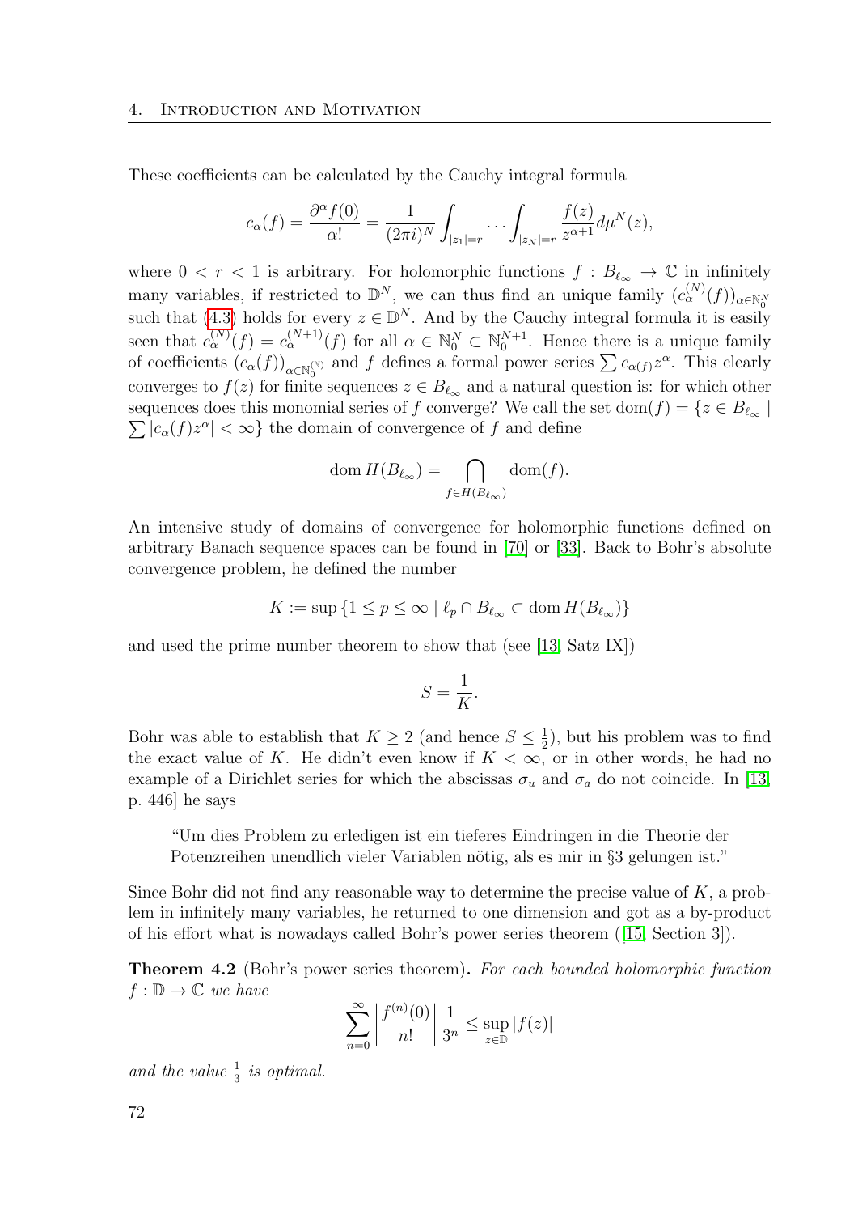These coefficients can be calculated by the Cauchy integral formula

$$c_\alpha(f) = \frac{\partial^\alpha f(0)}{\alpha!} = \frac{1}{(2\pi i)^N} \int_{|z_1|=r} \cdots \int_{|z_N|=r} \frac{f(z)}{z^{\alpha+1}} d\mu^N(z),$$

where $0 < r < 1$ is arbitrary. For holomorphic functions $f : B_{\ell_\infty} \to \mathbb{C}$ in infinitely many variables, if restricted to $\mathbb{D}^N$, we can thus find an unique family $(c_\alpha^{(N)}(f))_{\alpha \in \mathbb{N}_0^N}$ such that (4.3) holds for every $z \in \mathbb{D}^N$. And by the Cauchy integral formula it is easily seen that $c_\alpha^{(N)}(f) = c_\alpha^{(N+1)}(f)$ for all $\alpha \in \mathbb{N}_0^N \subset \mathbb{N}_0^{N+1}$. Hence there is a unique family of coefficients $(c_\alpha(f))_{\alpha \in \mathbb{N}_0^{(\mathbb{N})}}$ and $f$ defines a formal power series $\sum c_{\alpha(f)} z^\alpha$. This clearly converges to $f(z)$ for finite sequences $z \in B_{\ell_\infty}$ and a natural question is: for which other sequences does this monomial series of $f$ converge? We call the set $\operatorname{dom}(f) = \{z \in B_{\ell_\infty} \mid \sum |c_\alpha(f) z^\alpha| < \infty\}$ the domain of convergence of $f$ and define

$$\operatorname{dom} H(B_{\ell_\infty}) = \bigcap_{f \in H(B_{\ell_\infty})} \operatorname{dom}(f).$$

An intensive study of domains of convergence for holomorphic functions defined on arbitrary Banach sequence spaces can be found in [70] or [33]. Back to Bohr's absolute convergence problem, he defined the number

$$K := \sup \{1 \le p \le \infty \mid \ell_p \cap B_{\ell_\infty} \subset \operatorname{dom} H(B_{\ell_\infty})\}$$

and used the prime number theorem to show that (see [13, Satz IX])

$$S = \frac{1}{K}.$$

Bohr was able to establish that $K \geq 2$ (and hence $S \leq \frac{1}{2}$), but his problem was to find the exact value of $K$. He didn't even know if $K < \infty$, or in other words, he had no example of a Dirichlet series for which the abscissas $\sigma_u$ and $\sigma_a$ do not coincide. In [13, p. 446] he says

> "Um dies Problem zu erledigen ist ein tieferes Eindringen in die Theorie der Potenzreihen unendlich vieler Variablen nötig, als es mir in §3 gelungen ist."

Since Bohr did not find any reasonable way to determine the precise value of $K$, a problem in infinitely many variables, he returned to one dimension and got as a by-product of his effort what is nowadays called Bohr's power series theorem ([15, Section 3]).

**Theorem 4.2** (Bohr's power series theorem). *For each bounded holomorphic function $f : \mathbb{D} \to \mathbb{C}$ we have*

$$\sum_{n=0}^{\infty} \left| \frac{f^{(n)}(0)}{n!} \right| \frac{1}{3^n} \leq \sup_{z \in \mathbb{D}} |f(z)|$$

*and the value $\frac{1}{3}$ is optimal.*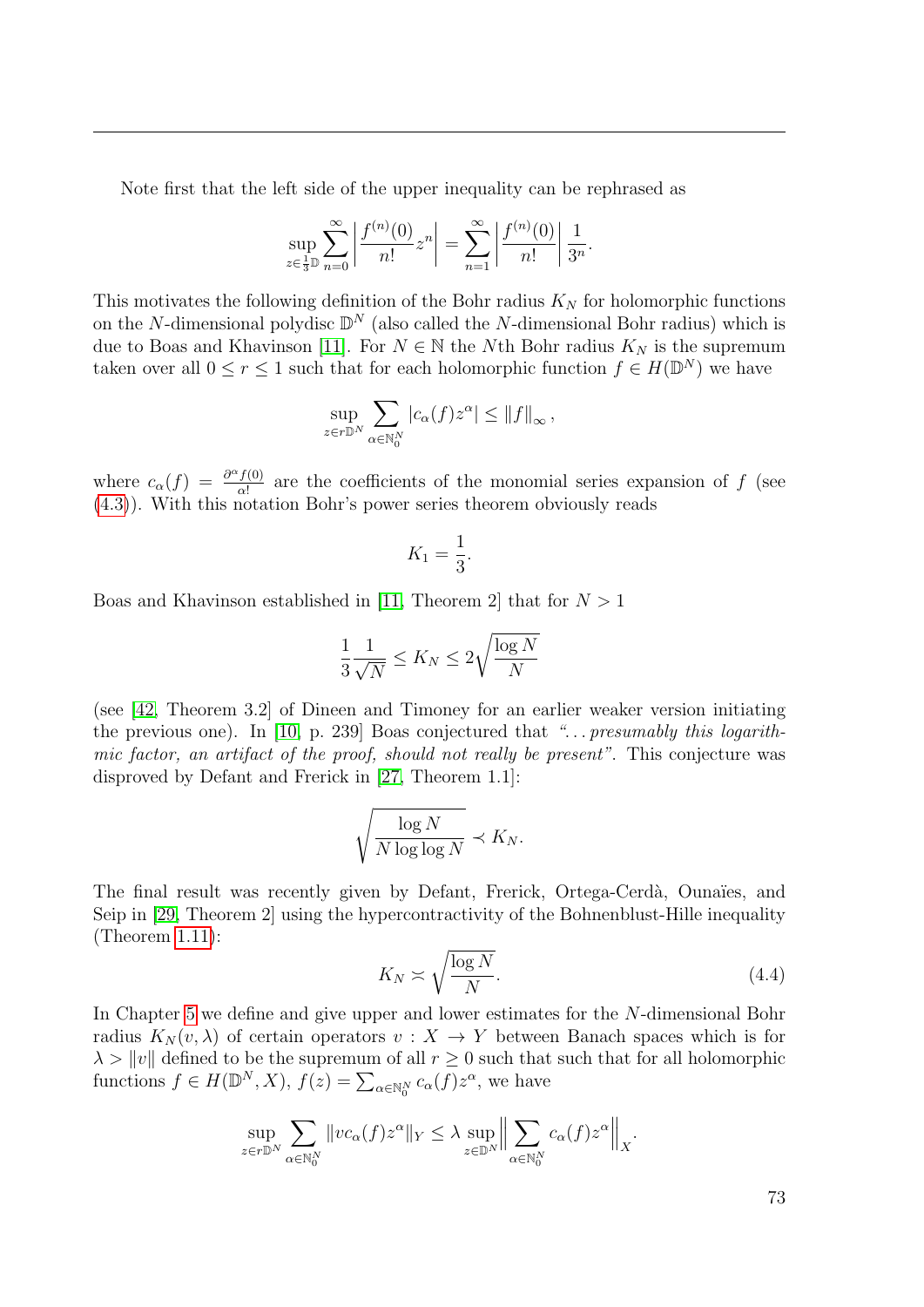Note first that the left side of the upper inequality can be rephrased as

$$\sup_{z\in\frac{1}{3}\mathbb{D}}\sum_{n=0}^{\infty}\left|\frac{f^{(n)}(0)}{n!}z^n\right| = \sum_{n=1}^{\infty}\left|\frac{f^{(n)}(0)}{n!}\right|\frac{1}{3^n}.$$

This motivates the following definition of the Bohr radius $K_N$ for holomorphic functions on the $N$-dimensional polydisc $\mathbb{D}^N$ (also called the $N$-dimensional Bohr radius) which is due to Boas and Khavinson [11]. For $N\in\mathbb{N}$ the $N$th Bohr radius $K_N$ is the supremum taken over all $0\le r\le 1$ such that for each holomorphic function $f\in H(\mathbb{D}^N)$ we have

$$\sup_{z\in r\mathbb{D}^N}\sum_{\alpha\in\mathbb{N}_0^N}|c_\alpha(f)z^\alpha| \le \|f\|_\infty ,$$

where $c_\alpha(f) = \frac{\partial^\alpha f(0)}{\alpha!}$ are the coefficients of the monomial series expansion of $f$ (see (4.3)). With this notation Bohr's power series theorem obviously reads

$$K_1 = \frac{1}{3}.$$

Boas and Khavinson established in [11, Theorem 2] that for $N>1$

$$\frac{1}{3}\frac{1}{\sqrt{N}} \le K_N \le 2\sqrt{\frac{\log N}{N}}$$

(see [42, Theorem 3.2] of Dineen and Timoney for an earlier weaker version initiating the previous one). In [10, p. 239] Boas conjectured that *"... presumably this logarithmic factor, an artifact of the proof, should not really be present"*. This conjecture was disproved by Defant and Frerick in [27, Theorem 1.1]:

$$\sqrt{\frac{\log N}{N\log\log N}} \prec K_N.$$

The final result was recently given by Defant, Frerick, Ortega-Cerdà, Ounaïes, and Seip in [29, Theorem 2] using the hypercontractivity of the Bohnenblust-Hille inequality (Theorem 1.11):

$$K_N \asymp \sqrt{\frac{\log N}{N}}. \tag{4.4}$$

In Chapter 5 we define and give upper and lower estimates for the $N$-dimensional Bohr radius $K_N(v,\lambda)$ of certain operators $v: X\to Y$ between Banach spaces which is for $\lambda > \|v\|$ defined to be the supremum of all $r\ge 0$ such that such that for all holomorphic functions $f\in H(\mathbb{D}^N, X)$, $f(z) = \sum_{\alpha\in\mathbb{N}_0^N} c_\alpha(f)z^\alpha$, we have

$$\sup_{z\in r\mathbb{D}^N}\sum_{\alpha\in\mathbb{N}_0^N}\|vc_\alpha(f)z^\alpha\|_Y \le \lambda \sup_{z\in\mathbb{D}^N}\Big\|\sum_{\alpha\in\mathbb{N}_0^N}c_\alpha(f)z^\alpha\Big\|_X.$$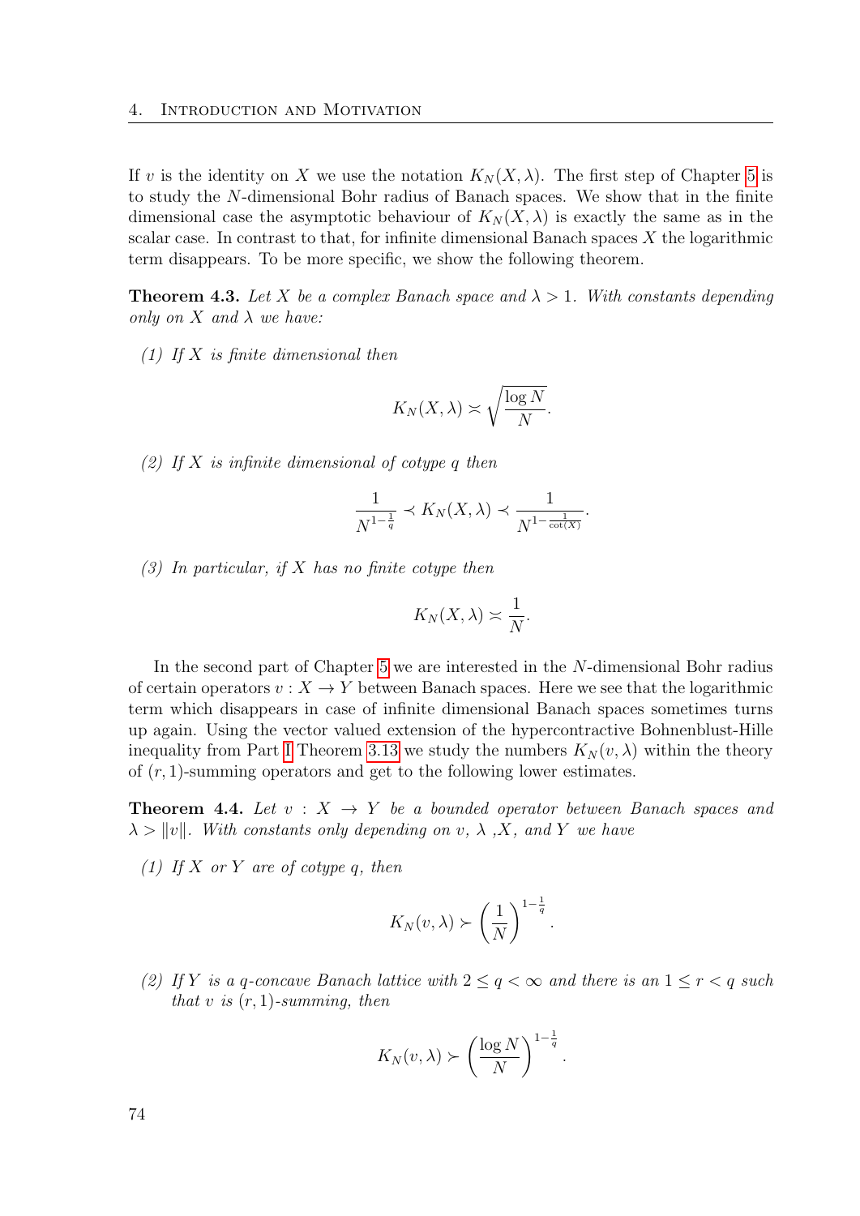If $v$ is the identity on $X$ we use the notation $K_N(X, \lambda)$. The first step of Chapter 5 is to study the $N$-dimensional Bohr radius of Banach spaces. We show that in the finite dimensional case the asymptotic behaviour of $K_N(X, \lambda)$ is exactly the same as in the scalar case. In contrast to that, for infinite dimensional Banach spaces $X$ the logarithmic term disappears. To be more specific, we show the following theorem.

**Theorem 4.3.** *Let $X$ be a complex Banach space and $\lambda > 1$. With constants depending only on $X$ and $\lambda$ we have:*

*(1) If $X$ is finite dimensional then*

$$K_N(X, \lambda) \asymp \sqrt{\frac{\log N}{N}}.$$

*(2) If $X$ is infinite dimensional of cotype $q$ then*

$$\frac{1}{N^{1-\frac{1}{q}}} \prec K_N(X, \lambda) \prec \frac{1}{N^{1-\frac{1}{\cot(X)}}}.$$

*(3) In particular, if $X$ has no finite cotype then*

$$K_N(X, \lambda) \asymp \frac{1}{N}.$$

In the second part of Chapter 5 we are interested in the $N$-dimensional Bohr radius of certain operators $v : X \to Y$ between Banach spaces. Here we see that the logarithmic term which disappears in case of infinite dimensional Banach spaces sometimes turns up again. Using the vector valued extension of the hypercontractive Bohnenblust-Hille inequality from Part I Theorem 3.13 we study the numbers $K_N(v, \lambda)$ within the theory of $(r, 1)$-summing operators and get to the following lower estimates.

**Theorem 4.4.** *Let $v : X \to Y$ be a bounded operator between Banach spaces and $\lambda > \|v\|$. With constants only depending on $v$, $\lambda$ ,$X$, and $Y$ we have*

*(1) If $X$ or $Y$ are of cotype $q$, then*

$$K_N(v, \lambda) \succ \left(\frac{1}{N}\right)^{1-\frac{1}{q}}.$$

*(2) If $Y$ is a $q$-concave Banach lattice with $2 \leq q < \infty$ and there is an $1 \leq r < q$ such that $v$ is $(r, 1)$-summing, then*

$$K_N(v, \lambda) \succ \left(\frac{\log N}{N}\right)^{1-\frac{1}{q}}.$$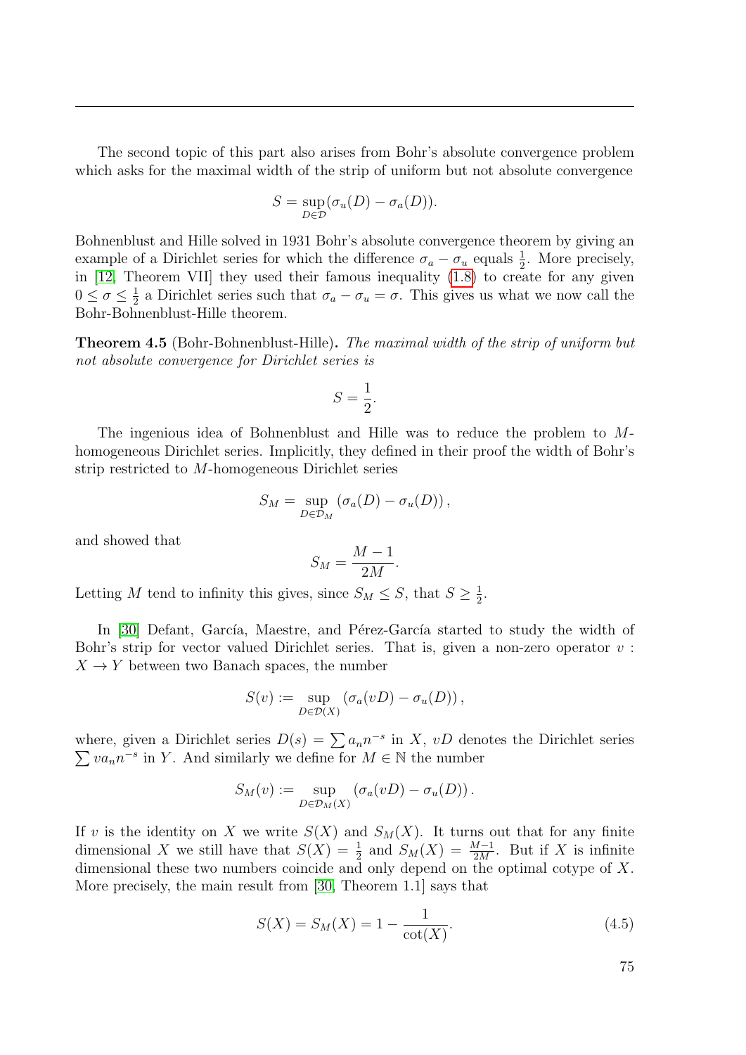The second topic of this part also arises from Bohr's absolute convergence problem which asks for the maximal width of the strip of uniform but not absolute convergence

$$S = \sup_{D \in \mathcal{D}} (\sigma_u(D) - \sigma_a(D)).$$

Bohnenblust and Hille solved in 1931 Bohr's absolute convergence theorem by giving an example of a Dirichlet series for which the difference $\sigma_a - \sigma_u$ equals $\frac{1}{2}$. More precisely, in [12, Theorem VII] they used their famous inequality (1.8) to create for any given $0 \leq \sigma \leq \frac{1}{2}$ a Dirichlet series such that $\sigma_a - \sigma_u = \sigma$. This gives us what we now call the Bohr-Bohnenblust-Hille theorem.

**Theorem 4.5** (Bohr-Bohnenblust-Hille)**.** *The maximal width of the strip of uniform but not absolute convergence for Dirichlet series is*

$$S = \frac{1}{2}.$$

The ingenious idea of Bohnenblust and Hille was to reduce the problem to $M$-homogeneous Dirichlet series. Implicitly, they defined in their proof the width of Bohr's strip restricted to $M$-homogeneous Dirichlet series

$$S_M = \sup_{D \in \mathcal{D}_M} (\sigma_a(D) - \sigma_u(D)),$$

and showed that

$$S_M = \frac{M-1}{2M}.$$

Letting $M$ tend to infinity this gives, since $S_M \leq S$, that $S \geq \frac{1}{2}$.

In [30] Defant, García, Maestre, and Pérez-García started to study the width of Bohr's strip for vector valued Dirichlet series. That is, given a non-zero operator $v : X \to Y$ between two Banach spaces, the number

$$S(v) := \sup_{D \in \mathcal{D}(X)} (\sigma_a(vD) - \sigma_u(D)),$$

where, given a Dirichlet series $D(s) = \sum a_n n^{-s}$ in $X$, $vD$ denotes the Dirichlet series $\sum v a_n n^{-s}$ in $Y$. And similarly we define for $M \in \mathbb{N}$ the number

$$S_M(v) := \sup_{D \in \mathcal{D}_M(X)} (\sigma_a(vD) - \sigma_u(D)).$$

If $v$ is the identity on $X$ we write $S(X)$ and $S_M(X)$. It turns out that for any finite dimensional $X$ we still have that $S(X) = \frac{1}{2}$ and $S_M(X) = \frac{M-1}{2M}$. But if $X$ is infinite dimensional these two numbers coincide and only depend on the optimal cotype of $X$. More precisely, the main result from [30, Theorem 1.1] says that

$$S(X) = S_M(X) = 1 - \frac{1}{\cot(X)}. \tag{4.5}$$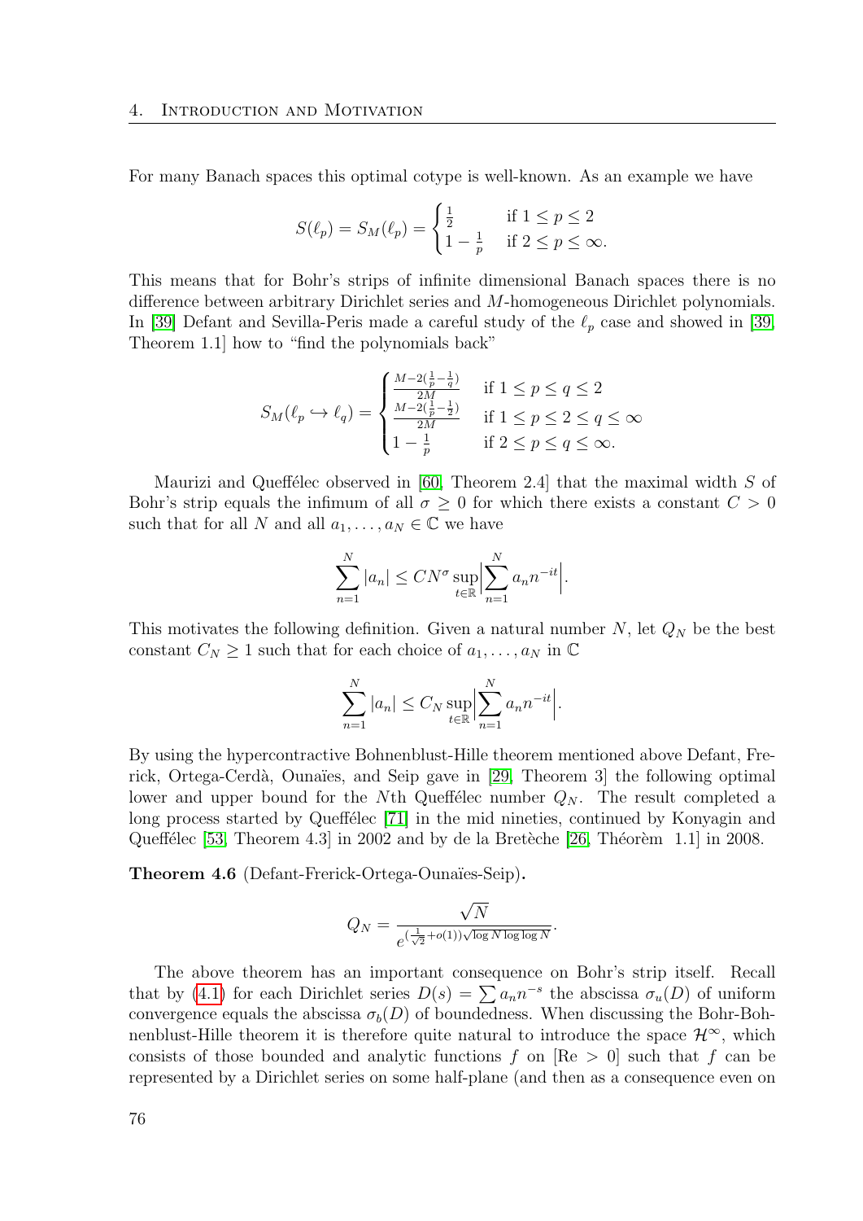For many Banach spaces this optimal cotype is well-known. As an example we have

$$S(\ell_p) = S_M(\ell_p) = \begin{cases} \frac{1}{2} & \text{if } 1 \leq p \leq 2 \\ 1 - \frac{1}{p} & \text{if } 2 \leq p \leq \infty. \end{cases}$$

This means that for Bohr's strips of infinite dimensional Banach spaces there is no difference between arbitrary Dirichlet series and $M$-homogeneous Dirichlet polynomials. In [39] Defant and Sevilla-Peris made a careful study of the $\ell_p$ case and showed in [39, Theorem 1.1] how to "find the polynomials back"

$$S_M(\ell_p \hookrightarrow \ell_q) = \begin{cases} \frac{M - 2(\frac{1}{p} - \frac{1}{q})}{2M} & \text{if } 1 \leq p \leq q \leq 2 \\ \frac{M - 2(\frac{1}{p} - \frac{1}{2})}{2M} & \text{if } 1 \leq p \leq 2 \leq q \leq \infty \\ 1 - \frac{1}{p} & \text{if } 2 \leq p \leq q \leq \infty. \end{cases}$$

Maurizi and Queffélec observed in [60, Theorem 2.4] that the maximal width $S$ of Bohr's strip equals the infimum of all $\sigma \geq 0$ for which there exists a constant $C > 0$ such that for all $N$ and all $a_1, \ldots, a_N \in \mathbb{C}$ we have

$$\sum_{n=1}^{N} |a_n| \leq C N^{\sigma} \sup_{t \in \mathbb{R}} \Big| \sum_{n=1}^{N} a_n n^{-it} \Big|.$$

This motivates the following definition. Given a natural number $N$, let $Q_N$ be the best constant $C_N \geq 1$ such that for each choice of $a_1, \ldots, a_N$ in $\mathbb{C}$

$$\sum_{n=1}^{N} |a_n| \leq C_N \sup_{t \in \mathbb{R}} \Big| \sum_{n=1}^{N} a_n n^{-it} \Big|.$$

By using the hypercontractive Bohnenblust-Hille theorem mentioned above Defant, Frerick, Ortega-Cerdà, Ounaïes, and Seip gave in [29, Theorem 3] the following optimal lower and upper bound for the $N$th Queffélec number $Q_N$. The result completed a long process started by Queffélec [71] in the mid nineties, continued by Konyagin and Queffélec [53, Theorem 4.3] in 2002 and by de la Bretèche [26, Théorèm 1.1] in 2008.

**Theorem 4.6** (Defant-Frerick-Ortega-Ounaïes-Seip)**.**

$$Q_N = \frac{\sqrt{N}}{e^{(\frac{1}{\sqrt{2}} + o(1))\sqrt{\log N \log\log N}}}.$$

The above theorem has an important consequence on Bohr's strip itself. Recall that by (4.1) for each Dirichlet series $D(s) = \sum a_n n^{-s}$ the abscissa $\sigma_u(D)$ of uniform convergence equals the abscissa $\sigma_b(D)$ of boundedness. When discussing the Bohr-Bohnenblust-Hille theorem it is therefore quite natural to introduce the space $\mathcal{H}^\infty$, which consists of those bounded and analytic functions $f$ on $[\mathrm{Re} > 0]$ such that $f$ can be represented by a Dirichlet series on some half-plane (and then as a consequence even on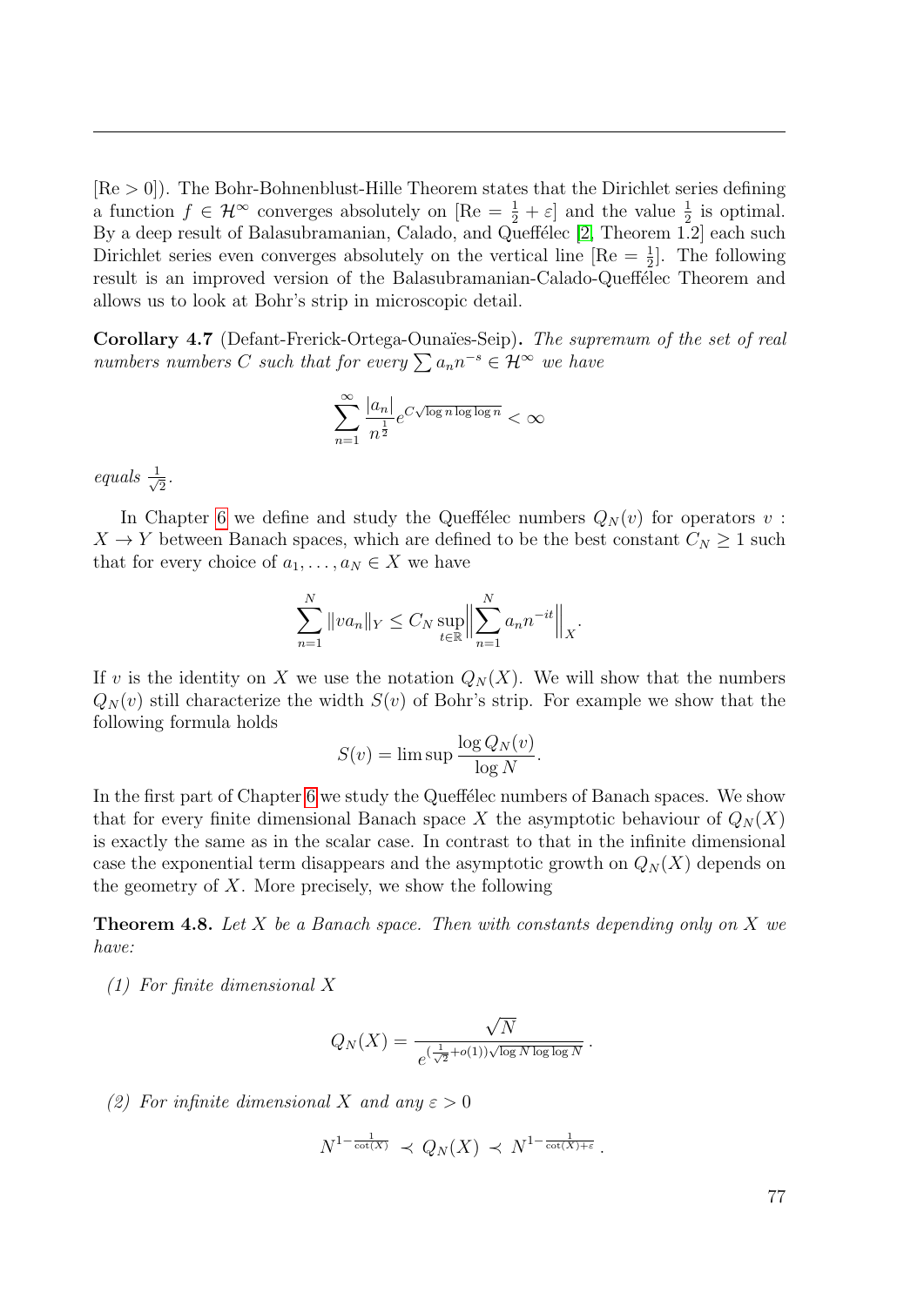[Re $> 0$]). The Bohr-Bohnenblust-Hille Theorem states that the Dirichlet series defining a function $f \in \mathcal{H}^\infty$ converges absolutely on [Re $= \frac{1}{2} + \varepsilon$] and the value $\frac{1}{2}$ is optimal. By a deep result of Balasubramanian, Calado, and Queffélec [2, Theorem 1.2] each such Dirichlet series even converges absolutely on the vertical line [Re $= \frac{1}{2}$]. The following result is an improved version of the Balasubramanian-Calado-Queffélec Theorem and allows us to look at Bohr's strip in microscopic detail.

**Corollary 4.7** (Defant-Frerick-Ortega-Ounaïes-Seip)**.** *The supremum of the set of real numbers numbers $C$ such that for every $\sum a_n n^{-s} \in \mathcal{H}^\infty$ we have*

$$\sum_{n=1}^{\infty} \frac{|a_n|}{n^{\frac{1}{2}}} e^{C\sqrt{\log n \log\log n}} < \infty$$

*equals $\frac{1}{\sqrt{2}}$.*

In Chapter 6 we define and study the Queffélec numbers $Q_N(v)$ for operators $v : X \to Y$ between Banach spaces, which are defined to be the best constant $C_N \geq 1$ such that for every choice of $a_1, \ldots, a_N \in X$ we have

$$\sum_{n=1}^{N} \|v a_n\|_Y \leq C_N \sup_{t \in \mathbb{R}} \Big\| \sum_{n=1}^{N} a_n n^{-it} \Big\|_X .$$

If $v$ is the identity on $X$ we use the notation $Q_N(X)$. We will show that the numbers $Q_N(v)$ still characterize the width $S(v)$ of Bohr's strip. For example we show that the following formula holds

$$S(v) = \limsup \frac{\log Q_N(v)}{\log N}.$$

In the first part of Chapter 6 we study the Queffélec numbers of Banach spaces. We show that for every finite dimensional Banach space $X$ the asymptotic behaviour of $Q_N(X)$ is exactly the same as in the scalar case. In contrast to that in the infinite dimensional case the exponential term disappears and the asymptotic growth on $Q_N(X)$ depends on the geometry of $X$. More precisely, we show the following

**Theorem 4.8.** *Let $X$ be a Banach space. Then with constants depending only on $X$ we have:*

*(1) For finite dimensional $X$*

$$Q_N(X) = \frac{\sqrt{N}}{e^{(\frac{1}{\sqrt{2}} + o(1))\sqrt{\log N \log\log N}}} .$$

*(2) For infinite dimensional $X$ and any $\varepsilon > 0$*

$$N^{1-\frac{1}{\cot(X)}} \prec Q_N(X) \prec N^{1-\frac{1}{\cot(X)+\varepsilon}} .$$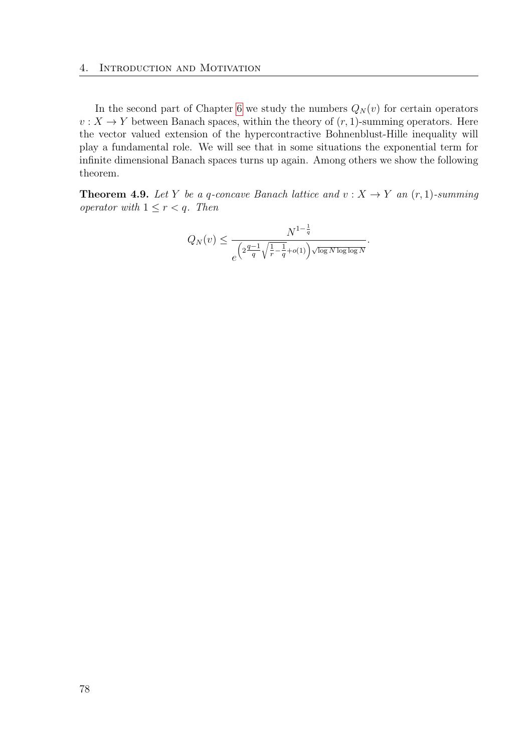In the second part of Chapter 6 we study the numbers $Q_N(v)$ for certain operators $v : X \to Y$ between Banach spaces, within the theory of $(r, 1)$-summing operators. Here the vector valued extension of the hypercontractive Bohnenblust-Hille inequality will play a fundamental role. We will see that in some situations the exponential term for infinite dimensional Banach spaces turns up again. Among others we show the following theorem.

**Theorem 4.9.** *Let $Y$ be a $q$-concave Banach lattice and $v : X \to Y$ an $(r, 1)$-summing operator with $1 \leq r < q$. Then*

$$Q_N(v) \leq \frac{N^{1-\frac{1}{q}}}{e^{\left(2\frac{q-1}{q}\sqrt{\frac{1}{r}-\frac{1}{q}}+o(1)\right)\sqrt{\log N \log\log N}}}.$$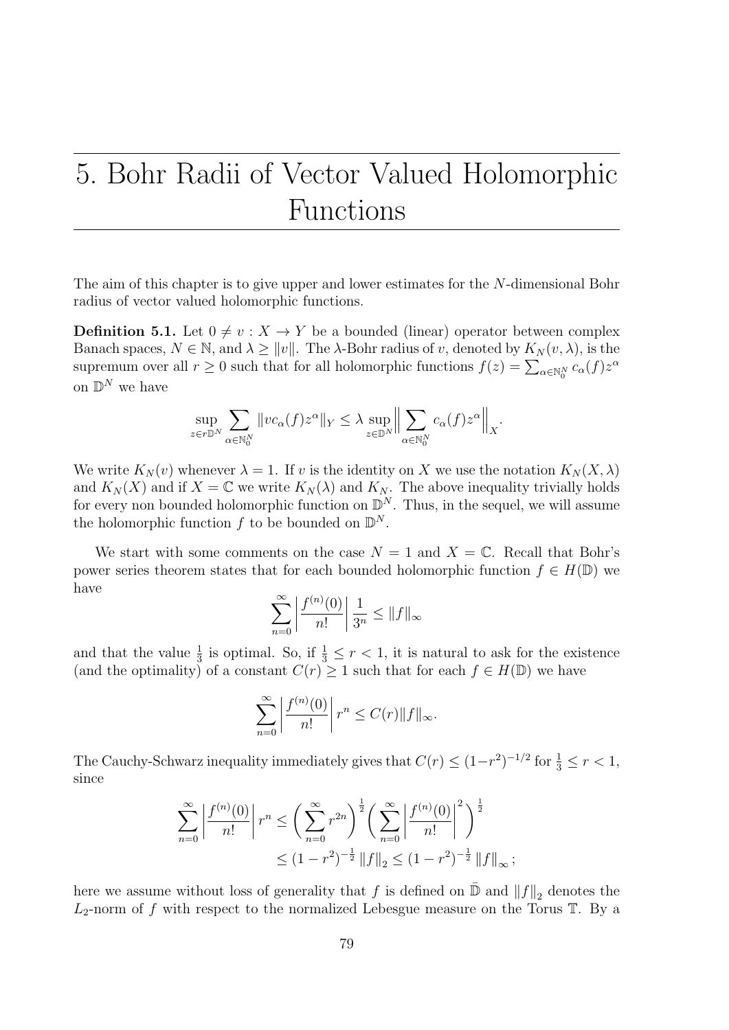# 5. Bohr Radii of Vector Valued Holomorphic Functions

The aim of this chapter is to give upper and lower estimates for the $N$-dimensional Bohr radius of vector valued holomorphic functions.

**Definition 5.1.** Let $0 \neq v : X \to Y$ be a bounded (linear) operator between complex Banach spaces, $N \in \mathbb{N}$, and $\lambda \geq \|v\|$. The $\lambda$-Bohr radius of $v$, denoted by $K_N(v, \lambda)$, is the supremum over all $r \geq 0$ such that for all holomorphic functions $f(z) = \sum_{\alpha \in \mathbb{N}_0^N} c_\alpha(f) z^\alpha$ on $\mathbb{D}^N$ we have

$$\sup_{z \in r\mathbb{D}^N} \sum_{\alpha \in \mathbb{N}_0^N} \|v c_\alpha(f) z^\alpha\|_Y \leq \lambda \sup_{z \in \mathbb{D}^N} \Big\| \sum_{\alpha \in \mathbb{N}_0^N} c_\alpha(f) z^\alpha \Big\|_X.$$

We write $K_N(v)$ whenever $\lambda = 1$. If $v$ is the identity on $X$ we use the notation $K_N(X, \lambda)$ and $K_N(X)$ and if $X = \mathbb{C}$ we write $K_N(\lambda)$ and $K_N$. The above inequality trivially holds for every non bounded holomorphic function on $\mathbb{D}^N$. Thus, in the sequel, we will assume the holomorphic function $f$ to be bounded on $\mathbb{D}^N$.

We start with some comments on the case $N = 1$ and $X = \mathbb{C}$. Recall that Bohr's power series theorem states that for each bounded holomorphic function $f \in H(\mathbb{D})$ we have

$$\sum_{n=0}^{\infty} \left| \frac{f^{(n)}(0)}{n!} \right| \frac{1}{3^n} \leq \|f\|_\infty$$

and that the value $\frac{1}{3}$ is optimal. So, if $\frac{1}{3} \leq r < 1$, it is natural to ask for the existence (and the optimality) of a constant $C(r) \geq 1$ such that for each $f \in H(\mathbb{D})$ we have

$$\sum_{n=0}^{\infty} \left| \frac{f^{(n)}(0)}{n!} \right| r^n \leq C(r) \|f\|_\infty.$$

The Cauchy-Schwarz inequality immediately gives that $C(r) \leq (1 - r^2)^{-1/2}$ for $\frac{1}{3} \leq r < 1$, since

$$\begin{aligned}
\sum_{n=0}^{\infty} \left| \frac{f^{(n)}(0)}{n!} \right| r^n &\leq \Big( \sum_{n=0}^{\infty} r^{2n} \Big)^{\frac{1}{2}} \Big( \sum_{n=0}^{\infty} \left| \frac{f^{(n)}(0)}{n!} \right|^2 \Big)^{\frac{1}{2}} \\
&\leq (1 - r^2)^{-\frac{1}{2}} \|f\|_2 \leq (1 - r^2)^{-\frac{1}{2}} \|f\|_\infty ;
\end{aligned}$$

here we assume without loss of generality that $f$ is defined on $\bar{\mathbb{D}}$ and $\|f\|_2$ denotes the $L_2$-norm of $f$ with respect to the normalized Lebesgue measure on the Torus $\mathbb{T}$. By a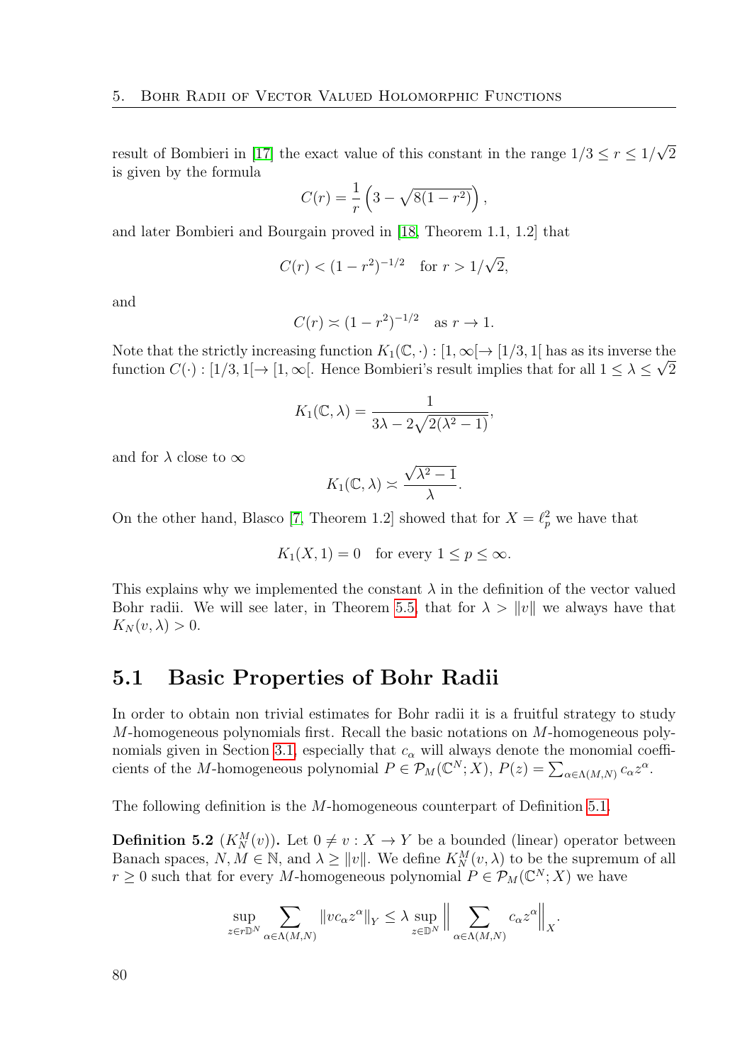result of Bombieri in [17] the exact value of this constant in the range $1/3 \leq r \leq 1/\sqrt{2}$ is given by the formula

$$C(r) = \frac{1}{r}\left(3 - \sqrt{8(1-r^2)}\right),$$

and later Bombieri and Bourgain proved in [18, Theorem 1.1, 1.2] that

$$C(r) < (1-r^2)^{-1/2} \quad \text{for } r > 1/\sqrt{2},$$

and

$$C(r) \asymp (1-r^2)^{-1/2} \quad \text{as } r \to 1.$$

Note that the strictly increasing function $K_1(\mathbb{C}, \cdot) : [1, \infty[ \to [1/3, 1[$ has as its inverse the function $C(\cdot) : [1/3, 1[ \to [1, \infty[$. Hence Bombieri's result implies that for all $1 \leq \lambda \leq \sqrt{2}$

$$K_1(\mathbb{C}, \lambda) = \frac{1}{3\lambda - 2\sqrt{2(\lambda^2 - 1)}},$$

and for $\lambda$ close to $\infty$

$$K_1(\mathbb{C}, \lambda) \asymp \frac{\sqrt{\lambda^2 - 1}}{\lambda}.$$

On the other hand, Blasco [7, Theorem 1.2] showed that for $X = \ell_p^2$ we have that

$$K_1(X, 1) = 0 \quad \text{for every } 1 \leq p \leq \infty.$$

This explains why we implemented the constant $\lambda$ in the definition of the vector valued Bohr radii. We will see later, in Theorem 5.5, that for $\lambda > \|v\|$ we always have that $K_N(v, \lambda) > 0$.

## 5.1 Basic Properties of Bohr Radii

In order to obtain non trivial estimates for Bohr radii it is a fruitful strategy to study $M$-homogeneous polynomials first. Recall the basic notations on $M$-homogeneous polynomials given in Section 3.1, especially that $c_\alpha$ will always denote the monomial coefficients of the $M$-homogeneous polynomial $P \in \mathcal{P}_M(\mathbb{C}^N; X)$, $P(z) = \sum_{\alpha \in \Lambda(M,N)} c_\alpha z^\alpha$.

The following definition is the $M$-homogeneous counterpart of Definition 5.1.

**Definition 5.2** ($K_N^M(v)$)**.** Let $0 \neq v : X \to Y$ be a bounded (linear) operator between Banach spaces, $N, M \in \mathbb{N}$, and $\lambda \geq \|v\|$. We define $K_N^M(v, \lambda)$ to be the supremum of all $r \geq 0$ such that for every $M$-homogeneous polynomial $P \in \mathcal{P}_M(\mathbb{C}^N; X)$ we have

$$\sup_{z \in r\mathbb{D}^N} \sum_{\alpha \in \Lambda(M,N)} \|v c_\alpha z^\alpha\|_Y \leq \lambda \sup_{z \in \mathbb{D}^N} \Big\| \sum_{\alpha \in \Lambda(M,N)} c_\alpha z^\alpha \Big\|_X.$$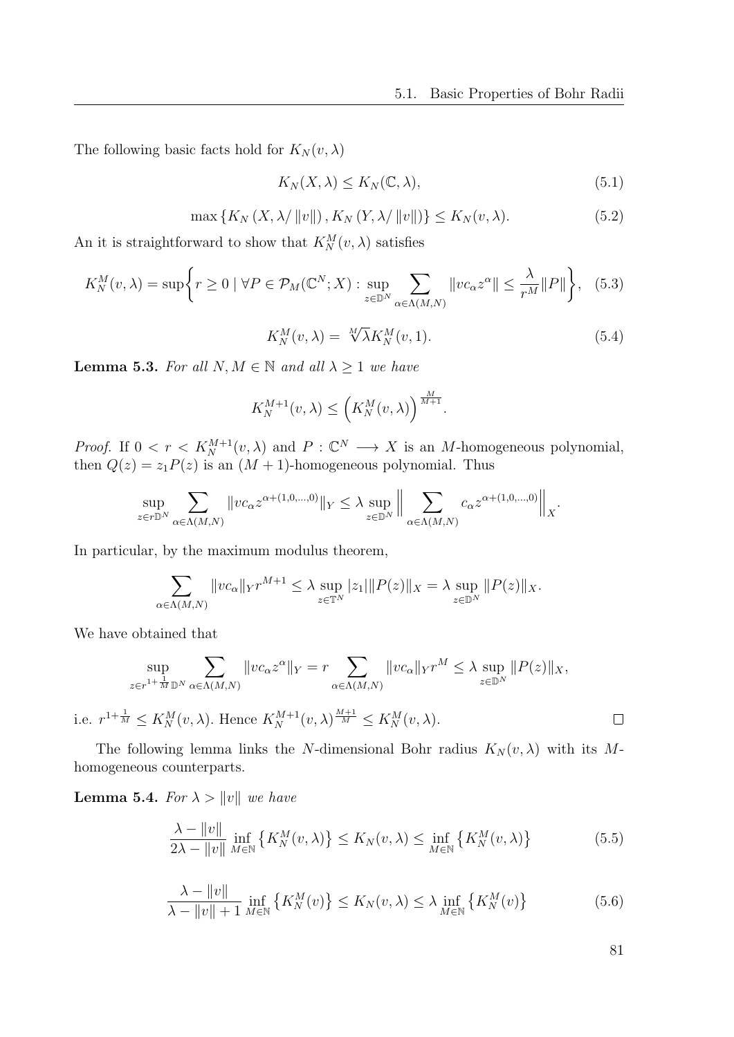The following basic facts hold for $K_N(v,\lambda)$

$$K_N(X,\lambda) \leq K_N(\mathbb{C},\lambda), \tag{5.1}$$

$$\max\left\{K_N\left(X,\lambda/\|v\|\right), K_N\left(Y,\lambda/\|v\|\right)\right\} \leq K_N(v,\lambda). \tag{5.2}$$

An it is straightforward to show that $K_N^M(v,\lambda)$ satisfies

$$K_N^M(v,\lambda) = \sup\left\{r \geq 0 \mid \forall P \in \mathcal{P}_M(\mathbb{C}^N;X) : \sup_{z\in\mathbb{D}^N} \sum_{\alpha\in\Lambda(M,N)} \|vc_\alpha z^\alpha\| \leq \frac{\lambda}{r^M}\|P\|\right\}, \tag{5.3}$$

$$K_N^M(v,\lambda) = \sqrt[M]{\lambda} K_N^M(v,1). \tag{5.4}$$

**Lemma 5.3.** *For all $N, M \in \mathbb{N}$ and all $\lambda \geq 1$ we have*

$$K_N^{M+1}(v,\lambda) \leq \left(K_N^M(v,\lambda)\right)^{\frac{M}{M+1}}.$$

*Proof.* If $0 < r < K_N^{M+1}(v,\lambda)$ and $P : \mathbb{C}^N \longrightarrow X$ is an $M$-homogeneous polynomial, then $Q(z) = z_1 P(z)$ is an $(M+1)$-homogeneous polynomial. Thus

$$\sup_{z\in r\mathbb{D}^N} \sum_{\alpha\in\Lambda(M,N)} \|vc_\alpha z^{\alpha+(1,0,\ldots,0)}\|_Y \leq \lambda \sup_{z\in\mathbb{D}^N} \Big\| \sum_{\alpha\in\Lambda(M,N)} c_\alpha z^{\alpha+(1,0,\ldots,0)} \Big\|_X.$$

In particular, by the maximum modulus theorem,

$$\sum_{\alpha\in\Lambda(M,N)} \|vc_\alpha\|_Y r^{M+1} \leq \lambda \sup_{z\in\mathbb{T}^N} |z_1| \|P(z)\|_X = \lambda \sup_{z\in\mathbb{D}^N} \|P(z)\|_X.$$

We have obtained that

$$\sup_{z\in r^{1+\frac{1}{M}}\mathbb{D}^N} \sum_{\alpha\in\Lambda(M,N)} \|vc_\alpha z^\alpha\|_Y = r \sum_{\alpha\in\Lambda(M,N)} \|vc_\alpha\|_Y r^M \leq \lambda \sup_{z\in\mathbb{D}^N} \|P(z)\|_X,$$

i.e. $r^{1+\frac{1}{M}} \leq K_N^M(v,\lambda)$. Hence $K_N^{M+1}(v,\lambda)^{\frac{M+1}{M}} \leq K_N^M(v,\lambda)$. $\square$

The following lemma links the $N$-dimensional Bohr radius $K_N(v,\lambda)$ with its $M$-homogeneous counterparts.

**Lemma 5.4.** *For $\lambda > \|v\|$ we have*

$$\frac{\lambda - \|v\|}{2\lambda - \|v\|} \inf_{M\in\mathbb{N}} \left\{K_N^M(v,\lambda)\right\} \leq K_N(v,\lambda) \leq \inf_{M\in\mathbb{N}} \left\{K_N^M(v,\lambda)\right\} \tag{5.5}$$

$$\frac{\lambda - \|v\|}{\lambda - \|v\| + 1} \inf_{M\in\mathbb{N}} \left\{K_N^M(v)\right\} \leq K_N(v,\lambda) \leq \lambda \inf_{M\in\mathbb{N}} \left\{K_N^M(v)\right\} \tag{5.6}$$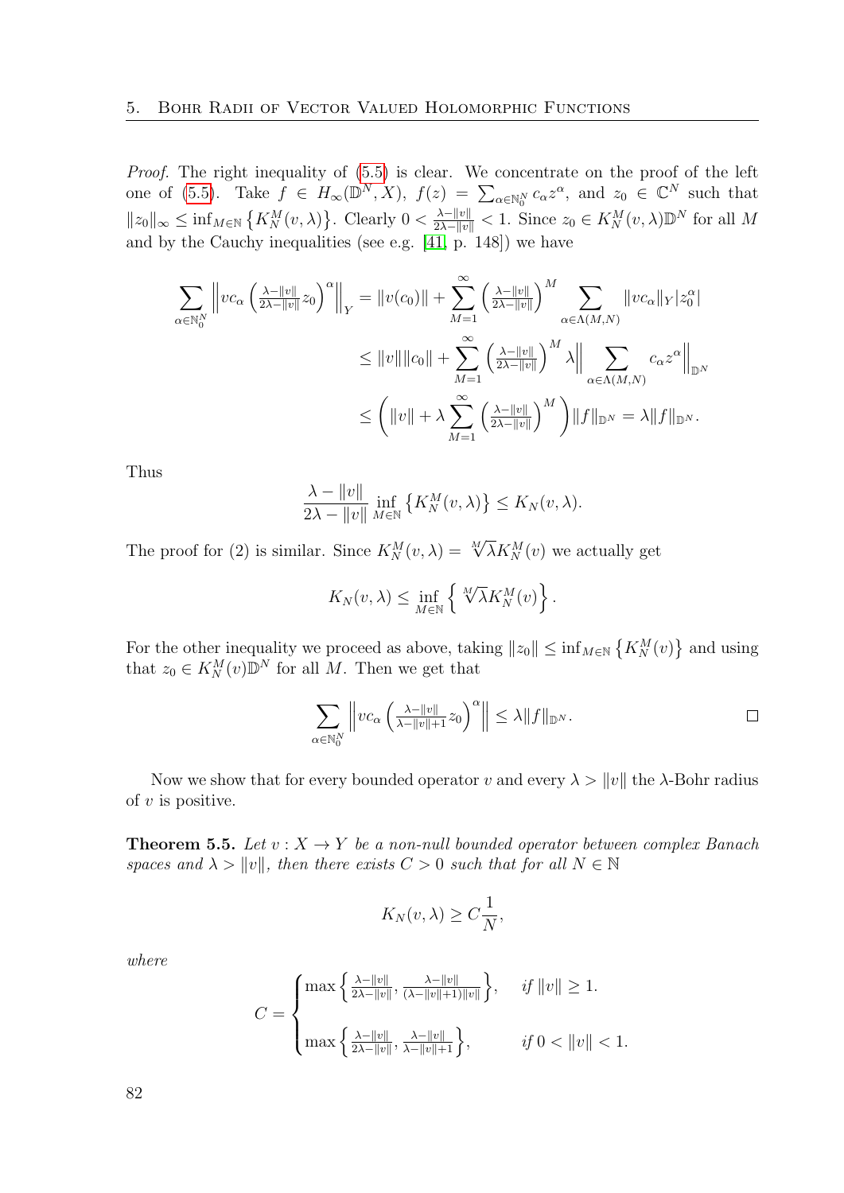*Proof.* The right inequality of (5.5) is clear. We concentrate on the proof of the left one of (5.5). Take $f \in H_\infty(\mathbb{D}^N, X)$, $f(z) = \sum_{\alpha\in\mathbb{N}_0^N} c_\alpha z^\alpha$, and $z_0 \in \mathbb{C}^N$ such that $\|z_0\|_\infty \leq \inf_{M\in\mathbb{N}} \left\{K_N^M(v,\lambda)\right\}$. Clearly $0 < \frac{\lambda-\|v\|}{2\lambda-\|v\|} < 1$. Since $z_0 \in K_N^M(v,\lambda)\mathbb{D}^N$ for all $M$ and by the Cauchy inequalities (see e.g. [41, p. 148]) we have

$$\begin{aligned}
\sum_{\alpha\in\mathbb{N}_0^N} \left\| vc_\alpha \left(\tfrac{\lambda-\|v\|}{2\lambda-\|v\|} z_0\right)^\alpha \right\|_Y &= \|v(c_0)\| + \sum_{M=1}^{\infty} \left(\tfrac{\lambda-\|v\|}{2\lambda-\|v\|}\right)^M \sum_{\alpha\in\Lambda(M,N)} \|vc_\alpha\|_Y |z_0^\alpha| \\
&\leq \|v\|\|c_0\| + \sum_{M=1}^{\infty} \left(\tfrac{\lambda-\|v\|}{2\lambda-\|v\|}\right)^M \lambda \Big\| \sum_{\alpha\in\Lambda(M,N)} c_\alpha z^\alpha \Big\|_{\mathbb{D}^N} \\
&\leq \left( \|v\| + \lambda \sum_{M=1}^{\infty} \left(\tfrac{\lambda-\|v\|}{2\lambda-\|v\|}\right)^M \right) \|f\|_{\mathbb{D}^N} = \lambda \|f\|_{\mathbb{D}^N}.
\end{aligned}$$

Thus

$$\frac{\lambda-\|v\|}{2\lambda-\|v\|} \inf_{M\in\mathbb{N}} \left\{K_N^M(v,\lambda)\right\} \leq K_N(v,\lambda).$$

The proof for (2) is similar. Since $K_N^M(v,\lambda) = \sqrt[M]{\lambda} K_N^M(v)$ we actually get

$$K_N(v,\lambda) \leq \inf_{M\in\mathbb{N}} \left\{ \sqrt[M]{\lambda} K_N^M(v) \right\}.$$

For the other inequality we proceed as above, taking $\|z_0\| \leq \inf_{M\in\mathbb{N}} \left\{K_N^M(v)\right\}$ and using that $z_0 \in K_N^M(v)\mathbb{D}^N$ for all $M$. Then we get that

$$\sum_{\alpha\in\mathbb{N}_0^N} \left\| vc_\alpha \left(\tfrac{\lambda-\|v\|}{\lambda-\|v\|+1} z_0\right)^\alpha \right\| \leq \lambda \|f\|_{\mathbb{D}^N}.$$

□

Now we show that for every bounded operator $v$ and every $\lambda > \|v\|$ the $\lambda$-Bohr radius of $v$ is positive.

**Theorem 5.5.** *Let $v : X \to Y$ be a non-null bounded operator between complex Banach spaces and $\lambda > \|v\|$, then there exists $C > 0$ such that for all $N \in \mathbb{N}$*

$$K_N(v,\lambda) \geq C\frac{1}{N},$$

*where*

$$C = \begin{cases} \max\left\{ \frac{\lambda-\|v\|}{2\lambda-\|v\|}, \frac{\lambda-\|v\|}{(\lambda-\|v\|+1)\|v\|} \right\}, & \text{if } \|v\| \geq 1. \\[2ex] \max\left\{ \frac{\lambda-\|v\|}{2\lambda-\|v\|}, \frac{\lambda-\|v\|}{\lambda-\|v\|+1} \right\}, & \text{if } 0 < \|v\| < 1. \end{cases}$$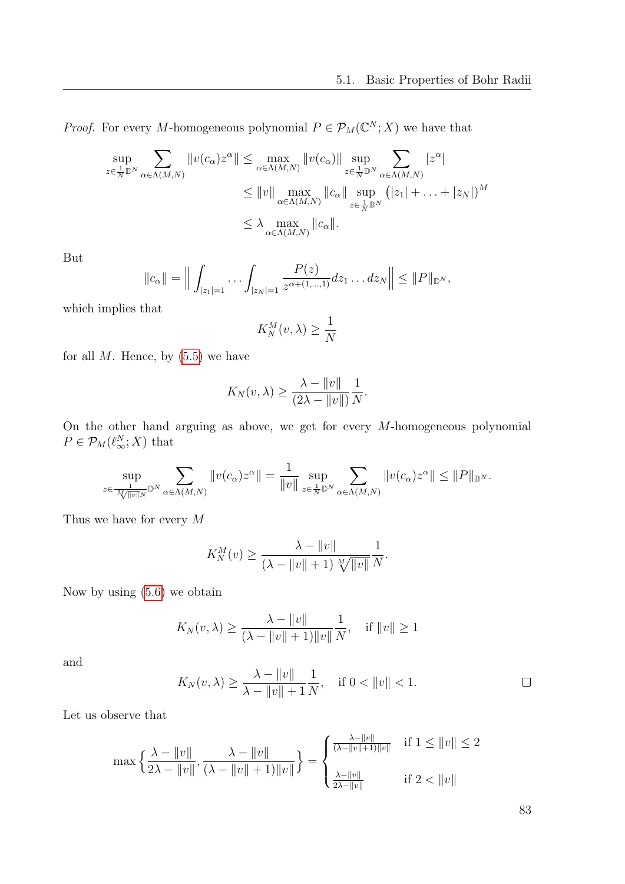*Proof.* For every $M$-homogeneous polynomial $P \in \mathcal{P}_M(\mathbb{C}^N; X)$ we have that

$$
\begin{aligned}
\sup_{z \in \frac{1}{N}\mathbb{D}^N} \sum_{\alpha \in \Lambda(M,N)} \|v(c_\alpha) z^\alpha\| &\leq \max_{\alpha \in \Lambda(M,N)} \|v(c_\alpha)\| \sup_{z \in \frac{1}{N}\mathbb{D}^N} \sum_{\alpha \in \Lambda(M,N)} |z^\alpha| \\
&\leq \|v\| \max_{\alpha \in \Lambda(M,N)} \|c_\alpha\| \sup_{z \in \frac{1}{N}\mathbb{D}^N} \big(|z_1| + \ldots + |z_N|\big)^M \\
&\leq \lambda \max_{\alpha \in \Lambda(M,N)} \|c_\alpha\|.
\end{aligned}
$$

But

$$
\|c_\alpha\| = \Big\| \int_{|z_1|=1} \cdots \int_{|z_N|=1} \frac{P(z)}{z^{\alpha+(1,\ldots,1)}} dz_1 \ldots dz_N \Big\| \leq \|P\|_{\mathbb{D}^N},
$$

which implies that

$$
K_N^M(v, \lambda) \geq \frac{1}{N}
$$

for all $M$. Hence, by (5.5) we have

$$
K_N(v, \lambda) \geq \frac{\lambda - \|v\|}{(2\lambda - \|v\|)} \frac{1}{N}.
$$

On the other hand arguing as above, we get for every $M$-homogeneous polynomial $P \in \mathcal{P}_M(\ell_\infty^N; X)$ that

$$
\sup_{z \in \frac{1}{\sqrt[M]{\|v\|}N}\mathbb{D}^N} \sum_{\alpha \in \Lambda(M,N)} \|v(c_\alpha) z^\alpha\| = \frac{1}{\|v\|} \sup_{z \in \frac{1}{N}\mathbb{D}^N} \sum_{\alpha \in \Lambda(M,N)} \|v(c_\alpha) z^\alpha\| \leq \|P\|_{\mathbb{D}^N}.
$$

Thus we have for every $M$

$$
K_N^M(v) \geq \frac{\lambda - \|v\|}{(\lambda - \|v\| + 1)\sqrt[M]{\|v\|}} \frac{1}{N}.
$$

Now by using (5.6) we obtain

$$
K_N(v, \lambda) \geq \frac{\lambda - \|v\|}{(\lambda - \|v\| + 1)\|v\|} \frac{1}{N}, \quad \text{if } \|v\| \geq 1
$$

and

$$
K_N(v, \lambda) \geq \frac{\lambda - \|v\|}{\lambda - \|v\| + 1} \frac{1}{N}, \quad \text{if } 0 < \|v\| < 1. \qquad \square
$$

Let us observe that

$$
\max\Big\{ \frac{\lambda - \|v\|}{2\lambda - \|v\|}, \frac{\lambda - \|v\|}{(\lambda - \|v\| + 1)\|v\|} \Big\} = \begin{cases} \frac{\lambda - \|v\|}{(\lambda - \|v\| + 1)\|v\|} & \text{if } 1 \leq \|v\| \leq 2 \\[2ex] \frac{\lambda - \|v\|}{2\lambda - \|v\|} & \text{if } 2 < \|v\| \end{cases}
$$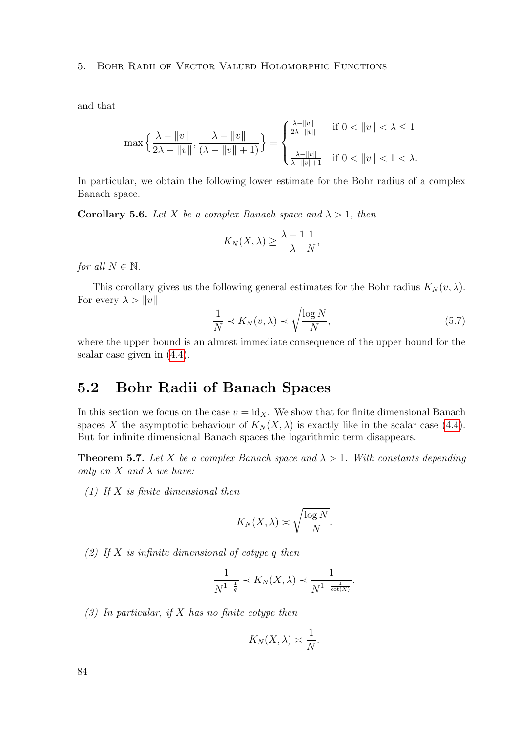and that

$$\max\Big\{\frac{\lambda-\|v\|}{2\lambda-\|v\|},\frac{\lambda-\|v\|}{(\lambda-\|v\|+1)}\Big\}=\begin{cases}\frac{\lambda-\|v\|}{2\lambda-\|v\|} & \text{if } 0<\|v\|<\lambda\le 1\\[2ex] \frac{\lambda-\|v\|}{\lambda-\|v\|+1} & \text{if } 0<\|v\|<1<\lambda.\end{cases}$$

In particular, we obtain the following lower estimate for the Bohr radius of a complex Banach space.

**Corollary 5.6.** *Let $X$ be a complex Banach space and $\lambda>1$, then*

$$K_N(X,\lambda)\ge\frac{\lambda-1}{\lambda}\frac{1}{N},$$

*for all $N\in\mathbb{N}$.*

This corollary gives us the following general estimates for the Bohr radius $K_N(v,\lambda)$. For every $\lambda>\|v\|$

$$\frac{1}{N}\prec K_N(v,\lambda)\prec\sqrt{\frac{\log N}{N}},\tag{5.7}$$

where the upper bound is an almost immediate consequence of the upper bound for the scalar case given in (4.4).

## 5.2 Bohr Radii of Banach Spaces

In this section we focus on the case $v=\mathrm{id}_X$. We show that for finite dimensional Banach spaces $X$ the asymptotic behaviour of $K_N(X,\lambda)$ is exactly like in the scalar case (4.4). But for infinite dimensional Banach spaces the logarithmic term disappears.

**Theorem 5.7.** *Let $X$ be a complex Banach space and $\lambda>1$. With constants depending only on $X$ and $\lambda$ we have:*

*(1) If $X$ is finite dimensional then*

$$K_N(X,\lambda)\asymp\sqrt{\frac{\log N}{N}}.$$

*(2) If $X$ is infinite dimensional of cotype $q$ then*

$$\frac{1}{N^{1-\frac{1}{q}}}\prec K_N(X,\lambda)\prec\frac{1}{N^{1-\frac{1}{\cot(X)}}}.$$

*(3) In particular, if $X$ has no finite cotype then*

$$K_N(X,\lambda)\asymp\frac{1}{N}.$$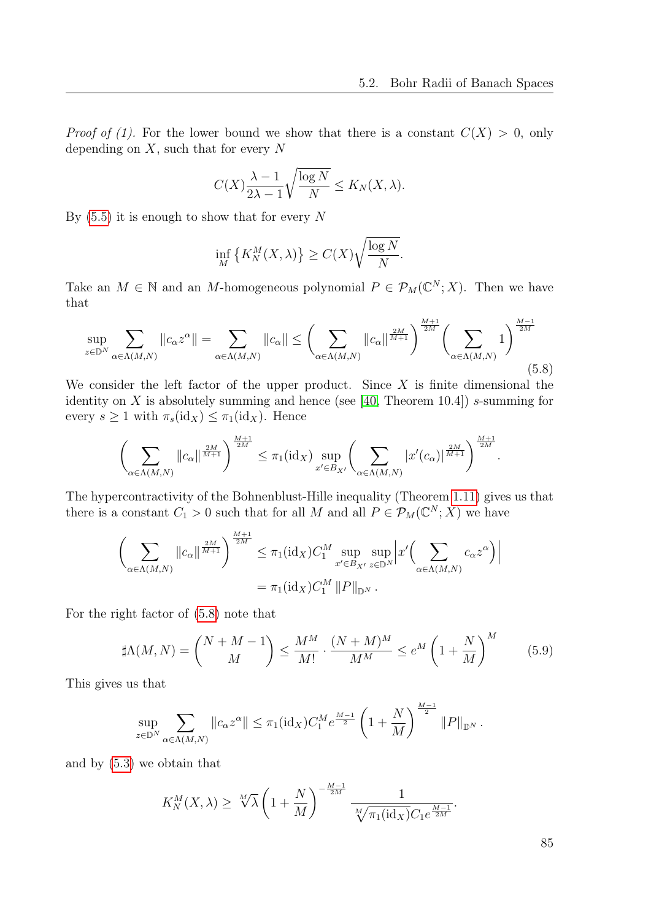*Proof of (1).* For the lower bound we show that there is a constant $C(X) > 0$, only depending on $X$, such that for every $N$

$$C(X)\frac{\lambda-1}{2\lambda-1}\sqrt{\frac{\log N}{N}} \leq K_N(X,\lambda).$$

By (5.5) it is enough to show that for every $N$

$$\inf_M \left\{K_N^M(X,\lambda)\right\} \geq C(X)\sqrt{\frac{\log N}{N}}.$$

Take an $M \in \mathbb{N}$ and an $M$-homogeneous polynomial $P \in \mathcal{P}_M(\mathbb{C}^N; X)$. Then we have that

$$\sup_{z\in\mathbb{D}^N} \sum_{\alpha\in\Lambda(M,N)} \|c_\alpha z^\alpha\| = \sum_{\alpha\in\Lambda(M,N)} \|c_\alpha\| \leq \Bigg(\sum_{\alpha\in\Lambda(M,N)} \|c_\alpha\|^{\frac{2M}{M+1}}\Bigg)^{\frac{M+1}{2M}} \Bigg(\sum_{\alpha\in\Lambda(M,N)} 1\Bigg)^{\frac{M-1}{2M}} \tag{5.8}$$

We consider the left factor of the upper product. Since $X$ is finite dimensional the identity on $X$ is absolutely summing and hence (see [40, Theorem 10.4]) $s$-summing for every $s \geq 1$ with $\pi_s(\mathrm{id}_X) \leq \pi_1(\mathrm{id}_X)$. Hence

$$\Bigg(\sum_{\alpha\in\Lambda(M,N)} \|c_\alpha\|^{\frac{2M}{M+1}}\Bigg)^{\frac{M+1}{2M}} \leq \pi_1(\mathrm{id}_X) \sup_{x'\in B_{X'}} \Bigg(\sum_{\alpha\in\Lambda(M,N)} |x'(c_\alpha)|^{\frac{2M}{M+1}}\Bigg)^{\frac{M+1}{2M}}.$$

The hypercontractivity of the Bohnenblust-Hille inequality (Theorem 1.11) gives us that there is a constant $C_1 > 0$ such that for all $M$ and all $P \in \mathcal{P}_M(\mathbb{C}^N; X)$ we have

$$\begin{aligned}\Bigg(\sum_{\alpha\in\Lambda(M,N)} \|c_\alpha\|^{\frac{2M}{M+1}}\Bigg)^{\frac{M+1}{2M}} &\leq \pi_1(\mathrm{id}_X) C_1^M \sup_{x'\in B_{X'}} \sup_{z\in\mathbb{D}^N} \Bigg|x'\Bigg(\sum_{\alpha\in\Lambda(M,N)} c_\alpha z^\alpha\Bigg)\Bigg| \\ &= \pi_1(\mathrm{id}_X) C_1^M \|P\|_{\mathbb{D}^N}.\end{aligned}$$

For the right factor of (5.8) note that

$$\sharp\Lambda(M,N) = \binom{N+M-1}{M} \leq \frac{M^M}{M!}\cdot\frac{(N+M)^M}{M^M} \leq e^M\left(1+\frac{N}{M}\right)^M \tag{5.9}$$

This gives us that

$$\sup_{z\in\mathbb{D}^N} \sum_{\alpha\in\Lambda(M,N)} \|c_\alpha z^\alpha\| \leq \pi_1(\mathrm{id}_X) C_1^M e^{\frac{M-1}{2}} \left(1+\frac{N}{M}\right)^{\frac{M-1}{2}} \|P\|_{\mathbb{D}^N}.$$

and by (5.3) we obtain that

$$K_N^M(X,\lambda) \geq \sqrt[M]{\lambda}\left(1+\frac{N}{M}\right)^{-\frac{M-1}{2M}} \frac{1}{\sqrt[M]{\pi_1(\mathrm{id}_X)} C_1 e^{\frac{M-1}{2M}}}.$$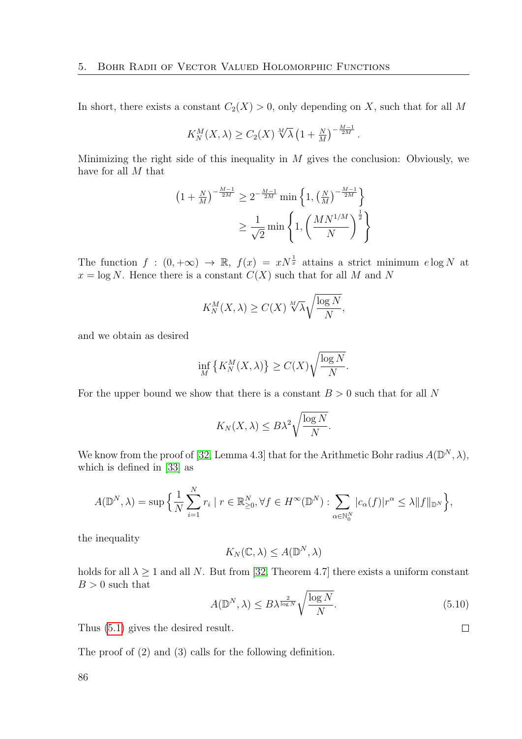In short, there exists a constant $C_2(X) > 0$, only depending on $X$, such that for all $M$

$$K_N^M(X,\lambda) \geq C_2(X)\,\sqrt[M]{\lambda}\left(1+\tfrac{N}{M}\right)^{-\frac{M-1}{2M}}.$$

Minimizing the right side of this inequality in $M$ gives the conclusion: Obviously, we have for all $M$ that

$$\begin{aligned}\left(1+\tfrac{N}{M}\right)^{-\frac{M-1}{2M}} &\geq 2^{-\frac{M-1}{2M}}\min\left\{1,\left(\tfrac{N}{M}\right)^{-\frac{M-1}{2M}}\right\}\\ &\geq \frac{1}{\sqrt{2}}\min\left\{1,\left(\frac{MN^{1/M}}{N}\right)^{\frac{1}{2}}\right\}\end{aligned}$$

The function $f:(0,+\infty)\to\mathbb{R},\ f(x)=xN^{\frac{1}{x}}$ attains a strict minimum $e\log N$ at $x=\log N$. Hence there is a constant $C(X)$ such that for all $M$ and $N$

$$K_N^M(X,\lambda) \geq C(X)\,\sqrt[M]{\lambda}\sqrt{\frac{\log N}{N}},$$

and we obtain as desired

$$\inf_M\left\{K_N^M(X,\lambda)\right\} \geq C(X)\sqrt{\frac{\log N}{N}}.$$

For the upper bound we show that there is a constant $B>0$ such that for all $N$

$$K_N(X,\lambda) \leq B\lambda^2\sqrt{\frac{\log N}{N}}.$$

We know from the proof of [32, Lemma 4.3] that for the Arithmetic Bohr radius $A(\mathbb{D}^N,\lambda)$, which is defined in [33] as

$$A(\mathbb{D}^N,\lambda)=\sup\Big\{\frac{1}{N}\sum_{i=1}^{N}r_i \mid r\in\mathbb{R}^N_{\geq 0},\forall f\in H^\infty(\mathbb{D}^N):\sum_{\alpha\in\mathbb{N}_0^N}|c_\alpha(f)|r^\alpha\leq\lambda\|f\|_{\mathbb{D}^N}\Big\},$$

the inequality

$$K_N(\mathbb{C},\lambda)\leq A(\mathbb{D}^N,\lambda)$$

holds for all $\lambda\geq 1$ and all $N$. But from [32, Theorem 4.7] there exists a uniform constant $B>0$ such that

$$A(\mathbb{D}^N,\lambda)\leq B\lambda^{\frac{2}{\log N}}\sqrt{\frac{\log N}{N}}. \tag{5.10}$$

Thus (5.1) gives the desired result. $\square$

The proof of (2) and (3) calls for the following definition.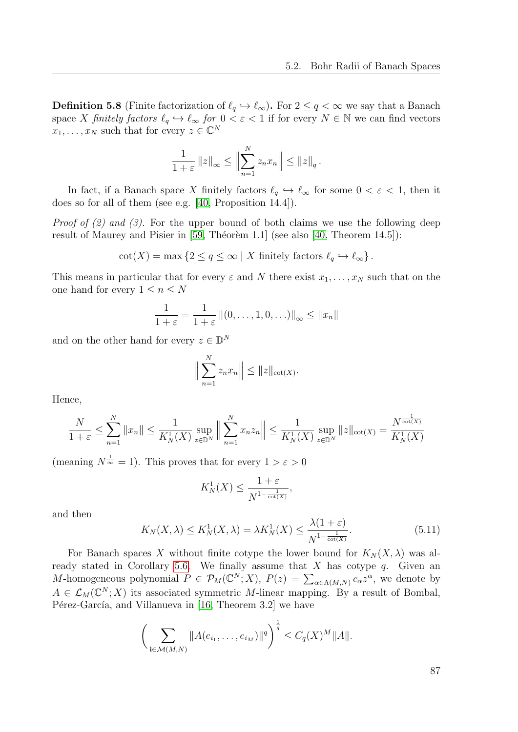**Definition 5.8** (Finite factorization of $\ell_q \hookrightarrow \ell_\infty$)**.** For $2 \leq q < \infty$ we say that a Banach space $X$ *finitely factors* $\ell_q \hookrightarrow \ell_\infty$ *for* $0 < \varepsilon < 1$ if for every $N \in \mathbb{N}$ we can find vectors $x_1, \ldots, x_N$ such that for every $z \in \mathbb{C}^N$

$$\frac{1}{1+\varepsilon} \|z\|_\infty \leq \Big\| \sum_{n=1}^N z_n x_n \Big\| \leq \|z\|_q .$$

In fact, if a Banach space $X$ finitely factors $\ell_q \hookrightarrow \ell_\infty$ for some $0 < \varepsilon < 1$, then it does so for all of them (see e.g. [40, Proposition 14.4]).

*Proof of (2) and (3).* For the upper bound of both claims we use the following deep result of Maurey and Pisier in [59, Théorèm 1.1] (see also [40, Theorem 14.5]):

$$\cot(X) = \max \{ 2 \leq q \leq \infty \mid X \text{ finitely factors } \ell_q \hookrightarrow \ell_\infty \} .$$

This means in particular that for every $\varepsilon$ and $N$ there exist $x_1, \ldots, x_N$ such that on the one hand for every $1 \leq n \leq N$

$$\frac{1}{1+\varepsilon} = \frac{1}{1+\varepsilon} \|(0, \ldots, 1, 0, \ldots)\|_\infty \leq \|x_n\|$$

and on the other hand for every $z \in \mathbb{D}^N$

$$\Big\| \sum_{n=1}^N z_n x_n \Big\| \leq \|z\|_{\cot(X)}.$$

Hence,

$$\frac{N}{1+\varepsilon} \leq \sum_{n=1}^N \|x_n\| \leq \frac{1}{K_N^1(X)} \sup_{z \in \mathbb{D}^N} \Big\| \sum_{n=1}^N x_n z_n \Big\| \leq \frac{1}{K_N^1(X)} \sup_{z \in \mathbb{D}^N} \|z\|_{\cot(X)} = \frac{N^{\frac{1}{\cot(X)}}}{K_N^1(X)}$$

(meaning $N^{\frac{1}{\infty}} = 1$). This proves that for every $1 > \varepsilon > 0$

$$K_N^1(X) \leq \frac{1+\varepsilon}{N^{1-\frac{1}{\cot(X)}}},$$

and then

$$K_N(X, \lambda) \leq K_N^1(X, \lambda) = \lambda K_N^1(X) \leq \frac{\lambda(1+\varepsilon)}{N^{1-\frac{1}{\cot(X)}}}. \tag{5.11}$$

For Banach spaces $X$ without finite cotype the lower bound for $K_N(X,\lambda)$ was already stated in Corollary 5.6. We finally assume that $X$ has cotype $q$. Given an $M$-homogeneous polynomial $P \in \mathcal{P}_M(\mathbb{C}^N; X)$, $P(z) = \sum_{\alpha \in \Lambda(M,N)} c_\alpha z^\alpha$, we denote by $A \in \mathcal{L}_M(\mathbb{C}^N; X)$ its associated symmetric $M$-linear mapping. By a result of Bombal, Pérez-García, and Villanueva in [16, Theorem 3.2] we have

$$\Big( \sum_{\mathbf{i} \in \mathcal{M}(M,N)} \|A(e_{i_1}, \ldots, e_{i_M})\|^q \Big)^{\frac{1}{q}} \leq C_q(X)^M \|A\|.$$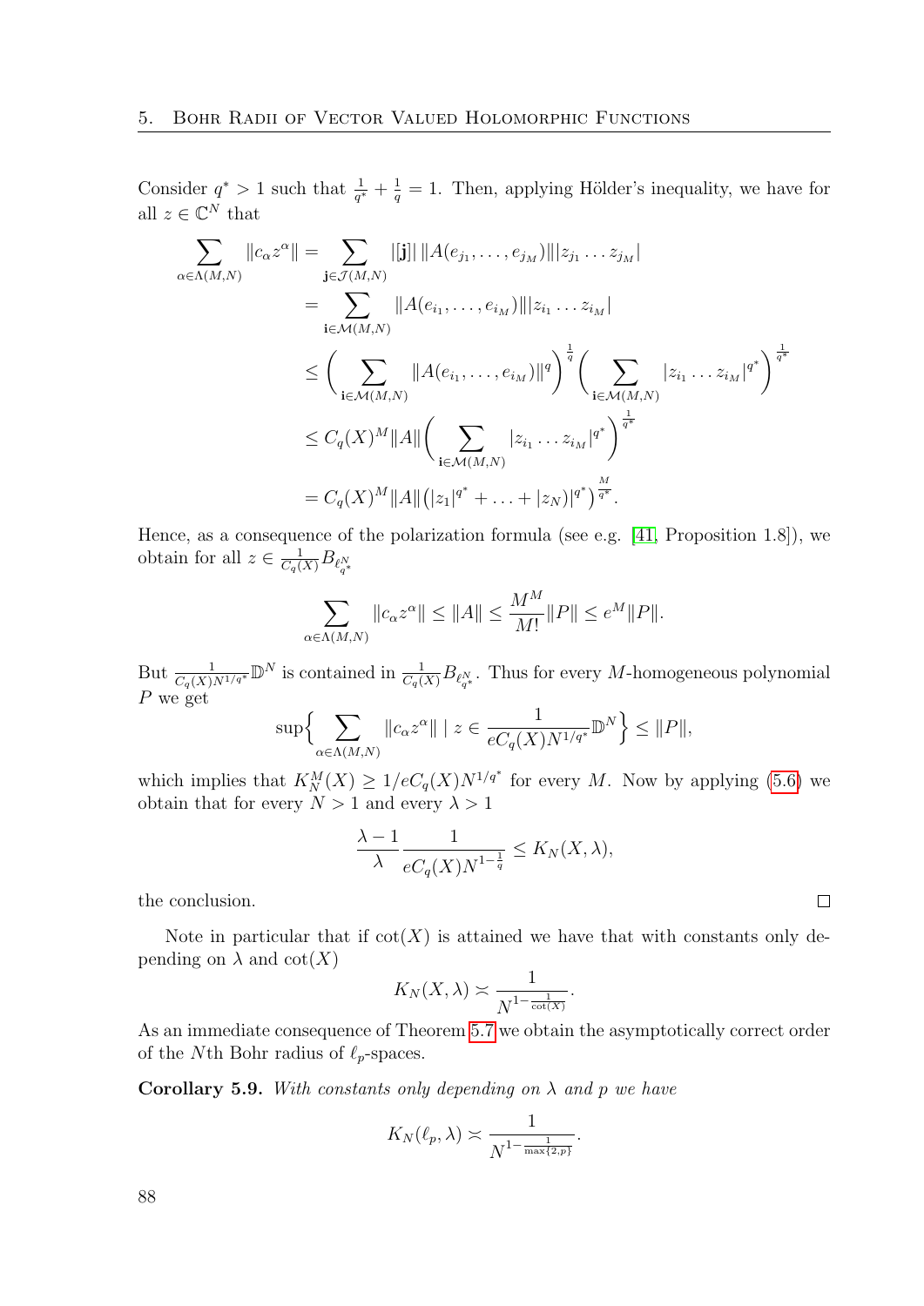Consider $q^* > 1$ such that $\frac{1}{q^*} + \frac{1}{q} = 1$. Then, applying Hölder's inequality, we have for all $z \in \mathbb{C}^N$ that

$$
\begin{aligned}
\sum_{\alpha \in \Lambda(M,N)} \|c_\alpha z^\alpha\| &= \sum_{\mathbf{j} \in \mathcal{J}(M,N)} |[\mathbf{j}]| \, \|A(e_{j_1}, \ldots, e_{j_M})\| |z_{j_1} \ldots z_{j_M}| \\
&= \sum_{\mathbf{i} \in \mathcal{M}(M,N)} \|A(e_{i_1}, \ldots, e_{i_M})\| |z_{i_1} \ldots z_{i_M}| \\
&\leq \bigg( \sum_{\mathbf{i} \in \mathcal{M}(M,N)} \|A(e_{i_1}, \ldots, e_{i_M})\|^q \bigg)^{\frac{1}{q}} \bigg( \sum_{\mathbf{i} \in \mathcal{M}(M,N)} |z_{i_1} \ldots z_{i_M}|^{q^*} \bigg)^{\frac{1}{q^*}} \\
&\leq C_q(X)^M \|A\| \bigg( \sum_{\mathbf{i} \in \mathcal{M}(M,N)} |z_{i_1} \ldots z_{i_M}|^{q^*} \bigg)^{\frac{1}{q^*}} \\
&= C_q(X)^M \|A\| \big( |z_1|^{q^*} + \ldots + |z_N)|^{q^*} \big)^{\frac{M}{q^*}}.
\end{aligned}
$$

Hence, as a consequence of the polarization formula (see e.g. [41, Proposition 1.8]), we obtain for all $z \in \frac{1}{C_q(X)} B_{\ell_{q^*}^N}$

$$
\sum_{\alpha \in \Lambda(M,N)} \|c_\alpha z^\alpha\| \leq \|A\| \leq \frac{M^M}{M!} \|P\| \leq e^M \|P\|.
$$

But $\frac{1}{C_q(X) N^{1/q^*}} \mathbb{D}^N$ is contained in $\frac{1}{C_q(X)} B_{\ell_{q^*}^N}$. Thus for every $M$-homogeneous polynomial $P$ we get

$$
\sup \Big\{ \sum_{\alpha \in \Lambda(M,N)} \|c_\alpha z^\alpha\| \mid z \in \frac{1}{e C_q(X) N^{1/q^*}} \mathbb{D}^N \Big\} \leq \|P\|,
$$

which implies that $K_N^M(X) \geq 1/e C_q(X) N^{1/q^*}$ for every $M$. Now by applying (5.6) we obtain that for every $N > 1$ and every $\lambda > 1$

$$
\frac{\lambda - 1}{\lambda} \frac{1}{e C_q(X) N^{1 - \frac{1}{q}}} \leq K_N(X, \lambda),
$$

the conclusion. $\square$

Note in particular that if $\cot(X)$ is attained we have that with constants only depending on $\lambda$ and $\cot(X)$

$$
K_N(X, \lambda) \asymp \frac{1}{N^{1 - \frac{1}{\cot(X)}}}.
$$

As an immediate consequence of Theorem 5.7 we obtain the asymptotically correct order of the $N$th Bohr radius of $\ell_p$-spaces.

**Corollary 5.9.** *With constants only depending on $\lambda$ and $p$ we have*

$$
K_N(\ell_p, \lambda) \asymp \frac{1}{N^{1 - \frac{1}{\max\{2,p\}}}}.
$$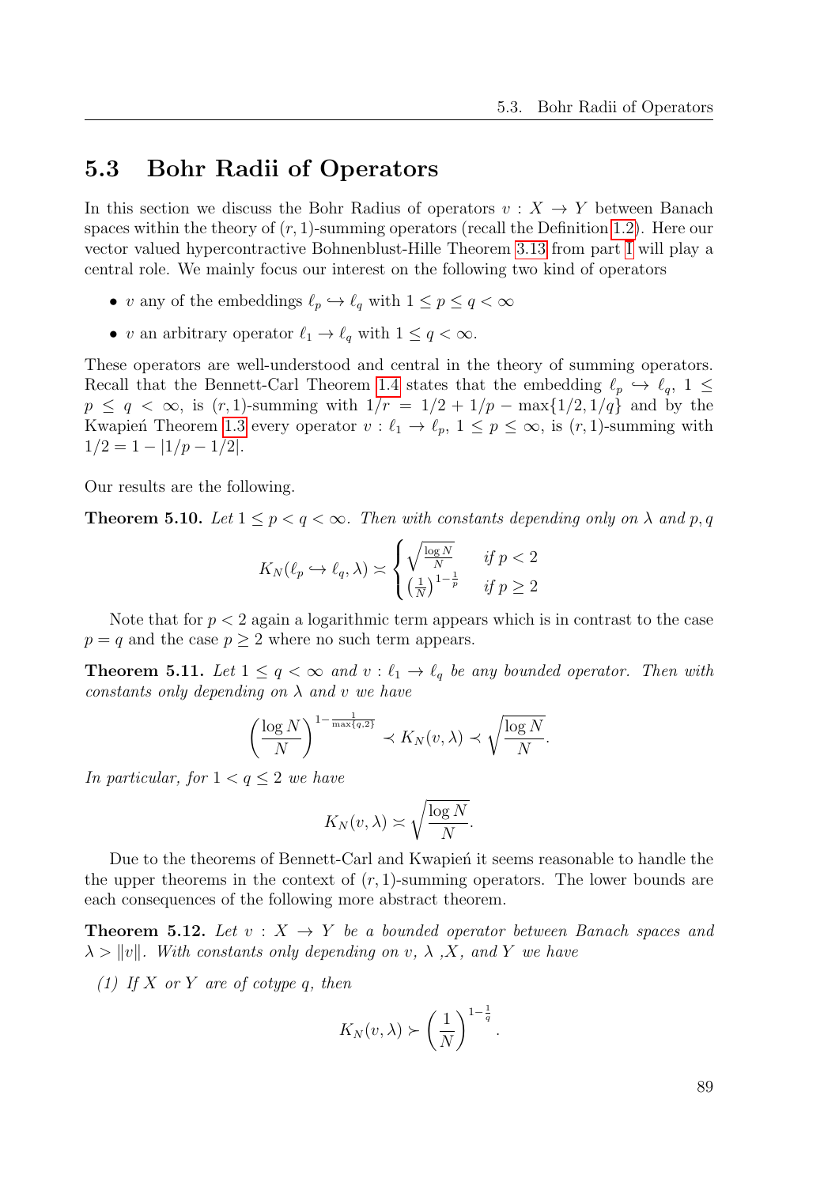## 5.3 Bohr Radii of Operators

In this section we discuss the Bohr Radius of operators $v : X \to Y$ between Banach spaces within the theory of $(r,1)$-summing operators (recall the Definition 1.2). Here our vector valued hypercontractive Bohnenblust-Hille Theorem 3.13 from part I will play a central role. We mainly focus our interest on the following two kind of operators

- $v$ any of the embeddings $\ell_p \hookrightarrow \ell_q$ with $1 \leq p \leq q < \infty$
- $v$ an arbitrary operator $\ell_1 \to \ell_q$ with $1 \leq q < \infty$.

These operators are well-understood and central in the theory of summing operators. Recall that the Bennett-Carl Theorem 1.4 states that the embedding $\ell_p \hookrightarrow \ell_q$, $1 \leq p \leq q < \infty$, is $(r,1)$-summing with $1/r = 1/2 + 1/p - \max\{1/2, 1/q\}$ and by the Kwapień Theorem 1.3 every operator $v : \ell_1 \to \ell_p$, $1 \leq p \leq \infty$, is $(r,1)$-summing with $1/2 = 1 - |1/p - 1/2|$.

Our results are the following.

**Theorem 5.10.** *Let $1 \leq p < q < \infty$. Then with constants depending only on $\lambda$ and $p, q$*

$$K_N(\ell_p \hookrightarrow \ell_q, \lambda) \asymp \begin{cases} \sqrt{\frac{\log N}{N}} & \text{if } p < 2 \\ \left(\frac{1}{N}\right)^{1-\frac{1}{p}} & \text{if } p \geq 2 \end{cases}$$

Note that for $p < 2$ again a logarithmic term appears which is in contrast to the case $p = q$ and the case $p \geq 2$ where no such term appears.

**Theorem 5.11.** *Let $1 \leq q < \infty$ and $v : \ell_1 \to \ell_q$ be any bounded operator. Then with constants only depending on $\lambda$ and $v$ we have*

$$\left(\frac{\log N}{N}\right)^{1-\frac{1}{\max\{q,2\}}} \prec K_N(v, \lambda) \prec \sqrt{\frac{\log N}{N}}.$$

*In particular, for $1 < q \leq 2$ we have*

$$K_N(v, \lambda) \asymp \sqrt{\frac{\log N}{N}}.$$

Due to the theorems of Bennett-Carl and Kwapień it seems reasonable to handle the the upper theorems in the context of $(r,1)$-summing operators. The lower bounds are each consequences of the following more abstract theorem.

**Theorem 5.12.** *Let $v : X \to Y$ be a bounded operator between Banach spaces and $\lambda > \|v\|$. With constants only depending on $v$, $\lambda$ ,$X$, and $Y$ we have*

*(1) If $X$ or $Y$ are of cotype $q$, then*

$$K_N(v, \lambda) \succ \left(\frac{1}{N}\right)^{1-\frac{1}{q}}.$$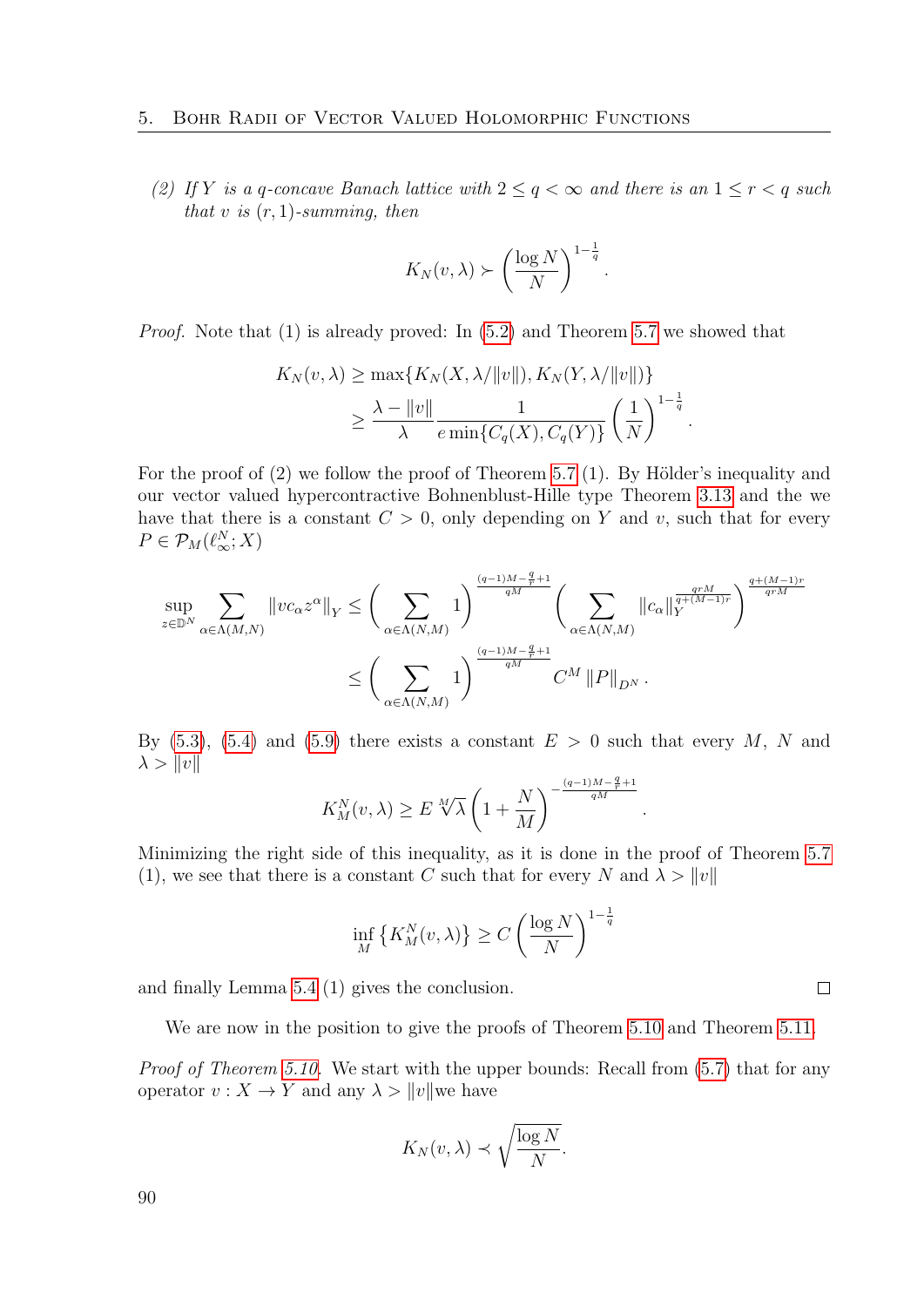(2) *If $Y$ is a $q$-concave Banach lattice with $2 \leq q < \infty$ and there is an $1 \leq r < q$ such that $v$ is $(r,1)$-summing, then*

$$K_N(v,\lambda) \succ \left(\frac{\log N}{N}\right)^{1-\frac{1}{q}}.$$

*Proof.* Note that (1) is already proved: In (5.2) and Theorem 5.7 we showed that

$$\begin{aligned}
K_N(v,\lambda) &\geq \max\{K_N(X,\lambda/\|v\|), K_N(Y,\lambda/\|v\|)\} \\
&\geq \frac{\lambda - \|v\|}{\lambda} \frac{1}{e\min\{C_q(X), C_q(Y)\}} \left(\frac{1}{N}\right)^{1-\frac{1}{q}}.
\end{aligned}$$

For the proof of (2) we follow the proof of Theorem 5.7 (1). By Hölder's inequality and our vector valued hypercontractive Bohnenblust-Hille type Theorem 3.13 and the we have that there is a constant $C > 0$, only depending on $Y$ and $v$, such that for every $P \in \mathcal{P}_M(\ell_\infty^N; X)$

$$\begin{aligned}
\sup_{z\in\mathbb{D}^N} \sum_{\alpha\in\Lambda(M,N)} \|vc_\alpha z^\alpha\|_Y &\leq \left(\sum_{\alpha\in\Lambda(N,M)} 1\right)^{\frac{(q-1)M - \frac{q}{r}+1}{qM}} \left(\sum_{\alpha\in\Lambda(N,M)} \|c_\alpha\|_Y^{\frac{qrM}{q+(M-1)r}}\right)^{\frac{q+(M-1)r}{qrM}} \\
&\leq \left(\sum_{\alpha\in\Lambda(N,M)} 1\right)^{\frac{(q-1)M - \frac{q}{r}+1}{qM}} C^M \|P\|_{D^N}.
\end{aligned}$$

By (5.3), (5.4) and (5.9) there exists a constant $E > 0$ such that every $M$, $N$ and $\lambda > \|v\|$

$$K_M^N(v,\lambda) \geq E\sqrt[M]{\lambda}\left(1 + \frac{N}{M}\right)^{-\frac{(q-1)M - \frac{q}{r}+1}{qM}}.$$

Minimizing the right side of this inequality, as it is done in the proof of Theorem 5.7 (1), we see that there is a constant $C$ such that for every $N$ and $\lambda > \|v\|$

$$\inf_M \left\{K_M^N(v,\lambda)\right\} \geq C\left(\frac{\log N}{N}\right)^{1-\frac{1}{q}}$$

and finally Lemma 5.4 (1) gives the conclusion. $\square$

We are now in the position to give the proofs of Theorem 5.10 and Theorem 5.11.

*Proof of Theorem 5.10.* We start with the upper bounds: Recall from (5.7) that for any operator $v : X \to Y$ and any $\lambda > \|v\|$we have

$$K_N(v,\lambda) \prec \sqrt{\frac{\log N}{N}}.$$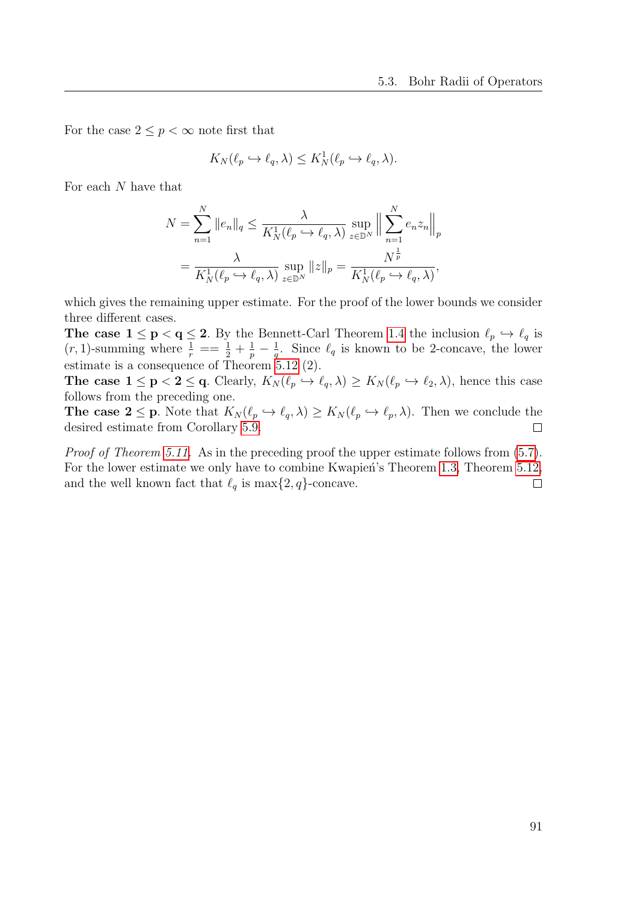For the case $2 \le p < \infty$ note first that

$$K_N(\ell_p \hookrightarrow \ell_q, \lambda) \le K_N^1(\ell_p \hookrightarrow \ell_q, \lambda).$$

For each $N$ have that

$$\begin{aligned} N = \sum_{n=1}^{N} \|e_n\|_q &\le \frac{\lambda}{K_N^1(\ell_p \hookrightarrow \ell_q, \lambda)} \sup_{z \in \mathbb{D}^N} \Big\| \sum_{n=1}^{N} e_n z_n \Big\|_p \\ &= \frac{\lambda}{K_N^1(\ell_p \hookrightarrow \ell_q, \lambda)} \sup_{z \in \mathbb{D}^N} \|z\|_p = \frac{N^{\frac{1}{p}}}{K_N^1(\ell_p \hookrightarrow \ell_q, \lambda)}, \end{aligned}$$

which gives the remaining upper estimate. For the proof of the lower bounds we consider three different cases.

**The case $\mathbf{1 \le p < q \le 2}$.** By the Bennett-Carl Theorem 1.4 the inclusion $\ell_p \hookrightarrow \ell_q$ is $(r,1)$-summing where $\frac{1}{r} == \frac{1}{2} + \frac{1}{p} - \frac{1}{q}$. Since $\ell_q$ is known to be 2-concave, the lower estimate is a consequence of Theorem 5.12 (2).

**The case $\mathbf{1 \le p < 2 \le q}$.** Clearly, $K_N(\ell_p \hookrightarrow \ell_q, \lambda) \ge K_N(\ell_p \hookrightarrow \ell_2, \lambda)$, hence this case follows from the preceding one.

**The case $\mathbf{2 \le p}$.** Note that $K_N(\ell_p \hookrightarrow \ell_q, \lambda) \ge K_N(\ell_p \hookrightarrow \ell_p, \lambda)$. Then we conclude the desired estimate from Corollary 5.9. □

*Proof of Theorem 5.11.* As in the preceding proof the upper estimate follows from (5.7). For the lower estimate we only have to combine Kwapień's Theorem 1.3, Theorem 5.12, and the well known fact that $\ell_q$ is $\max\{2, q\}$-concave. □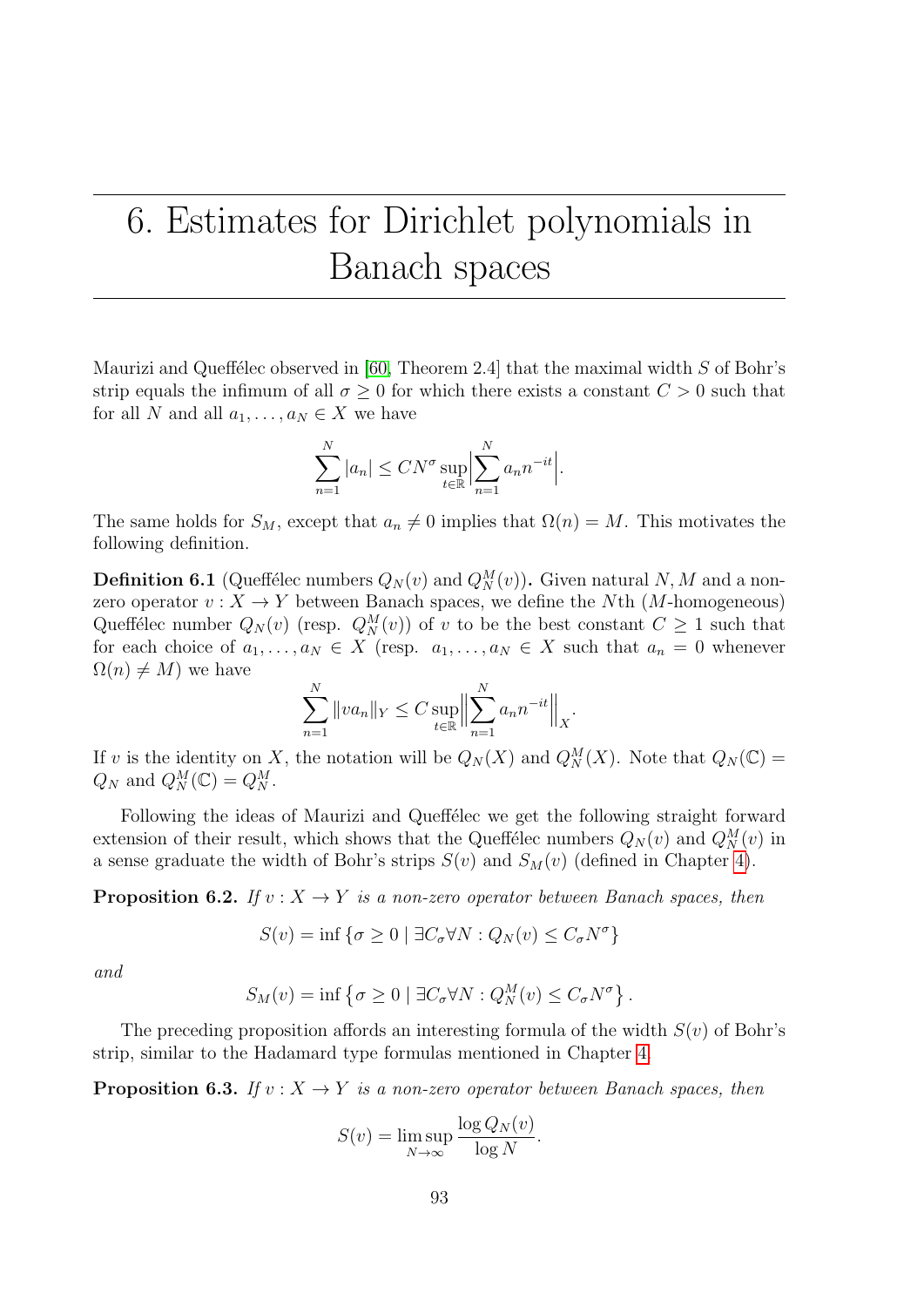# 6. Estimates for Dirichlet polynomials in Banach spaces

Maurizi and Queffélec observed in [60, Theorem 2.4] that the maximal width $S$ of Bohr's strip equals the infimum of all $\sigma \geq 0$ for which there exists a constant $C > 0$ such that for all $N$ and all $a_1, \ldots, a_N \in X$ we have

$$\sum_{n=1}^{N} |a_n| \leq C N^{\sigma} \sup_{t \in \mathbb{R}} \Big| \sum_{n=1}^{N} a_n n^{-it} \Big|.$$

The same holds for $S_M$, except that $a_n \neq 0$ implies that $\Omega(n) = M$. This motivates the following definition.

**Definition 6.1** (Queffélec numbers $Q_N(v)$ and $Q_N^M(v)$)**.** Given natural $N, M$ and a non-zero operator $v : X \to Y$ between Banach spaces, we define the $N$th ($M$-homogeneous) Queffélec number $Q_N(v)$ (resp. $Q_N^M(v)$) of $v$ to be the best constant $C \geq 1$ such that for each choice of $a_1, \ldots, a_N \in X$ (resp. $a_1, \ldots, a_N \in X$ such that $a_n = 0$ whenever $\Omega(n) \neq M$) we have

$$\sum_{n=1}^{N} \|v a_n\|_Y \leq C \sup_{t \in \mathbb{R}} \Big\| \sum_{n=1}^{N} a_n n^{-it} \Big\|_X.$$

If $v$ is the identity on $X$, the notation will be $Q_N(X)$ and $Q_N^M(X)$. Note that $Q_N(\mathbb{C}) = Q_N$ and $Q_N^M(\mathbb{C}) = Q_N^M$.

Following the ideas of Maurizi and Queffélec we get the following straight forward extension of their result, which shows that the Queffélec numbers $Q_N(v)$ and $Q_N^M(v)$ in a sense graduate the width of Bohr's strips $S(v)$ and $S_M(v)$ (defined in Chapter 4).

**Proposition 6.2.** *If $v : X \to Y$ is a non-zero operator between Banach spaces, then*

$$S(v) = \inf \{ \sigma \geq 0 \mid \exists C_\sigma \forall N : Q_N(v) \leq C_\sigma N^{\sigma} \}$$

*and*

$$S_M(v) = \inf \left\{ \sigma \geq 0 \mid \exists C_\sigma \forall N : Q_N^M(v) \leq C_\sigma N^{\sigma} \right\}.$$

The preceding proposition affords an interesting formula of the width $S(v)$ of Bohr's strip, similar to the Hadamard type formulas mentioned in Chapter 4.

**Proposition 6.3.** *If $v : X \to Y$ is a non-zero operator between Banach spaces, then*

$$S(v) = \limsup_{N \to \infty} \frac{\log Q_N(v)}{\log N}.$$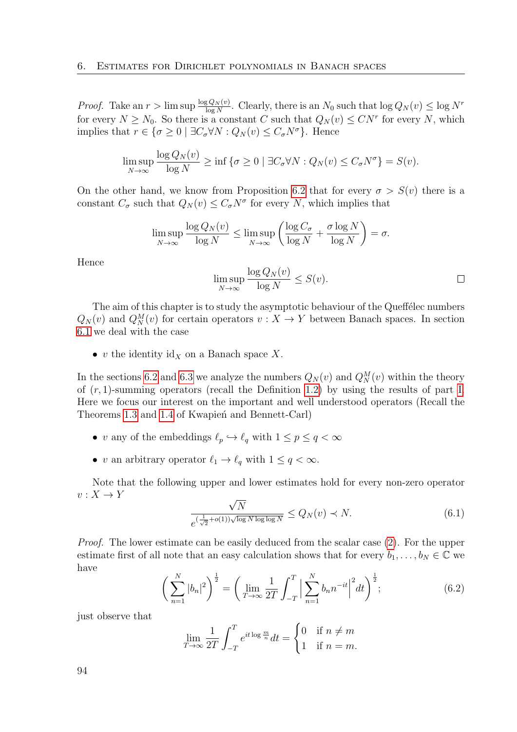*Proof.* Take an $r > \limsup \frac{\log Q_N(v)}{\log N}$. Clearly, there is an $N_0$ such that $\log Q_N(v) \le \log N^r$ for every $N \ge N_0$. So there is a constant $C$ such that $Q_N(v) \le CN^r$ for every $N$, which implies that $r \in \{\sigma \ge 0 \mid \exists C_\sigma \forall N : Q_N(v) \le C_\sigma N^\sigma\}$. Hence

$$\limsup_{N\to\infty} \frac{\log Q_N(v)}{\log N} \ge \inf \{\sigma \ge 0 \mid \exists C_\sigma \forall N : Q_N(v) \le C_\sigma N^\sigma\} = S(v).$$

On the other hand, we know from Proposition 6.2 that for every $\sigma > S(v)$ there is a constant $C_\sigma$ such that $Q_N(v) \le C_\sigma N^\sigma$ for every $N$, which implies that

$$\limsup_{N\to\infty} \frac{\log Q_N(v)}{\log N} \le \limsup_{N\to\infty} \left( \frac{\log C_\sigma}{\log N} + \frac{\sigma \log N}{\log N} \right) = \sigma.$$

Hence

$$\limsup_{N\to\infty} \frac{\log Q_N(v)}{\log N} \le S(v). \qquad \square$$

The aim of this chapter is to study the asymptotic behaviour of the Queffélec numbers $Q_N(v)$ and $Q_N^M(v)$ for certain operators $v : X \to Y$ between Banach spaces. In section 6.1 we deal with the case

- $v$ the identity $\mathrm{id}_X$ on a Banach space $X$.

In the sections 6.2 and 6.3 we analyze the numbers $Q_N(v)$ and $Q_N^M(v)$ within the theory of $(r,1)$-summing operators (recall the Definition 1.2) by using the results of part I. Here we focus our interest on the important and well understood operators (Recall the Theorems 1.3 and 1.4 of Kwapień and Bennett-Carl)

- $v$ any of the embeddings $\ell_p \hookrightarrow \ell_q$ with $1 \le p \le q < \infty$
- $v$ an arbitrary operator $\ell_1 \to \ell_q$ with $1 \le q < \infty$.

Note that the following upper and lower estimates hold for every non-zero operator $v : X \to Y$

$$\frac{\sqrt{N}}{e^{(\frac{1}{\sqrt{2}}+o(1))\sqrt{\log N \log\log N}}} \le Q_N(v) \prec N. \tag{6.1}$$

*Proof.* The lower estimate can be easily deduced from the scalar case (2). For the upper estimate first of all note that an easy calculation shows that for every $b_1, \dots, b_N \in \mathbb{C}$ we have

$$\left( \sum_{n=1}^N |b_n|^2 \right)^{\frac{1}{2}} = \left( \lim_{T\to\infty} \frac{1}{2T} \int_{-T}^{T} \Big| \sum_{n=1}^N b_n n^{-it} \Big|^2 dt \right)^{\frac{1}{2}}; \tag{6.2}$$

just observe that

$$\lim_{T\to\infty} \frac{1}{2T} \int_{-T}^{T} e^{it \log \frac{m}{n}} dt = \begin{cases} 0 & \text{if } n \ne m \\ 1 & \text{if } n = m. \end{cases}$$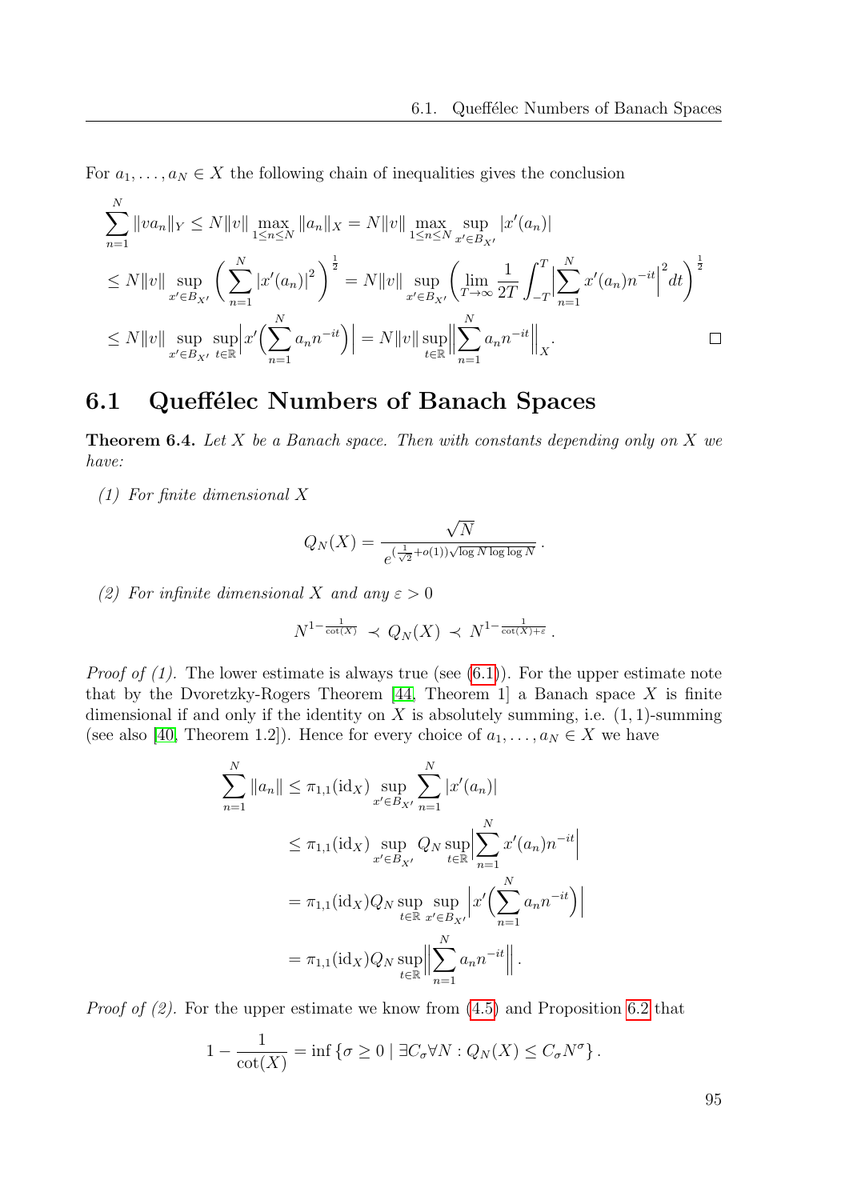For $a_1, \ldots, a_N \in X$ the following chain of inequalities gives the conclusion

$$
\begin{aligned}
\sum_{n=1}^{N} \|va_n\|_Y &\leq N\|v\| \max_{1\leq n\leq N} \|a_n\|_X = N\|v\| \max_{1\leq n\leq N} \sup_{x'\in B_{X'}} |x'(a_n)| \\
&\leq N\|v\| \sup_{x'\in B_{X'}} \left( \sum_{n=1}^{N} |x'(a_n)|^2 \right)^{\frac{1}{2}} = N\|v\| \sup_{x'\in B_{X'}} \left( \lim_{T\to\infty} \frac{1}{2T} \int_{-T}^{T} \Big| \sum_{n=1}^{N} x'(a_n) n^{-it} \Big|^2 dt \right)^{\frac{1}{2}} \\
&\leq N\|v\| \sup_{x'\in B_{X'}} \sup_{t\in\mathbb{R}} \Big| x'\Big( \sum_{n=1}^{N} a_n n^{-it} \Big) \Big| = N\|v\| \sup_{t\in\mathbb{R}} \Big\| \sum_{n=1}^{N} a_n n^{-it} \Big\|_X .
\end{aligned}
$$

□

## 6.1 Queffélec Numbers of Banach Spaces

**Theorem 6.4.** *Let $X$ be a Banach space. Then with constants depending only on $X$ we have:*

*(1) For finite dimensional $X$*

$$
Q_N(X) = \frac{\sqrt{N}}{e^{(\frac{1}{\sqrt{2}}+o(1))\sqrt{\log N \log\log N}}} .
$$

*(2) For infinite dimensional $X$ and any $\varepsilon > 0$*

$$
N^{1-\frac{1}{\cot(X)}} \prec Q_N(X) \prec N^{1-\frac{1}{\cot(X)+\varepsilon}} .
$$

*Proof of (1).* The lower estimate is always true (see (6.1)). For the upper estimate note that by the Dvoretzky-Rogers Theorem [44, Theorem 1] a Banach space $X$ is finite dimensional if and only if the identity on $X$ is absolutely summing, i.e. $(1,1)$-summing (see also [40, Theorem 1.2]). Hence for every choice of $a_1, \ldots, a_N \in X$ we have

$$
\begin{aligned}
\sum_{n=1}^{N} \|a_n\| &\leq \pi_{1,1}(\mathrm{id}_X) \sup_{x'\in B_{X'}} \sum_{n=1}^{N} |x'(a_n)| \\
&\leq \pi_{1,1}(\mathrm{id}_X) \sup_{x'\in B_{X'}} Q_N \sup_{t\in\mathbb{R}} \Big| \sum_{n=1}^{N} x'(a_n) n^{-it} \Big| \\
&= \pi_{1,1}(\mathrm{id}_X) Q_N \sup_{t\in\mathbb{R}} \sup_{x'\in B_{X'}} \Big| x'\Big( \sum_{n=1}^{N} a_n n^{-it} \Big) \Big| \\
&= \pi_{1,1}(\mathrm{id}_X) Q_N \sup_{t\in\mathbb{R}} \Big\| \sum_{n=1}^{N} a_n n^{-it} \Big\| .
\end{aligned}
$$

*Proof of (2).* For the upper estimate we know from (4.5) and Proposition 6.2 that

$$
1 - \frac{1}{\cot(X)} = \inf \left\{ \sigma \geq 0 \mid \exists C_\sigma \forall N : Q_N(X) \leq C_\sigma N^\sigma \right\} .
$$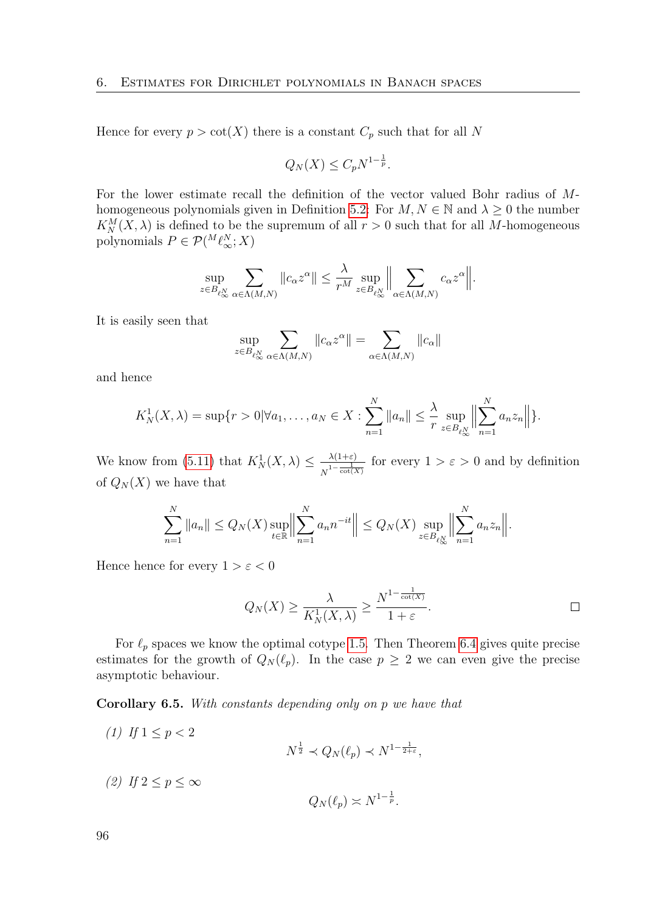Hence for every $p > \cot(X)$ there is a constant $C_p$ such that for all $N$

$$Q_N(X) \leq C_p N^{1-\frac{1}{p}}.$$

For the lower estimate recall the definition of the vector valued Bohr radius of $M$-homogeneous polynomials given in Definition 5.2: For $M, N \in \mathbb{N}$ and $\lambda \geq 0$ the number $K_N^M(X, \lambda)$ is defined to be the supremum of all $r > 0$ such that for all $M$-homogeneous polynomials $P \in \mathcal{P}({}^M\ell_\infty^N; X)$

$$\sup_{z \in B_{\ell_\infty^N}} \sum_{\alpha \in \Lambda(M,N)} \|c_\alpha z^\alpha\| \leq \frac{\lambda}{r^M} \sup_{z \in B_{\ell_\infty^N}} \Big\| \sum_{\alpha \in \Lambda(M,N)} c_\alpha z^\alpha \Big\|.$$

It is easily seen that

$$\sup_{z \in B_{\ell_\infty^N}} \sum_{\alpha \in \Lambda(M,N)} \|c_\alpha z^\alpha\| = \sum_{\alpha \in \Lambda(M,N)} \|c_\alpha\|$$

and hence

$$K_N^1(X, \lambda) = \sup\{r > 0 | \forall a_1, \ldots, a_N \in X : \sum_{n=1}^N \|a_n\| \leq \frac{\lambda}{r} \sup_{z \in B_{\ell_\infty^N}} \Big\| \sum_{n=1}^N a_n z_n \Big\| \}.$$

We know from (5.11) that $K_N^1(X, \lambda) \leq \frac{\lambda(1+\varepsilon)}{N^{1-\frac{1}{\cot(X)}}}$ for every $1 > \varepsilon > 0$ and by definition of $Q_N(X)$ we have that

$$\sum_{n=1}^N \|a_n\| \leq Q_N(X) \sup_{t \in \mathbb{R}} \Big\| \sum_{n=1}^N a_n n^{-it} \Big\| \leq Q_N(X) \sup_{z \in B_{\ell_\infty^N}} \Big\| \sum_{n=1}^N a_n z_n \Big\|.$$

Hence hence for every $1 > \varepsilon < 0$

$$Q_N(X) \geq \frac{\lambda}{K_N^1(X, \lambda)} \geq \frac{N^{1-\frac{1}{\cot(X)}}}{1+\varepsilon}.$$

∎

For $\ell_p$ spaces we know the optimal cotype 1.5. Then Theorem 6.4 gives quite precise estimates for the growth of $Q_N(\ell_p)$. In the case $p \geq 2$ we can even give the precise asymptotic behaviour.

**Corollary 6.5.** *With constants depending only on $p$ we have that*

*(1) If $1 \leq p < 2$*

$$N^{\frac{1}{2}} \prec Q_N(\ell_p) \prec N^{1-\frac{1}{2+\varepsilon}},$$

*(2) If $2 \leq p \leq \infty$*

$$Q_N(\ell_p) \asymp N^{1-\frac{1}{p}}.$$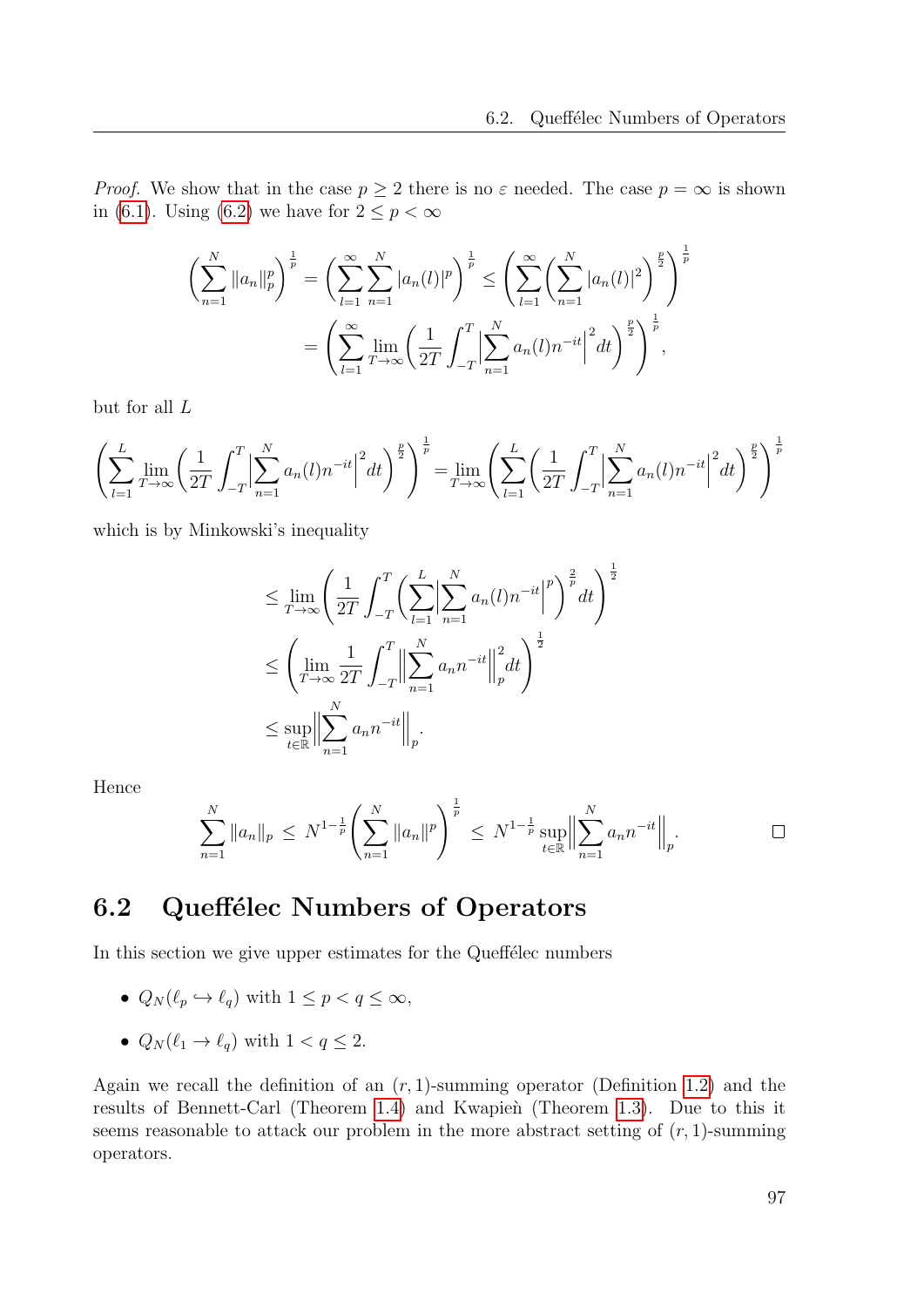*Proof.* We show that in the case $p \geq 2$ there is no $\varepsilon$ needed. The case $p = \infty$ is shown in (6.1). Using (6.2) we have for $2 \leq p < \infty$

$$\left(\sum_{n=1}^{N} \|a_n\|_p^p\right)^{\frac{1}{p}} = \left(\sum_{l=1}^{\infty}\sum_{n=1}^{N} |a_n(l)|^p\right)^{\frac{1}{p}} \leq \left(\sum_{l=1}^{\infty}\left(\sum_{n=1}^{N} |a_n(l)|^2\right)^{\frac{p}{2}}\right)^{\frac{1}{p}}$$

$$= \left(\sum_{l=1}^{\infty} \lim_{T\to\infty}\left(\frac{1}{2T}\int_{-T}^{T}\Big|\sum_{n=1}^{N} a_n(l) n^{-it}\Big|^2 dt\right)^{\frac{p}{2}}\right)^{\frac{1}{p}},$$

but for all $L$

$$\left(\sum_{l=1}^{L} \lim_{T\to\infty}\left(\frac{1}{2T}\int_{-T}^{T}\Big|\sum_{n=1}^{N} a_n(l) n^{-it}\Big|^2 dt\right)^{\frac{p}{2}}\right)^{\frac{1}{p}} = \lim_{T\to\infty}\left(\sum_{l=1}^{L}\left(\frac{1}{2T}\int_{-T}^{T}\Big|\sum_{n=1}^{N} a_n(l) n^{-it}\Big|^2 dt\right)^{\frac{p}{2}}\right)^{\frac{1}{p}}$$

which is by Minkowski's inequality

$$\leq \lim_{T\to\infty}\left(\frac{1}{2T}\int_{-T}^{T}\left(\sum_{l=1}^{L}\Big|\sum_{n=1}^{N} a_n(l) n^{-it}\Big|^p\right)^{\frac{2}{p}} dt\right)^{\frac{1}{2}}$$

$$\leq \left(\lim_{T\to\infty}\frac{1}{2T}\int_{-T}^{T}\Big\|\sum_{n=1}^{N} a_n n^{-it}\Big\|_p^2 dt\right)^{\frac{1}{2}}$$

$$\leq \sup_{t\in\mathbb{R}}\Big\|\sum_{n=1}^{N} a_n n^{-it}\Big\|_p.$$

Hence

$$\sum_{n=1}^{N} \|a_n\|_p \;\leq\; N^{1-\frac{1}{p}}\left(\sum_{n=1}^{N} \|a_n\|^p\right)^{\frac{1}{p}} \;\leq\; N^{1-\frac{1}{p}} \sup_{t\in\mathbb{R}}\Big\|\sum_{n=1}^{N} a_n n^{-it}\Big\|_p. \qquad \square$$

## 6.2 Queffélec Numbers of Operators

In this section we give upper estimates for the Queffélec numbers

- $Q_N(\ell_p \hookrightarrow \ell_q)$ with $1 \leq p < q \leq \infty$,
- $Q_N(\ell_1 \to \ell_q)$ with $1 < q \leq 2$.

Again we recall the definition of an $(r,1)$-summing operator (Definition 1.2) and the results of Bennett-Carl (Theorem 1.4) and Kwapień (Theorem 1.3). Due to this it seems reasonable to attack our problem in the more abstract setting of $(r,1)$-summing operators.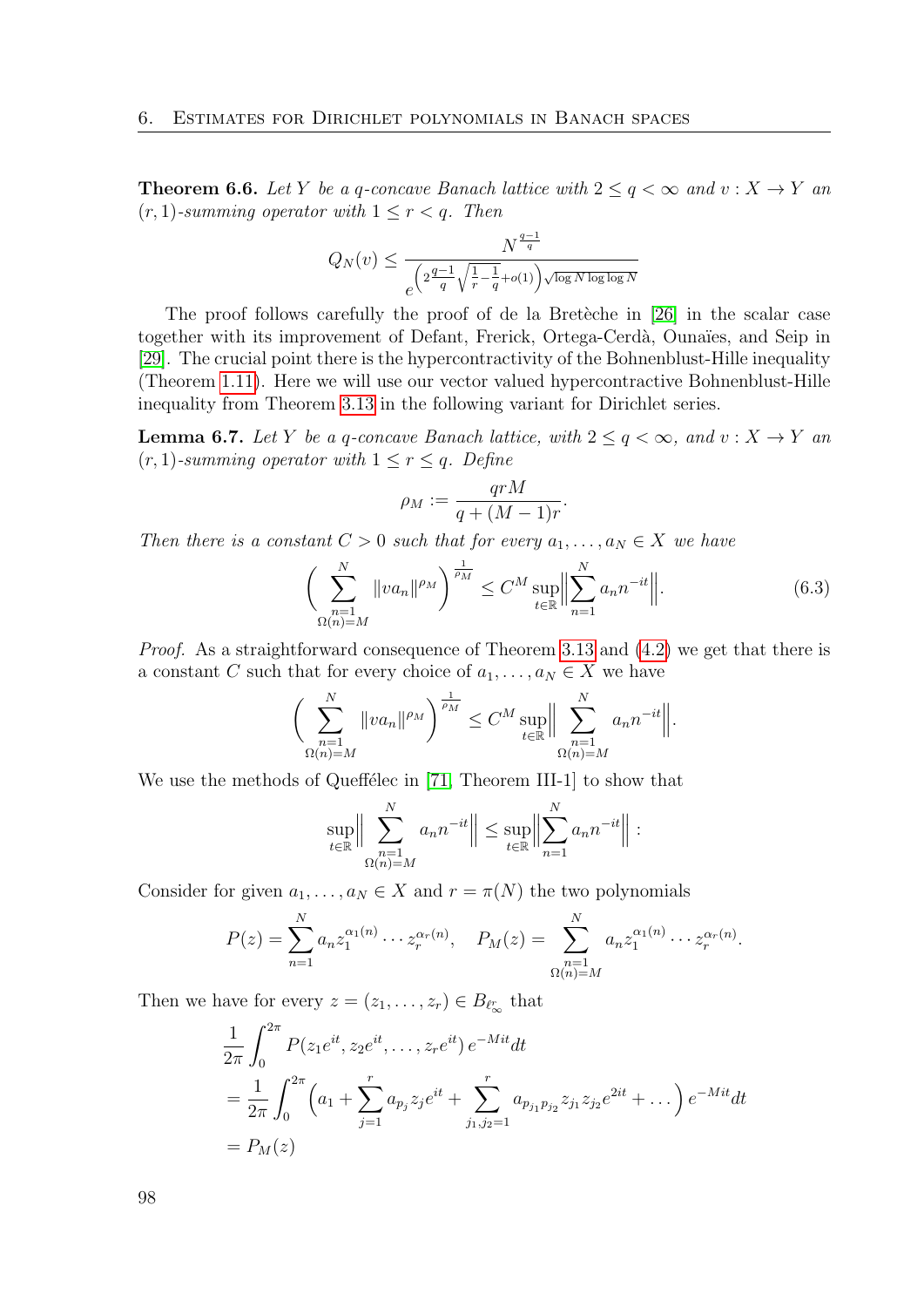**Theorem 6.6.** *Let $Y$ be a $q$-concave Banach lattice with $2 \le q < \infty$ and $v : X \to Y$ an $(r,1)$-summing operator with $1 \le r < q$. Then*

$$Q_N(v) \le \frac{N^{\frac{q-1}{q}}}{e^{\left(2\frac{q-1}{q}\sqrt{\frac{1}{r}-\frac{1}{q}}+o(1)\right)\sqrt{\log N \log\log N}}}$$

The proof follows carefully the proof of de la Bretèche in [26] in the scalar case together with its improvement of Defant, Frerick, Ortega-Cerdà, Ounaïes, and Seip in [29]. The crucial point there is the hypercontractivity of the Bohnenblust-Hille inequality (Theorem 1.11). Here we will use our vector valued hypercontractive Bohnenblust-Hille inequality from Theorem 3.13 in the following variant for Dirichlet series.

**Lemma 6.7.** *Let $Y$ be a $q$-concave Banach lattice, with $2 \le q < \infty$, and $v : X \to Y$ an $(r,1)$-summing operator with $1 \le r \le q$. Define*

$$\rho_M := \frac{qrM}{q+(M-1)r}.$$

*Then there is a constant $C > 0$ such that for every $a_1, \dots, a_N \in X$ we have*

$$\left( \sum_{\substack{n=1 \\ \Omega(n)=M}}^{N} \|va_n\|^{\rho_M} \right)^{\frac{1}{\rho_M}} \le C^M \sup_{t\in\mathbb{R}} \Big\| \sum_{n=1}^{N} a_n n^{-it} \Big\|. \tag{6.3}$$

*Proof.* As a straightforward consequence of Theorem 3.13 and (4.2) we get that there is a constant $C$ such that for every choice of $a_1, \dots, a_N \in X$ we have

$$\left( \sum_{\substack{n=1 \\ \Omega(n)=M}}^{N} \|va_n\|^{\rho_M} \right)^{\frac{1}{\rho_M}} \le C^M \sup_{t\in\mathbb{R}} \Big\| \sum_{\substack{n=1 \\ \Omega(n)=M}}^{N} a_n n^{-it} \Big\|.$$

We use the methods of Queffélec in [71, Theorem III-1] to show that

$$\sup_{t\in\mathbb{R}} \Big\| \sum_{\substack{n=1 \\ \Omega(n)=M}}^{N} a_n n^{-it} \Big\| \le \sup_{t\in\mathbb{R}} \Big\| \sum_{n=1}^{N} a_n n^{-it} \Big\| :$$

Consider for given $a_1, \dots, a_N \in X$ and $r = \pi(N)$ the two polynomials

$$P(z) = \sum_{n=1}^{N} a_n z_1^{\alpha_1(n)} \cdots z_r^{\alpha_r(n)}, \quad P_M(z) = \sum_{\substack{n=1 \\ \Omega(n)=M}}^{N} a_n z_1^{\alpha_1(n)} \cdots z_r^{\alpha_r(n)}.$$

Then we have for every $z = (z_1, \dots, z_r) \in B_{\ell_\infty^r}$ that

$$\begin{aligned}
&\frac{1}{2\pi} \int_0^{2\pi} P(z_1 e^{it}, z_2 e^{it}, \dots, z_r e^{it})\, e^{-Mit} dt \\
&= \frac{1}{2\pi} \int_0^{2\pi} \Big( a_1 + \sum_{j=1}^{r} a_{p_j} z_j e^{it} + \sum_{j_1,j_2=1}^{r} a_{p_{j_1} p_{j_2}} z_{j_1} z_{j_2} e^{2it} + \dots \Big) e^{-Mit} dt \\
&= P_M(z)
\end{aligned}$$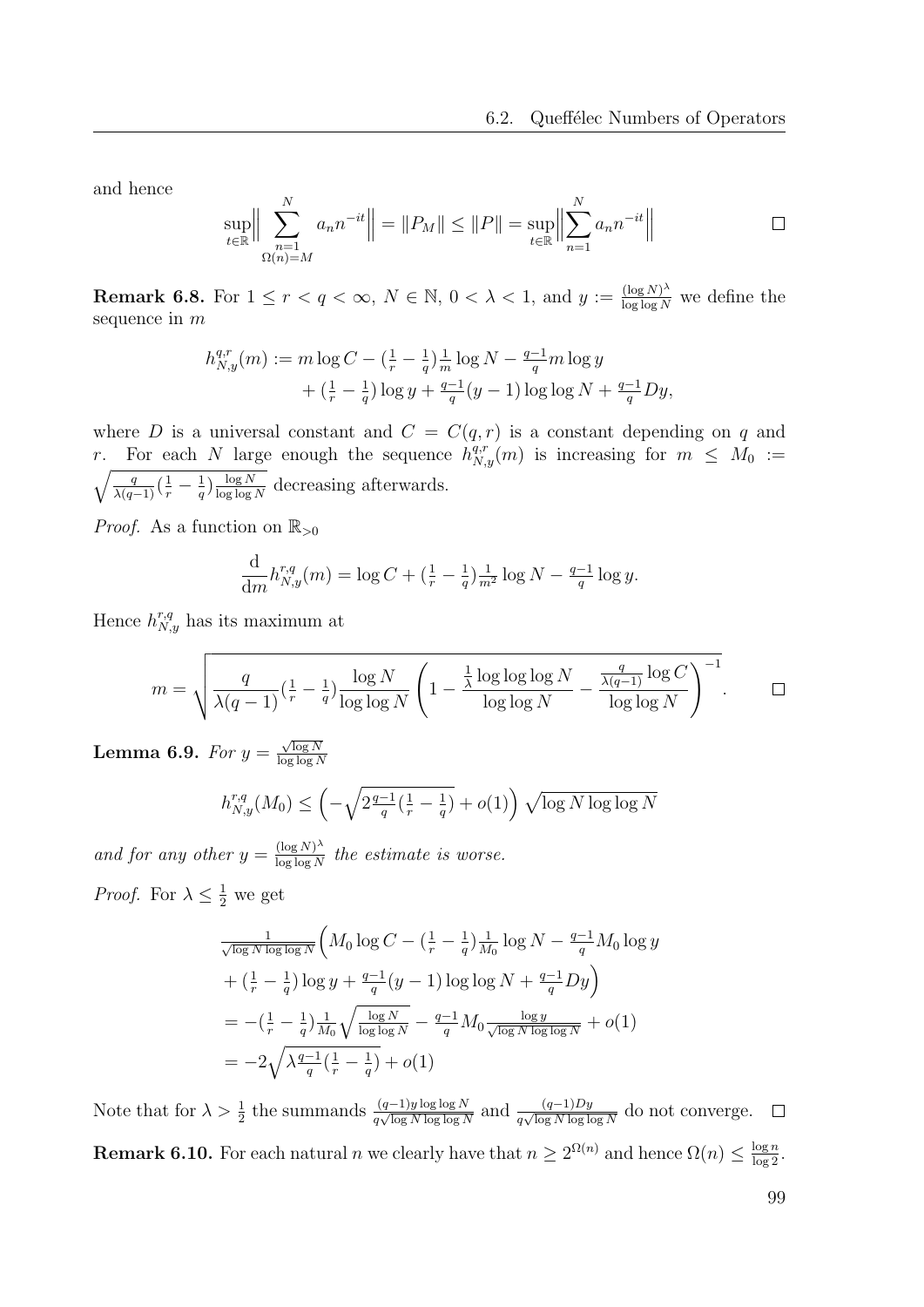and hence

$$\sup_{t\in\mathbb{R}}\Big\| \sum_{\substack{n=1\\ \Omega(n)=M}}^{N} a_n n^{-it}\Big\| = \|P_M\| \leq \|P\| = \sup_{t\in\mathbb{R}}\Big\|\sum_{n=1}^{N} a_n n^{-it}\Big\| \qquad \square$$

**Remark 6.8.** For $1 \leq r < q < \infty$, $N \in \mathbb{N}$, $0 < \lambda < 1$, and $y := \frac{(\log N)^\lambda}{\log\log N}$ we define the sequence in $m$

$$\begin{aligned} h^{q,r}_{N,y}(m) := {} & m\log C - (\tfrac{1}{r} - \tfrac{1}{q})\tfrac{1}{m}\log N - \tfrac{q-1}{q} m \log y \\ & + (\tfrac{1}{r} - \tfrac{1}{q})\log y + \tfrac{q-1}{q}(y-1)\log\log N + \tfrac{q-1}{q} D y, \end{aligned}$$

where $D$ is a universal constant and $C = C(q,r)$ is a constant depending on $q$ and $r$. For each $N$ large enough the sequence $h^{q,r}_{N,y}(m)$ is increasing for $m \leq M_0 := \sqrt{\frac{q}{\lambda(q-1)}(\frac{1}{r} - \frac{1}{q})\frac{\log N}{\log\log N}}$ decreasing afterwards.

*Proof.* As a function on $\mathbb{R}_{>0}$

$$\frac{\mathrm{d}}{\mathrm{d}m} h^{r,q}_{N,y}(m) = \log C + (\tfrac{1}{r} - \tfrac{1}{q})\tfrac{1}{m^2}\log N - \tfrac{q-1}{q}\log y.$$

Hence $h^{r,q}_{N,y}$ has its maximum at

$$m = \sqrt{\frac{q}{\lambda(q-1)}(\tfrac{1}{r} - \tfrac{1}{q})\frac{\log N}{\log\log N}\left(1 - \frac{\frac{1}{\lambda}\log\log\log N}{\log\log N} - \frac{\frac{q}{\lambda(q-1)}\log C}{\log\log N}\right)^{-1}}. \qquad \square$$

**Lemma 6.9.** *For $y = \frac{\sqrt{\log N}}{\log\log N}$*

$$h^{r,q}_{N,y}(M_0) \leq \left(-\sqrt{2\tfrac{q-1}{q}(\tfrac{1}{r} - \tfrac{1}{q})} + o(1)\right)\sqrt{\log N \log\log N}$$

*and for any other $y = \frac{(\log N)^\lambda}{\log\log N}$ the estimate is worse.*

*Proof.* For $\lambda \leq \frac{1}{2}$ we get

$$\begin{aligned} & \tfrac{1}{\sqrt{\log N\log\log N}}\Big(M_0\log C - (\tfrac{1}{r} - \tfrac{1}{q})\tfrac{1}{M_0}\log N - \tfrac{q-1}{q}M_0\log y \\ & + (\tfrac{1}{r} - \tfrac{1}{q})\log y + \tfrac{q-1}{q}(y-1)\log\log N + \tfrac{q-1}{q}Dy\Big) \\ & = -(\tfrac{1}{r} - \tfrac{1}{q})\tfrac{1}{M_0}\sqrt{\tfrac{\log N}{\log\log N}} - \tfrac{q-1}{q}M_0\tfrac{\log y}{\sqrt{\log N\log\log N}} + o(1) \\ & = -2\sqrt{\lambda\tfrac{q-1}{q}(\tfrac{1}{r} - \tfrac{1}{q})} + o(1) \end{aligned}$$

Note that for $\lambda > \frac{1}{2}$ the summands $\frac{(q-1)y\log\log N}{q\sqrt{\log N\log\log N}}$ and $\frac{(q-1)Dy}{q\sqrt{\log N\log\log N}}$ do not converge. $\square$

**Remark 6.10.** For each natural $n$ we clearly have that $n \geq 2^{\Omega(n)}$ and hence $\Omega(n) \leq \frac{\log n}{\log 2}$.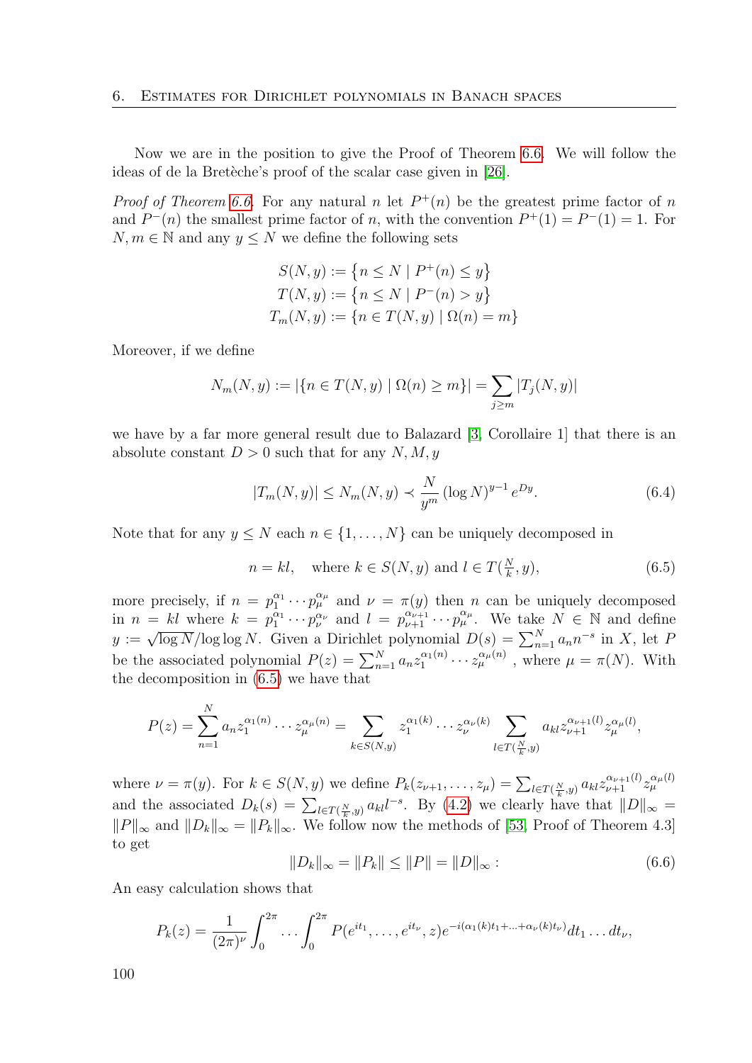Now we are in the position to give the Proof of Theorem 6.6. We will follow the ideas of de la Bretèche's proof of the scalar case given in [26].

*Proof of Theorem 6.6.* For any natural $n$ let $P^+(n)$ be the greatest prime factor of $n$ and $P^-(n)$ the smallest prime factor of $n$, with the convention $P^+(1) = P^-(1) = 1$. For $N, m \in \mathbb{N}$ and any $y \leq N$ we define the following sets

$$
\begin{aligned}
S(N,y) &:= \big\{ n \leq N \mid P^+(n) \leq y \big\} \\
T(N,y) &:= \big\{ n \leq N \mid P^-(n) > y \big\} \\
T_m(N,y) &:= \{ n \in T(N,y) \mid \Omega(n) = m \}
\end{aligned}
$$

Moreover, if we define

$$
N_m(N,y) := |\{ n \in T(N,y) \mid \Omega(n) \geq m \}| = \sum_{j \geq m} |T_j(N,y)|
$$

we have by a far more general result due to Balazard [3, Corollaire 1] that there is an absolute constant $D > 0$ such that for any $N, M, y$

$$
|T_m(N,y)| \leq N_m(N,y) \prec \frac{N}{y^m} (\log N)^{y-1} e^{Dy}. \tag{6.4}
$$

Note that for any $y \leq N$ each $n \in \{1, \ldots, N\}$ can be uniquely decomposed in

$$
n = kl, \quad \text{where } k \in S(N,y) \text{ and } l \in T(\tfrac{N}{k}, y), \tag{6.5}
$$

more precisely, if $n = p_1^{\alpha_1} \cdots p_\mu^{\alpha_\mu}$ and $\nu = \pi(y)$ then $n$ can be uniquely decomposed in $n = kl$ where $k = p_1^{\alpha_1} \cdots p_\nu^{\alpha_\nu}$ and $l = p_{\nu+1}^{\alpha_{\nu+1}} \cdots p_\mu^{\alpha_\mu}$. We take $N \in \mathbb{N}$ and define $y := \sqrt{\log N}/\log\log N$. Given a Dirichlet polynomial $D(s) = \sum_{n=1}^N a_n n^{-s}$ in $X$, let $P$ be the associated polynomial $P(z) = \sum_{n=1}^N a_n z_1^{\alpha_1(n)} \cdots z_\mu^{\alpha_\mu(n)}$, where $\mu = \pi(N)$. With the decomposition in (6.5) we have that

$$
P(z) = \sum_{n=1}^N a_n z_1^{\alpha_1(n)} \cdots z_\mu^{\alpha_\mu(n)} = \sum_{k \in S(N,y)} z_1^{\alpha_1(k)} \cdots z_\nu^{\alpha_\nu(k)} \sum_{l \in T(\frac{N}{k}, y)} a_{kl} z_{\nu+1}^{\alpha_{\nu+1}(l)} z_\mu^{\alpha_\mu(l)},
$$

where $\nu = \pi(y)$. For $k \in S(N,y)$ we define $P_k(z_{\nu+1}, \ldots, z_\mu) = \sum_{l \in T(\frac{N}{k}, y)} a_{kl} z_{\nu+1}^{\alpha_{\nu+1}(l)} z_\mu^{\alpha_\mu(l)}$ and the associated $D_k(s) = \sum_{l \in T(\frac{N}{k}, y)} a_{kl} l^{-s}$. By (4.2) we clearly have that $\|D\|_\infty = \|P\|_\infty$ and $\|D_k\|_\infty = \|P_k\|_\infty$. We follow now the methods of [53, Proof of Theorem 4.3] to get

$$
\|D_k\|_\infty = \|P_k\| \leq \|P\| = \|D\|_\infty : \tag{6.6}
$$

An easy calculation shows that

$$
P_k(z) = \frac{1}{(2\pi)^\nu} \int_0^{2\pi} \ldots \int_0^{2\pi} P(e^{it_1}, \ldots, e^{it_\nu}, z) e^{-i(\alpha_1(k)t_1 + \ldots + \alpha_\nu(k)t_\nu)} dt_1 \ldots dt_\nu,
$$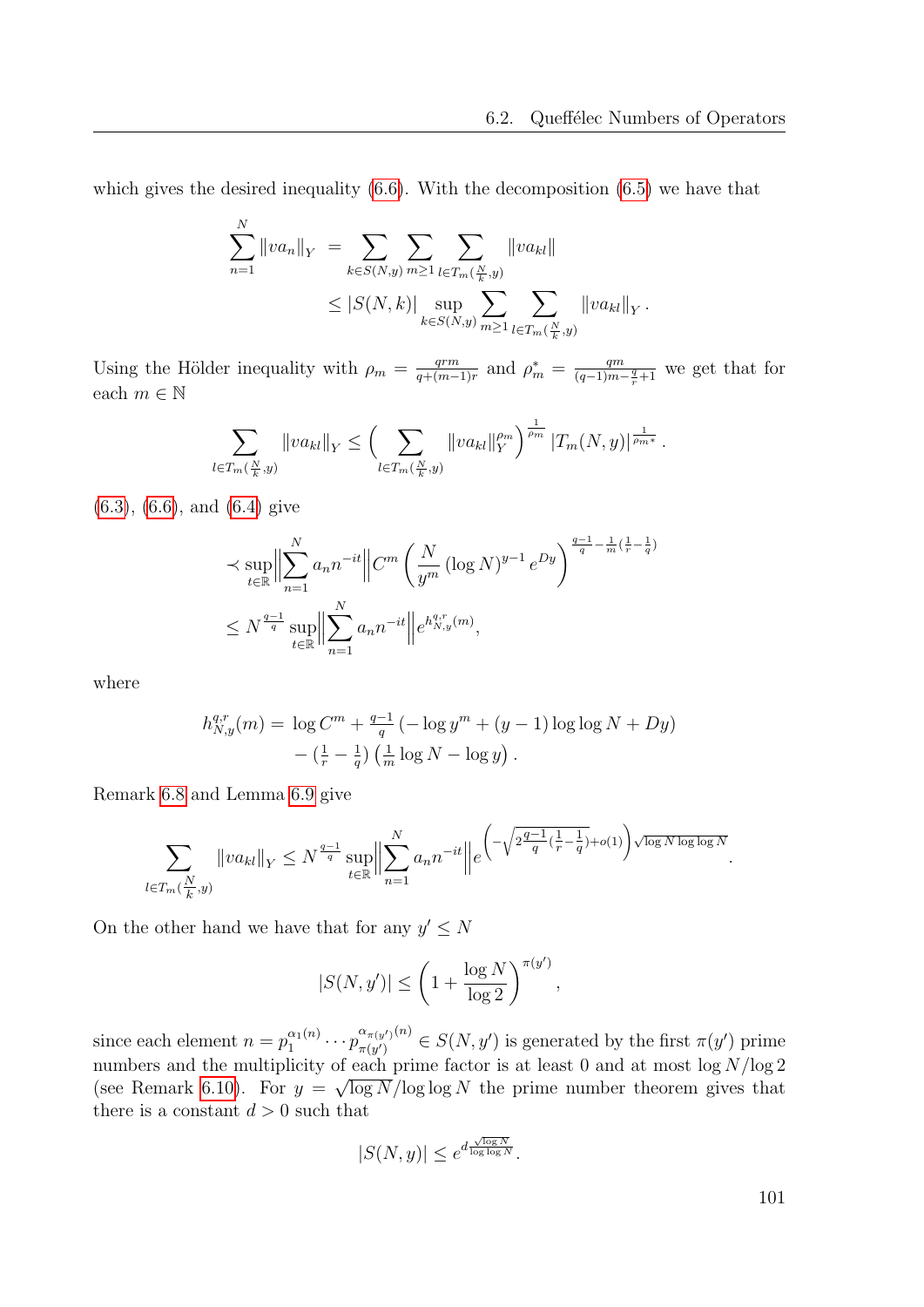which gives the desired inequality (6.6). With the decomposition (6.5) we have that

$$\sum_{n=1}^{N} \|va_n\|_Y = \sum_{k\in S(N,y)} \sum_{m\geq 1} \sum_{l\in T_m(\frac{N}{k},y)} \|va_{kl}\| \\ \leq |S(N,k)| \sup_{k\in S(N,y)} \sum_{m\geq 1} \sum_{l\in T_m(\frac{N}{k},y)} \|va_{kl}\|_Y .$$

Using the Hölder inequality with $\rho_m = \frac{qrm}{q+(m-1)r}$ and $\rho_m^* = \frac{qm}{(q-1)m-\frac{q}{r}+1}$ we get that for each $m \in \mathbb{N}$

$$\sum_{l\in T_m(\frac{N}{k},y)} \|va_{kl}\|_Y \leq \Big( \sum_{l\in T_m(\frac{N}{k},y)} \|va_{kl}\|_Y^{\rho_m} \Big)^{\frac{1}{\rho_m}} |T_m(N,y)|^{\frac{1}{\rho_m *}} .$$

(6.3), (6.6), and (6.4) give

$$\prec \sup_{t\in\mathbb{R}} \Big\| \sum_{n=1}^{N} a_n n^{-it} \Big\| C^m \left( \frac{N}{y^m} (\log N)^{y-1} e^{Dy} \right)^{\frac{q-1}{q} - \frac{1}{m}(\frac{1}{r}-\frac{1}{q})} \\ \leq N^{\frac{q-1}{q}} \sup_{t\in\mathbb{R}} \Big\| \sum_{n=1}^{N} a_n n^{-it} \Big\| e^{h_{N,y}^{q,r}(m)},$$

where

$$h_{N,y}^{q,r}(m) = \log C^m + \tfrac{q-1}{q} \left( -\log y^m + (y-1)\log\log N + Dy \right) \\ - \left(\tfrac{1}{r} - \tfrac{1}{q}\right) \left( \tfrac{1}{m} \log N - \log y \right).$$

Remark 6.8 and Lemma 6.9 give

$$\sum_{l\in T_m(\frac{N}{k},y)} \|va_{kl}\|_Y \leq N^{\frac{q-1}{q}} \sup_{t\in\mathbb{R}} \Big\| \sum_{n=1}^{N} a_n n^{-it} \Big\| e^{\left( -\sqrt{2\frac{q-1}{q}(\frac{1}{r}-\frac{1}{q})} + o(1) \right) \sqrt{\log N \log\log N}} .$$

On the other hand we have that for any $y' \leq N$

$$|S(N,y')| \leq \left( 1 + \frac{\log N}{\log 2} \right)^{\pi(y')},$$

since each element $n = p_1^{\alpha_1(n)} \cdots p_{\pi(y')}^{\alpha_{\pi(y')}(n)} \in S(N,y')$ is generated by the first $\pi(y')$ prime numbers and the multiplicity of each prime factor is at least 0 and at most $\log N / \log 2$ (see Remark 6.10). For $y = \sqrt{\log N} / \log\log N$ the prime number theorem gives that there is a constant $d > 0$ such that

$$|S(N,y)| \leq e^{d \frac{\sqrt{\log N}}{\log\log N}} .$$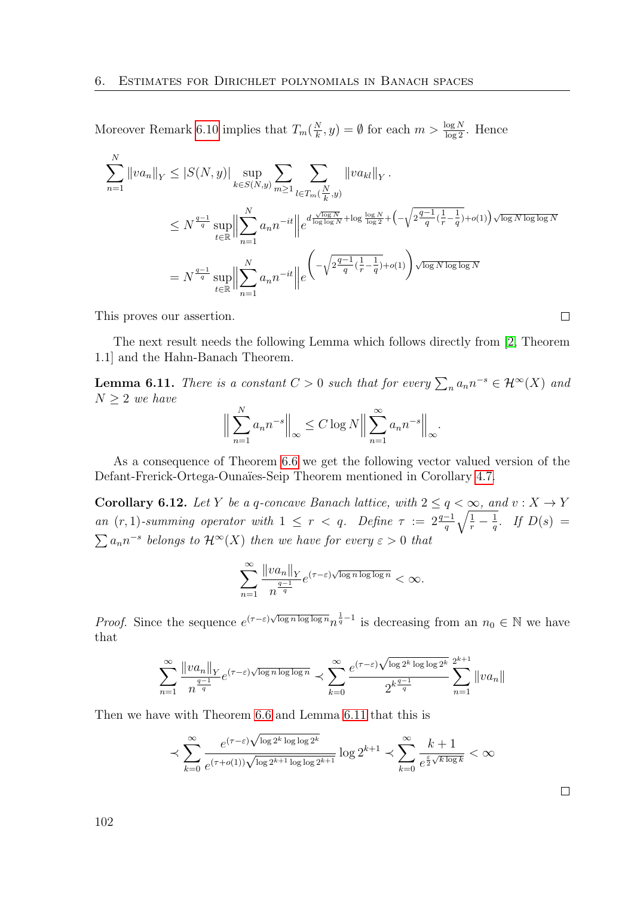Moreover Remark 6.10 implies that $T_m(\frac{N}{k}, y) = \emptyset$ for each $m > \frac{\log N}{\log 2}$. Hence

$$
\begin{aligned}
\sum_{n=1}^{N} \|va_n\|_Y &\leq |S(N,y)| \sup_{k \in S(N,y)} \sum_{m \geq 1} \sum_{l \in T_m(\frac{N}{k}, y)} \|va_{kl}\|_Y . \\
&\leq N^{\frac{q-1}{q}} \sup_{t \in \mathbb{R}} \Big\| \sum_{n=1}^{N} a_n n^{-it} \Big\| e^{d \frac{\sqrt{\log N}}{\log\log N} + \log \frac{\log N}{\log 2} + \left(-\sqrt{2\frac{q-1}{q}(\frac{1}{r} - \frac{1}{q})} + o(1)\right)\sqrt{\log N \log\log N}} \\
&= N^{\frac{q-1}{q}} \sup_{t \in \mathbb{R}} \Big\| \sum_{n=1}^{N} a_n n^{-it} \Big\| e^{\left(-\sqrt{2\frac{q-1}{q}(\frac{1}{r} - \frac{1}{q})} + o(1)\right)\sqrt{\log N \log\log N}}
\end{aligned}
$$

This proves our assertion. $\square$

The next result needs the following Lemma which follows directly from [2, Theorem 1.1] and the Hahn-Banach Theorem.

**Lemma 6.11.** *There is a constant $C > 0$ such that for every $\sum_n a_n n^{-s} \in \mathcal{H}^\infty(X)$ and $N \geq 2$ we have*

$$
\Big\| \sum_{n=1}^{N} a_n n^{-s} \Big\|_\infty \leq C \log N \Big\| \sum_{n=1}^{\infty} a_n n^{-s} \Big\|_\infty .
$$

As a consequence of Theorem 6.6 we get the following vector valued version of the Defant-Frerick-Ortega-Ounaïes-Seip Theorem mentioned in Corollary 4.7.

**Corollary 6.12.** *Let $Y$ be a $q$-concave Banach lattice, with $2 \leq q < \infty$, and $v : X \to Y$ an $(r,1)$-summing operator with $1 \leq r < q$. Define $\tau := 2\frac{q-1}{q}\sqrt{\frac{1}{r} - \frac{1}{q}}$. If $D(s) = \sum a_n n^{-s}$ belongs to $\mathcal{H}^\infty(X)$ then we have for every $\varepsilon > 0$ that*

$$
\sum_{n=1}^{\infty} \frac{\|va_n\|_Y}{n^{\frac{q-1}{q}}} e^{(\tau - \varepsilon)\sqrt{\log n \log\log n}} < \infty .
$$

*Proof.* Since the sequence $e^{(\tau-\varepsilon)\sqrt{\log n \log\log n}} n^{\frac{1}{q}-1}$ is decreasing from an $n_0 \in \mathbb{N}$ we have that

$$
\sum_{n=1}^{\infty} \frac{\|va_n\|_Y}{n^{\frac{q-1}{q}}} e^{(\tau-\varepsilon)\sqrt{\log n \log\log n}} \prec \sum_{k=0}^{\infty} \frac{e^{(\tau-\varepsilon)\sqrt{\log 2^k \log\log 2^k}}}{2^{k\frac{q-1}{q}}} \sum_{n=1}^{2^{k+1}} \|va_n\|
$$

Then we have with Theorem 6.6 and Lemma 6.11 that this is

$$
\prec \sum_{k=0}^{\infty} \frac{e^{(\tau-\varepsilon)\sqrt{\log 2^k \log\log 2^k}}}{e^{(\tau+o(1))\sqrt{\log 2^{k+1} \log\log 2^{k+1}}}} \log 2^{k+1} \prec \sum_{k=0}^{\infty} \frac{k+1}{e^{\frac{\varepsilon}{2}\sqrt{k \log k}}} < \infty
$$

$\square$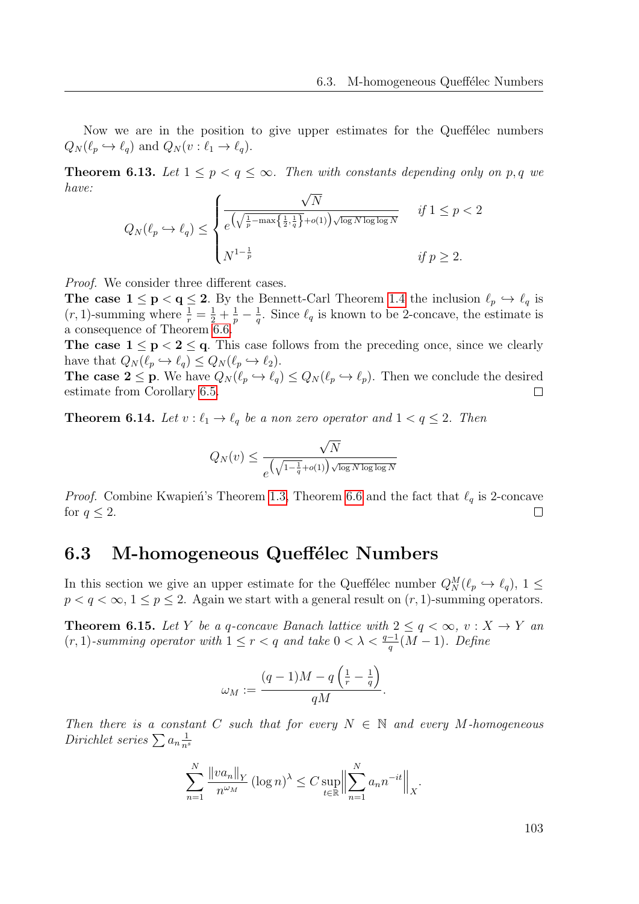Now we are in the position to give upper estimates for the Queffélec numbers $Q_N(\ell_p \hookrightarrow \ell_q)$ and $Q_N(v : \ell_1 \to \ell_q)$.

**Theorem 6.13.** *Let $1 \le p < q \le \infty$. Then with constants depending only on $p, q$ we have:*

$$Q_N(\ell_p \hookrightarrow \ell_q) \le \begin{cases} \dfrac{\sqrt{N}}{e^{\left(\sqrt{\frac{1}{p} - \max\left\{\frac{1}{2}, \frac{1}{q}\right\}} + o(1)\right)\sqrt{\log N \log\log N}}} & \text{if } 1 \le p < 2 \\[2ex] N^{1-\frac{1}{p}} & \text{if } p \ge 2. \end{cases}$$

*Proof.* We consider three different cases.
**The case $\mathbf{1 \le p < q \le 2}$.** By the Bennett-Carl Theorem 1.4 the inclusion $\ell_p \hookrightarrow \ell_q$ is $(r,1)$-summing where $\frac{1}{r} = \frac{1}{2} + \frac{1}{p} - \frac{1}{q}$. Since $\ell_q$ is known to be 2-concave, the estimate is a consequence of Theorem 6.6.
**The case $\mathbf{1 \le p < 2 \le q}$.** This case follows from the preceding once, since we clearly have that $Q_N(\ell_p \hookrightarrow \ell_q) \le Q_N(\ell_p \hookrightarrow \ell_2)$.
**The case $\mathbf{2 \le p}$.** We have $Q_N(\ell_p \hookrightarrow \ell_q) \le Q_N(\ell_p \hookrightarrow \ell_p)$. Then we conclude the desired estimate from Corollary 6.5. □

**Theorem 6.14.** *Let $v : \ell_1 \to \ell_q$ be a non zero operator and $1 < q \le 2$. Then*

$$Q_N(v) \le \frac{\sqrt{N}}{e^{\left(\sqrt{1-\frac{1}{q}} + o(1)\right)\sqrt{\log N \log\log N}}}$$

*Proof.* Combine Kwapień's Theorem 1.3, Theorem 6.6 and the fact that $\ell_q$ is 2-concave for $q \le 2$. □

## 6.3 M-homogeneous Queffélec Numbers

In this section we give an upper estimate for the Queffélec number $Q_N^M(\ell_p \hookrightarrow \ell_q)$, $1 \le p < q < \infty$, $1 \le p \le 2$. Again we start with a general result on $(r,1)$-summing operators.

**Theorem 6.15.** *Let $Y$ be a $q$-concave Banach lattice with $2 \le q < \infty$, $v : X \to Y$ an $(r,1)$-summing operator with $1 \le r < q$ and take $0 < \lambda < \frac{q-1}{q}(M-1)$. Define*

$$\omega_M := \frac{(q-1)M - q\left(\frac{1}{r} - \frac{1}{q}\right)}{qM}.$$

*Then there is a constant $C$ such that for every $N \in \mathbb{N}$ and every $M$-homogeneous Dirichlet series $\sum a_n \frac{1}{n^s}$*

$$\sum_{n=1}^{N} \frac{\|va_n\|_Y}{n^{\omega_M}} (\log n)^{\lambda} \le C \sup_{t \in \mathbb{R}} \Big\| \sum_{n=1}^{N} a_n n^{-it} \Big\|_X.$$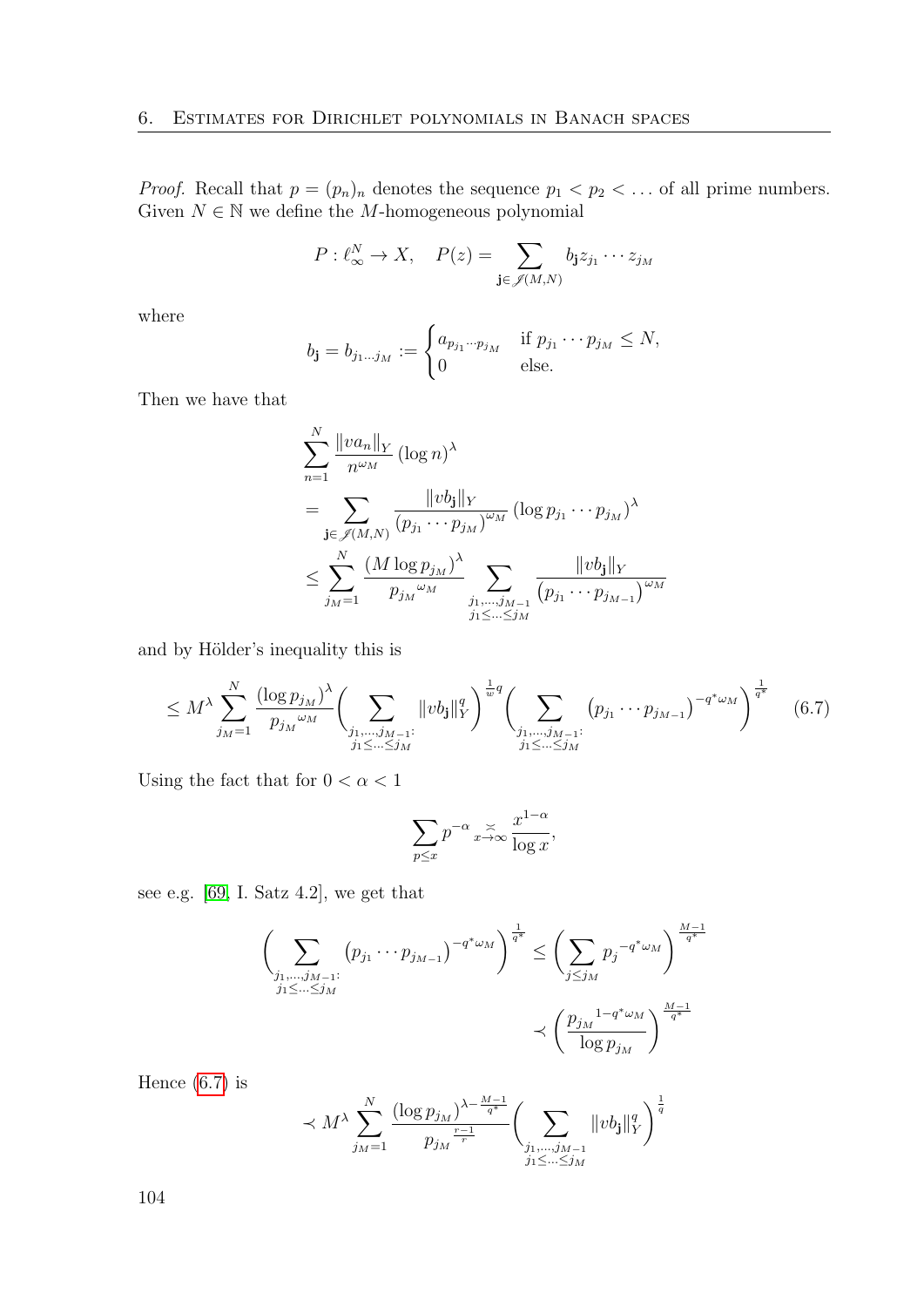*Proof.* Recall that $p = (p_n)_n$ denotes the sequence $p_1 < p_2 < \dots$ of all prime numbers. Given $N \in \mathbb{N}$ we define the $M$-homogeneous polynomial

$$P : \ell_\infty^N \to X, \quad P(z) = \sum_{\mathbf{j} \in \mathscr{J}(M,N)} b_{\mathbf{j}} z_{j_1} \cdots z_{j_M}$$

where

$$b_{\mathbf{j}} = b_{j_1 \dots j_M} := \begin{cases} a_{p_{j_1} \cdots p_{j_M}} & \text{if } p_{j_1} \cdots p_{j_M} \le N, \\ 0 & \text{else.} \end{cases}$$

Then we have that

$$\begin{aligned}
&\sum_{n=1}^{N} \frac{\|v a_n\|_Y}{n^{\omega_M}} (\log n)^\lambda \\
&= \sum_{\mathbf{j} \in \mathscr{J}(M,N)} \frac{\|v b_{\mathbf{j}}\|_Y}{(p_{j_1} \cdots p_{j_M})^{\omega_M}} (\log p_{j_1} \cdots p_{j_M})^\lambda \\
&\le \sum_{j_M=1}^{N} \frac{(M \log p_{j_M})^\lambda}{{p_{j_M}}^{\omega_M}} \sum_{\substack{j_1, \dots, j_{M-1} \\ j_1 \le \dots \le j_M}} \frac{\|v b_{\mathbf{j}}\|_Y}{(p_{j_1} \cdots p_{j_{M-1}})^{\omega_M}}
\end{aligned}$$

and by Hölder's inequality this is

$$\le M^\lambda \sum_{j_M=1}^{N} \frac{(\log p_{j_M})^\lambda}{{p_{j_M}}^{\omega_M}} \Bigg( \sum_{\substack{j_1, \dots, j_{M-1}: \\ j_1 \le \dots \le j_M}} \|v b_{\mathbf{j}}\|_Y^q \Bigg)^{\frac{1}{w} q} \Bigg( \sum_{\substack{j_1, \dots, j_{M-1}: \\ j_1 \le \dots \le j_M}} (p_{j_1} \cdots p_{j_{M-1}})^{-q^* \omega_M} \Bigg)^{\frac{1}{q^*}} \tag{6.7}$$

Using the fact that for $0 < \alpha < 1$

$$\sum_{p \le x} p^{-\alpha} \underset{x \to \infty}{\asymp} \frac{x^{1-\alpha}}{\log x},$$

see e.g. [69, I. Satz 4.2], we get that

$$\begin{aligned}
\Bigg( \sum_{\substack{j_1, \dots, j_{M-1}: \\ j_1 \le \dots \le j_M}} (p_{j_1} \cdots p_{j_{M-1}})^{-q^* \omega_M} \Bigg)^{\frac{1}{q^*}} &\le \Bigg( \sum_{j \le j_M} {p_j}^{-q^* \omega_M} \Bigg)^{\frac{M-1}{q^*}} \\
&\prec \left( \frac{{p_{j_M}}^{1 - q^* \omega_M}}{\log p_{j_M}} \right)^{\frac{M-1}{q^*}}
\end{aligned}$$

Hence (6.7) is

$$\prec M^\lambda \sum_{j_M=1}^{N} \frac{(\log p_{j_M})^{\lambda - \frac{M-1}{q^*}}}{p_{j_M}^{\frac{r-1}{r}}} \Bigg( \sum_{\substack{j_1, \dots, j_{M-1} \\ j_1 \le \dots \le j_M}} \|v b_{\mathbf{j}}\|_Y^q \Bigg)^{\frac{1}{q}}$$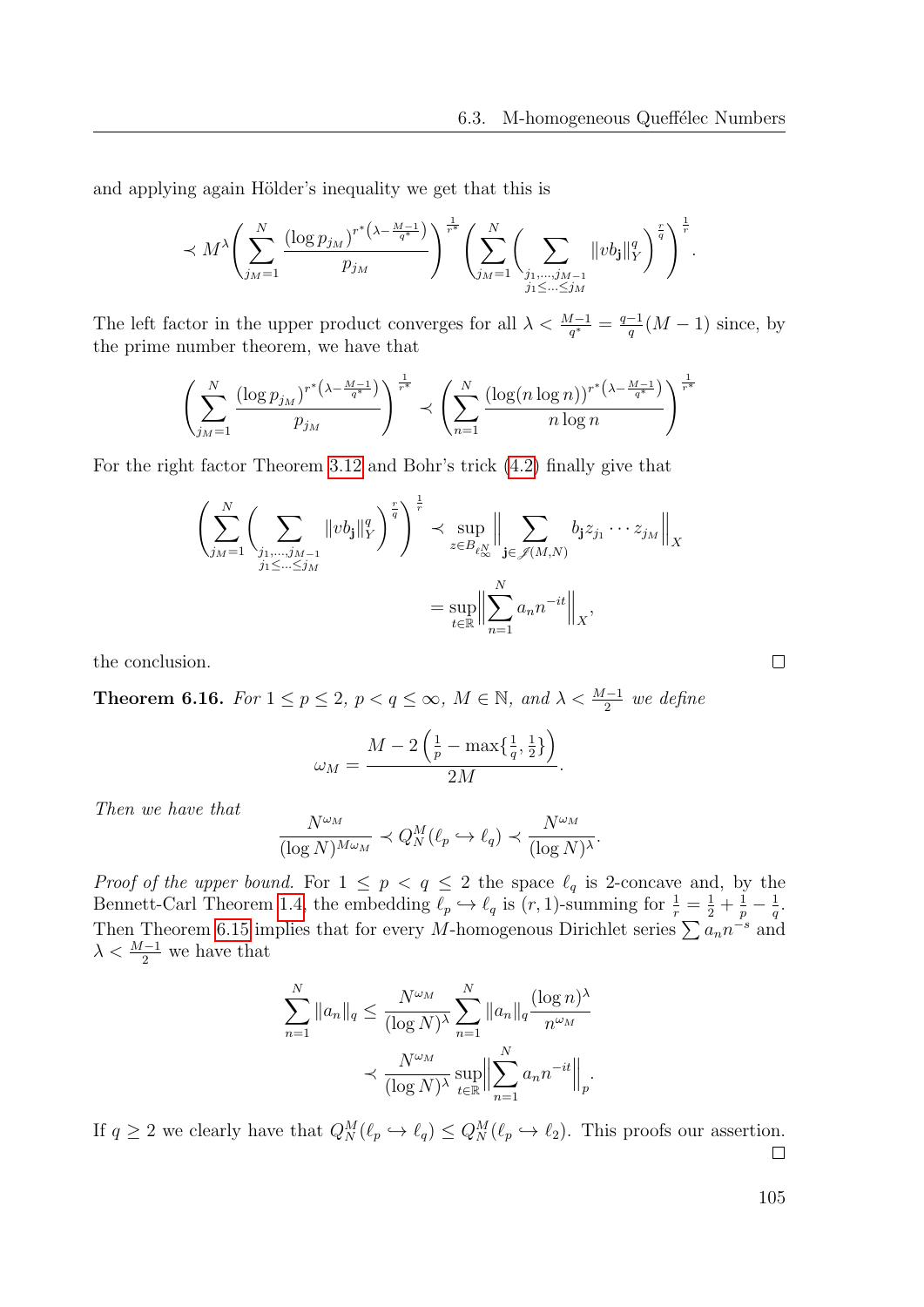and applying again Hölder's inequality we get that this is

$$\prec M^{\lambda}\Bigg(\sum_{j_M=1}^{N}\frac{(\log p_{j_M})^{r^*\left(\lambda-\frac{M-1}{q^*}\right)}}{p_{j_M}}\Bigg)^{\frac{1}{r^*}}\Bigg(\sum_{j_M=1}^{N}\Bigg(\sum_{\substack{j_1,\ldots,j_{M-1}\\ j_1\le\ldots\le j_M}}\|vb_{\mathbf{j}}\|_Y^q\Bigg)^{\frac{r}{q}}\Bigg)^{\frac{1}{r}}.$$

The left factor in the upper product converges for all $\lambda<\frac{M-1}{q^*}=\frac{q-1}{q}(M-1)$ since, by the prime number theorem, we have that

$$\Bigg(\sum_{j_M=1}^{N}\frac{(\log p_{j_M})^{r^*\left(\lambda-\frac{M-1}{q^*}\right)}}{p_{j_M}}\Bigg)^{\frac{1}{r^*}}\prec\Bigg(\sum_{n=1}^{N}\frac{(\log(n\log n))^{r^*\left(\lambda-\frac{M-1}{q^*}\right)}}{n\log n}\Bigg)^{\frac{1}{r^*}}$$

For the right factor Theorem 3.12 and Bohr's trick (4.2) finally give that

$$\begin{aligned}\Bigg(\sum_{j_M=1}^{N}\Bigg(\sum_{\substack{j_1,\ldots,j_{M-1}\\ j_1\le\ldots\le j_M}}\|vb_{\mathbf{j}}\|_Y^q\Bigg)^{\frac{r}{q}}\Bigg)^{\frac{1}{r}}&\prec\sup_{z\in B_{\ell_\infty^N}}\Big\|\sum_{\mathbf{j}\in\mathscr{J}(M,N)}b_{\mathbf{j}}z_{j_1}\cdots z_{j_M}\Big\|_X\\&=\sup_{t\in\mathbb{R}}\Big\|\sum_{n=1}^{N}a_n n^{-it}\Big\|_X,\end{aligned}$$

the conclusion. ∎

**Theorem 6.16.** *For $1\le p\le 2$, $p<q\le\infty$, $M\in\mathbb{N}$, and $\lambda<\frac{M-1}{2}$ we define*

$$\omega_M=\frac{M-2\left(\frac{1}{p}-\max\{\frac{1}{q},\frac{1}{2}\}\right)}{2M}.$$

*Then we have that*

$$\frac{N^{\omega_M}}{(\log N)^{M\omega_M}}\prec Q_N^M(\ell_p\hookrightarrow\ell_q)\prec\frac{N^{\omega_M}}{(\log N)^{\lambda}}.$$

*Proof of the upper bound.* For $1\le p<q\le 2$ the space $\ell_q$ is 2-concave and, by the Bennett-Carl Theorem 1.4, the embedding $\ell_p\hookrightarrow\ell_q$ is $(r,1)$-summing for $\frac{1}{r}=\frac{1}{2}+\frac{1}{p}-\frac{1}{q}$. Then Theorem 6.15 implies that for every $M$-homogenous Dirichlet series $\sum a_n n^{-s}$ and $\lambda<\frac{M-1}{2}$ we have that

$$\begin{aligned}\sum_{n=1}^{N}\|a_n\|_q&\le\frac{N^{\omega_M}}{(\log N)^{\lambda}}\sum_{n=1}^{N}\|a_n\|_q\frac{(\log n)^{\lambda}}{n^{\omega_M}}\\&\prec\frac{N^{\omega_M}}{(\log N)^{\lambda}}\sup_{t\in\mathbb{R}}\Big\|\sum_{n=1}^{N}a_n n^{-it}\Big\|_p.\end{aligned}$$

If $q\ge 2$ we clearly have that $Q_N^M(\ell_p\hookrightarrow\ell_q)\le Q_N^M(\ell_p\hookrightarrow\ell_2)$. This proofs our assertion. ∎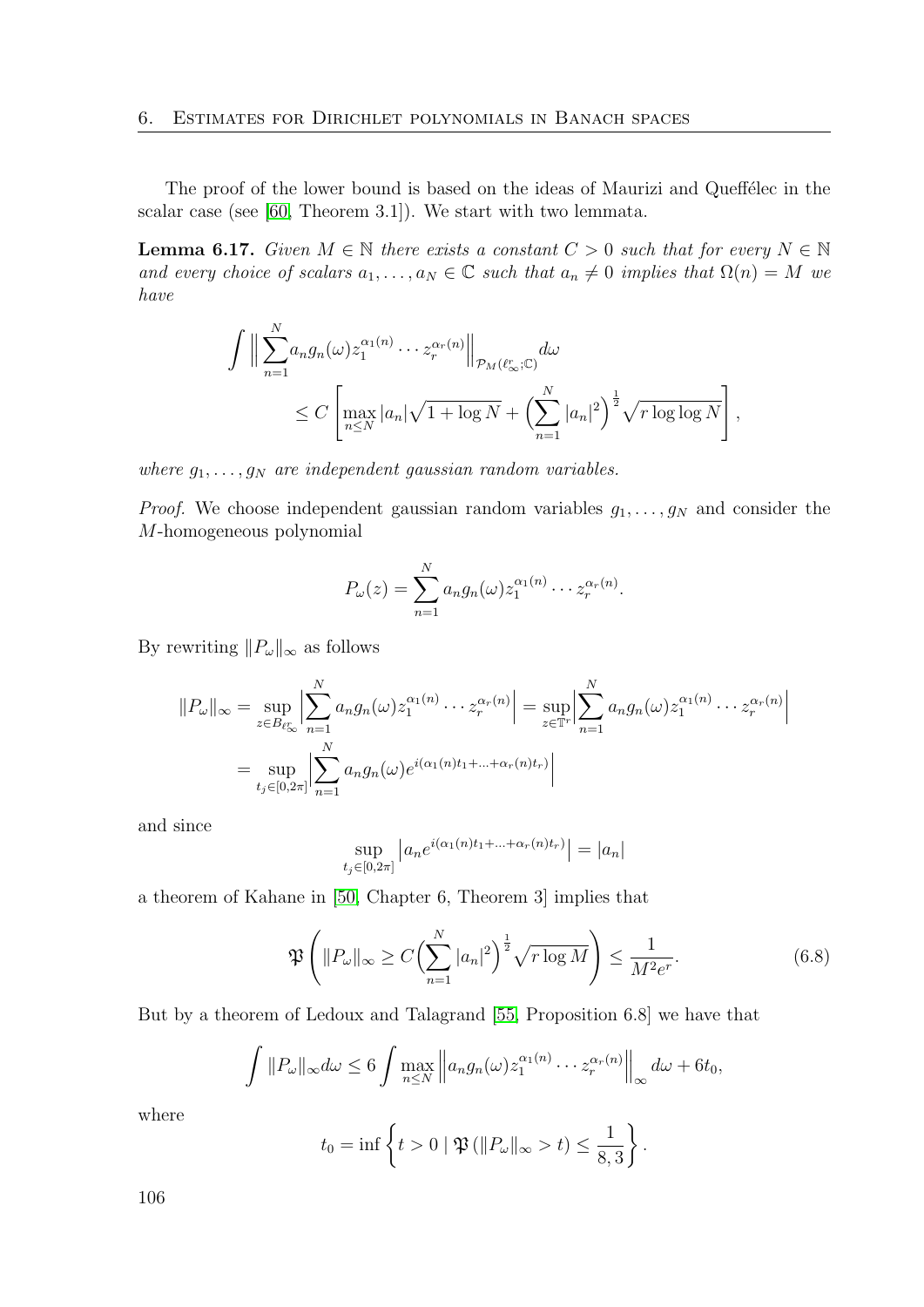The proof of the lower bound is based on the ideas of Maurizi and Queffélec in the scalar case (see [60, Theorem 3.1]). We start with two lemmata.

**Lemma 6.17.** *Given $M \in \mathbb{N}$ there exists a constant $C > 0$ such that for every $N \in \mathbb{N}$ and every choice of scalars $a_1, \ldots, a_N \in \mathbb{C}$ such that $a_n \neq 0$ implies that $\Omega(n) = M$ we have*

$$\int \Big\| \sum_{n=1}^{N} a_n g_n(\omega) z_1^{\alpha_1(n)} \cdots z_r^{\alpha_r(n)} \Big\|_{\mathcal{P}_M(\ell_\infty^r;\mathbb{C})} d\omega \\ \leq C \left[ \max_{n \leq N} |a_n| \sqrt{1 + \log N} + \Big( \sum_{n=1}^{N} |a_n|^2 \Big)^{\frac{1}{2}} \sqrt{r \log \log N} \right],$$

*where $g_1, \ldots, g_N$ are independent gaussian random variables.*

*Proof.* We choose independent gaussian random variables $g_1, \ldots, g_N$ and consider the $M$-homogeneous polynomial

$$P_\omega(z) = \sum_{n=1}^{N} a_n g_n(\omega) z_1^{\alpha_1(n)} \cdots z_r^{\alpha_r(n)}.$$

By rewriting $\|P_\omega\|_\infty$ as follows

$$\begin{aligned}\|P_\omega\|_\infty &= \sup_{z \in B_{\ell_\infty^r}} \Big| \sum_{n=1}^{N} a_n g_n(\omega) z_1^{\alpha_1(n)} \cdots z_r^{\alpha_r(n)} \Big| = \sup_{z \in \mathbb{T}^r} \Big| \sum_{n=1}^{N} a_n g_n(\omega) z_1^{\alpha_1(n)} \cdots z_r^{\alpha_r(n)} \Big| \\ &= \sup_{t_j \in [0,2\pi]} \Big| \sum_{n=1}^{N} a_n g_n(\omega) e^{i(\alpha_1(n) t_1 + \ldots + \alpha_r(n) t_r)} \Big|\end{aligned}$$

and since

$$\sup_{t_j \in [0,2\pi]} \left| a_n e^{i(\alpha_1(n) t_1 + \ldots + \alpha_r(n) t_r)} \right| = |a_n|$$

a theorem of Kahane in [50, Chapter 6, Theorem 3] implies that

$$\mathfrak{P} \left( \|P_\omega\|_\infty \geq C \Big( \sum_{n=1}^{N} |a_n|^2 \Big)^{\frac{1}{2}} \sqrt{r \log M} \right) \leq \frac{1}{M^2 e^r}. \tag{6.8}$$

But by a theorem of Ledoux and Talagrand [55, Proposition 6.8] we have that

$$\int \|P_\omega\|_\infty d\omega \leq 6 \int \max_{n \leq N} \left\| a_n g_n(\omega) z_1^{\alpha_1(n)} \cdots z_r^{\alpha_r(n)} \right\|_\infty d\omega + 6 t_0,$$

where

$$t_0 = \inf \left\{ t > 0 \mid \mathfrak{P} \left( \|P_\omega\|_\infty > t \right) \leq \frac{1}{8,3} \right\}.$$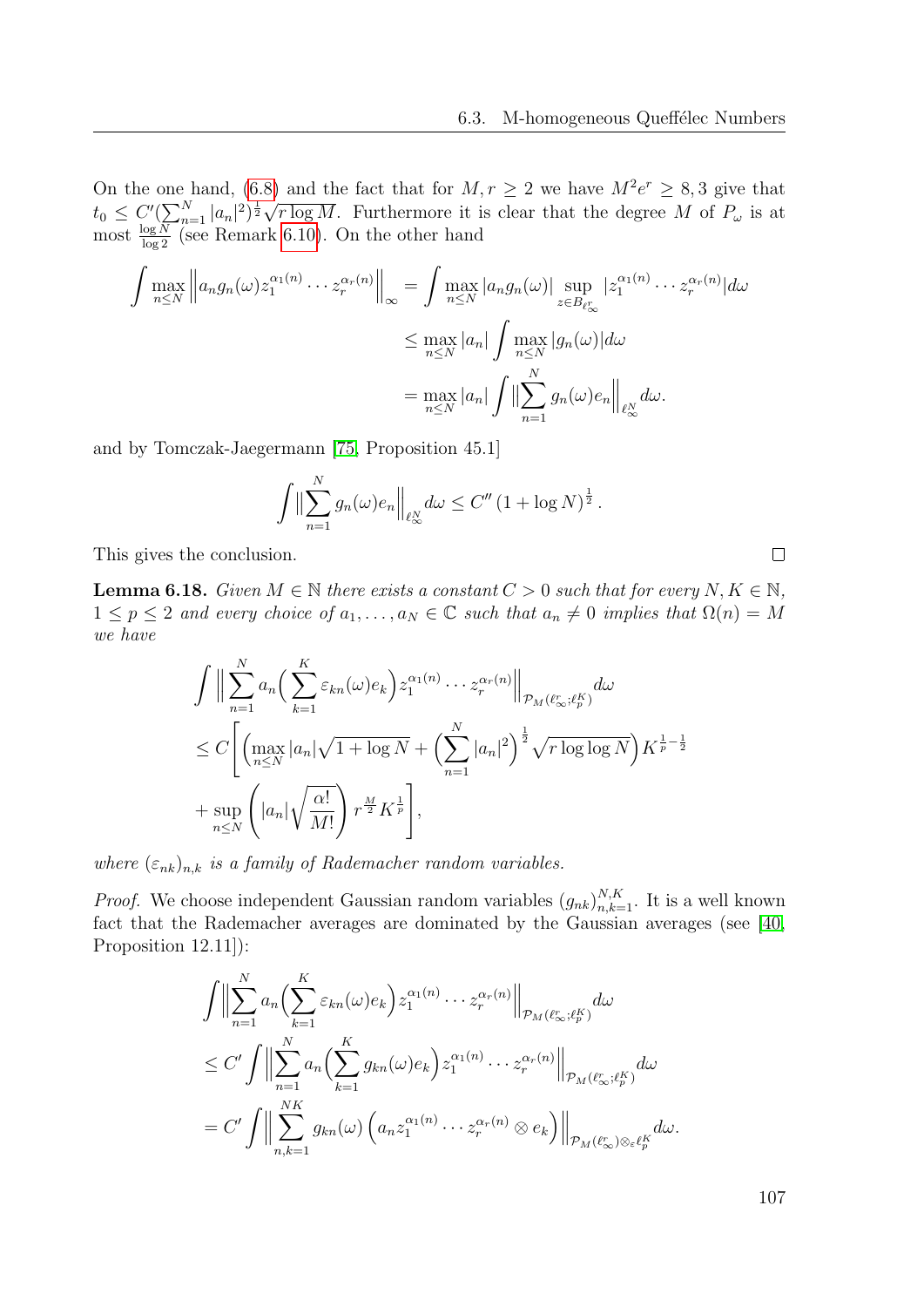On the one hand, (6.8) and the fact that for $M, r \geq 2$ we have $M^2 e^r \geq 8,3$ give that $t_0 \leq C'(\sum_{n=1}^N |a_n|^2)^{\frac{1}{2}}\sqrt{r \log M}$. Furthermore it is clear that the degree $M$ of $P_\omega$ is at most $\frac{\log N}{\log 2}$ (see Remark 6.10). On the other hand

$$\begin{aligned}
\int \max_{n\leq N} \Big\| a_n g_n(\omega) z_1^{\alpha_1(n)} \cdots z_r^{\alpha_r(n)} \Big\|_\infty &= \int \max_{n\leq N} |a_n g_n(\omega)| \sup_{z \in B_{\ell_\infty^r}} |z_1^{\alpha_1(n)} \cdots z_r^{\alpha_r(n)}| d\omega \\
&\leq \max_{n\leq N} |a_n| \int \max_{n \leq N} |g_n(\omega)| d\omega \\
&= \max_{n\leq N} |a_n| \int \Big\| \sum_{n=1}^N g_n(\omega) e_n \Big\|_{\ell_\infty^N} d\omega.
\end{aligned}$$

and by Tomczak-Jaegermann [75, Proposition 45.1]

$$\int \Big\| \sum_{n=1}^N g_n(\omega) e_n \Big\|_{\ell_\infty^N} d\omega \leq C'' \left(1 + \log N\right)^{\frac{1}{2}}.$$

This gives the conclusion. $\square$

**Lemma 6.18.** *Given $M \in \mathbb{N}$ there exists a constant $C > 0$ such that for every $N, K \in \mathbb{N}$, $1 \leq p \leq 2$ and every choice of $a_1, \ldots, a_N \in \mathbb{C}$ such that $a_n \neq 0$ implies that $\Omega(n) = M$ we have*

$$\begin{aligned}
&\int \Big\| \sum_{n=1}^N a_n \Big( \sum_{k=1}^K \varepsilon_{kn}(\omega) e_k \Big) z_1^{\alpha_1(n)} \cdots z_r^{\alpha_r(n)} \Big\|_{\mathcal{P}_M(\ell_\infty^r; \ell_p^K)} d\omega \\
&\leq C \Bigg[ \Big( \max_{n \leq N} |a_n| \sqrt{1 + \log N} + \Big( \sum_{n=1}^N |a_n|^2 \Big)^{\frac{1}{2}} \sqrt{r \log \log N} \Big) K^{\frac{1}{p} - \frac{1}{2}} \\
&+ \sup_{n\leq N} \left( |a_n| \sqrt{\frac{\alpha!}{M!}} \right) r^{\frac{M}{2}} K^{\frac{1}{p}} \Bigg],
\end{aligned}$$

*where $(\varepsilon_{nk})_{n,k}$ is a family of Rademacher random variables.*

*Proof.* We choose independent Gaussian random variables $(g_{nk})_{n,k=1}^{N,K}$. It is a well known fact that the Rademacher averages are dominated by the Gaussian averages (see [40, Proposition 12.11]):

$$\begin{aligned}
&\int \Big\| \sum_{n=1}^N a_n \Big( \sum_{k=1}^K \varepsilon_{kn}(\omega) e_k \Big) z_1^{\alpha_1(n)} \cdots z_r^{\alpha_r(n)} \Big\|_{\mathcal{P}_M(\ell_\infty^r; \ell_p^K)} d\omega \\
&\leq C' \int \Big\| \sum_{n=1}^N a_n \Big( \sum_{k=1}^K g_{kn}(\omega) e_k \Big) z_1^{\alpha_1(n)} \cdots z_r^{\alpha_r(n)} \Big\|_{\mathcal{P}_M(\ell_\infty^r; \ell_p^K)} d\omega \\
&= C' \int \Big\| \sum_{n,k=1}^{NK} g_{kn}(\omega) \left( a_n z_1^{\alpha_1(n)} \cdots z_r^{\alpha_r(n)} \otimes e_k \right) \Big\|_{\mathcal{P}_M(\ell_\infty^r) \otimes_\varepsilon \ell_p^K} d\omega.
\end{aligned}$$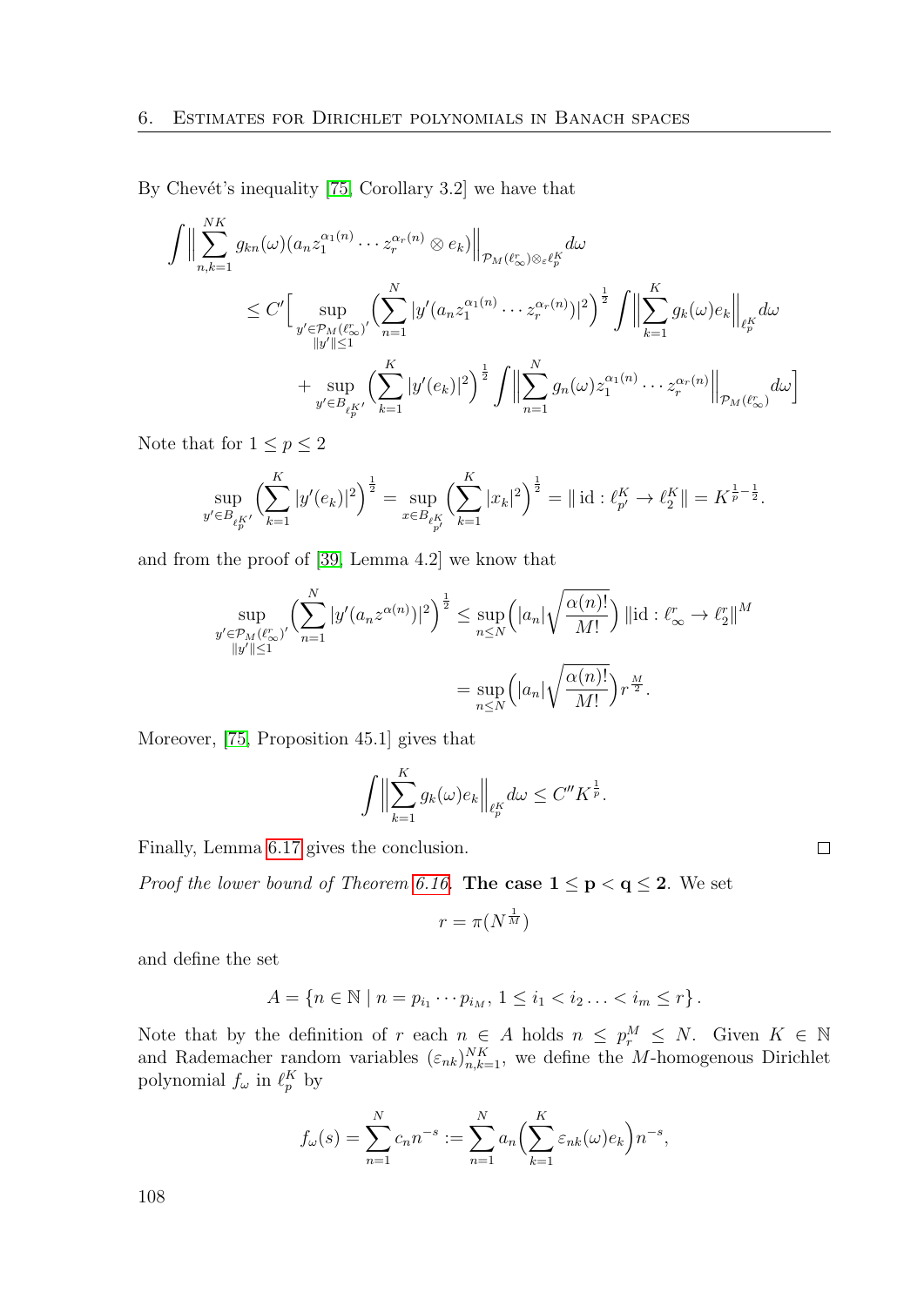By Chevét's inequality [75, Corollary 3.2] we have that

$$\int \Big\| \sum_{n,k=1}^{NK} g_{kn}(\omega)(a_n z_1^{\alpha_1(n)} \cdots z_r^{\alpha_r(n)} \otimes e_k) \Big\|_{\mathcal{P}_M(\ell_\infty^r)\otimes_\varepsilon \ell_p^K} d\omega$$

$$\leq C' \Big[ \sup_{\substack{y' \in \mathcal{P}_M(\ell_\infty^r)' \\ \|y'\| \leq 1}} \Big( \sum_{n=1}^{N} |y'(a_n z_1^{\alpha_1(n)} \cdots z_r^{\alpha_r(n)})|^2 \Big)^{\frac{1}{2}} \int \Big\| \sum_{k=1}^{K} g_k(\omega) e_k \Big\|_{\ell_p^K} d\omega$$

$$+ \sup_{y' \in B_{\ell_p^{K'}}} \Big( \sum_{k=1}^{K} |y'(e_k)|^2 \Big)^{\frac{1}{2}} \int \Big\| \sum_{n=1}^{N} g_n(\omega) z_1^{\alpha_1(n)} \cdots z_r^{\alpha_r(n)} \Big\|_{\mathcal{P}_M(\ell_\infty^r)} d\omega \Big]$$

Note that for $1 \leq p \leq 2$

$$\sup_{y' \in B_{\ell_p^{K'}}} \Big( \sum_{k=1}^{K} |y'(e_k)|^2 \Big)^{\frac{1}{2}} = \sup_{x \in B_{\ell_{p'}^K}} \Big( \sum_{k=1}^{K} |x_k|^2 \Big)^{\frac{1}{2}} = \| \operatorname{id} : \ell_{p'}^K \to \ell_2^K \| = K^{\frac{1}{p} - \frac{1}{2}}.$$

and from the proof of [39, Lemma 4.2] we know that

$$\sup_{\substack{y' \in \mathcal{P}_M(\ell_\infty^r)' \\ \|y'\| \leq 1}} \Big( \sum_{n=1}^{N} |y'(a_n z^{\alpha(n)})|^2 \Big)^{\frac{1}{2}} \leq \sup_{n \leq N} \Big( |a_n| \sqrt{\frac{\alpha(n)!}{M!}} \Big) \| \operatorname{id} : \ell_\infty^r \to \ell_2^r \|^M$$

$$= \sup_{n \leq N} \Big( |a_n| \sqrt{\frac{\alpha(n)!}{M!}} \Big) r^{\frac{M}{2}}.$$

Moreover, [75, Proposition 45.1] gives that

$$\int \Big\| \sum_{k=1}^{K} g_k(\omega) e_k \Big\|_{\ell_p^K} d\omega \leq C'' K^{\frac{1}{p}}.$$

Finally, Lemma 6.17 gives the conclusion. □

*Proof the lower bound of Theorem 6.16.* **The case $\mathbf{1 \leq p < q \leq 2}$.** We set

$$r = \pi(N^{\frac{1}{M}})$$

and define the set

$$A = \{ n \in \mathbb{N} \mid n = p_{i_1} \cdots p_{i_M},\ 1 \leq i_1 < i_2 \ldots < i_m \leq r \}.$$

Note that by the definition of $r$ each $n \in A$ holds $n \leq p_r^M \leq N$. Given $K \in \mathbb{N}$ and Rademacher random variables $(\varepsilon_{nk})_{n,k=1}^{NK}$, we define the $M$-homogenous Dirichlet polynomial $f_\omega$ in $\ell_p^K$ by

$$f_\omega(s) = \sum_{n=1}^{N} c_n n^{-s} := \sum_{n=1}^{N} a_n \Big( \sum_{k=1}^{K} \varepsilon_{nk}(\omega) e_k \Big) n^{-s},$$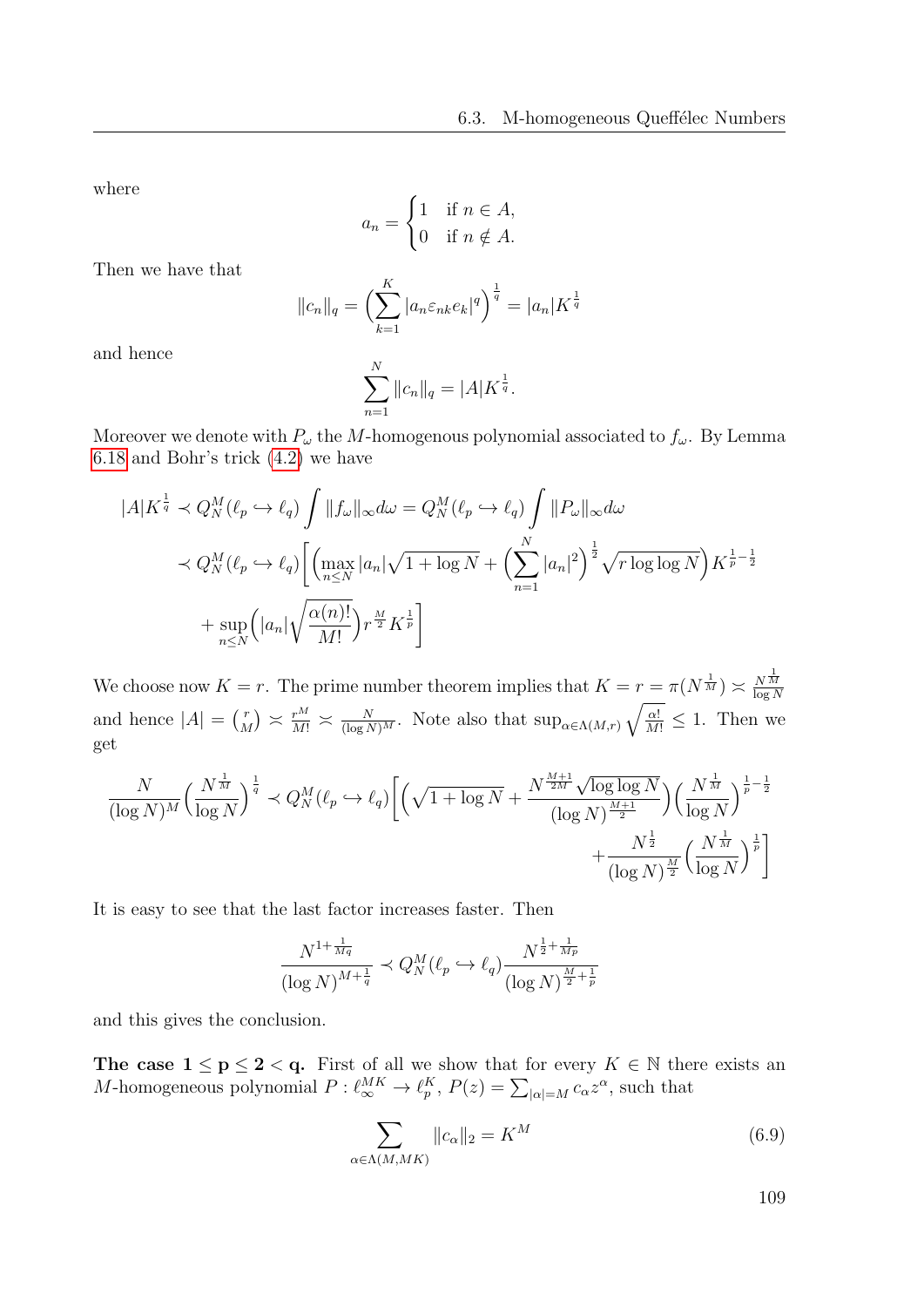where

$$a_n = \begin{cases} 1 & \text{if } n \in A, \\ 0 & \text{if } n \notin A. \end{cases}$$

Then we have that

$$\|c_n\|_q = \Big(\sum_{k=1}^{K} |a_n \varepsilon_{nk} e_k|^q\Big)^{\frac{1}{q}} = |a_n| K^{\frac{1}{q}}$$

and hence

$$\sum_{n=1}^{N} \|c_n\|_q = |A| K^{\frac{1}{q}}.$$

Moreover we denote with $P_\omega$ the $M$-homogenous polynomial associated to $f_\omega$. By Lemma 6.18 and Bohr's trick (4.2) we have

$$\begin{aligned}
|A| K^{\frac{1}{q}} &\prec Q_N^M(\ell_p \hookrightarrow \ell_q) \int \|f_\omega\|_\infty d\omega = Q_N^M(\ell_p \hookrightarrow \ell_q) \int \|P_\omega\|_\infty d\omega \\
&\prec Q_N^M(\ell_p \hookrightarrow \ell_q) \bigg[ \Big( \max_{n \le N} |a_n| \sqrt{1 + \log N} + \Big( \sum_{n=1}^{N} |a_n|^2 \Big)^{\frac{1}{2}} \sqrt{r \log\log N} \Big) K^{\frac{1}{p} - \frac{1}{2}} \\
&\quad + \sup_{n \le N} \Big( |a_n| \sqrt{\frac{\alpha(n)!}{M!}} \Big) r^{\frac{M}{2}} K^{\frac{1}{p}} \bigg]
\end{aligned}$$

We choose now $K = r$. The prime number theorem implies that $K = r = \pi(N^{\frac{1}{M}}) \asymp \frac{N^{\frac{1}{M}}}{\log N}$ and hence $|A| = \binom{r}{M} \asymp \frac{r^M}{M!} \asymp \frac{N}{(\log N)^M}$. Note also that $\sup_{\alpha \in \Lambda(M,r)} \sqrt{\frac{\alpha!}{M!}} \le 1$. Then we get

$$\begin{aligned}
\frac{N}{(\log N)^M} \Big( \frac{N^{\frac{1}{M}}}{\log N} \Big)^{\frac{1}{q}} \prec Q_N^M(\ell_p \hookrightarrow \ell_q) \bigg[ \Big( \sqrt{1 + \log N} + \frac{N^{\frac{M+1}{2M}} \sqrt{\log\log N}}{(\log N)^{\frac{M+1}{2}}} \Big) \Big( \frac{N^{\frac{1}{M}}}{\log N} \Big)^{\frac{1}{p} - \frac{1}{2}} \\
+ \frac{N^{\frac{1}{2}}}{(\log N)^{\frac{M}{2}}} \Big( \frac{N^{\frac{1}{M}}}{\log N} \Big)^{\frac{1}{p}} \bigg]
\end{aligned}$$

It is easy to see that the last factor increases faster. Then

$$\frac{N^{1 + \frac{1}{Mq}}}{(\log N)^{M + \frac{1}{q}}} \prec Q_N^M(\ell_p \hookrightarrow \ell_q) \frac{N^{\frac{1}{2} + \frac{1}{Mp}}}{(\log N)^{\frac{M}{2} + \frac{1}{p}}}$$

and this gives the conclusion.

**The case $\mathbf{1 \le p \le 2 < q}$.** First of all we show that for every $K \in \mathbb{N}$ there exists an $M$-homogeneous polynomial $P : \ell_\infty^{MK} \to \ell_p^K$, $P(z) = \sum_{|\alpha| = M} c_\alpha z^\alpha$, such that

$$\sum_{\alpha \in \Lambda(M, MK)} \|c_\alpha\|_2 = K^M \tag{6.9}$$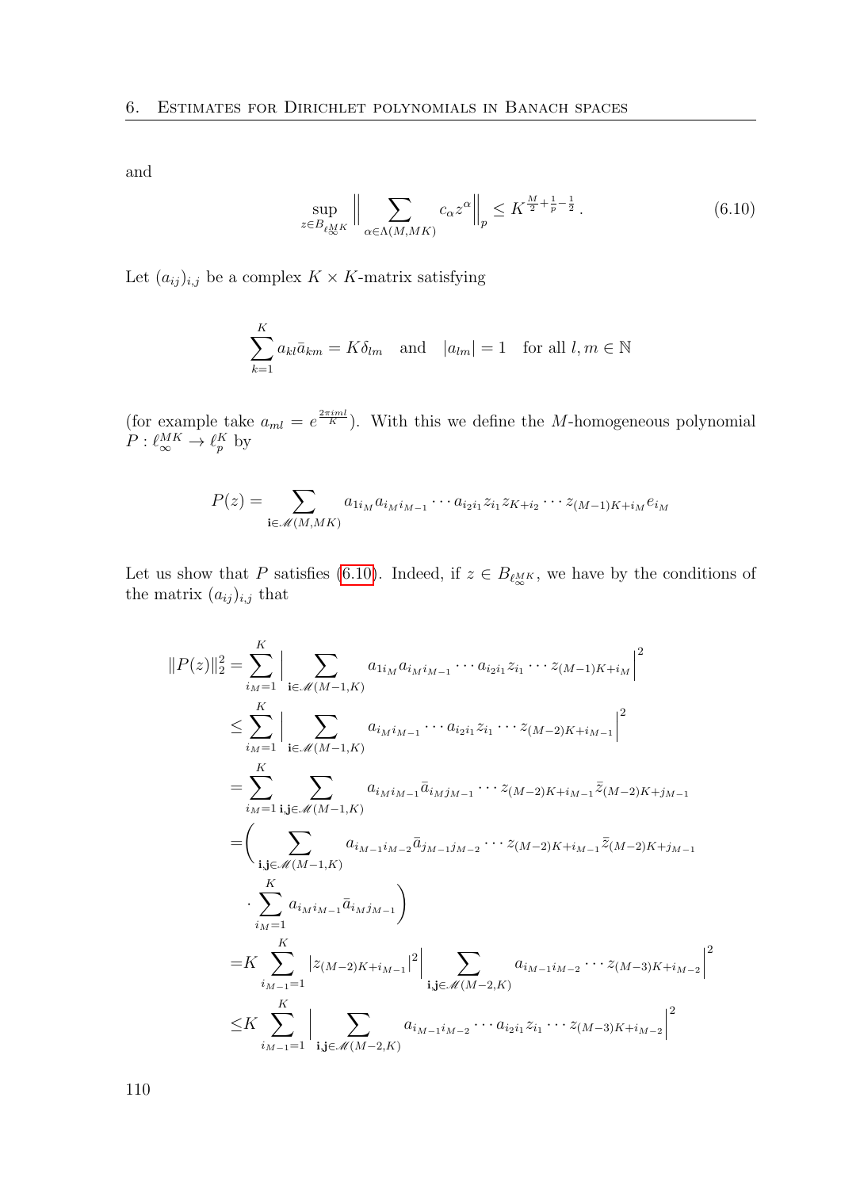and

$$\sup_{z \in B_{\ell_\infty^{MK}}} \Big\| \sum_{\alpha \in \Lambda(M,MK)} c_\alpha z^\alpha \Big\|_p \leq K^{\frac{M}{2}+\frac{1}{p}-\frac{1}{2}}\,. \tag{6.10}$$

Let $(a_{ij})_{i,j}$ be a complex $K \times K$-matrix satisfying

$$\sum_{k=1}^{K} a_{kl}\bar{a}_{km} = K\delta_{lm} \quad \text{and} \quad |a_{lm}| = 1 \quad \text{for all } l,m \in \mathbb{N}$$

(for example take $a_{ml} = e^{\frac{2\pi i ml}{K}}$). With this we define the $M$-homogeneous polynomial $P : \ell_\infty^{MK} \to \ell_p^K$ by

$$P(z) = \sum_{\mathbf{i} \in \mathscr{M}(M,MK)} a_{1i_M} a_{i_M i_{M-1}} \cdots a_{i_2 i_1} z_{i_1} z_{K+i_2} \cdots z_{(M-1)K+i_M} e_{i_M}$$

Let us show that $P$ satisfies (6.10). Indeed, if $z \in B_{\ell_\infty^{MK}}$, we have by the conditions of the matrix $(a_{ij})_{i,j}$ that

$$\begin{aligned}
\|P(z)\|_2^2 &= \sum_{i_M=1}^{K} \Big| \sum_{\mathbf{i} \in \mathscr{M}(M-1,K)} a_{1i_M} a_{i_M i_{M-1}} \cdots a_{i_2 i_1} z_{i_1} \cdots z_{(M-1)K+i_M} \Big|^2 \\
&\leq \sum_{i_M=1}^{K} \Big| \sum_{\mathbf{i} \in \mathscr{M}(M-1,K)} a_{i_M i_{M-1}} \cdots a_{i_2 i_1} z_{i_1} \cdots z_{(M-2)K+i_{M-1}} \Big|^2 \\
&= \sum_{i_M=1}^{K} \sum_{\mathbf{i},\mathbf{j} \in \mathscr{M}(M-1,K)} a_{i_M i_{M-1}} \bar{a}_{i_M j_{M-1}} \cdots z_{(M-2)K+i_{M-1}} \bar{z}_{(M-2)K+j_{M-1}} \\
&= \Bigg( \sum_{\mathbf{i},\mathbf{j} \in \mathscr{M}(M-1,K)} a_{i_{M-1} i_{M-2}} \bar{a}_{j_{M-1} j_{M-2}} \cdots z_{(M-2)K+i_{M-1}} \bar{z}_{(M-2)K+j_{M-1}} \\
&\qquad \cdot \sum_{i_M=1}^{K} a_{i_M i_{M-1}} \bar{a}_{i_M j_{M-1}} \Bigg) \\
&= K \sum_{i_{M-1}=1}^{K} |z_{(M-2)K+i_{M-1}}|^2 \Big| \sum_{\mathbf{i},\mathbf{j} \in \mathscr{M}(M-2,K)} a_{i_{M-1} i_{M-2}} \cdots z_{(M-3)K+i_{M-2}} \Big|^2 \\
&\leq K \sum_{i_{M-1}=1}^{K} \Big| \sum_{\mathbf{i},\mathbf{j} \in \mathscr{M}(M-2,K)} a_{i_{M-1} i_{M-2}} \cdots a_{i_2 i_1} z_{i_1} \cdots z_{(M-3)K+i_{M-2}} \Big|^2
\end{aligned}$$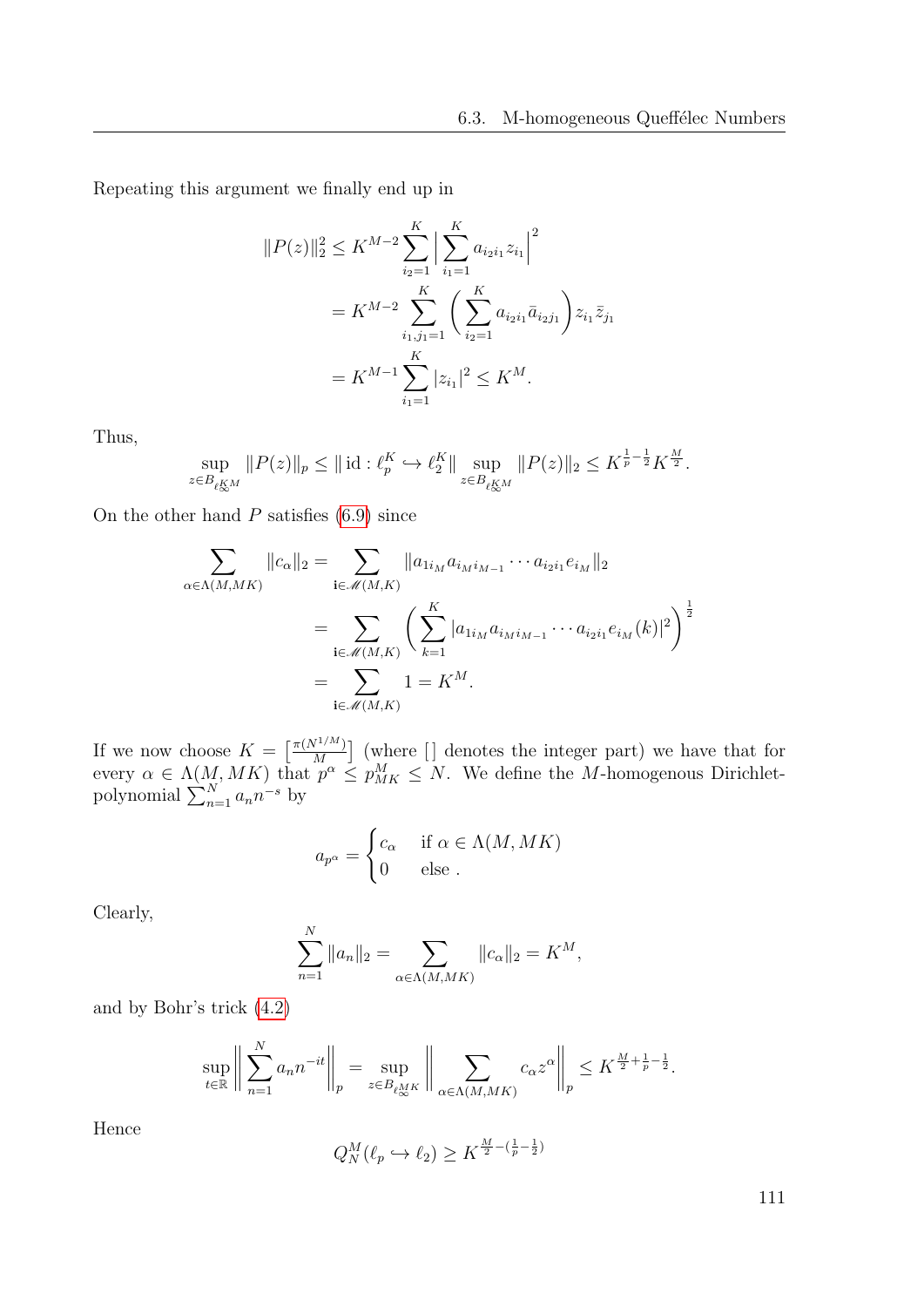Repeating this argument we finally end up in

$$
\begin{aligned}
\|P(z)\|_2^2 &\le K^{M-2} \sum_{i_2=1}^{K} \Big| \sum_{i_1=1}^{K} a_{i_2 i_1} z_{i_1} \Big|^2 \\
&= K^{M-2} \sum_{i_1, j_1 = 1}^{K} \bigg( \sum_{i_2=1}^{K} a_{i_2 i_1} \bar{a}_{i_2 j_1} \bigg) z_{i_1} \bar{z}_{j_1} \\
&= K^{M-1} \sum_{i_1=1}^{K} |z_{i_1}|^2 \le K^M.
\end{aligned}
$$

Thus,

$$
\sup_{z \in B_{\ell_\infty^{KM}}} \|P(z)\|_p \le \| \operatorname{id} : \ell_p^K \hookrightarrow \ell_2^K \| \sup_{z \in B_{\ell_\infty^{KM}}} \|P(z)\|_2 \le K^{\frac{1}{p} - \frac{1}{2}} K^{\frac{M}{2}}.
$$

On the other hand $P$ satisfies (6.9) since

$$
\begin{aligned}
\sum_{\alpha \in \Lambda(M, MK)} \|c_\alpha\|_2 &= \sum_{\mathbf{i} \in \mathscr{M}(M,K)} \|a_{1 i_M} a_{i_M i_{M-1}} \cdots a_{i_2 i_1} e_{i_M}\|_2 \\
&= \sum_{\mathbf{i} \in \mathscr{M}(M,K)} \bigg( \sum_{k=1}^{K} |a_{1 i_M} a_{i_M i_{M-1}} \cdots a_{i_2 i_1} e_{i_M}(k)|^2 \bigg)^{\frac{1}{2}} \\
&= \sum_{\mathbf{i} \in \mathscr{M}(M,K)} 1 = K^M.
\end{aligned}
$$

If we now choose $K = \left[ \frac{\pi(N^{1/M})}{M} \right]$ (where $[\,]$ denotes the integer part) we have that for every $\alpha \in \Lambda(M, MK)$ that $p^\alpha \le p_{MK}^M \le N$. We define the $M$-homogenous Dirichlet-polynomial $\sum_{n=1}^{N} a_n n^{-s}$ by

$$
a_{p^\alpha} = \begin{cases} c_\alpha & \text{if } \alpha \in \Lambda(M, MK) \\ 0 & \text{else .} \end{cases}
$$

Clearly,

$$
\sum_{n=1}^{N} \|a_n\|_2 = \sum_{\alpha \in \Lambda(M, MK)} \|c_\alpha\|_2 = K^M,
$$

and by Bohr's trick (4.2)

$$
\sup_{t \in \mathbb{R}} \bigg\| \sum_{n=1}^{N} a_n n^{-it} \bigg\|_p = \sup_{z \in B_{\ell_\infty^{MK}}} \bigg\| \sum_{\alpha \in \Lambda(M, MK)} c_\alpha z^\alpha \bigg\|_p \le K^{\frac{M}{2} + \frac{1}{p} - \frac{1}{2}}.
$$

Hence

$$
Q_N^M(\ell_p \hookrightarrow \ell_2) \ge K^{\frac{M}{2} - (\frac{1}{p} - \frac{1}{2})}
$$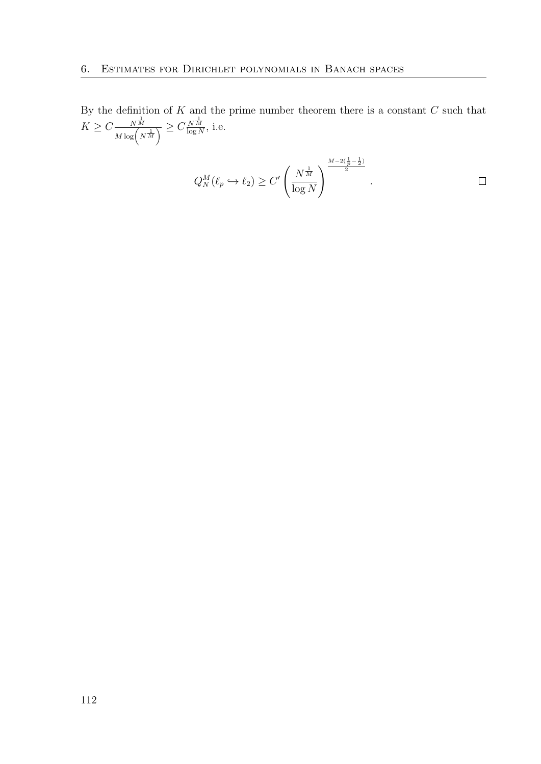By the definition of $K$ and the prime number theorem there is a constant $C$ such that $K \geq C \frac{N^{\frac{1}{M}}}{M \log\left(N^{\frac{1}{M}}\right)} \geq C \frac{N^{\frac{1}{M}}}{\log N}$, i.e.

$$Q_N^M(\ell_p \hookrightarrow \ell_2) \geq C' \left( \frac{N^{\frac{1}{M}}}{\log N} \right)^{\frac{M-2(\frac{1}{p}-\frac{1}{2})}{2}} . \qquad \square$$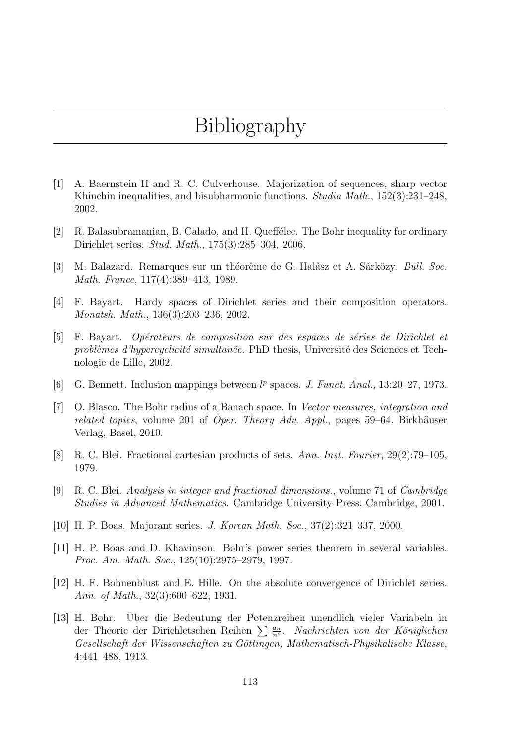# Bibliography

[1] A. Baernstein II and R. C. Culverhouse. Majorization of sequences, sharp vector Khinchin inequalities, and bisubharmonic functions. *Studia Math.*, 152(3):231–248, 2002.

[2] R. Balasubramanian, B. Calado, and H. Queffélec. The Bohr inequality for ordinary Dirichlet series. *Stud. Math.*, 175(3):285–304, 2006.

[3] M. Balazard. Remarques sur un théorème de G. Halász et A. Sárközy. *Bull. Soc. Math. France*, 117(4):389–413, 1989.

[4] F. Bayart. Hardy spaces of Dirichlet series and their composition operators. *Monatsh. Math.*, 136(3):203–236, 2002.

[5] F. Bayart. *Opérateurs de composition sur des espaces de séries de Dirichlet et problèmes d'hypercyclicité simultanée.* PhD thesis, Université des Sciences et Technologie de Lille, 2002.

[6] G. Bennett. Inclusion mappings between $l^p$ spaces. *J. Funct. Anal.*, 13:20–27, 1973.

[7] O. Blasco. The Bohr radius of a Banach space. In *Vector measures, integration and related topics*, volume 201 of *Oper. Theory Adv. Appl.*, pages 59–64. Birkhäuser Verlag, Basel, 2010.

[8] R. C. Blei. Fractional cartesian products of sets. *Ann. Inst. Fourier*, 29(2):79–105, 1979.

[9] R. C. Blei. *Analysis in integer and fractional dimensions.*, volume 71 of *Cambridge Studies in Advanced Mathematics*. Cambridge University Press, Cambridge, 2001.

[10] H. P. Boas. Majorant series. *J. Korean Math. Soc.*, 37(2):321–337, 2000.

[11] H. P. Boas and D. Khavinson. Bohr's power series theorem in several variables. *Proc. Am. Math. Soc.*, 125(10):2975–2979, 1997.

[12] H. F. Bohnenblust and E. Hille. On the absolute convergence of Dirichlet series. *Ann. of Math.*, 32(3):600–622, 1931.

[13] H. Bohr. Über die Bedeutung der Potenzreihen unendlich vieler Variabeln in der Theorie der Dirichletschen Reihen $\sum \frac{a_n}{n^s}$. *Nachrichten von der Königlichen Gesellschaft der Wissenschaften zu Göttingen, Mathematisch-Physikalische Klasse*, 4:441–488, 1913.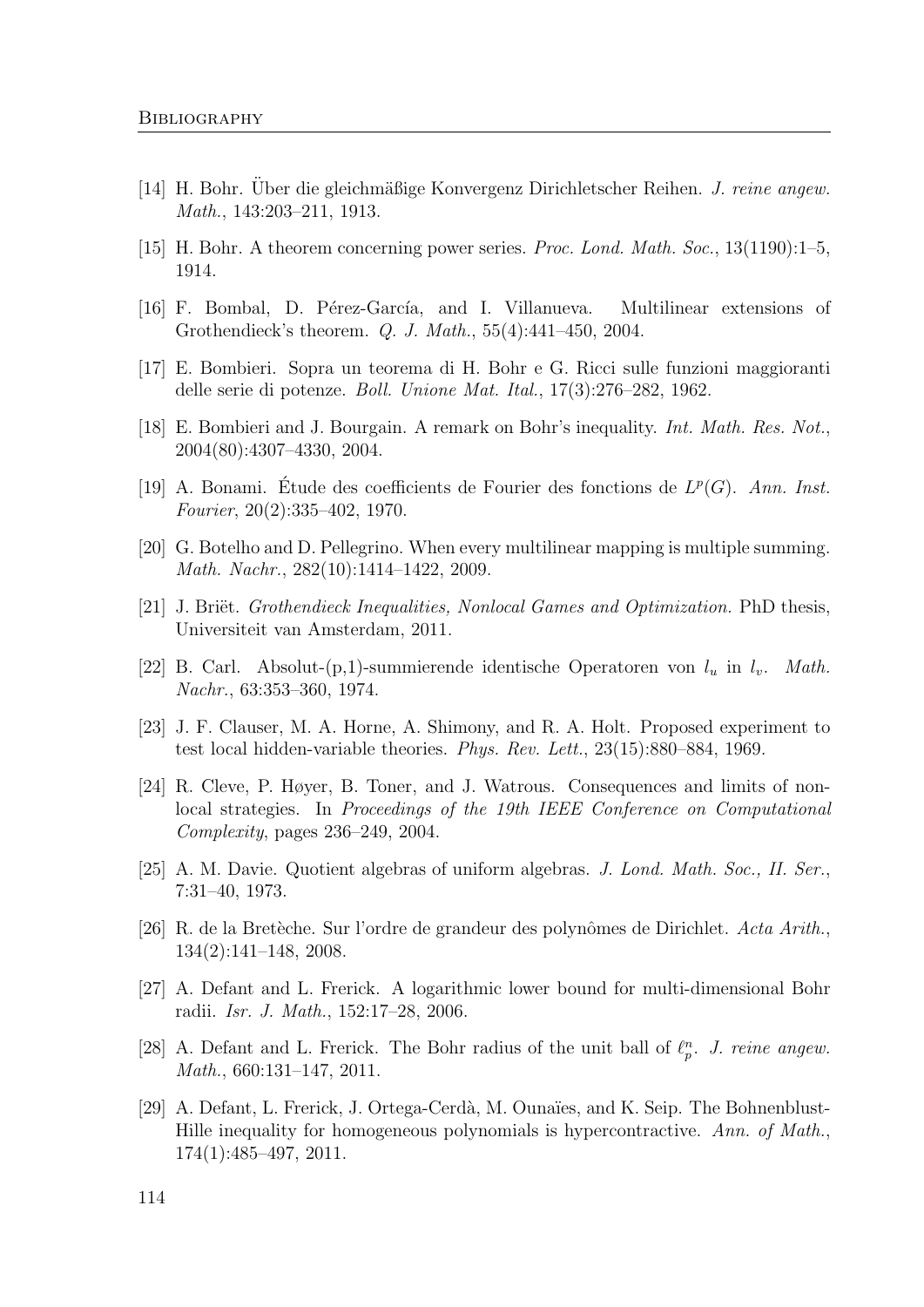[14] H. Bohr. Über die gleichmäßige Konvergenz Dirichletscher Reihen. *J. reine angew. Math.*, 143:203–211, 1913.

[15] H. Bohr. A theorem concerning power series. *Proc. Lond. Math. Soc.*, 13(1190):1–5, 1914.

[16] F. Bombal, D. Pérez-García, and I. Villanueva. Multilinear extensions of Grothendieck's theorem. *Q. J. Math.*, 55(4):441–450, 2004.

[17] E. Bombieri. Sopra un teorema di H. Bohr e G. Ricci sulle funzioni maggioranti delle serie di potenze. *Boll. Unione Mat. Ital.*, 17(3):276–282, 1962.

[18] E. Bombieri and J. Bourgain. A remark on Bohr's inequality. *Int. Math. Res. Not.*, 2004(80):4307–4330, 2004.

[19] A. Bonami. Étude des coefficients de Fourier des fonctions de $L^p(G)$. *Ann. Inst. Fourier*, 20(2):335–402, 1970.

[20] G. Botelho and D. Pellegrino. When every multilinear mapping is multiple summing. *Math. Nachr.*, 282(10):1414–1422, 2009.

[21] J. Briët. *Grothendieck Inequalities, Nonlocal Games and Optimization.* PhD thesis, Universiteit van Amsterdam, 2011.

[22] B. Carl. Absolut-(p,1)-summierende identische Operatoren von $l_u$ in $l_v$. *Math. Nachr.*, 63:353–360, 1974.

[23] J. F. Clauser, M. A. Horne, A. Shimony, and R. A. Holt. Proposed experiment to test local hidden-variable theories. *Phys. Rev. Lett.*, 23(15):880–884, 1969.

[24] R. Cleve, P. Høyer, B. Toner, and J. Watrous. Consequences and limits of nonlocal strategies. In *Proceedings of the 19th IEEE Conference on Computational Complexity*, pages 236–249, 2004.

[25] A. M. Davie. Quotient algebras of uniform algebras. *J. Lond. Math. Soc., II. Ser.*, 7:31–40, 1973.

[26] R. de la Bretèche. Sur l'ordre de grandeur des polynômes de Dirichlet. *Acta Arith.*, 134(2):141–148, 2008.

[27] A. Defant and L. Frerick. A logarithmic lower bound for multi-dimensional Bohr radii. *Isr. J. Math.*, 152:17–28, 2006.

[28] A. Defant and L. Frerick. The Bohr radius of the unit ball of $\ell_p^n$. *J. reine angew. Math.*, 660:131–147, 2011.

[29] A. Defant, L. Frerick, J. Ortega-Cerdà, M. Ounaïes, and K. Seip. The Bohnenblust-Hille inequality for homogeneous polynomials is hypercontractive. *Ann. of Math.*, 174(1):485–497, 2011.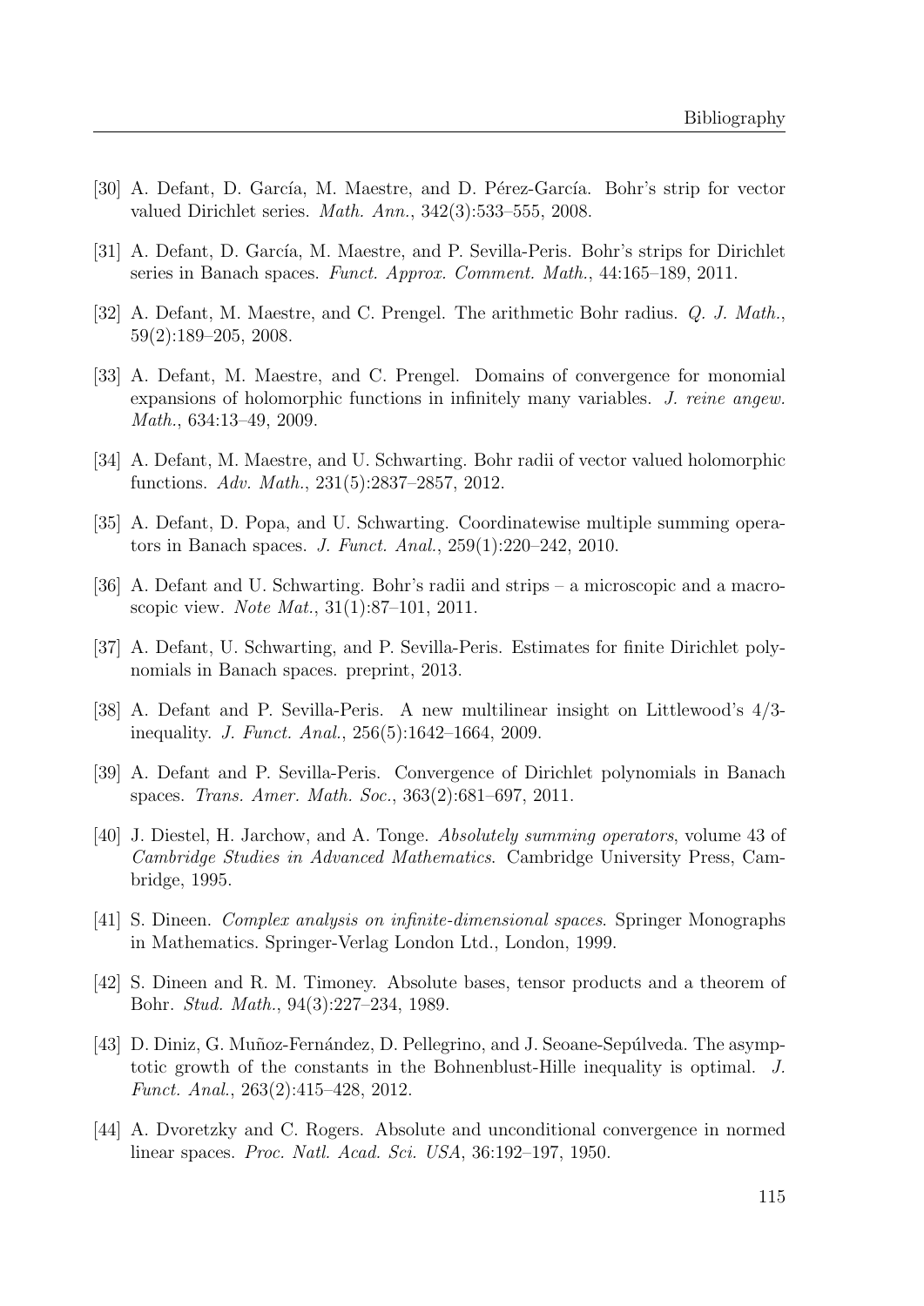[30] A. Defant, D. García, M. Maestre, and D. Pérez-García. Bohr's strip for vector valued Dirichlet series. *Math. Ann.*, 342(3):533–555, 2008.

[31] A. Defant, D. García, M. Maestre, and P. Sevilla-Peris. Bohr's strips for Dirichlet series in Banach spaces. *Funct. Approx. Comment. Math.*, 44:165–189, 2011.

[32] A. Defant, M. Maestre, and C. Prengel. The arithmetic Bohr radius. *Q. J. Math.*, 59(2):189–205, 2008.

[33] A. Defant, M. Maestre, and C. Prengel. Domains of convergence for monomial expansions of holomorphic functions in infinitely many variables. *J. reine angew. Math.*, 634:13–49, 2009.

[34] A. Defant, M. Maestre, and U. Schwarting. Bohr radii of vector valued holomorphic functions. *Adv. Math.*, 231(5):2837–2857, 2012.

[35] A. Defant, D. Popa, and U. Schwarting. Coordinatewise multiple summing operators in Banach spaces. *J. Funct. Anal.*, 259(1):220–242, 2010.

[36] A. Defant and U. Schwarting. Bohr's radii and strips – a microscopic and a macroscopic view. *Note Mat.*, 31(1):87–101, 2011.

[37] A. Defant, U. Schwarting, and P. Sevilla-Peris. Estimates for finite Dirichlet polynomials in Banach spaces. preprint, 2013.

[38] A. Defant and P. Sevilla-Peris. A new multilinear insight on Littlewood's 4/3-inequality. *J. Funct. Anal.*, 256(5):1642–1664, 2009.

[39] A. Defant and P. Sevilla-Peris. Convergence of Dirichlet polynomials in Banach spaces. *Trans. Amer. Math. Soc.*, 363(2):681–697, 2011.

[40] J. Diestel, H. Jarchow, and A. Tonge. *Absolutely summing operators*, volume 43 of *Cambridge Studies in Advanced Mathematics*. Cambridge University Press, Cambridge, 1995.

[41] S. Dineen. *Complex analysis on infinite-dimensional spaces*. Springer Monographs in Mathematics. Springer-Verlag London Ltd., London, 1999.

[42] S. Dineen and R. M. Timoney. Absolute bases, tensor products and a theorem of Bohr. *Stud. Math.*, 94(3):227–234, 1989.

[43] D. Diniz, G. Muñoz-Fernández, D. Pellegrino, and J. Seoane-Sepúlveda. The asymptotic growth of the constants in the Bohnenblust-Hille inequality is optimal. *J. Funct. Anal.*, 263(2):415–428, 2012.

[44] A. Dvoretzky and C. Rogers. Absolute and unconditional convergence in normed linear spaces. *Proc. Natl. Acad. Sci. USA*, 36:192–197, 1950.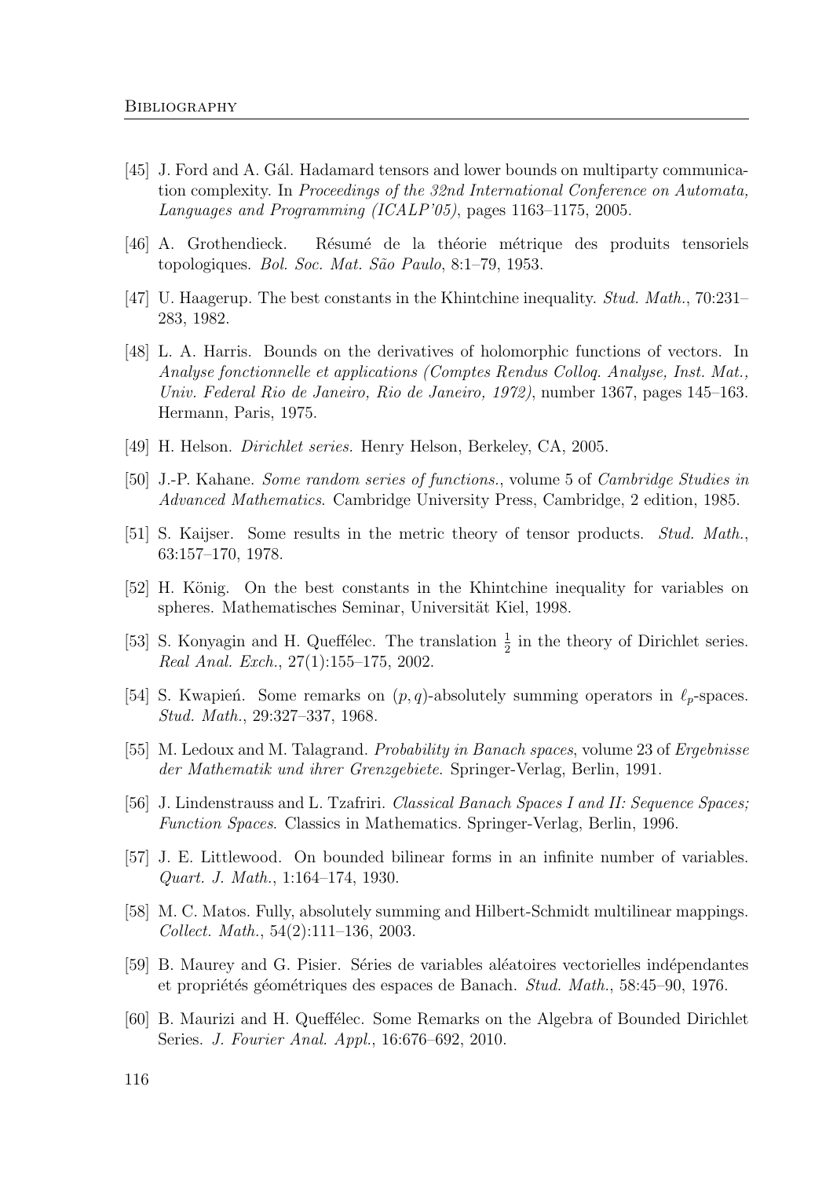[45] J. Ford and A. Gál. Hadamard tensors and lower bounds on multiparty communication complexity. In *Proceedings of the 32nd International Conference on Automata, Languages and Programming (ICALP'05)*, pages 1163–1175, 2005.

[46] A. Grothendieck. Résumé de la théorie métrique des produits tensoriels topologiques. *Bol. Soc. Mat. São Paulo*, 8:1–79, 1953.

[47] U. Haagerup. The best constants in the Khintchine inequality. *Stud. Math.*, 70:231–283, 1982.

[48] L. A. Harris. Bounds on the derivatives of holomorphic functions of vectors. In *Analyse fonctionnelle et applications (Comptes Rendus Colloq. Analyse, Inst. Mat., Univ. Federal Rio de Janeiro, Rio de Janeiro, 1972)*, number 1367, pages 145–163. Hermann, Paris, 1975.

[49] H. Helson. *Dirichlet series.* Henry Helson, Berkeley, CA, 2005.

[50] J.-P. Kahane. *Some random series of functions.*, volume 5 of *Cambridge Studies in Advanced Mathematics*. Cambridge University Press, Cambridge, 2 edition, 1985.

[51] S. Kaijser. Some results in the metric theory of tensor products. *Stud. Math.*, 63:157–170, 1978.

[52] H. König. On the best constants in the Khintchine inequality for variables on spheres. Mathematisches Seminar, Universität Kiel, 1998.

[53] S. Konyagin and H. Queffélec. The translation $\frac{1}{2}$ in the theory of Dirichlet series. *Real Anal. Exch.*, 27(1):155–175, 2002.

[54] S. Kwapień. Some remarks on $(p, q)$-absolutely summing operators in $\ell_p$-spaces. *Stud. Math.*, 29:327–337, 1968.

[55] M. Ledoux and M. Talagrand. *Probability in Banach spaces*, volume 23 of *Ergebnisse der Mathematik und ihrer Grenzgebiete.* Springer-Verlag, Berlin, 1991.

[56] J. Lindenstrauss and L. Tzafriri. *Classical Banach Spaces I and II: Sequence Spaces; Function Spaces*. Classics in Mathematics. Springer-Verlag, Berlin, 1996.

[57] J. E. Littlewood. On bounded bilinear forms in an infinite number of variables. *Quart. J. Math.*, 1:164–174, 1930.

[58] M. C. Matos. Fully, absolutely summing and Hilbert-Schmidt multilinear mappings. *Collect. Math.*, 54(2):111–136, 2003.

[59] B. Maurey and G. Pisier. Séries de variables aléatoires vectorielles indépendantes et propriétés géométriques des espaces de Banach. *Stud. Math.*, 58:45–90, 1976.

[60] B. Maurizi and H. Queffélec. Some Remarks on the Algebra of Bounded Dirichlet Series. *J. Fourier Anal. Appl.*, 16:676–692, 2010.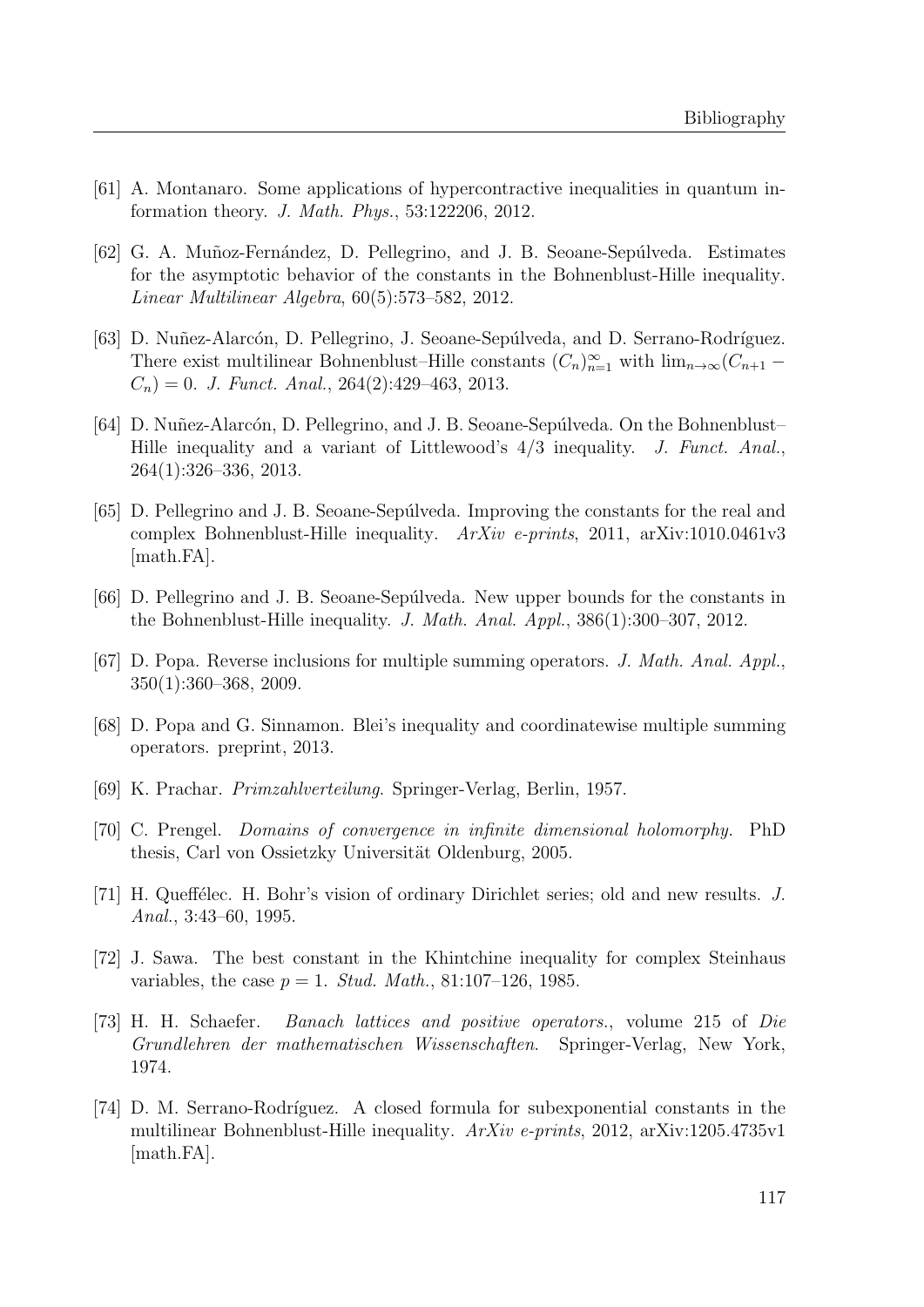[61] A. Montanaro. Some applications of hypercontractive inequalities in quantum information theory. *J. Math. Phys.*, 53:122206, 2012.

[62] G. A. Muñoz-Fernández, D. Pellegrino, and J. B. Seoane-Sepúlveda. Estimates for the asymptotic behavior of the constants in the Bohnenblust-Hille inequality. *Linear Multilinear Algebra*, 60(5):573–582, 2012.

[63] D. Nuñez-Alarcón, D. Pellegrino, J. Seoane-Sepúlveda, and D. Serrano-Rodríguez. There exist multilinear Bohnenblust–Hille constants $(C_n)_{n=1}^{\infty}$ with $\lim_{n\to\infty}(C_{n+1} - C_n) = 0$. *J. Funct. Anal.*, 264(2):429–463, 2013.

[64] D. Nuñez-Alarcón, D. Pellegrino, and J. B. Seoane-Sepúlveda. On the Bohnenblust–Hille inequality and a variant of Littlewood's 4/3 inequality. *J. Funct. Anal.*, 264(1):326–336, 2013.

[65] D. Pellegrino and J. B. Seoane-Sepúlveda. Improving the constants for the real and complex Bohnenblust-Hille inequality. *ArXiv e-prints*, 2011, arXiv:1010.0461v3 [math.FA].

[66] D. Pellegrino and J. B. Seoane-Sepúlveda. New upper bounds for the constants in the Bohnenblust-Hille inequality. *J. Math. Anal. Appl.*, 386(1):300–307, 2012.

[67] D. Popa. Reverse inclusions for multiple summing operators. *J. Math. Anal. Appl.*, 350(1):360–368, 2009.

[68] D. Popa and G. Sinnamon. Blei's inequality and coordinatewise multiple summing operators. preprint, 2013.

[69] K. Prachar. *Primzahlverteilung*. Springer-Verlag, Berlin, 1957.

[70] C. Prengel. *Domains of convergence in infinite dimensional holomorphy*. PhD thesis, Carl von Ossietzky Universität Oldenburg, 2005.

[71] H. Queffélec. H. Bohr's vision of ordinary Dirichlet series; old and new results. *J. Anal.*, 3:43–60, 1995.

[72] J. Sawa. The best constant in the Khintchine inequality for complex Steinhaus variables, the case $p = 1$. *Stud. Math.*, 81:107–126, 1985.

[73] H. H. Schaefer. *Banach lattices and positive operators.*, volume 215 of *Die Grundlehren der mathematischen Wissenschaften*. Springer-Verlag, New York, 1974.

[74] D. M. Serrano-Rodríguez. A closed formula for subexponential constants in the multilinear Bohnenblust-Hille inequality. *ArXiv e-prints*, 2012, arXiv:1205.4735v1 [math.FA].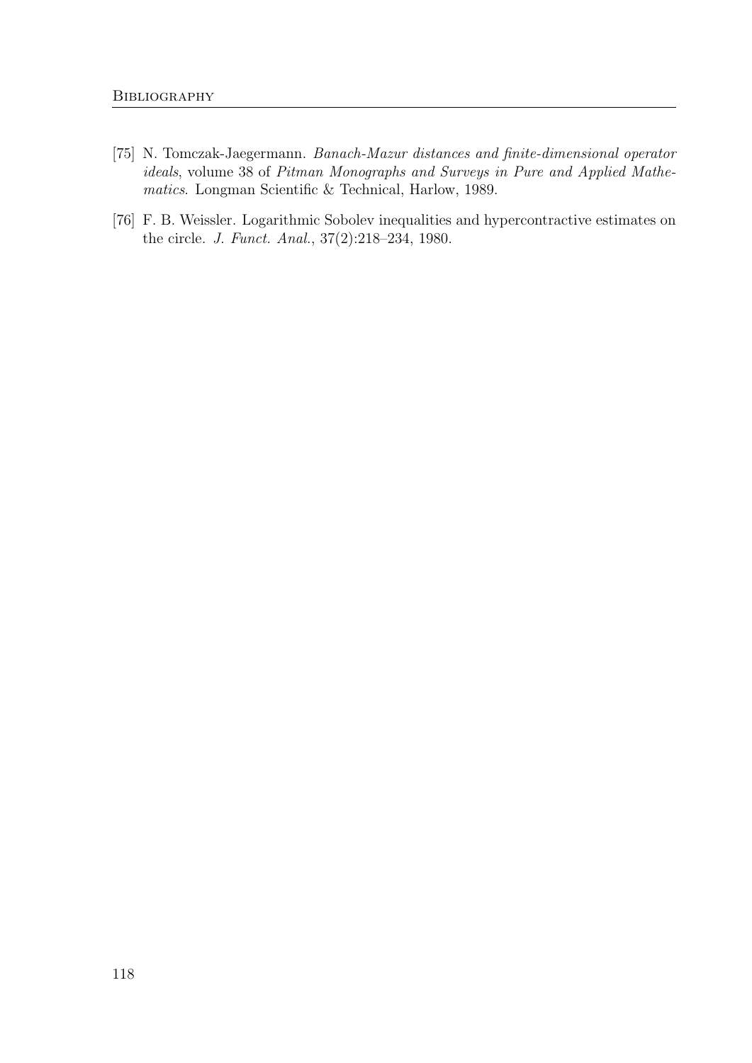[75] N. Tomczak-Jaegermann. *Banach-Mazur distances and finite-dimensional operator ideals*, volume 38 of *Pitman Monographs and Surveys in Pure and Applied Mathematics*. Longman Scientific & Technical, Harlow, 1989.

[76] F. B. Weissler. Logarithmic Sobolev inequalities and hypercontractive estimates on the circle. *J. Funct. Anal.*, 37(2):218–234, 1980.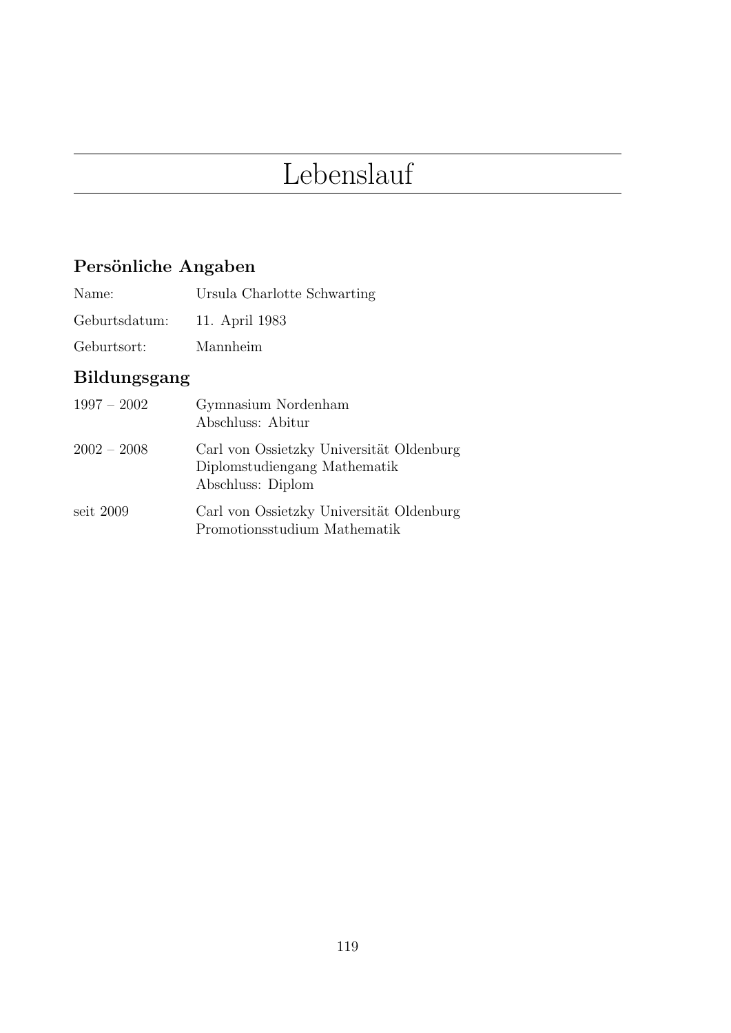# Lebenslauf

## Persönliche Angaben

| | |
|---|---|
| Name: | Ursula Charlotte Schwarting |
| Geburtsdatum: | 11. April 1983 |
| Geburtsort: | Mannheim |

## Bildungsgang

| | |
|---|---|
| 1997 – 2002 | Gymnasium Nordenham<br>Abschluss: Abitur |
| 2002 – 2008 | Carl von Ossietzky Universität Oldenburg<br>Diplomstudiengang Mathematik<br>Abschluss: Diplom |
| seit 2009 | Carl von Ossietzky Universität Oldenburg<br>Promotionsstudium Mathematik |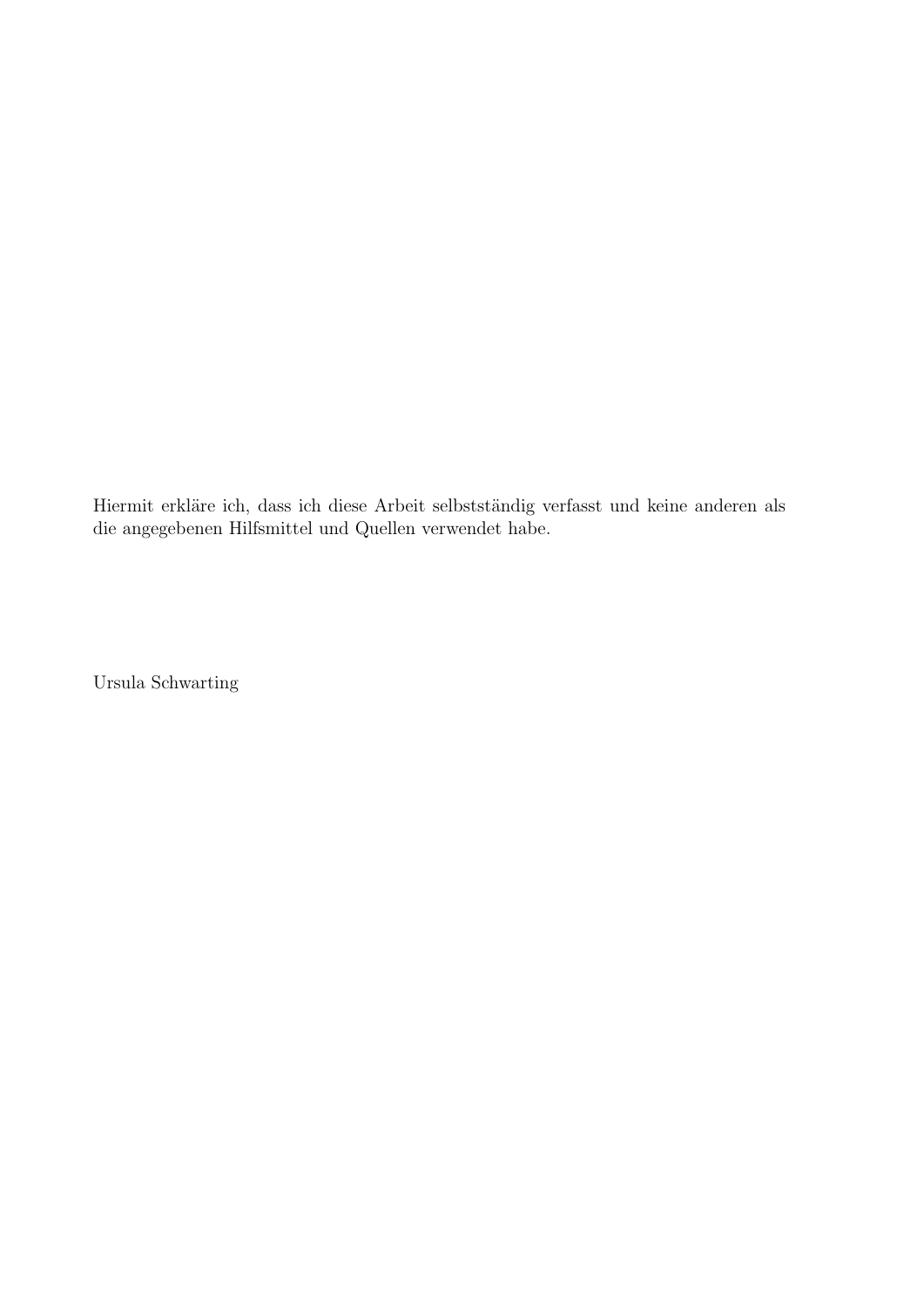Hiermit erkläre ich, dass ich diese Arbeit selbstständig verfasst und keine anderen als die angegebenen Hilfsmittel und Quellen verwendet habe.

Ursula Schwarting